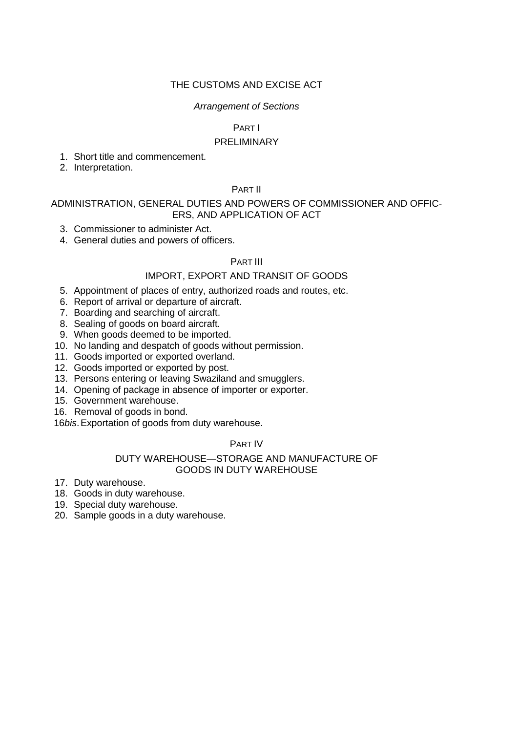# THE CUSTOMS AND EXCISE ACT

*Arrangement of Sections*

## PART I

## PRELIMINARY

1. Short title and commencement.
2. Interpretation.

## PART II

## ADMINISTRATION, GENERAL DUTIES AND POWERS OF COMMISSIONER AND OFFICERS, AND APPLICATION OF ACT

3. Commissioner to administer Act.
4. General duties and powers of officers.

## PART III

## IMPORT, EXPORT AND TRANSIT OF GOODS

5. Appointment of places of entry, authorized roads and routes, etc.
6. Report of arrival or departure of aircraft.
7. Boarding and searching of aircraft.
8. Sealing of goods on board aircraft.
9. When goods deemed to be imported.
10. No landing and despatch of goods without permission.
11. Goods imported or exported overland.
12. Goods imported or exported by post.
13. Persons entering or leaving Swaziland and smugglers.
14. Opening of package in absence of importer or exporter.
15. Government warehouse.
16. Removal of goods in bond.

16*bis*. Exportation of goods from duty warehouse.

## PART IV

## DUTY WAREHOUSE—STORAGE AND MANUFACTURE OF GOODS IN DUTY WAREHOUSE

17. Duty warehouse.
18. Goods in duty warehouse.
19. Special duty warehouse.
20. Sample goods in a duty warehouse.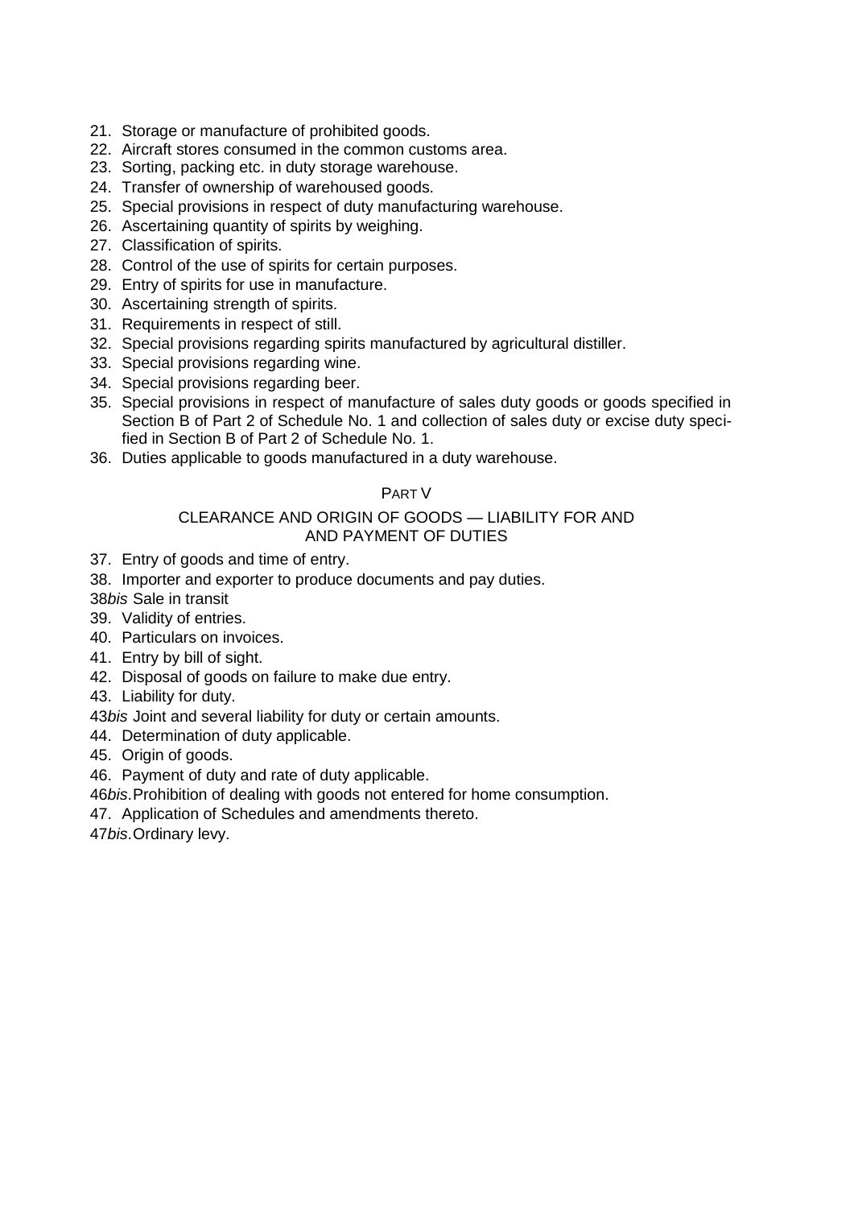21. Storage or manufacture of prohibited goods.
22. Aircraft stores consumed in the common customs area.
23. Sorting, packing etc. in duty storage warehouse.
24. Transfer of ownership of warehoused goods.
25. Special provisions in respect of duty manufacturing warehouse.
26. Ascertaining quantity of spirits by weighing.
27. Classification of spirits.
28. Control of the use of spirits for certain purposes.
29. Entry of spirits for use in manufacture.
30. Ascertaining strength of spirits.
31. Requirements in respect of still.
32. Special provisions regarding spirits manufactured by agricultural distiller.
33. Special provisions regarding wine.
34. Special provisions regarding beer.
35. Special provisions in respect of manufacture of sales duty goods or goods specified in Section B of Part 2 of Schedule No. 1 and collection of sales duty or excise duty specified in Section B of Part 2 of Schedule No. 1.
36. Duties applicable to goods manufactured in a duty warehouse.

## PART V

## CLEARANCE AND ORIGIN OF GOODS — LIABILITY FOR AND AND PAYMENT OF DUTIES

37. Entry of goods and time of entry.
38. Importer and exporter to produce documents and pay duties.

38*bis* Sale in transit

39. Validity of entries.
40. Particulars on invoices.
41. Entry by bill of sight.
42. Disposal of goods on failure to make due entry.
43. Liability for duty.

43*bis* Joint and several liability for duty or certain amounts.

44. Determination of duty applicable.
45. Origin of goods.
46. Payment of duty and rate of duty applicable.

46*bis*. Prohibition of dealing with goods not entered for home consumption.

47. Application of Schedules and amendments thereto.

47*bis*. Ordinary levy.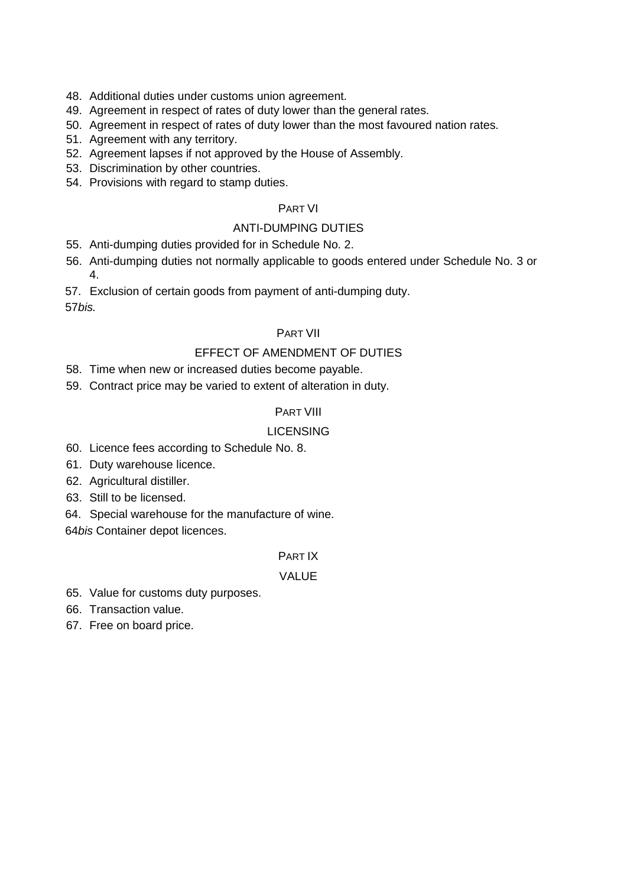48. Additional duties under customs union agreement.
49. Agreement in respect of rates of duty lower than the general rates.
50. Agreement in respect of rates of duty lower than the most favoured nation rates.
51. Agreement with any territory.
52. Agreement lapses if not approved by the House of Assembly.
53. Discrimination by other countries.
54. Provisions with regard to stamp duties.

PART VI

ANTI-DUMPING DUTIES

55. Anti-dumping duties provided for in Schedule No. 2.
56. Anti-dumping duties not normally applicable to goods entered under Schedule No. 3 or 4.
57. Exclusion of certain goods from payment of anti-dumping duty.

57*bis.*

PART VII

EFFECT OF AMENDMENT OF DUTIES

58. Time when new or increased duties become payable.
59. Contract price may be varied to extent of alteration in duty.

PART VIII

LICENSING

60. Licence fees according to Schedule No. 8.
61. Duty warehouse licence.
62. Agricultural distiller.
63. Still to be licensed.
64. Special warehouse for the manufacture of wine.

64*bis* Container depot licences.

PART IX

VALUE

65. Value for customs duty purposes.
66. Transaction value.
67. Free on board price.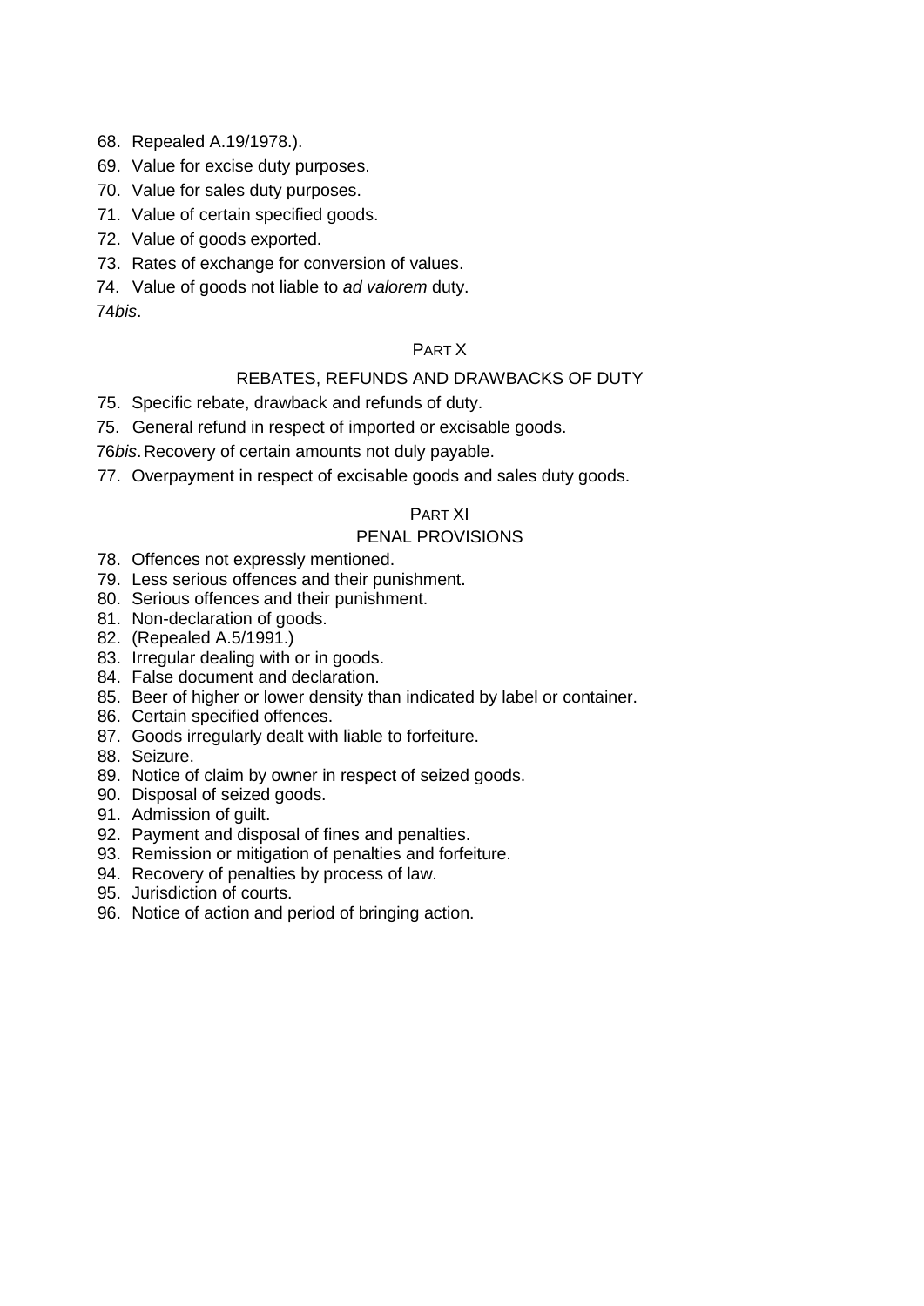68. Repealed A.19/1978.).
69. Value for excise duty purposes.
70. Value for sales duty purposes.
71. Value of certain specified goods.
72. Value of goods exported.
73. Rates of exchange for conversion of values.
74. Value of goods not liable to *ad valorem* duty.

74*bis*.

## PART X

## REBATES, REFUNDS AND DRAWBACKS OF DUTY

75. Specific rebate, drawback and refunds of duty.
75. General refund in respect of imported or excisable goods.

76*bis*. Recovery of certain amounts not duly payable.

77. Overpayment in respect of excisable goods and sales duty goods.

## PART XI

## PENAL PROVISIONS

78. Offences not expressly mentioned.
79. Less serious offences and their punishment.
80. Serious offences and their punishment.
81. Non-declaration of goods.
82. (Repealed A.5/1991.)
83. Irregular dealing with or in goods.
84. False document and declaration.
85. Beer of higher or lower density than indicated by label or container.
86. Certain specified offences.
87. Goods irregularly dealt with liable to forfeiture.
88. Seizure.
89. Notice of claim by owner in respect of seized goods.
90. Disposal of seized goods.
91. Admission of guilt.
92. Payment and disposal of fines and penalties.
93. Remission or mitigation of penalties and forfeiture.
94. Recovery of penalties by process of law.
95. Jurisdiction of courts.
96. Notice of action and period of bringing action.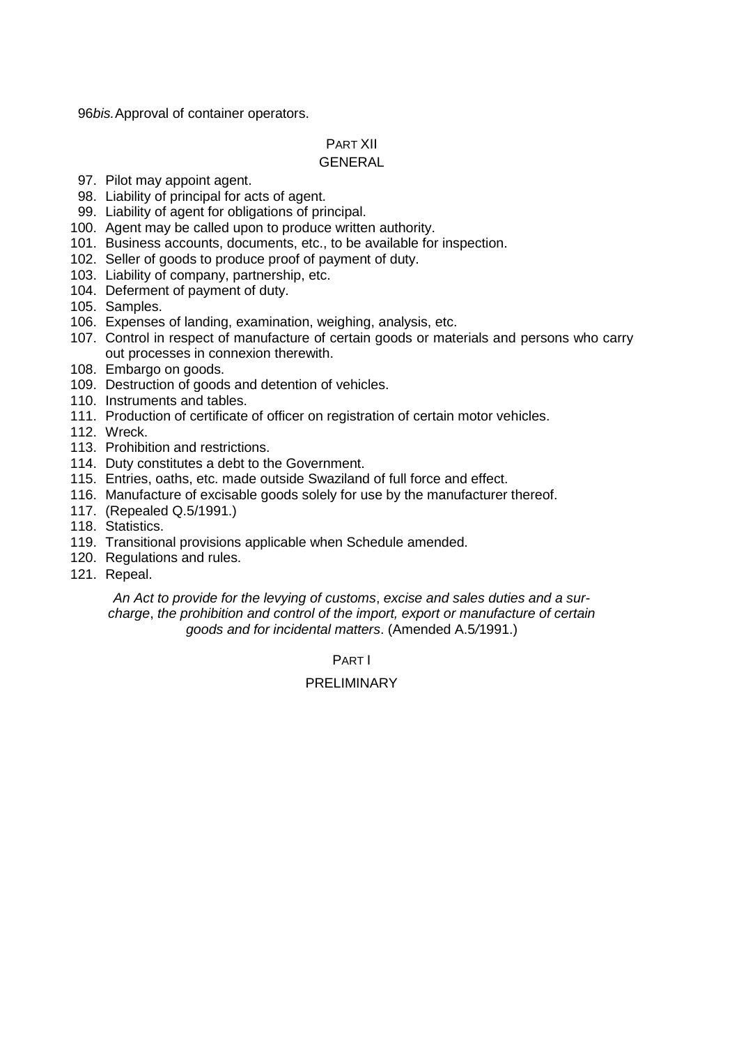96*bis.* Approval of container operators.

## PART XII
## GENERAL

97. Pilot may appoint agent.
98. Liability of principal for acts of agent.
99. Liability of agent for obligations of principal.
100. Agent may be called upon to produce written authority.
101. Business accounts, documents, etc., to be available for inspection.
102. Seller of goods to produce proof of payment of duty.
103. Liability of company, partnership, etc.
104. Deferment of payment of duty.
105. Samples.
106. Expenses of landing, examination, weighing, analysis, etc.
107. Control in respect of manufacture of certain goods or materials and persons who carry out processes in connexion therewith.
108. Embargo on goods.
109. Destruction of goods and detention of vehicles.
110. Instruments and tables.
111. Production of certificate of officer on registration of certain motor vehicles.
112. Wreck.
113. Prohibition and restrictions.
114. Duty constitutes a debt to the Government.
115. Entries, oaths, etc. made outside Swaziland of full force and effect.
116. Manufacture of excisable goods solely for use by the manufacturer thereof.
117. (Repealed Q.5/1991.)
118. Statistics.
119. Transitional provisions applicable when Schedule amended.
120. Regulations and rules.
121. Repeal.

*An Act to provide for the levying of customs*, *excise and sales duties and a sur-charge*, *the prohibition and control of the import, export or manufacture of certain goods and for incidental matters*. (Amended A.5/1991.)

## PART I

## PRELIMINARY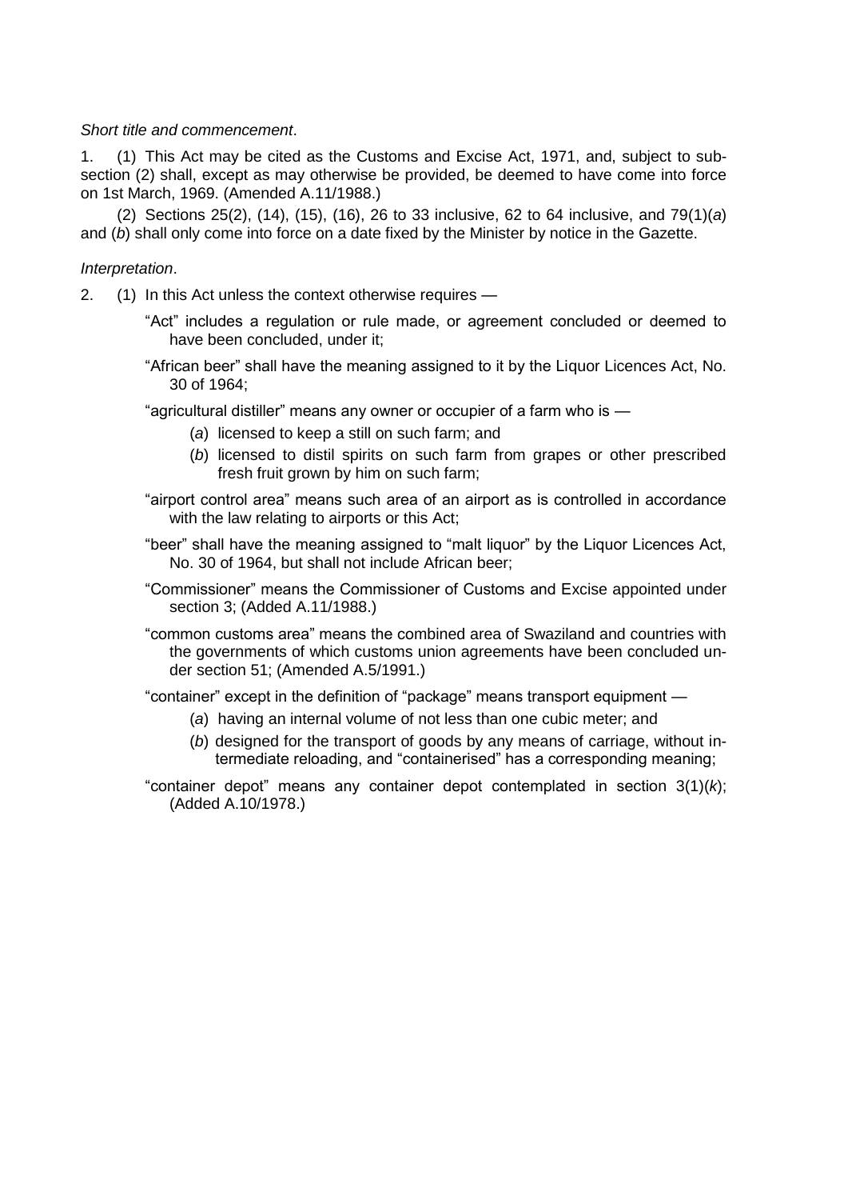*Short title and commencement*.

1. (1) This Act may be cited as the Customs and Excise Act, 1971, and, subject to sub-section (2) shall, except as may otherwise be provided, be deemed to have come into force on 1st March, 1969. (Amended A.11/1988.)

(2) Sections 25(2), (14), (15), (16), 26 to 33 inclusive, 62 to 64 inclusive, and 79(1)(*a*) and (*b*) shall only come into force on a date fixed by the Minister by notice in the Gazette.

*Interpretation*.

2. (1) In this Act unless the context otherwise requires —

"Act" includes a regulation or rule made, or agreement concluded or deemed to have been concluded, under it;

"African beer" shall have the meaning assigned to it by the Liquor Licences Act, No. 30 of 1964;

"agricultural distiller" means any owner or occupier of a farm who is —

(*a*) licensed to keep a still on such farm; and

(*b*) licensed to distil spirits on such farm from grapes or other prescribed fresh fruit grown by him on such farm;

"airport control area" means such area of an airport as is controlled in accordance with the law relating to airports or this Act;

"beer" shall have the meaning assigned to "malt liquor" by the Liquor Licences Act, No. 30 of 1964, but shall not include African beer;

"Commissioner" means the Commissioner of Customs and Excise appointed under section 3; (Added A.11/1988.)

"common customs area" means the combined area of Swaziland and countries with the governments of which customs union agreements have been concluded under section 51; (Amended A.5/1991.)

"container" except in the definition of "package" means transport equipment —

(*a*) having an internal volume of not less than one cubic meter; and

(*b*) designed for the transport of goods by any means of carriage, without intermediate reloading, and "containerised" has a corresponding meaning;

"container depot" means any container depot contemplated in section 3(1)(*k*); (Added A.10/1978.)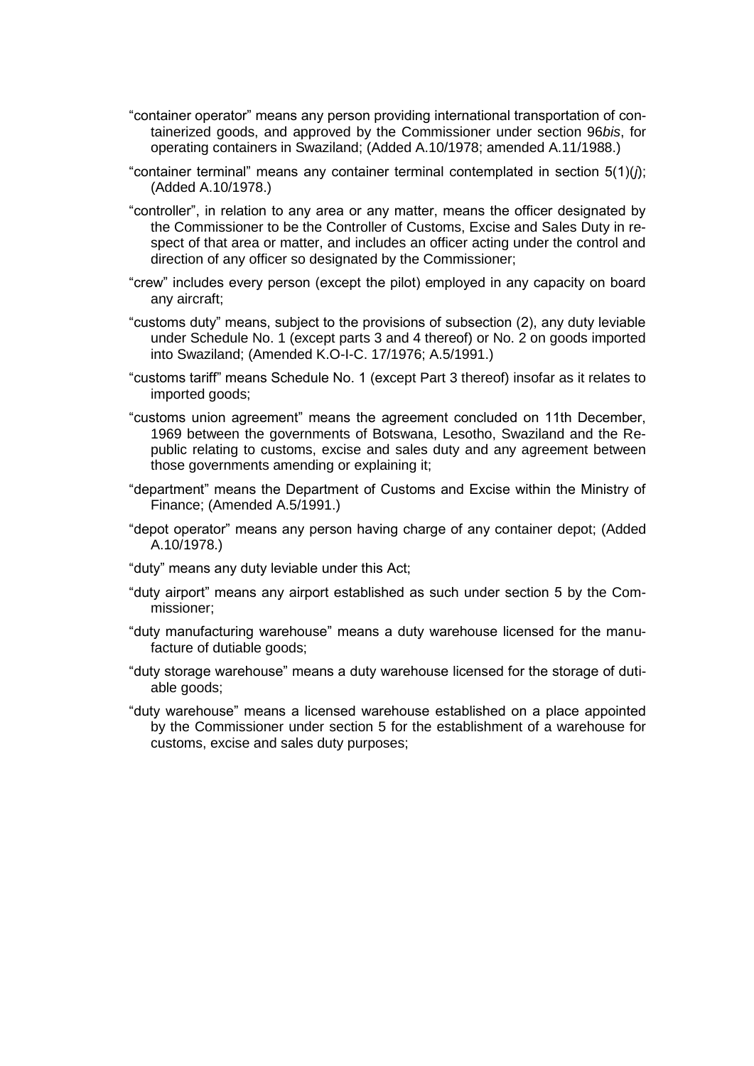"container operator" means any person providing international transportation of containerized goods, and approved by the Commissioner under section 96*bis*, for operating containers in Swaziland; (Added A.10/1978; amended A.11/1988.)

"container terminal" means any container terminal contemplated in section 5(1)(*j*); (Added A.10/1978.)

"controller", in relation to any area or any matter, means the officer designated by the Commissioner to be the Controller of Customs, Excise and Sales Duty in respect of that area or matter, and includes an officer acting under the control and direction of any officer so designated by the Commissioner;

"crew" includes every person (except the pilot) employed in any capacity on board any aircraft;

"customs duty" means, subject to the provisions of subsection (2), any duty leviable under Schedule No. 1 (except parts 3 and 4 thereof) or No. 2 on goods imported into Swaziland; (Amended K.O-I-C. 17/1976; A.5/1991.)

"customs tariff" means Schedule No. 1 (except Part 3 thereof) insofar as it relates to imported goods;

"customs union agreement" means the agreement concluded on 11th December, 1969 between the governments of Botswana, Lesotho, Swaziland and the Republic relating to customs, excise and sales duty and any agreement between those governments amending or explaining it;

"department" means the Department of Customs and Excise within the Ministry of Finance; (Amended A.5/1991.)

"depot operator" means any person having charge of any container depot; (Added A.10/1978.)

"duty" means any duty leviable under this Act;

"duty airport" means any airport established as such under section 5 by the Commissioner;

"duty manufacturing warehouse" means a duty warehouse licensed for the manufacture of dutiable goods;

"duty storage warehouse" means a duty warehouse licensed for the storage of dutiable goods;

"duty warehouse" means a licensed warehouse established on a place appointed by the Commissioner under section 5 for the establishment of a warehouse for customs, excise and sales duty purposes;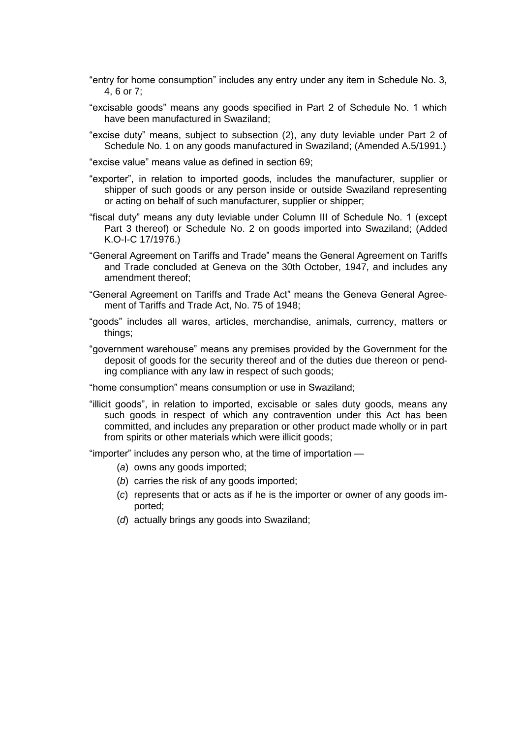"entry for home consumption" includes any entry under any item in Schedule No. 3, 4, 6 or 7;

"excisable goods" means any goods specified in Part 2 of Schedule No. 1 which have been manufactured in Swaziland;

"excise duty" means, subject to subsection (2), any duty leviable under Part 2 of Schedule No. 1 on any goods manufactured in Swaziland; (Amended A.5/1991.)

"excise value" means value as defined in section 69;

"exporter", in relation to imported goods, includes the manufacturer, supplier or shipper of such goods or any person inside or outside Swaziland representing or acting on behalf of such manufacturer, supplier or shipper;

"fiscal duty" means any duty leviable under Column III of Schedule No. 1 (except Part 3 thereof) or Schedule No. 2 on goods imported into Swaziland; (Added K.O-I-C 17/1976.)

"General Agreement on Tariffs and Trade" means the General Agreement on Tariffs and Trade concluded at Geneva on the 30th October, 1947, and includes any amendment thereof;

"General Agreement on Tariffs and Trade Act" means the Geneva General Agreement of Tariffs and Trade Act, No. 75 of 1948;

"goods" includes all wares, articles, merchandise, animals, currency, matters or things;

"government warehouse" means any premises provided by the Government for the deposit of goods for the security thereof and of the duties due thereon or pending compliance with any law in respect of such goods;

"home consumption" means consumption or use in Swaziland;

"illicit goods", in relation to imported, excisable or sales duty goods, means any such goods in respect of which any contravention under this Act has been committed, and includes any preparation or other product made wholly or in part from spirits or other materials which were illicit goods;

"importer" includes any person who, at the time of importation —

(*a*) owns any goods imported;

(*b*) carries the risk of any goods imported;

(*c*) represents that or acts as if he is the importer or owner of any goods imported;

(*d*) actually brings any goods into Swaziland;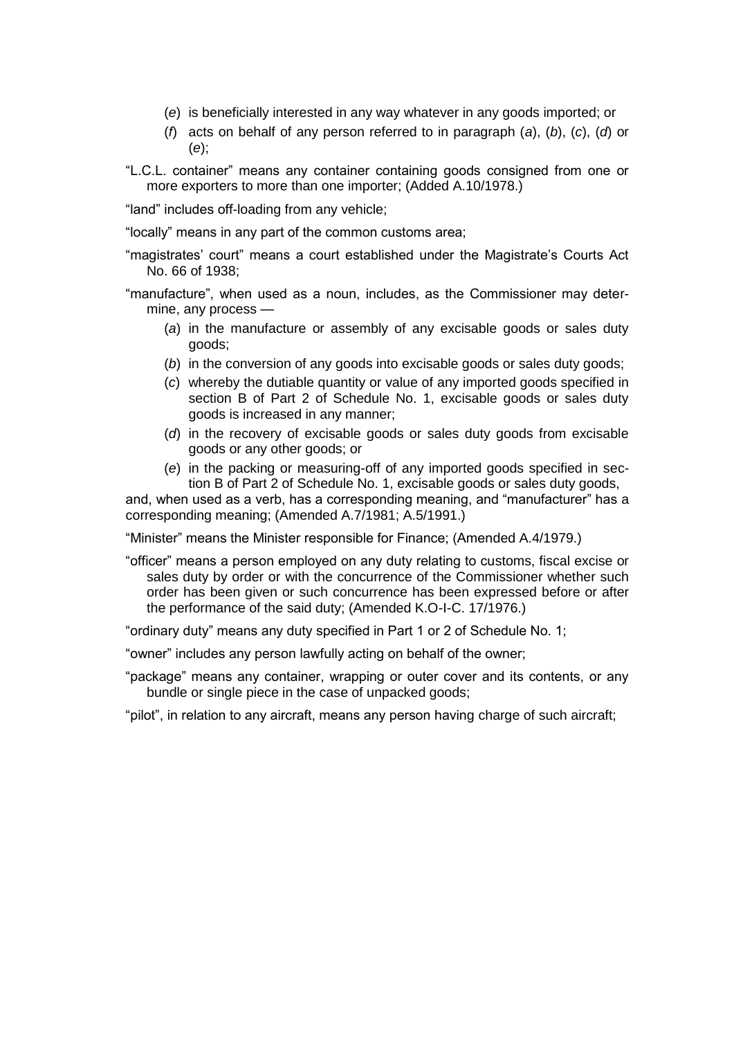- (*e*) is beneficially interested in any way whatever in any goods imported; or
- (*f*) acts on behalf of any person referred to in paragraph (*a*), (*b*), (*c*), (*d*) or (*e*);

"L.C.L. container" means any container containing goods consigned from one or more exporters to more than one importer; (Added A.10/1978.)

"land" includes off-loading from any vehicle;

"locally" means in any part of the common customs area;

"magistrates' court" means a court established under the Magistrate's Courts Act No. 66 of 1938;

"manufacture", when used as a noun, includes, as the Commissioner may determine, any process —

- (*a*) in the manufacture or assembly of any excisable goods or sales duty goods;
- (*b*) in the conversion of any goods into excisable goods or sales duty goods;
- (*c*) whereby the dutiable quantity or value of any imported goods specified in section B of Part 2 of Schedule No. 1, excisable goods or sales duty goods is increased in any manner;
- (*d*) in the recovery of excisable goods or sales duty goods from excisable goods or any other goods; or
- (*e*) in the packing or measuring-off of any imported goods specified in section B of Part 2 of Schedule No. 1, excisable goods or sales duty goods,

and, when used as a verb, has a corresponding meaning, and "manufacturer" has a corresponding meaning; (Amended A.7/1981; A.5/1991.)

"Minister" means the Minister responsible for Finance; (Amended A.4/1979.)

"officer" means a person employed on any duty relating to customs, fiscal excise or sales duty by order or with the concurrence of the Commissioner whether such order has been given or such concurrence has been expressed before or after the performance of the said duty; (Amended K.O-I-C. 17/1976.)

"ordinary duty" means any duty specified in Part 1 or 2 of Schedule No. 1;

"owner" includes any person lawfully acting on behalf of the owner;

"package" means any container, wrapping or outer cover and its contents, or any bundle or single piece in the case of unpacked goods;

"pilot", in relation to any aircraft, means any person having charge of such aircraft;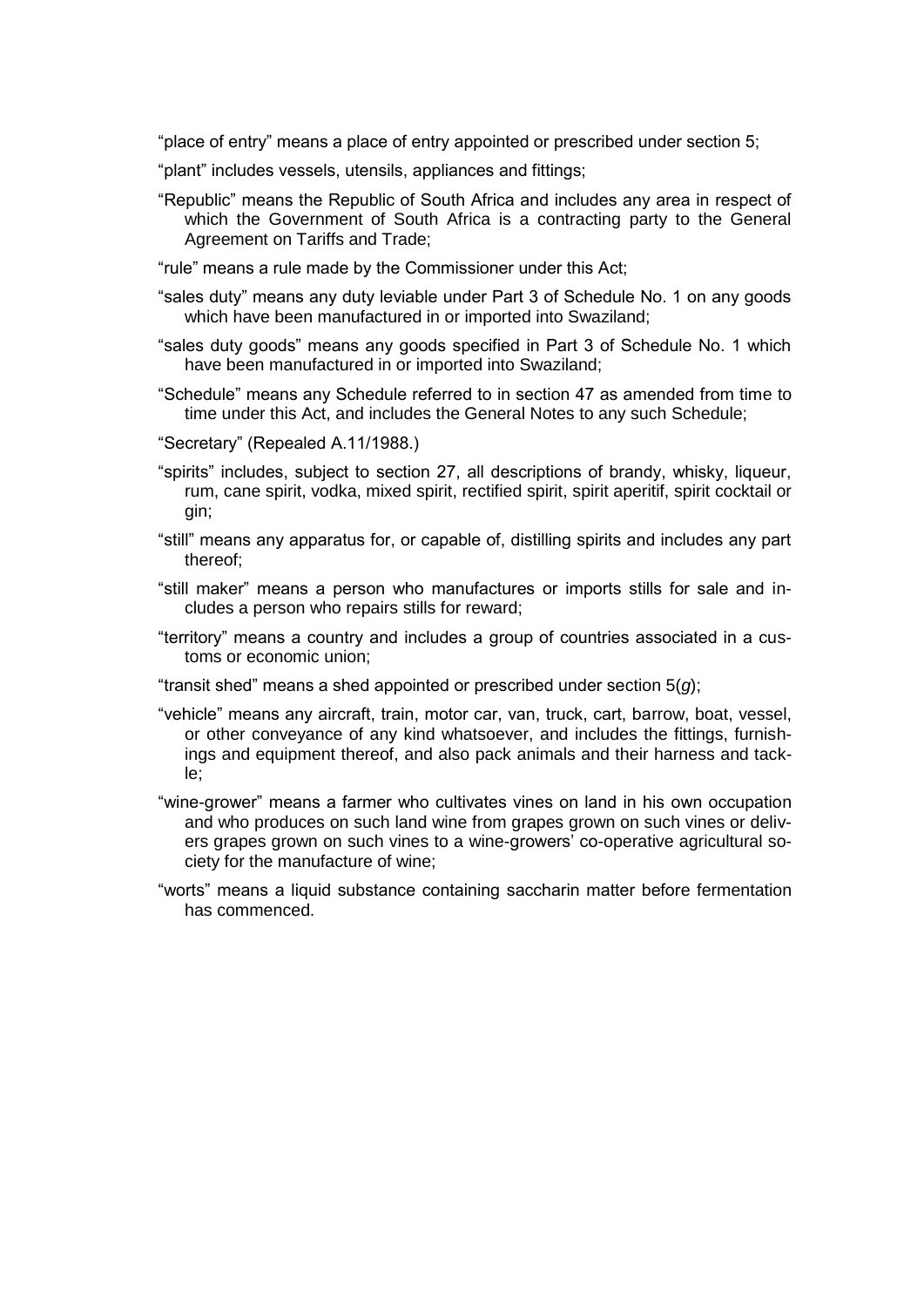"place of entry" means a place of entry appointed or prescribed under section 5;

"plant" includes vessels, utensils, appliances and fittings;

"Republic" means the Republic of South Africa and includes any area in respect of which the Government of South Africa is a contracting party to the General Agreement on Tariffs and Trade;

"rule" means a rule made by the Commissioner under this Act;

"sales duty" means any duty leviable under Part 3 of Schedule No. 1 on any goods which have been manufactured in or imported into Swaziland;

"sales duty goods" means any goods specified in Part 3 of Schedule No. 1 which have been manufactured in or imported into Swaziland;

"Schedule" means any Schedule referred to in section 47 as amended from time to time under this Act, and includes the General Notes to any such Schedule;

"Secretary" (Repealed A.11/1988.)

"spirits" includes, subject to section 27, all descriptions of brandy, whisky, liqueur, rum, cane spirit, vodka, mixed spirit, rectified spirit, spirit aperitif, spirit cocktail or gin;

"still" means any apparatus for, or capable of, distilling spirits and includes any part thereof;

"still maker" means a person who manufactures or imports stills for sale and includes a person who repairs stills for reward;

"territory" means a country and includes a group of countries associated in a customs or economic union;

"transit shed" means a shed appointed or prescribed under section 5(*g*);

"vehicle" means any aircraft, train, motor car, van, truck, cart, barrow, boat, vessel, or other conveyance of any kind whatsoever, and includes the fittings, furnishings and equipment thereof, and also pack animals and their harness and tackle;

"wine-grower" means a farmer who cultivates vines on land in his own occupation and who produces on such land wine from grapes grown on such vines or delivers grapes grown on such vines to a wine-growers' co-operative agricultural society for the manufacture of wine;

"worts" means a liquid substance containing saccharin matter before fermentation has commenced.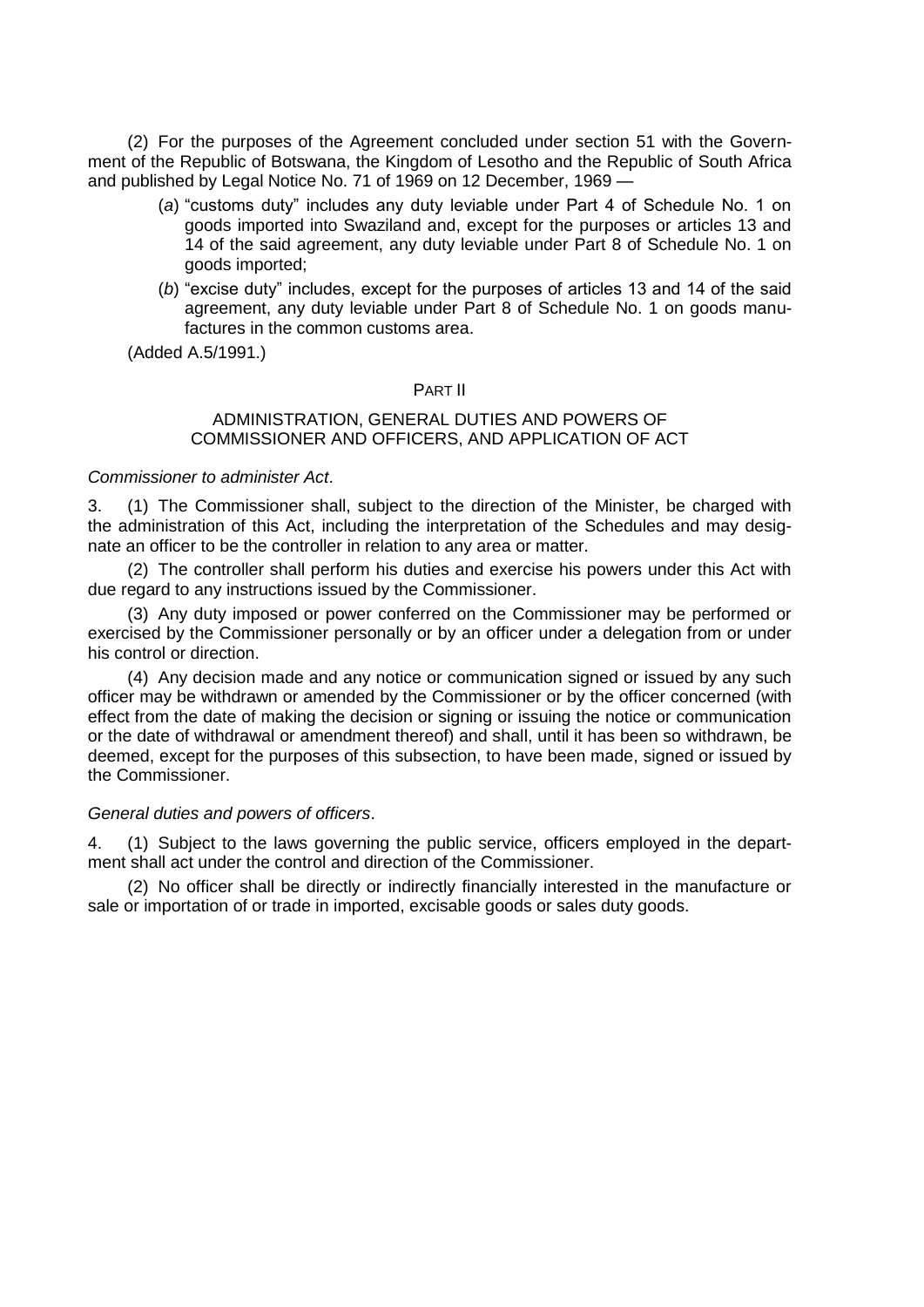(2) For the purposes of the Agreement concluded under section 51 with the Government of the Republic of Botswana, the Kingdom of Lesotho and the Republic of South Africa and published by Legal Notice No. 71 of 1969 on 12 December, 1969 —

(*a*) "customs duty" includes any duty leviable under Part 4 of Schedule No. 1 on goods imported into Swaziland and, except for the purposes or articles 13 and 14 of the said agreement, any duty leviable under Part 8 of Schedule No. 1 on goods imported;

(*b*) "excise duty" includes, except for the purposes of articles 13 and 14 of the said agreement, any duty leviable under Part 8 of Schedule No. 1 on goods manufactures in the common customs area.

(Added A.5/1991.)

## PART II

## ADMINISTRATION, GENERAL DUTIES AND POWERS OF COMMISSIONER AND OFFICERS, AND APPLICATION OF ACT

*Commissioner to administer Act*.

3. (1) The Commissioner shall, subject to the direction of the Minister, be charged with the administration of this Act, including the interpretation of the Schedules and may designate an officer to be the controller in relation to any area or matter.

(2) The controller shall perform his duties and exercise his powers under this Act with due regard to any instructions issued by the Commissioner.

(3) Any duty imposed or power conferred on the Commissioner may be performed or exercised by the Commissioner personally or by an officer under a delegation from or under his control or direction.

(4) Any decision made and any notice or communication signed or issued by any such officer may be withdrawn or amended by the Commissioner or by the officer concerned (with effect from the date of making the decision or signing or issuing the notice or communication or the date of withdrawal or amendment thereof) and shall, until it has been so withdrawn, be deemed, except for the purposes of this subsection, to have been made, signed or issued by the Commissioner.

*General duties and powers of officers*.

4. (1) Subject to the laws governing the public service, officers employed in the department shall act under the control and direction of the Commissioner.

(2) No officer shall be directly or indirectly financially interested in the manufacture or sale or importation of or trade in imported, excisable goods or sales duty goods.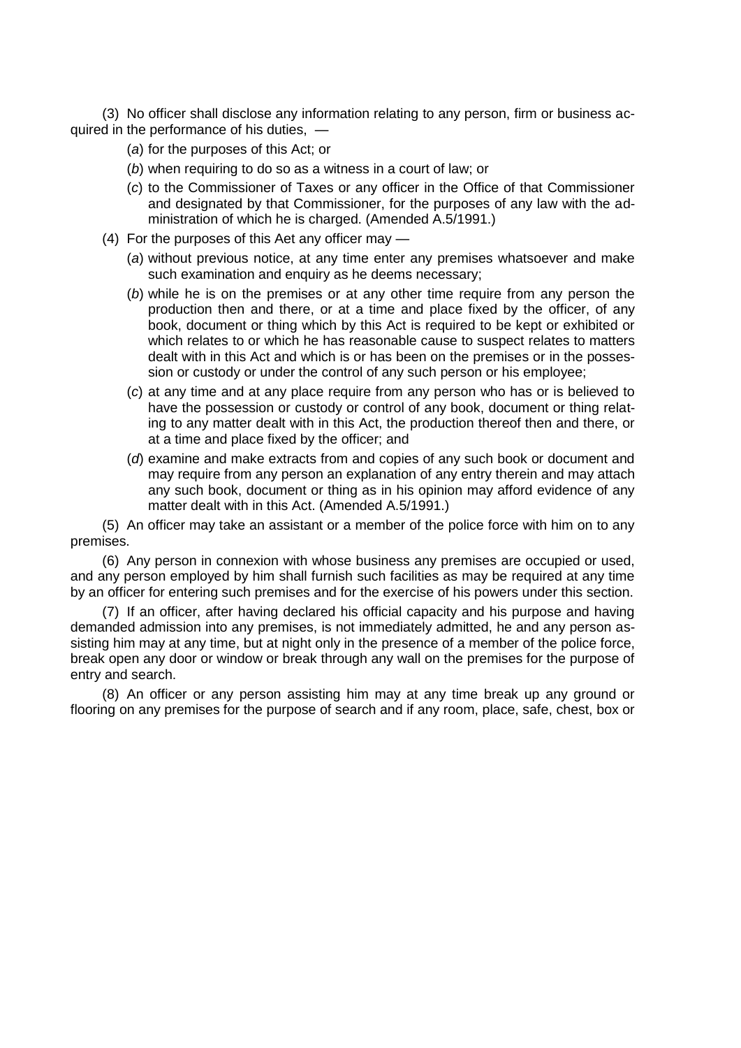(3) No officer shall disclose any information relating to any person, firm or business acquired in the performance of his duties, —

(*a*) for the purposes of this Act; or

(*b*) when requiring to do so as a witness in a court of law; or

(*c*) to the Commissioner of Taxes or any officer in the Office of that Commissioner and designated by that Commissioner, for the purposes of any law with the administration of which he is charged. (Amended A.5/1991.)

(4) For the purposes of this Aet any officer may —

(*a*) without previous notice, at any time enter any premises whatsoever and make such examination and enquiry as he deems necessary;

(*b*) while he is on the premises or at any other time require from any person the production then and there, or at a time and place fixed by the officer, of any book, document or thing which by this Act is required to be kept or exhibited or which relates to or which he has reasonable cause to suspect relates to matters dealt with in this Act and which is or has been on the premises or in the possession or custody or under the control of any such person or his employee;

(*c*) at any time and at any place require from any person who has or is believed to have the possession or custody or control of any book, document or thing relating to any matter dealt with in this Act, the production thereof then and there, or at a time and place fixed by the officer; and

(*d*) examine and make extracts from and copies of any such book or document and may require from any person an explanation of any entry therein and may attach any such book, document or thing as in his opinion may afford evidence of any matter dealt with in this Act. (Amended A.5/1991.)

(5) An officer may take an assistant or a member of the police force with him on to any premises.

(6) Any person in connexion with whose business any premises are occupied or used, and any person employed by him shall furnish such facilities as may be required at any time by an officer for entering such premises and for the exercise of his powers under this section.

(7) If an officer, after having declared his official capacity and his purpose and having demanded admission into any premises, is not immediately admitted, he and any person assisting him may at any time, but at night only in the presence of a member of the police force, break open any door or window or break through any wall on the premises for the purpose of entry and search.

(8) An officer or any person assisting him may at any time break up any ground or flooring on any premises for the purpose of search and if any room, place, safe, chest, box or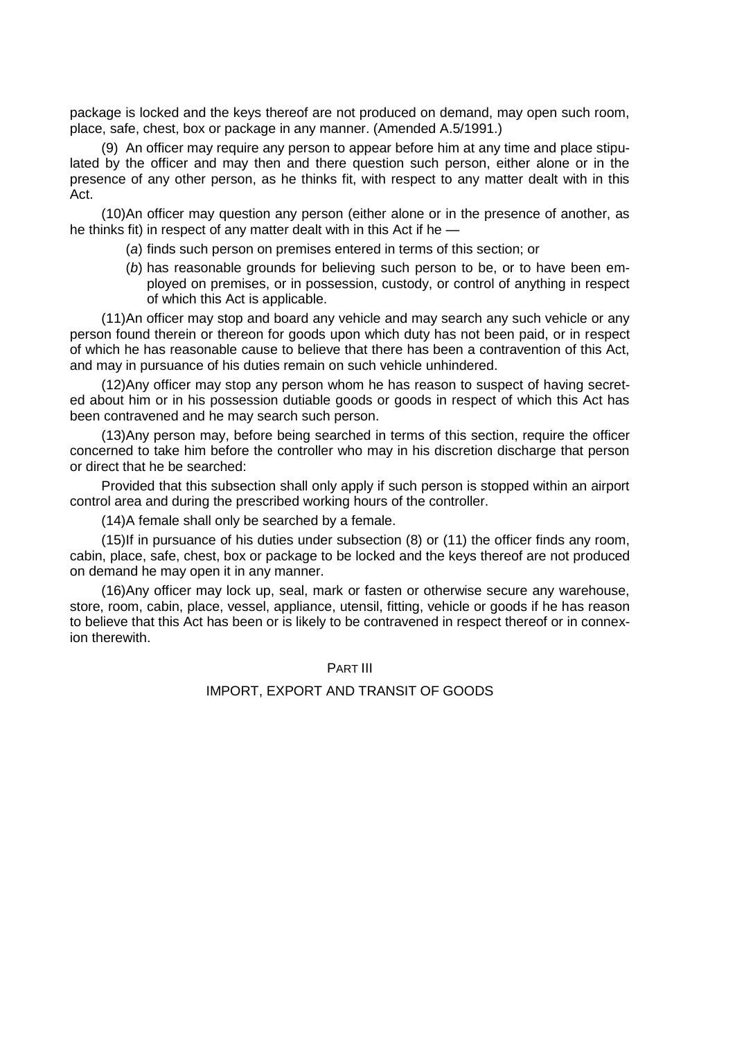package is locked and the keys thereof are not produced on demand, may open such room, place, safe, chest, box or package in any manner. (Amended A.5/1991.)

(9) An officer may require any person to appear before him at any time and place stipulated by the officer and may then and there question such person, either alone or in the presence of any other person, as he thinks fit, with respect to any matter dealt with in this Act.

(10) An officer may question any person (either alone or in the presence of another, as he thinks fit) in respect of any matter dealt with in this Act if he —

- (*a*) finds such person on premises entered in terms of this section; or
- (*b*) has reasonable grounds for believing such person to be, or to have been employed on premises, or in possession, custody, or control of anything in respect of which this Act is applicable.

(11) An officer may stop and board any vehicle and may search any such vehicle or any person found therein or thereon for goods upon which duty has not been paid, or in respect of which he has reasonable cause to believe that there has been a contravention of this Act, and may in pursuance of his duties remain on such vehicle unhindered.

(12) Any officer may stop any person whom he has reason to suspect of having secreted about him or in his possession dutiable goods or goods in respect of which this Act has been contravened and he may search such person.

(13) Any person may, before being searched in terms of this section, require the officer concerned to take him before the controller who may in his discretion discharge that person or direct that he be searched:

Provided that this subsection shall only apply if such person is stopped within an airport control area and during the prescribed working hours of the controller.

(14) A female shall only be searched by a female.

(15) If in pursuance of his duties under subsection (8) or (11) the officer finds any room, cabin, place, safe, chest, box or package to be locked and the keys thereof are not produced on demand he may open it in any manner.

(16) Any officer may lock up, seal, mark or fasten or otherwise secure any warehouse, store, room, cabin, place, vessel, appliance, utensil, fitting, vehicle or goods if he has reason to believe that this Act has been or is likely to be contravened in respect thereof or in connexion therewith.

## PART III

## IMPORT, EXPORT AND TRANSIT OF GOODS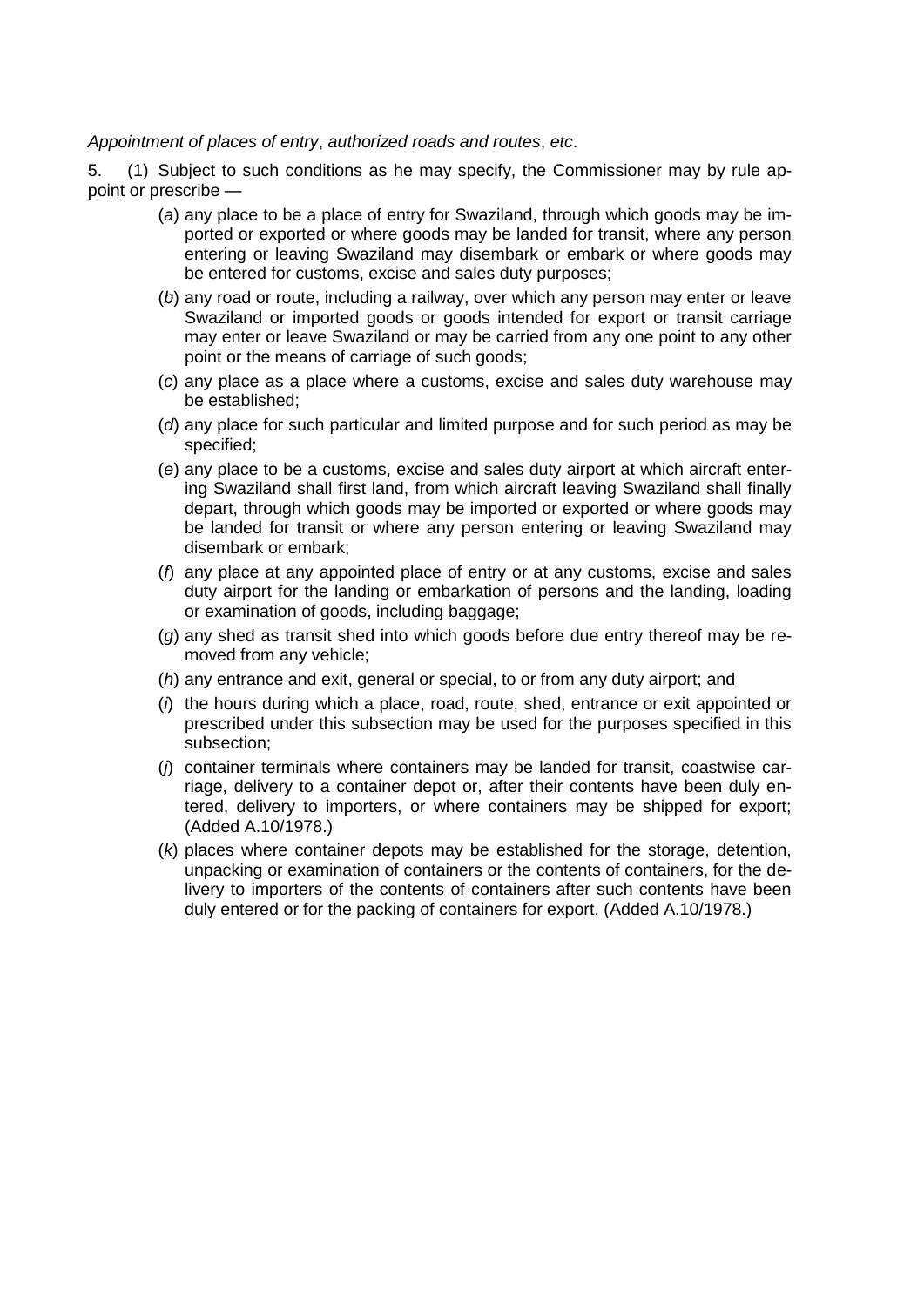*Appointment of places of entry*, *authorized roads and routes*, *etc*.

5. (1) Subject to such conditions as he may specify, the Commissioner may by rule appoint or prescribe —

(*a*) any place to be a place of entry for Swaziland, through which goods may be imported or exported or where goods may be landed for transit, where any person entering or leaving Swaziland may disembark or embark or where goods may be entered for customs, excise and sales duty purposes;

(*b*) any road or route, including a railway, over which any person may enter or leave Swaziland or imported goods or goods intended for export or transit carriage may enter or leave Swaziland or may be carried from any one point to any other point or the means of carriage of such goods;

(*c*) any place as a place where a customs, excise and sales duty warehouse may be established;

(*d*) any place for such particular and limited purpose and for such period as may be specified;

(*e*) any place to be a customs, excise and sales duty airport at which aircraft entering Swaziland shall first land, from which aircraft leaving Swaziland shall finally depart, through which goods may be imported or exported or where goods may be landed for transit or where any person entering or leaving Swaziland may disembark or embark;

(*f*) any place at any appointed place of entry or at any customs, excise and sales duty airport for the landing or embarkation of persons and the landing, loading or examination of goods, including baggage;

(*g*) any shed as transit shed into which goods before due entry thereof may be removed from any vehicle;

(*h*) any entrance and exit, general or special, to or from any duty airport; and

(*i*) the hours during which a place, road, route, shed, entrance or exit appointed or prescribed under this subsection may be used for the purposes specified in this subsection;

(*j*) container terminals where containers may be landed for transit, coastwise carriage, delivery to a container depot or, after their contents have been duly entered, delivery to importers, or where containers may be shipped for export; (Added A.10/1978.)

(*k*) places where container depots may be established for the storage, detention, unpacking or examination of containers or the contents of containers, for the delivery to importers of the contents of containers after such contents have been duly entered or for the packing of containers for export. (Added A.10/1978.)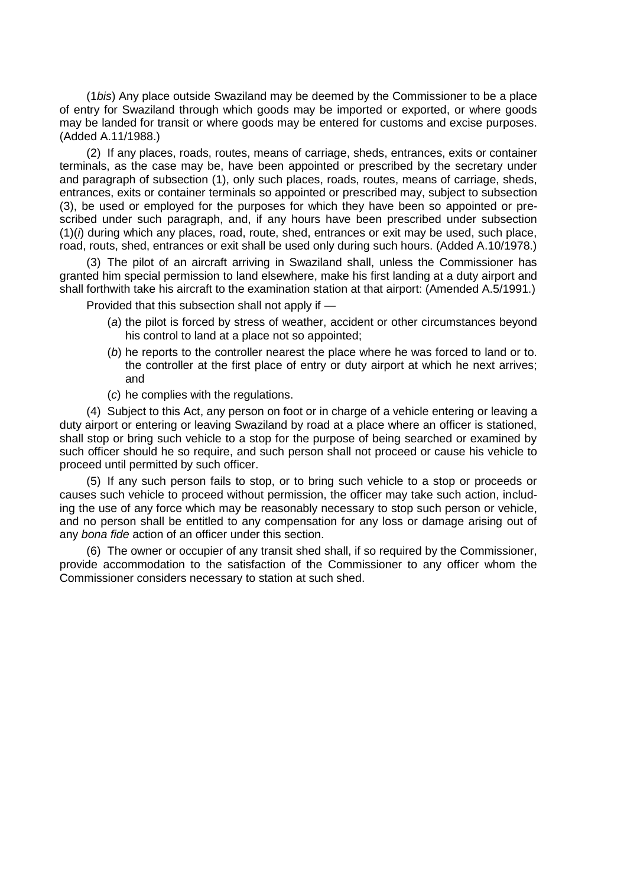(1*bis*) Any place outside Swaziland may be deemed by the Commissioner to be a place of entry for Swaziland through which goods may be imported or exported, or where goods may be landed for transit or where goods may be entered for customs and excise purposes. (Added A.11/1988.)

(2) If any places, roads, routes, means of carriage, sheds, entrances, exits or container terminals, as the case may be, have been appointed or prescribed by the secretary under and paragraph of subsection (1), only such places, roads, routes, means of carriage, sheds, entrances, exits or container terminals so appointed or prescribed may, subject to subsection (3), be used or employed for the purposes for which they have been so appointed or prescribed under such paragraph, and, if any hours have been prescribed under subsection (1)(*i*) during which any places, road, route, shed, entrances or exit may be used, such place, road, routs, shed, entrances or exit shall be used only during such hours. (Added A.10/1978.)

(3) The pilot of an aircraft arriving in Swaziland shall, unless the Commissioner has granted him special permission to land elsewhere, make his first landing at a duty airport and shall forthwith take his aircraft to the examination station at that airport: (Amended A.5/1991.)

Provided that this subsection shall not apply if —

(*a*) the pilot is forced by stress of weather, accident or other circumstances beyond his control to land at a place not so appointed;

(*b*) he reports to the controller nearest the place where he was forced to land or to. the controller at the first place of entry or duty airport at which he next arrives; and

(*c*) he complies with the regulations.

(4) Subject to this Act, any person on foot or in charge of a vehicle entering or leaving a duty airport or entering or leaving Swaziland by road at a place where an officer is stationed, shall stop or bring such vehicle to a stop for the purpose of being searched or examined by such officer should he so require, and such person shall not proceed or cause his vehicle to proceed until permitted by such officer.

(5) If any such person fails to stop, or to bring such vehicle to a stop or proceeds or causes such vehicle to proceed without permission, the officer may take such action, including the use of any force which may be reasonably necessary to stop such person or vehicle, and no person shall be entitled to any compensation for any loss or damage arising out of any *bona fide* action of an officer under this section.

(6) The owner or occupier of any transit shed shall, if so required by the Commissioner, provide accommodation to the satisfaction of the Commissioner to any officer whom the Commissioner considers necessary to station at such shed.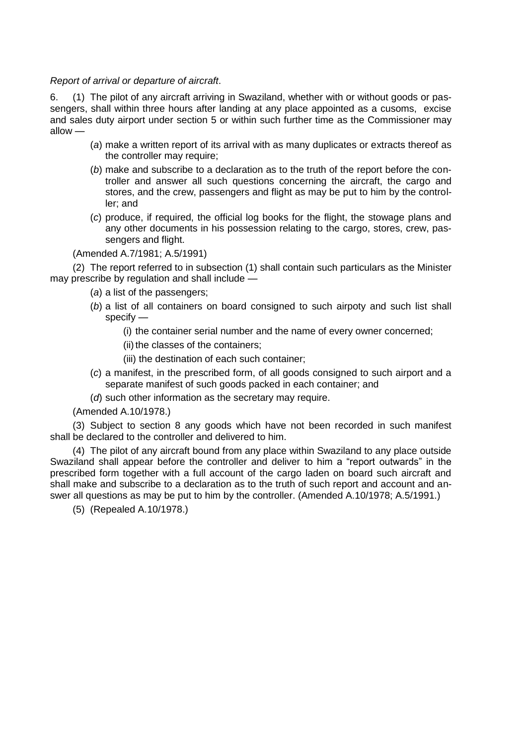*Report of arrival or departure of aircraft*.

6. (1) The pilot of any aircraft arriving in Swaziland, whether with or without goods or passengers, shall within three hours after landing at any place appointed as a cusoms, excise and sales duty airport under section 5 or within such further time as the Commissioner may allow —

(*a*) make a written report of its arrival with as many duplicates or extracts thereof as the controller may require;

(*b*) make and subscribe to a declaration as to the truth of the report before the controller and answer all such questions concerning the aircraft, the cargo and stores, and the crew, passengers and flight as may be put to him by the controller; and

(*c*) produce, if required, the official log books for the flight, the stowage plans and any other documents in his possession relating to the cargo, stores, crew, passengers and flight.

(Amended A.7/1981; A.5/1991)

(2) The report referred to in subsection (1) shall contain such particulars as the Minister may prescribe by regulation and shall include —

(*a*) a list of the passengers;

(*b*) a list of all containers on board consigned to such airpoty and such list shall specify —

(i) the container serial number and the name of every owner concerned;

(ii) the classes of the containers;

(iii) the destination of each such container;

(*c*) a manifest, in the prescribed form, of all goods consigned to such airport and a separate manifest of such goods packed in each container; and

(*d*) such other information as the secretary may require.

(Amended A.10/1978.)

(3) Subject to section 8 any goods which have not been recorded in such manifest shall be declared to the controller and delivered to him.

(4) The pilot of any aircraft bound from any place within Swaziland to any place outside Swaziland shall appear before the controller and deliver to him a "report outwards" in the prescribed form together with a full account of the cargo laden on board such aircraft and shall make and subscribe to a declaration as to the truth of such report and account and answer all questions as may be put to him by the controller. (Amended A.10/1978; A.5/1991.)

(5) (Repealed A.10/1978.)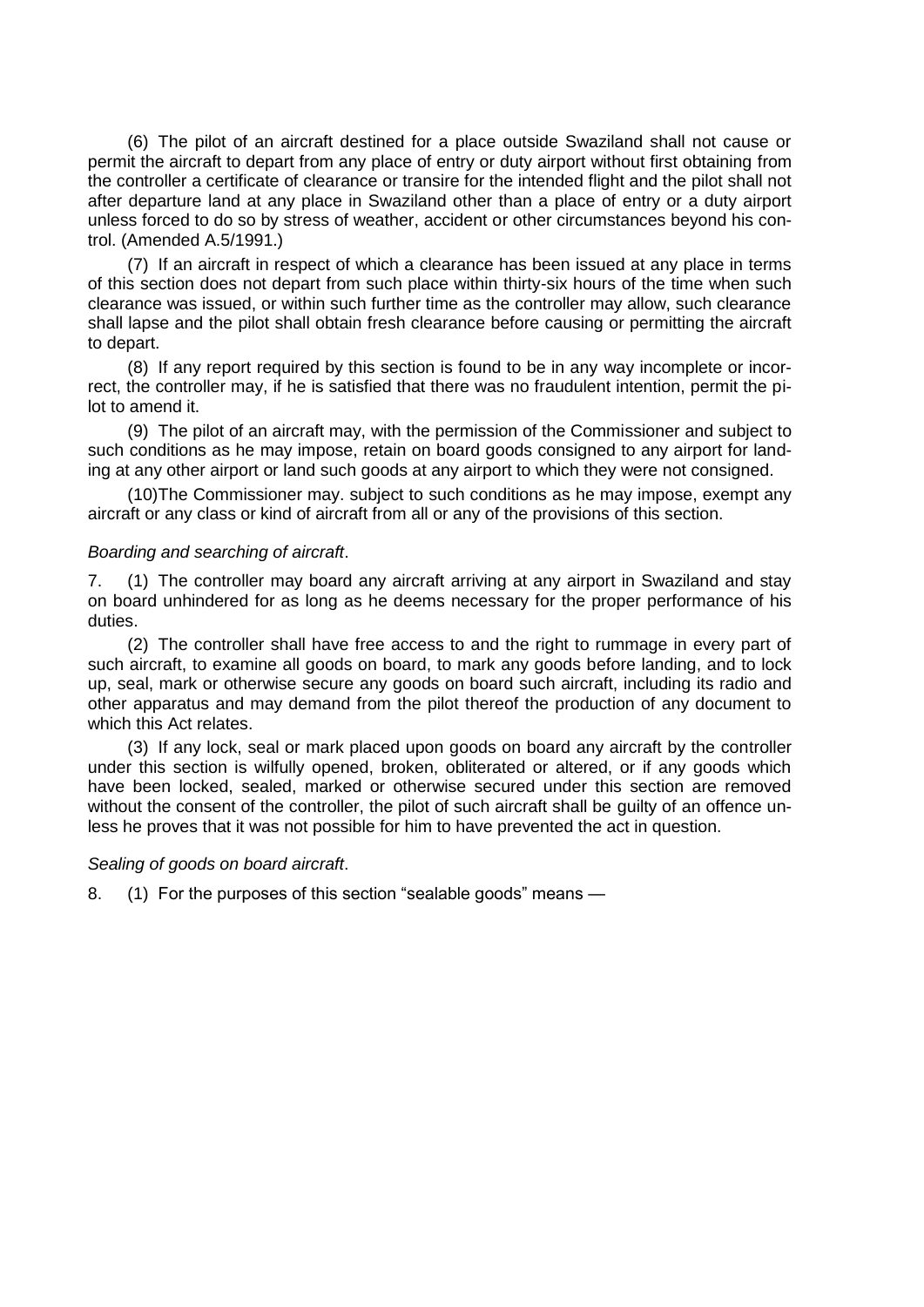(6) The pilot of an aircraft destined for a place outside Swaziland shall not cause or permit the aircraft to depart from any place of entry or duty airport without first obtaining from the controller a certificate of clearance or transire for the intended flight and the pilot shall not after departure land at any place in Swaziland other than a place of entry or a duty airport unless forced to do so by stress of weather, accident or other circumstances beyond his control. (Amended A.5/1991.)

(7) If an aircraft in respect of which a clearance has been issued at any place in terms of this section does not depart from such place within thirty-six hours of the time when such clearance was issued, or within such further time as the controller may allow, such clearance shall lapse and the pilot shall obtain fresh clearance before causing or permitting the aircraft to depart.

(8) If any report required by this section is found to be in any way incomplete or incorrect, the controller may, if he is satisfied that there was no fraudulent intention, permit the pilot to amend it.

(9) The pilot of an aircraft may, with the permission of the Commissioner and subject to such conditions as he may impose, retain on board goods consigned to any airport for landing at any other airport or land such goods at any airport to which they were not consigned.

(10)The Commissioner may. subject to such conditions as he may impose, exempt any aircraft or any class or kind of aircraft from all or any of the provisions of this section.

*Boarding and searching of aircraft*.

7. (1) The controller may board any aircraft arriving at any airport in Swaziland and stay on board unhindered for as long as he deems necessary for the proper performance of his duties.

(2) The controller shall have free access to and the right to rummage in every part of such aircraft, to examine all goods on board, to mark any goods before landing, and to lock up, seal, mark or otherwise secure any goods on board such aircraft, including its radio and other apparatus and may demand from the pilot thereof the production of any document to which this Act relates.

(3) If any lock, seal or mark placed upon goods on board any aircraft by the controller under this section is wilfully opened, broken, obliterated or altered, or if any goods which have been locked, sealed, marked or otherwise secured under this section are removed without the consent of the controller, the pilot of such aircraft shall be guilty of an offence unless he proves that it was not possible for him to have prevented the act in question.

*Sealing of goods on board aircraft*.

8. (1) For the purposes of this section "sealable goods" means —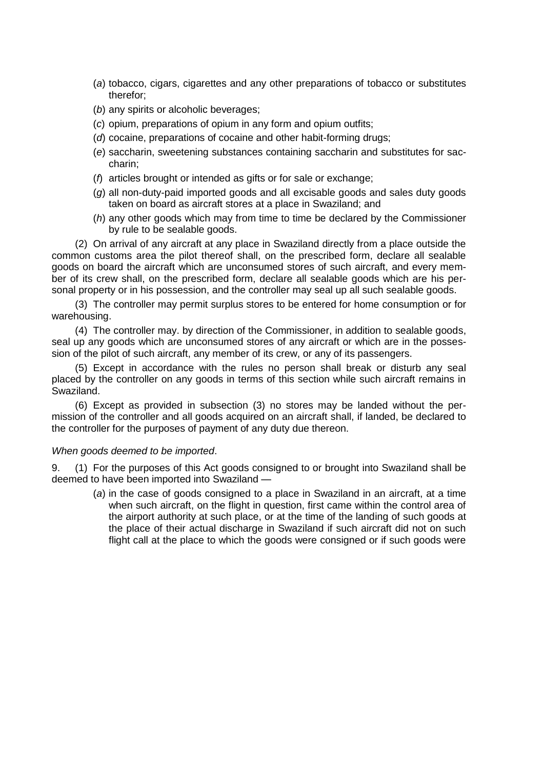(*a*) tobacco, cigars, cigarettes and any other preparations of tobacco or substitutes therefor;

(*b*) any spirits or alcoholic beverages;

(*c*) opium, preparations of opium in any form and opium outfits;

(*d*) cocaine, preparations of cocaine and other habit-forming drugs;

(*e*) saccharin, sweetening substances containing saccharin and substitutes for saccharin;

(*f*) articles brought or intended as gifts or for sale or exchange;

(*g*) all non-duty-paid imported goods and all excisable goods and sales duty goods taken on board as aircraft stores at a place in Swaziland; and

(*h*) any other goods which may from time to time be declared by the Commissioner by rule to be sealable goods.

(2) On arrival of any aircraft at any place in Swaziland directly from a place outside the common customs area the pilot thereof shall, on the prescribed form, declare all sealable goods on board the aircraft which are unconsumed stores of such aircraft, and every member of its crew shall, on the prescribed form, declare all sealable goods which are his personal property or in his possession, and the controller may seal up all such sealable goods.

(3) The controller may permit surplus stores to be entered for home consumption or for warehousing.

(4) The controller may. by direction of the Commissioner, in addition to sealable goods, seal up any goods which are unconsumed stores of any aircraft or which are in the possession of the pilot of such aircraft, any member of its crew, or any of its passengers.

(5) Except in accordance with the rules no person shall break or disturb any seal placed by the controller on any goods in terms of this section while such aircraft remains in Swaziland.

(6) Except as provided in subsection (3) no stores may be landed without the permission of the controller and all goods acquired on an aircraft shall, if landed, be declared to the controller for the purposes of payment of any duty due thereon.

*When goods deemed to be imported*.

9. (1) For the purposes of this Act goods consigned to or brought into Swaziland shall be deemed to have been imported into Swaziland —

(*a*) in the case of goods consigned to a place in Swaziland in an aircraft, at a time when such aircraft, on the flight in question, first came within the control area of the airport authority at such place, or at the time of the landing of such goods at the place of their actual discharge in Swaziland if such aircraft did not on such flight call at the place to which the goods were consigned or if such goods were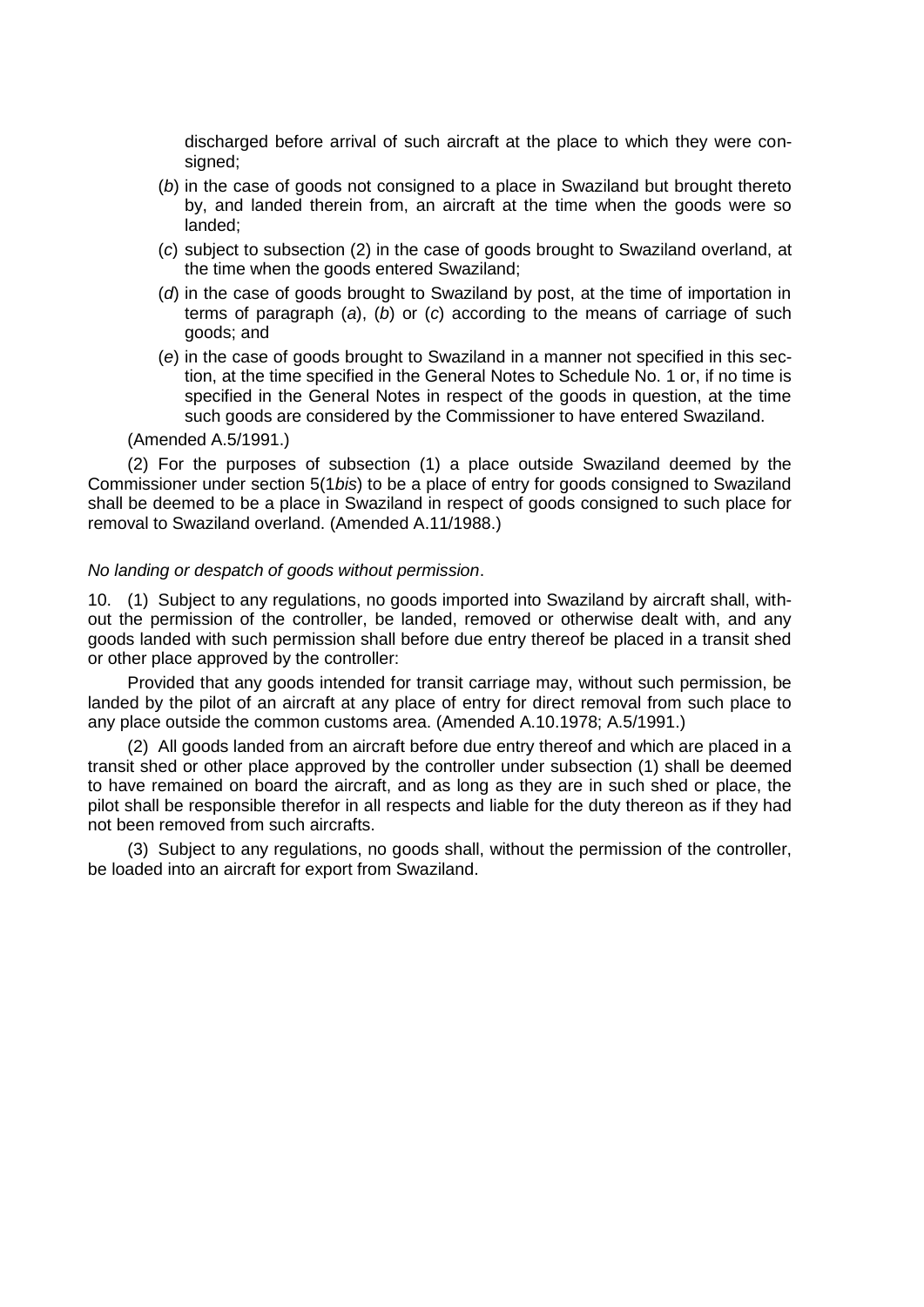discharged before arrival of such aircraft at the place to which they were consigned;

(*b*) in the case of goods not consigned to a place in Swaziland but brought thereto by, and landed therein from, an aircraft at the time when the goods were so landed;

(*c*) subject to subsection (2) in the case of goods brought to Swaziland overland, at the time when the goods entered Swaziland;

(*d*) in the case of goods brought to Swaziland by post, at the time of importation in terms of paragraph (*a*), (*b*) or (*c*) according to the means of carriage of such goods; and

(*e*) in the case of goods brought to Swaziland in a manner not specified in this section, at the time specified in the General Notes to Schedule No. 1 or, if no time is specified in the General Notes in respect of the goods in question, at the time such goods are considered by the Commissioner to have entered Swaziland.

(Amended A.5/1991.)

(2) For the purposes of subsection (1) a place outside Swaziland deemed by the Commissioner under section 5(1*bis*) to be a place of entry for goods consigned to Swaziland shall be deemed to be a place in Swaziland in respect of goods consigned to such place for removal to Swaziland overland. (Amended A.11/1988.)

*No landing or despatch of goods without permission*.

10. (1) Subject to any regulations, no goods imported into Swaziland by aircraft shall, without the permission of the controller, be landed, removed or otherwise dealt with, and any goods landed with such permission shall before due entry thereof be placed in a transit shed or other place approved by the controller:

Provided that any goods intended for transit carriage may, without such permission, be landed by the pilot of an aircraft at any place of entry for direct removal from such place to any place outside the common customs area. (Amended A.10.1978; A.5/1991.)

(2) All goods landed from an aircraft before due entry thereof and which are placed in a transit shed or other place approved by the controller under subsection (1) shall be deemed to have remained on board the aircraft, and as long as they are in such shed or place, the pilot shall be responsible therefor in all respects and liable for the duty thereon as if they had not been removed from such aircrafts.

(3) Subject to any regulations, no goods shall, without the permission of the controller, be loaded into an aircraft for export from Swaziland.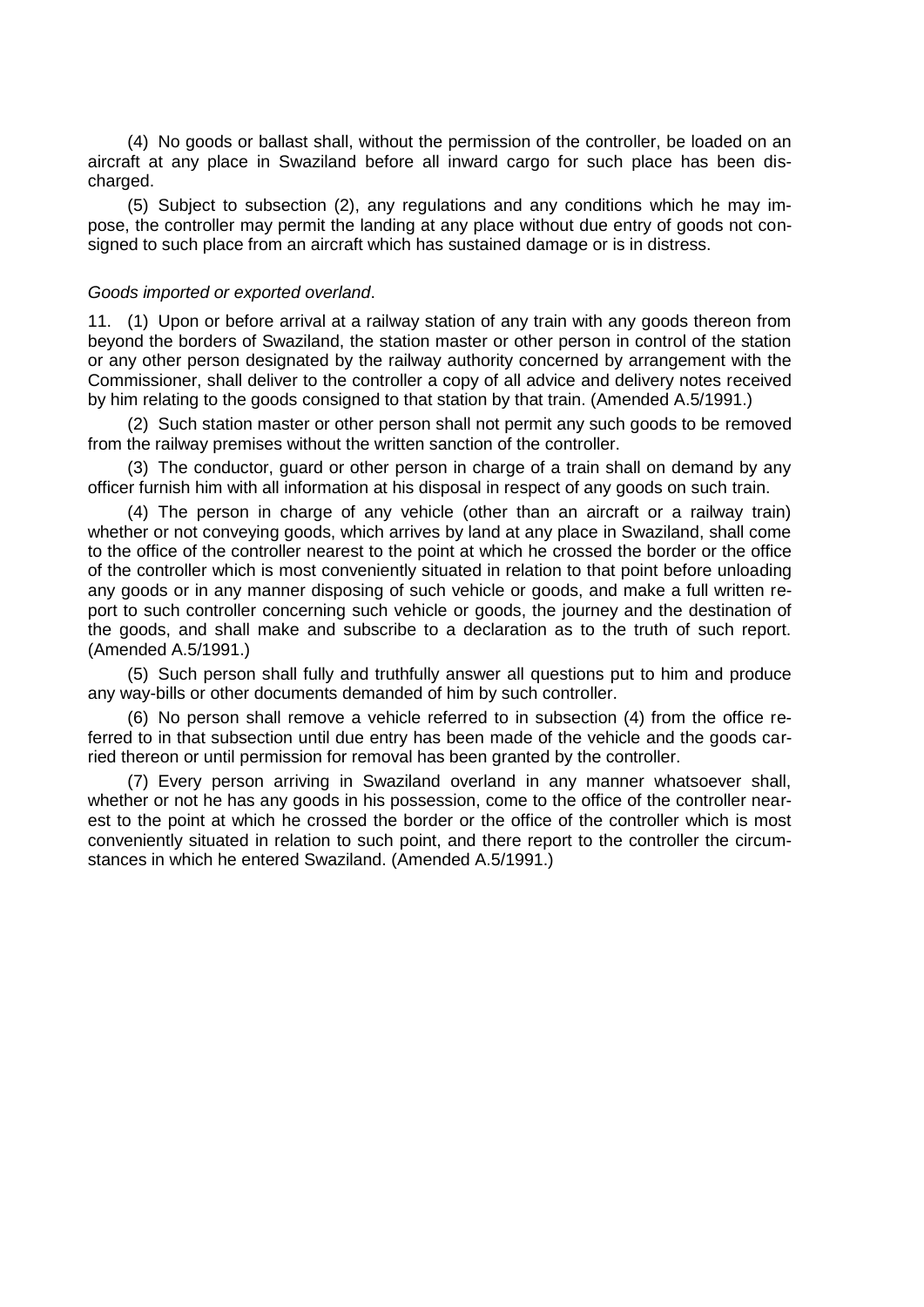(4) No goods or ballast shall, without the permission of the controller, be loaded on an aircraft at any place in Swaziland before all inward cargo for such place has been discharged.

(5) Subject to subsection (2), any regulations and any conditions which he may impose, the controller may permit the landing at any place without due entry of goods not consigned to such place from an aircraft which has sustained damage or is in distress.

*Goods imported or exported overland*.

11. (1) Upon or before arrival at a railway station of any train with any goods thereon from beyond the borders of Swaziland, the station master or other person in control of the station or any other person designated by the railway authority concerned by arrangement with the Commissioner, shall deliver to the controller a copy of all advice and delivery notes received by him relating to the goods consigned to that station by that train. (Amended A.5/1991.)

(2) Such station master or other person shall not permit any such goods to be removed from the railway premises without the written sanction of the controller.

(3) The conductor, guard or other person in charge of a train shall on demand by any officer furnish him with all information at his disposal in respect of any goods on such train.

(4) The person in charge of any vehicle (other than an aircraft or a railway train) whether or not conveying goods, which arrives by land at any place in Swaziland, shall come to the office of the controller nearest to the point at which he crossed the border or the office of the controller which is most conveniently situated in relation to that point before unloading any goods or in any manner disposing of such vehicle or goods, and make a full written report to such controller concerning such vehicle or goods, the journey and the destination of the goods, and shall make and subscribe to a declaration as to the truth of such report. (Amended A.5/1991.)

(5) Such person shall fully and truthfully answer all questions put to him and produce any way-bills or other documents demanded of him by such controller.

(6) No person shall remove a vehicle referred to in subsection (4) from the office referred to in that subsection until due entry has been made of the vehicle and the goods carried thereon or until permission for removal has been granted by the controller.

(7) Every person arriving in Swaziland overland in any manner whatsoever shall, whether or not he has any goods in his possession, come to the office of the controller nearest to the point at which he crossed the border or the office of the controller which is most conveniently situated in relation to such point, and there report to the controller the circumstances in which he entered Swaziland. (Amended A.5/1991.)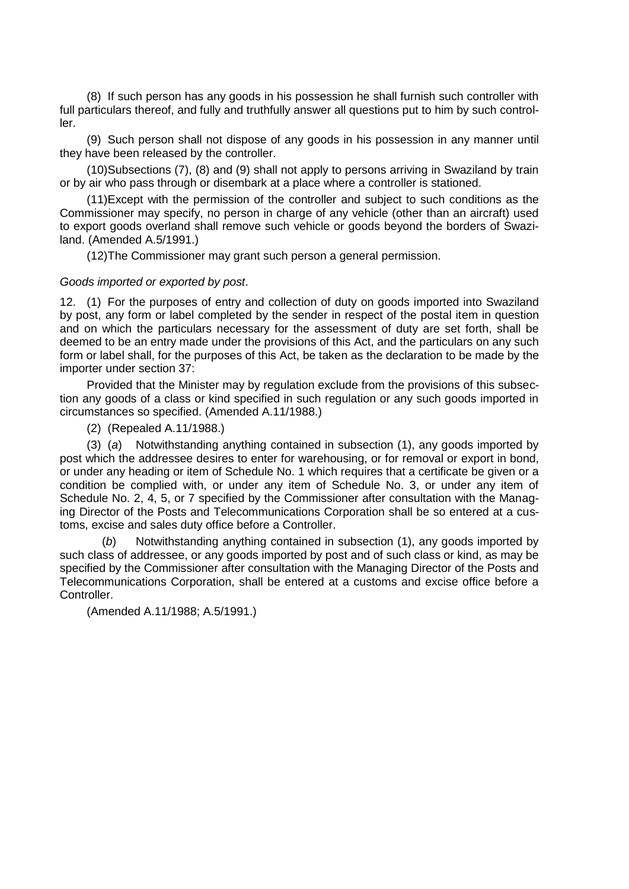(8) If such person has any goods in his possession he shall furnish such controller with full particulars thereof, and fully and truthfully answer all questions put to him by such controller.

(9) Such person shall not dispose of any goods in his possession in any manner until they have been released by the controller.

(10) Subsections (7), (8) and (9) shall not apply to persons arriving in Swaziland by train or by air who pass through or disembark at a place where a controller is stationed.

(11) Except with the permission of the controller and subject to such conditions as the Commissioner may specify, no person in charge of any vehicle (other than an aircraft) used to export goods overland shall remove such vehicle or goods beyond the borders of Swaziland. (Amended A.5/1991.)

(12) The Commissioner may grant such person a general permission.

*Goods imported or exported by post*.

12. (1) For the purposes of entry and collection of duty on goods imported into Swaziland by post, any form or label completed by the sender in respect of the postal item in question and on which the particulars necessary for the assessment of duty are set forth, shall be deemed to be an entry made under the provisions of this Act, and the particulars on any such form or label shall, for the purposes of this Act, be taken as the declaration to be made by the importer under section 37:

Provided that the Minister may by regulation exclude from the provisions of this subsection any goods of a class or kind specified in such regulation or any such goods imported in circumstances so specified. (Amended A.11/1988.)

(2) (Repealed A.11/1988.)

(3) (*a*) Notwithstanding anything contained in subsection (1), any goods imported by post which the addressee desires to enter for warehousing, or for removal or export in bond, or under any heading or item of Schedule No. 1 which requires that a certificate be given or a condition be complied with, or under any item of Schedule No. 3, or under any item of Schedule No. 2, 4, 5, or 7 specified by the Commissioner after consultation with the Managing Director of the Posts and Telecommunications Corporation shall be so entered at a customs, excise and sales duty office before a Controller.

(*b*) Notwithstanding anything contained in subsection (1), any goods imported by such class of addressee, or any goods imported by post and of such class or kind, as may be specified by the Commissioner after consultation with the Managing Director of the Posts and Telecommunications Corporation, shall be entered at a customs and excise office before a Controller.

(Amended A.11/1988; A.5/1991.)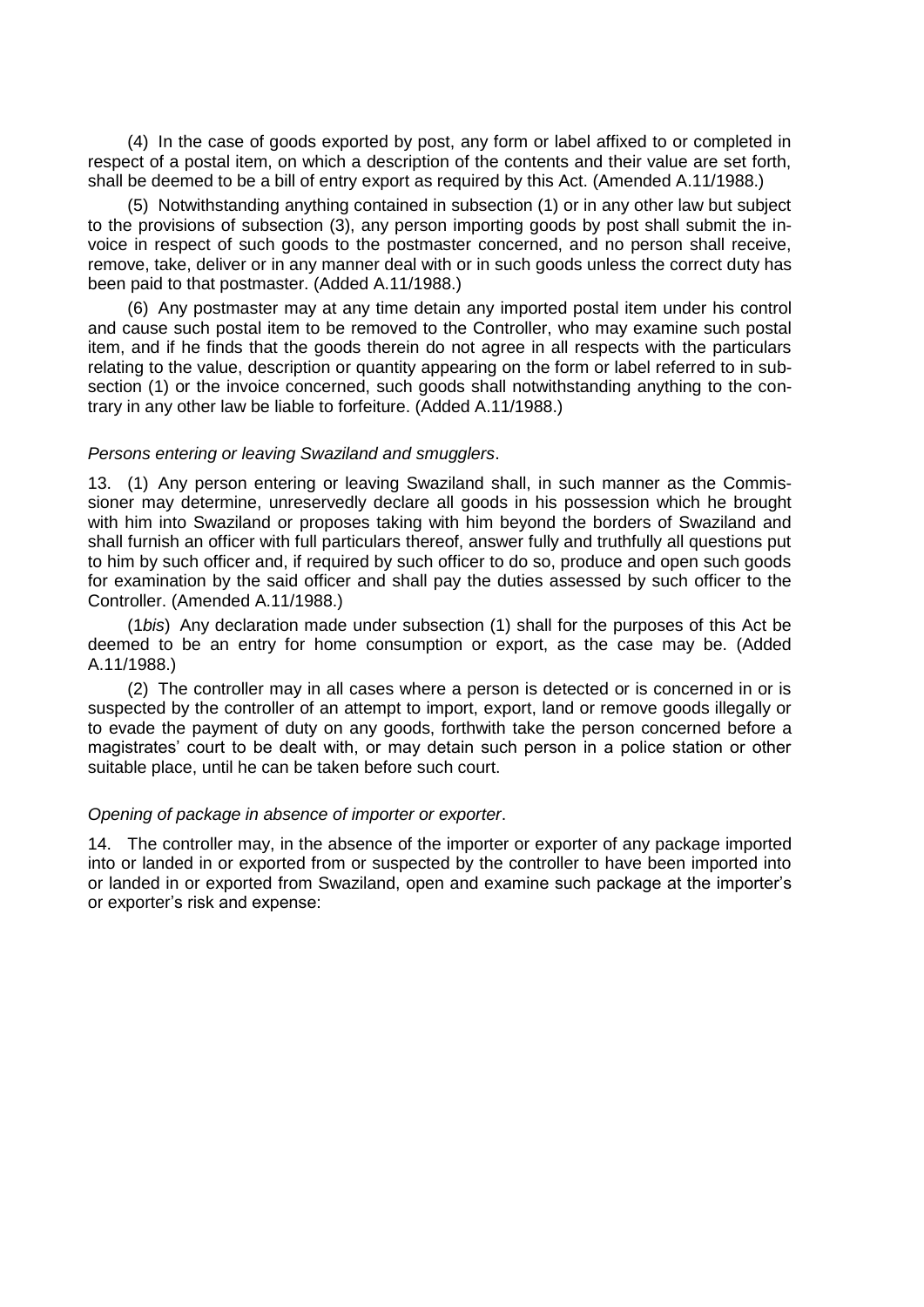(4) In the case of goods exported by post, any form or label affixed to or completed in respect of a postal item, on which a description of the contents and their value are set forth, shall be deemed to be a bill of entry export as required by this Act. (Amended A.11/1988.)

(5) Notwithstanding anything contained in subsection (1) or in any other law but subject to the provisions of subsection (3), any person importing goods by post shall submit the invoice in respect of such goods to the postmaster concerned, and no person shall receive, remove, take, deliver or in any manner deal with or in such goods unless the correct duty has been paid to that postmaster. (Added A.11/1988.)

(6) Any postmaster may at any time detain any imported postal item under his control and cause such postal item to be removed to the Controller, who may examine such postal item, and if he finds that the goods therein do not agree in all respects with the particulars relating to the value, description or quantity appearing on the form or label referred to in subsection (1) or the invoice concerned, such goods shall notwithstanding anything to the contrary in any other law be liable to forfeiture. (Added A.11/1988.)

*Persons entering or leaving Swaziland and smugglers*.

13. (1) Any person entering or leaving Swaziland shall, in such manner as the Commissioner may determine, unreservedly declare all goods in his possession which he brought with him into Swaziland or proposes taking with him beyond the borders of Swaziland and shall furnish an officer with full particulars thereof, answer fully and truthfully all questions put to him by such officer and, if required by such officer to do so, produce and open such goods for examination by the said officer and shall pay the duties assessed by such officer to the Controller. (Amended A.11/1988.)

(1*bis*) Any declaration made under subsection (1) shall for the purposes of this Act be deemed to be an entry for home consumption or export, as the case may be. (Added A.11/1988.)

(2) The controller may in all cases where a person is detected or is concerned in or is suspected by the controller of an attempt to import, export, land or remove goods illegally or to evade the payment of duty on any goods, forthwith take the person concerned before a magistrates' court to be dealt with, or may detain such person in a police station or other suitable place, until he can be taken before such court.

*Opening of package in absence of importer or exporter*.

14. The controller may, in the absence of the importer or exporter of any package imported into or landed in or exported from or suspected by the controller to have been imported into or landed in or exported from Swaziland, open and examine such package at the importer's or exporter's risk and expense: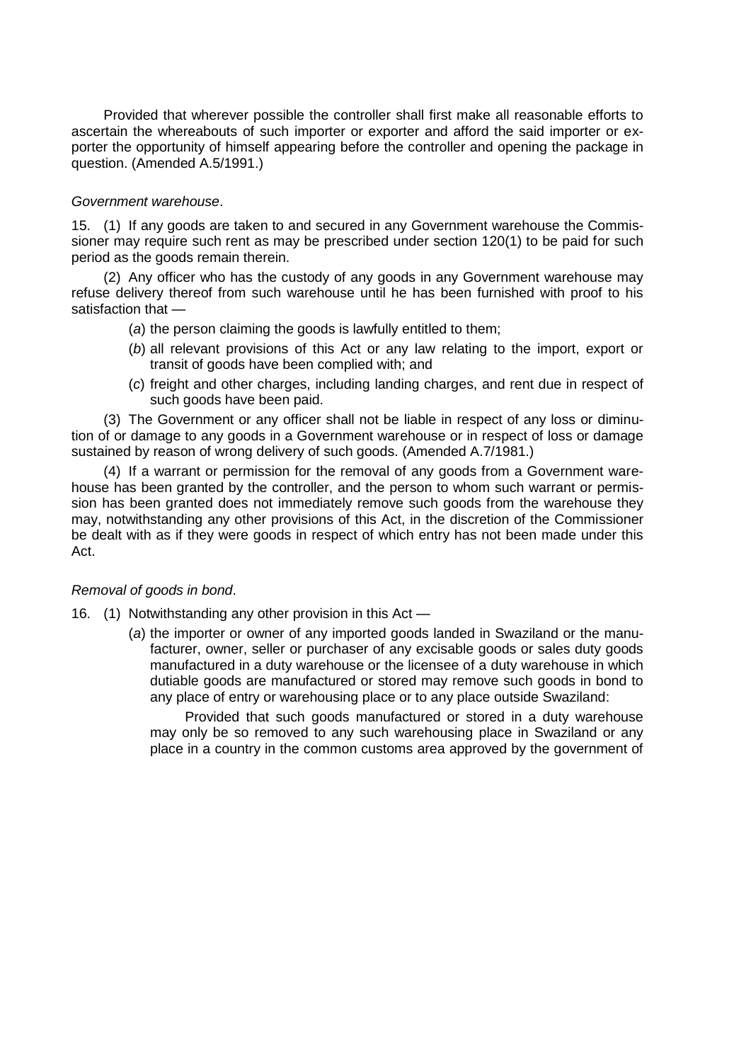Provided that wherever possible the controller shall first make all reasonable efforts to ascertain the whereabouts of such importer or exporter and afford the said importer or exporter the opportunity of himself appearing before the controller and opening the package in question. (Amended A.5/1991.)

*Government warehouse*.

15. (1) If any goods are taken to and secured in any Government warehouse the Commissioner may require such rent as may be prescribed under section 120(1) to be paid for such period as the goods remain therein.

(2) Any officer who has the custody of any goods in any Government warehouse may refuse delivery thereof from such warehouse until he has been furnished with proof to his satisfaction that —

(*a*) the person claiming the goods is lawfully entitled to them;

(*b*) all relevant provisions of this Act or any law relating to the import, export or transit of goods have been complied with; and

(*c*) freight and other charges, including landing charges, and rent due in respect of such goods have been paid.

(3) The Government or any officer shall not be liable in respect of any loss or diminution of or damage to any goods in a Government warehouse or in respect of loss or damage sustained by reason of wrong delivery of such goods. (Amended A.7/1981.)

(4) If a warrant or permission for the removal of any goods from a Government warehouse has been granted by the controller, and the person to whom such warrant or permission has been granted does not immediately remove such goods from the warehouse they may, notwithstanding any other provisions of this Act, in the discretion of the Commissioner be dealt with as if they were goods in respect of which entry has not been made under this Act.

*Removal of goods in bond*.

16. (1) Notwithstanding any other provision in this Act —

(*a*) the importer or owner of any imported goods landed in Swaziland or the manufacturer, owner, seller or purchaser of any excisable goods or sales duty goods manufactured in a duty warehouse or the licensee of a duty warehouse in which dutiable goods are manufactured or stored may remove such goods in bond to any place of entry or warehousing place or to any place outside Swaziland:

Provided that such goods manufactured or stored in a duty warehouse may only be so removed to any such warehousing place in Swaziland or any place in a country in the common customs area approved by the government of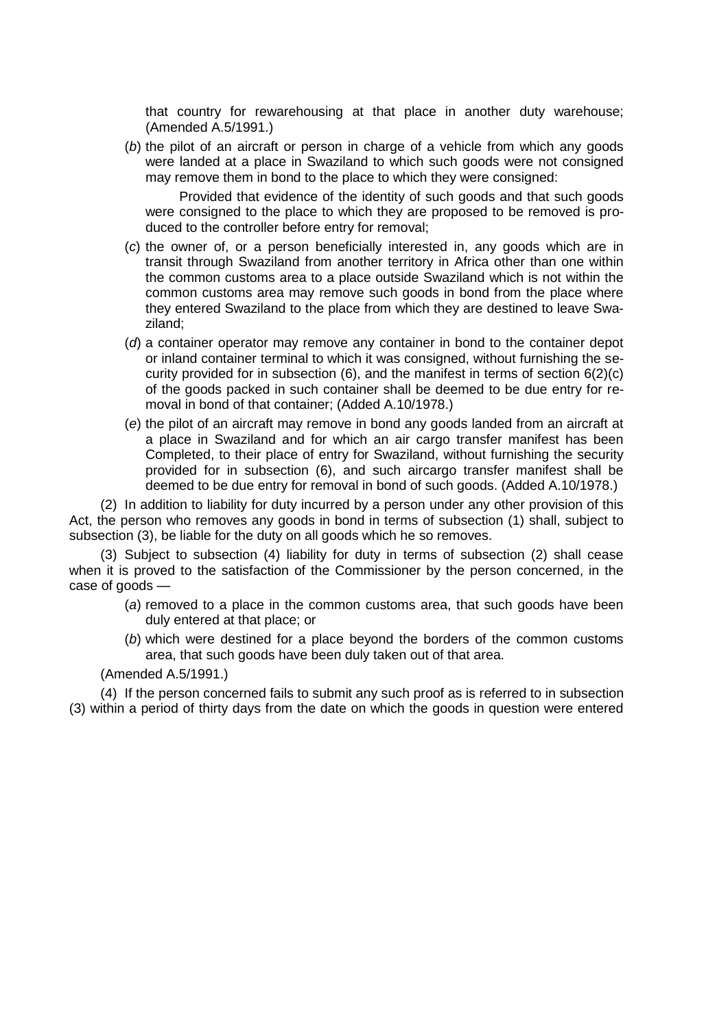that country for rewarehousing at that place in another duty warehouse; (Amended A.5/1991.)

(*b*) the pilot of an aircraft or person in charge of a vehicle from which any goods were landed at a place in Swaziland to which such goods were not consigned may remove them in bond to the place to which they were consigned:

Provided that evidence of the identity of such goods and that such goods were consigned to the place to which they are proposed to be removed is produced to the controller before entry for removal;

(*c*) the owner of, or a person beneficially interested in, any goods which are in transit through Swaziland from another territory in Africa other than one within the common customs area to a place outside Swaziland which is not within the common customs area may remove such goods in bond from the place where they entered Swaziland to the place from which they are destined to leave Swaziland;

(*d*) a container operator may remove any container in bond to the container depot or inland container terminal to which it was consigned, without furnishing the security provided for in subsection (6), and the manifest in terms of section 6(2)(c) of the goods packed in such container shall be deemed to be due entry for removal in bond of that container; (Added A.10/1978.)

(*e*) the pilot of an aircraft may remove in bond any goods landed from an aircraft at a place in Swaziland and for which an air cargo transfer manifest has been Completed, to their place of entry for Swaziland, without furnishing the security provided for in subsection (6), and such aircargo transfer manifest shall be deemed to be due entry for removal in bond of such goods. (Added A.10/1978.)

(2) In addition to liability for duty incurred by a person under any other provision of this Act, the person who removes any goods in bond in terms of subsection (1) shall, subject to subsection (3), be liable for the duty on all goods which he so removes.

(3) Subject to subsection (4) liability for duty in terms of subsection (2) shall cease when it is proved to the satisfaction of the Commissioner by the person concerned, in the case of goods —

(*a*) removed to a place in the common customs area, that such goods have been duly entered at that place; or

(*b*) which were destined for a place beyond the borders of the common customs area, that such goods have been duly taken out of that area.

(Amended A.5/1991.)

(4) If the person concerned fails to submit any such proof as is referred to in subsection (3) within a period of thirty days from the date on which the goods in question were entered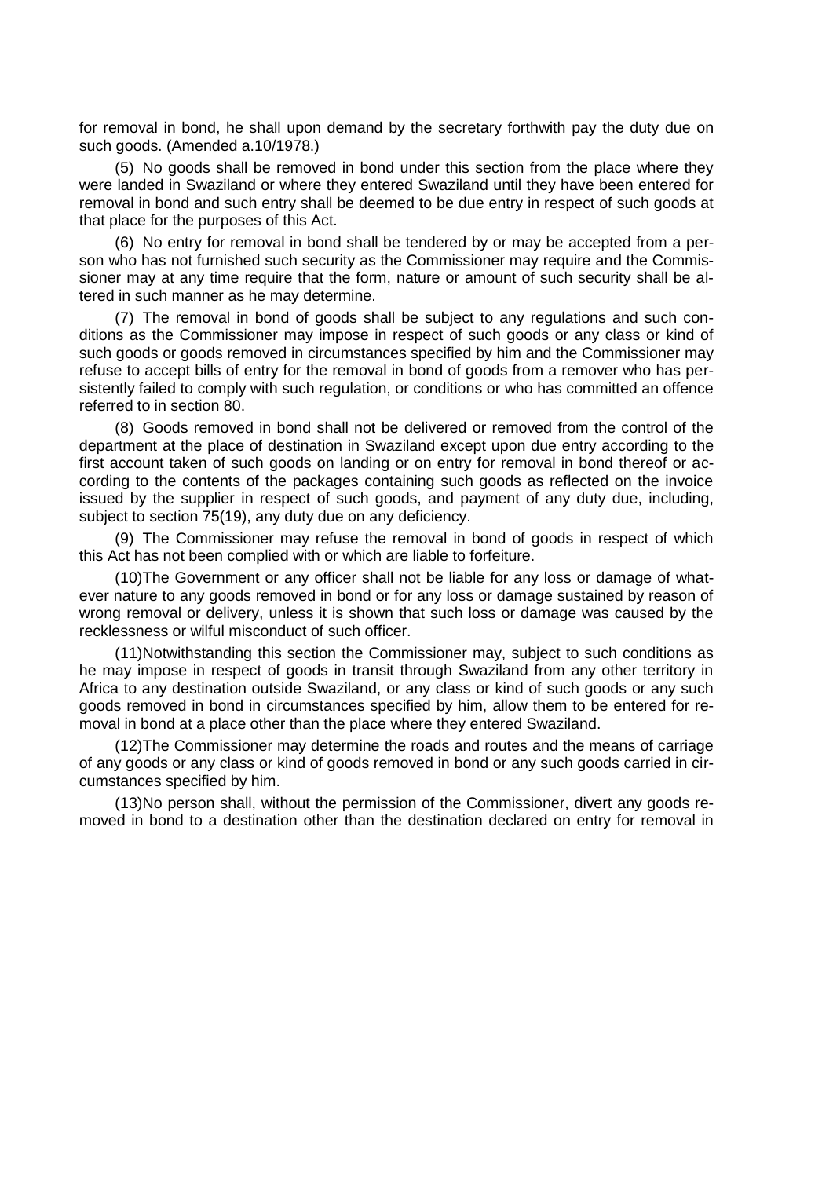for removal in bond, he shall upon demand by the secretary forthwith pay the duty due on such goods. (Amended a.10/1978.)

(5) No goods shall be removed in bond under this section from the place where they were landed in Swaziland or where they entered Swaziland until they have been entered for removal in bond and such entry shall be deemed to be due entry in respect of such goods at that place for the purposes of this Act.

(6) No entry for removal in bond shall be tendered by or may be accepted from a person who has not furnished such security as the Commissioner may require and the Commissioner may at any time require that the form, nature or amount of such security shall be altered in such manner as he may determine.

(7) The removal in bond of goods shall be subject to any regulations and such conditions as the Commissioner may impose in respect of such goods or any class or kind of such goods or goods removed in circumstances specified by him and the Commissioner may refuse to accept bills of entry for the removal in bond of goods from a remover who has persistently failed to comply with such regulation, or conditions or who has committed an offence referred to in section 80.

(8) Goods removed in bond shall not be delivered or removed from the control of the department at the place of destination in Swaziland except upon due entry according to the first account taken of such goods on landing or on entry for removal in bond thereof or according to the contents of the packages containing such goods as reflected on the invoice issued by the supplier in respect of such goods, and payment of any duty due, including, subject to section 75(19), any duty due on any deficiency.

(9) The Commissioner may refuse the removal in bond of goods in respect of which this Act has not been complied with or which are liable to forfeiture.

(10) The Government or any officer shall not be liable for any loss or damage of whatever nature to any goods removed in bond or for any loss or damage sustained by reason of wrong removal or delivery, unless it is shown that such loss or damage was caused by the recklessness or wilful misconduct of such officer.

(11) Notwithstanding this section the Commissioner may, subject to such conditions as he may impose in respect of goods in transit through Swaziland from any other territory in Africa to any destination outside Swaziland, or any class or kind of such goods or any such goods removed in bond in circumstances specified by him, allow them to be entered for removal in bond at a place other than the place where they entered Swaziland.

(12) The Commissioner may determine the roads and routes and the means of carriage of any goods or any class or kind of goods removed in bond or any such goods carried in circumstances specified by him.

(13) No person shall, without the permission of the Commissioner, divert any goods removed in bond to a destination other than the destination declared on entry for removal in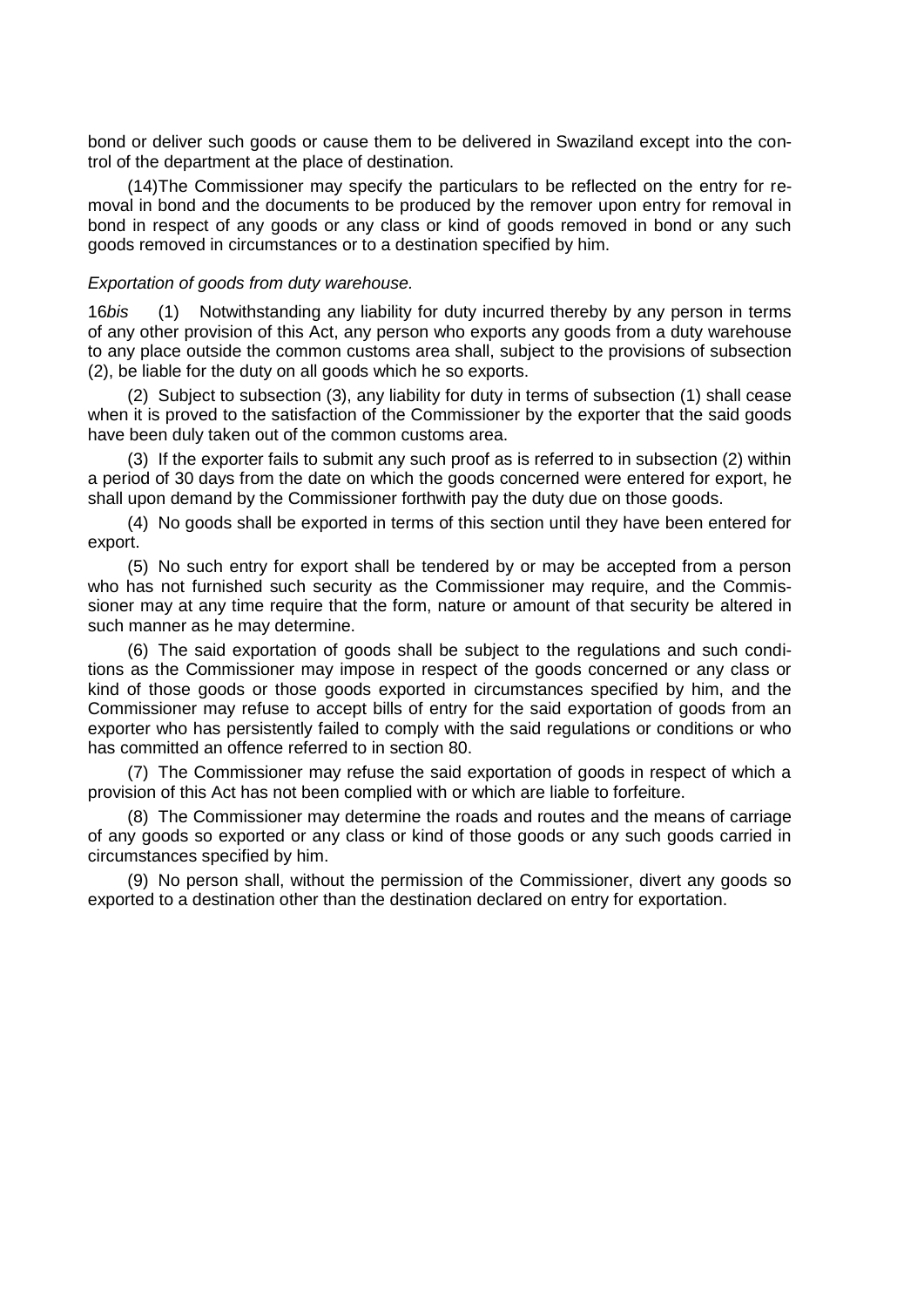bond or deliver such goods or cause them to be delivered in Swaziland except into the control of the department at the place of destination.

(14)The Commissioner may specify the particulars to be reflected on the entry for removal in bond and the documents to be produced by the remover upon entry for removal in bond in respect of any goods or any class or kind of goods removed in bond or any such goods removed in circumstances or to a destination specified by him.

*Exportation of goods from duty warehouse.*

16*bis* (1) Notwithstanding any liability for duty incurred thereby by any person in terms of any other provision of this Act, any person who exports any goods from a duty warehouse to any place outside the common customs area shall, subject to the provisions of subsection (2), be liable for the duty on all goods which he so exports.

(2) Subject to subsection (3), any liability for duty in terms of subsection (1) shall cease when it is proved to the satisfaction of the Commissioner by the exporter that the said goods have been duly taken out of the common customs area.

(3) If the exporter fails to submit any such proof as is referred to in subsection (2) within a period of 30 days from the date on which the goods concerned were entered for export, he shall upon demand by the Commissioner forthwith pay the duty due on those goods.

(4) No goods shall be exported in terms of this section until they have been entered for export.

(5) No such entry for export shall be tendered by or may be accepted from a person who has not furnished such security as the Commissioner may require, and the Commissioner may at any time require that the form, nature or amount of that security be altered in such manner as he may determine.

(6) The said exportation of goods shall be subject to the regulations and such conditions as the Commissioner may impose in respect of the goods concerned or any class or kind of those goods or those goods exported in circumstances specified by him, and the Commissioner may refuse to accept bills of entry for the said exportation of goods from an exporter who has persistently failed to comply with the said regulations or conditions or who has committed an offence referred to in section 80.

(7) The Commissioner may refuse the said exportation of goods in respect of which a provision of this Act has not been complied with or which are liable to forfeiture.

(8) The Commissioner may determine the roads and routes and the means of carriage of any goods so exported or any class or kind of those goods or any such goods carried in circumstances specified by him.

(9) No person shall, without the permission of the Commissioner, divert any goods so exported to a destination other than the destination declared on entry for exportation.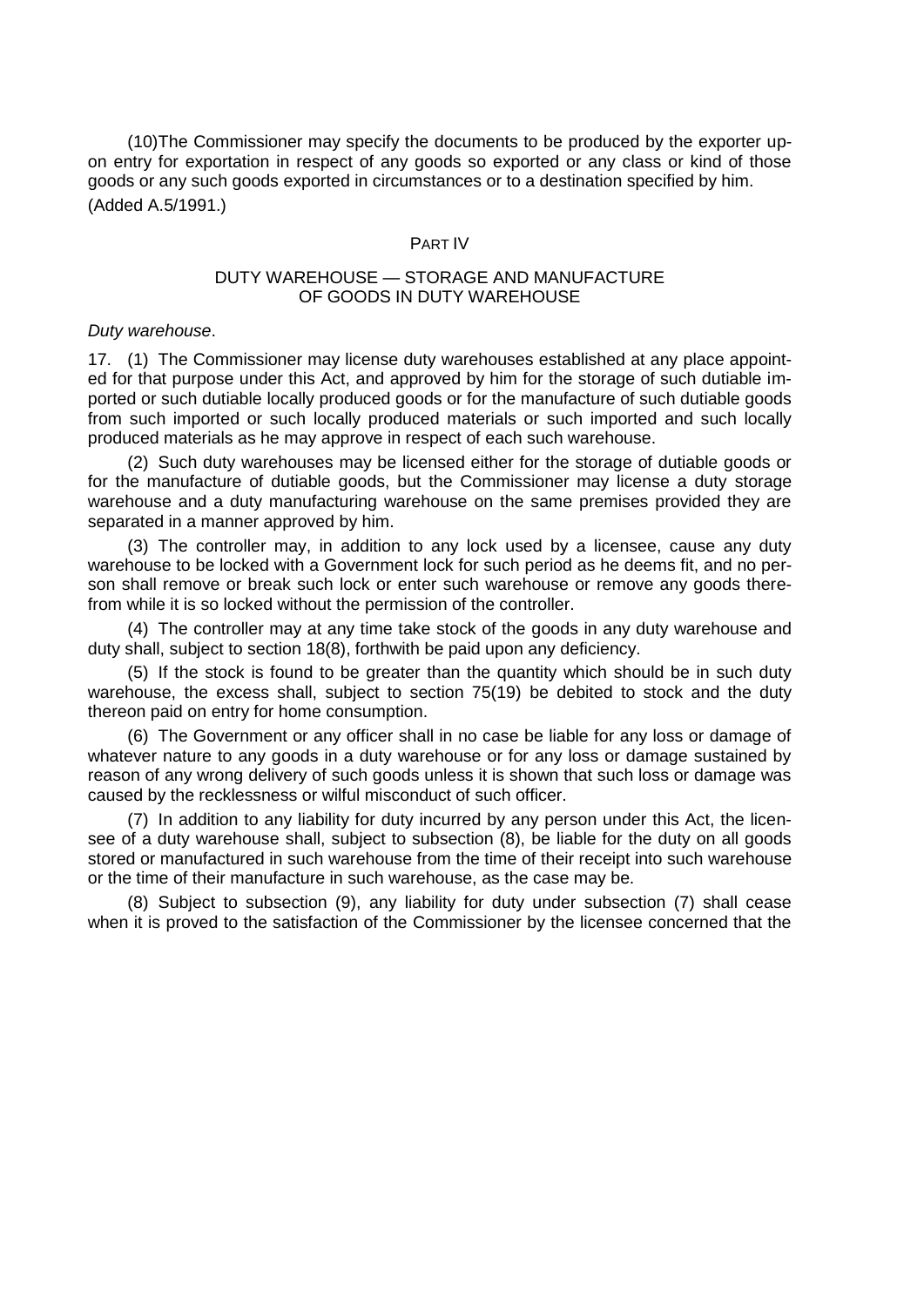(10)The Commissioner may specify the documents to be produced by the exporter upon entry for exportation in respect of any goods so exported or any class or kind of those goods or any such goods exported in circumstances or to a destination specified by him.
(Added A.5/1991.)

## PART IV

## DUTY WAREHOUSE — STORAGE AND MANUFACTURE OF GOODS IN DUTY WAREHOUSE

*Duty warehouse*.

17. (1) The Commissioner may license duty warehouses established at any place appointed for that purpose under this Act, and approved by him for the storage of such dutiable imported or such dutiable locally produced goods or for the manufacture of such dutiable goods from such imported or such locally produced materials or such imported and such locally produced materials as he may approve in respect of each such warehouse.

(2) Such duty warehouses may be licensed either for the storage of dutiable goods or for the manufacture of dutiable goods, but the Commissioner may license a duty storage warehouse and a duty manufacturing warehouse on the same premises provided they are separated in a manner approved by him.

(3) The controller may, in addition to any lock used by a licensee, cause any duty warehouse to be locked with a Government lock for such period as he deems fit, and no person shall remove or break such lock or enter such warehouse or remove any goods therefrom while it is so locked without the permission of the controller.

(4) The controller may at any time take stock of the goods in any duty warehouse and duty shall, subject to section 18(8), forthwith be paid upon any deficiency.

(5) If the stock is found to be greater than the quantity which should be in such duty warehouse, the excess shall, subject to section 75(19) be debited to stock and the duty thereon paid on entry for home consumption.

(6) The Government or any officer shall in no case be liable for any loss or damage of whatever nature to any goods in a duty warehouse or for any loss or damage sustained by reason of any wrong delivery of such goods unless it is shown that such loss or damage was caused by the recklessness or wilful misconduct of such officer.

(7) In addition to any liability for duty incurred by any person under this Act, the licensee of a duty warehouse shall, subject to subsection (8), be liable for the duty on all goods stored or manufactured in such warehouse from the time of their receipt into such warehouse or the time of their manufacture in such warehouse, as the case may be.

(8) Subject to subsection (9), any liability for duty under subsection (7) shall cease when it is proved to the satisfaction of the Commissioner by the licensee concerned that the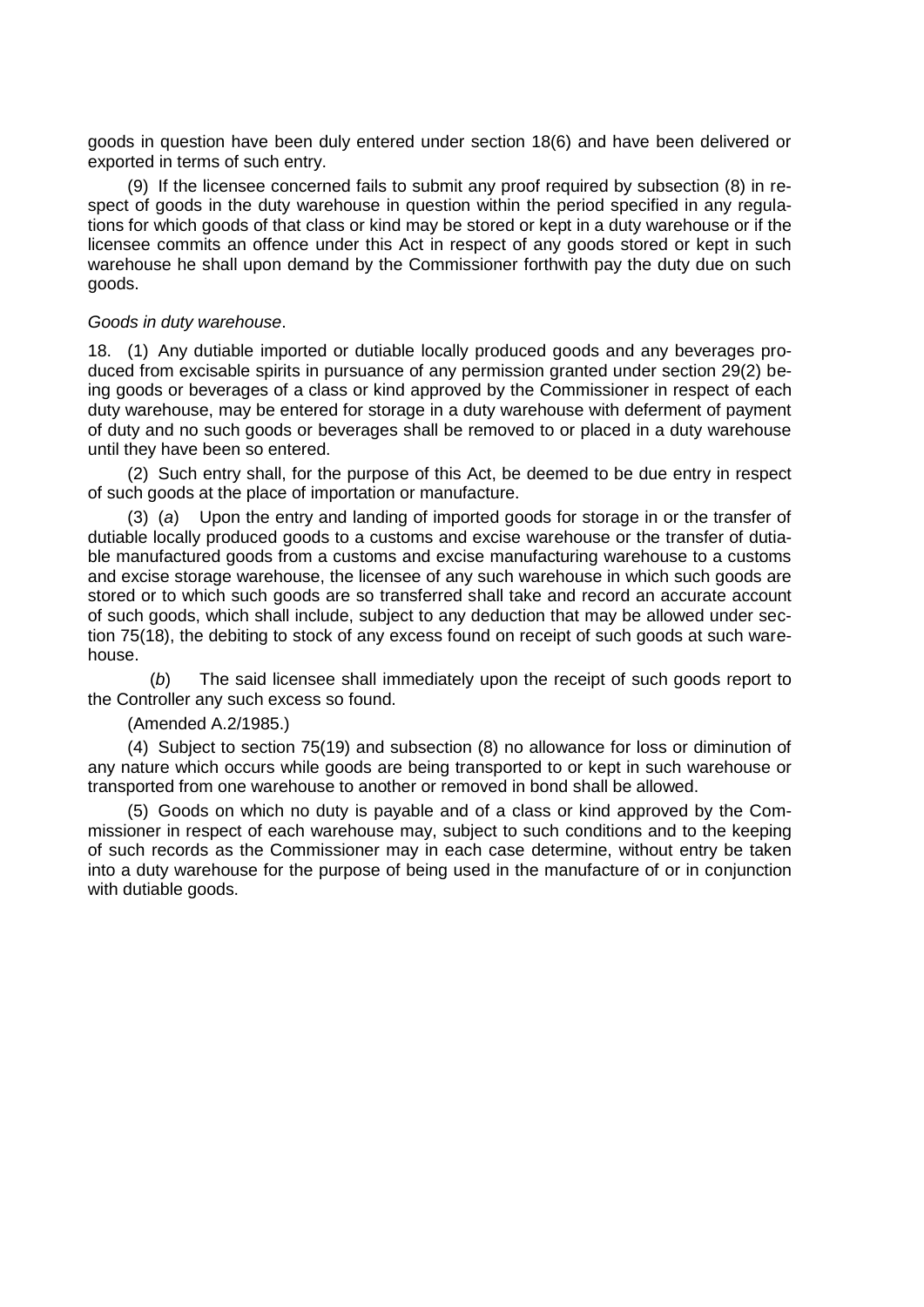goods in question have been duly entered under section 18(6) and have been delivered or exported in terms of such entry.

(9) If the licensee concerned fails to submit any proof required by subsection (8) in respect of goods in the duty warehouse in question within the period specified in any regulations for which goods of that class or kind may be stored or kept in a duty warehouse or if the licensee commits an offence under this Act in respect of any goods stored or kept in such warehouse he shall upon demand by the Commissioner forthwith pay the duty due on such goods.

*Goods in duty warehouse*.

18. (1) Any dutiable imported or dutiable locally produced goods and any beverages produced from excisable spirits in pursuance of any permission granted under section 29(2) being goods or beverages of a class or kind approved by the Commissioner in respect of each duty warehouse, may be entered for storage in a duty warehouse with deferment of payment of duty and no such goods or beverages shall be removed to or placed in a duty warehouse until they have been so entered.

(2) Such entry shall, for the purpose of this Act, be deemed to be due entry in respect of such goods at the place of importation or manufacture.

(3) (*a*) Upon the entry and landing of imported goods for storage in or the transfer of dutiable locally produced goods to a customs and excise warehouse or the transfer of dutiable manufactured goods from a customs and excise manufacturing warehouse to a customs and excise storage warehouse, the licensee of any such warehouse in which such goods are stored or to which such goods are so transferred shall take and record an accurate account of such goods, which shall include, subject to any deduction that may be allowed under section 75(18), the debiting to stock of any excess found on receipt of such goods at such warehouse.

(*b*) The said licensee shall immediately upon the receipt of such goods report to the Controller any such excess so found.

(Amended A.2/1985.)

(4) Subject to section 75(19) and subsection (8) no allowance for loss or diminution of any nature which occurs while goods are being transported to or kept in such warehouse or transported from one warehouse to another or removed in bond shall be allowed.

(5) Goods on which no duty is payable and of a class or kind approved by the Commissioner in respect of each warehouse may, subject to such conditions and to the keeping of such records as the Commissioner may in each case determine, without entry be taken into a duty warehouse for the purpose of being used in the manufacture of or in conjunction with dutiable goods.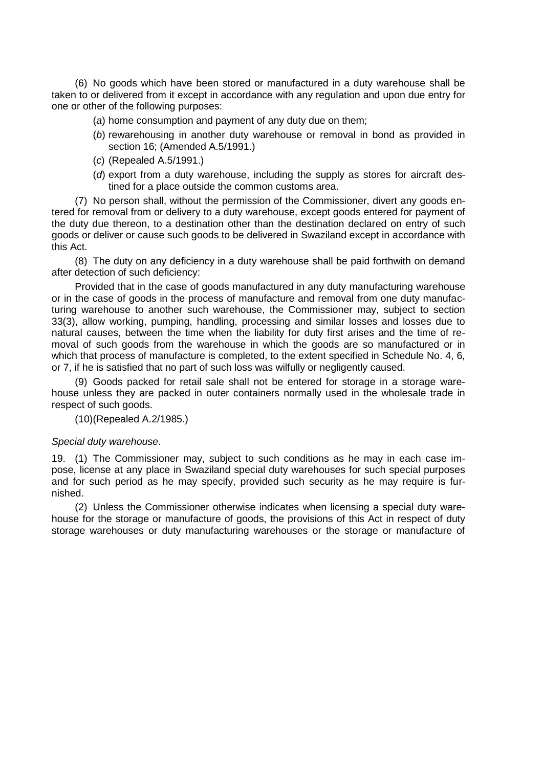(6) No goods which have been stored or manufactured in a duty warehouse shall be taken to or delivered from it except in accordance with any regulation and upon due entry for one or other of the following purposes:

(*a*) home consumption and payment of any duty due on them;

(*b*) rewarehousing in another duty warehouse or removal in bond as provided in section 16; (Amended A.5/1991.)

(*c*) (Repealed A.5/1991.)

(*d*) export from a duty warehouse, including the supply as stores for aircraft destined for a place outside the common customs area.

(7) No person shall, without the permission of the Commissioner, divert any goods entered for removal from or delivery to a duty warehouse, except goods entered for payment of the duty due thereon, to a destination other than the destination declared on entry of such goods or deliver or cause such goods to be delivered in Swaziland except in accordance with this Act.

(8) The duty on any deficiency in a duty warehouse shall be paid forthwith on demand after detection of such deficiency:

Provided that in the case of goods manufactured in any duty manufacturing warehouse or in the case of goods in the process of manufacture and removal from one duty manufacturing warehouse to another such warehouse, the Commissioner may, subject to section 33(3), allow working, pumping, handling, processing and similar losses and losses due to natural causes, between the time when the liability for duty first arises and the time of removal of such goods from the warehouse in which the goods are so manufactured or in which that process of manufacture is completed, to the extent specified in Schedule No. 4, 6, or 7, if he is satisfied that no part of such loss was wilfully or negligently caused.

(9) Goods packed for retail sale shall not be entered for storage in a storage warehouse unless they are packed in outer containers normally used in the wholesale trade in respect of such goods.

(10)(Repealed A.2/1985.)

*Special duty warehouse*.

19. (1) The Commissioner may, subject to such conditions as he may in each case impose, license at any place in Swaziland special duty warehouses for such special purposes and for such period as he may specify, provided such security as he may require is furnished.

(2) Unless the Commissioner otherwise indicates when licensing a special duty warehouse for the storage or manufacture of goods, the provisions of this Act in respect of duty storage warehouses or duty manufacturing warehouses or the storage or manufacture of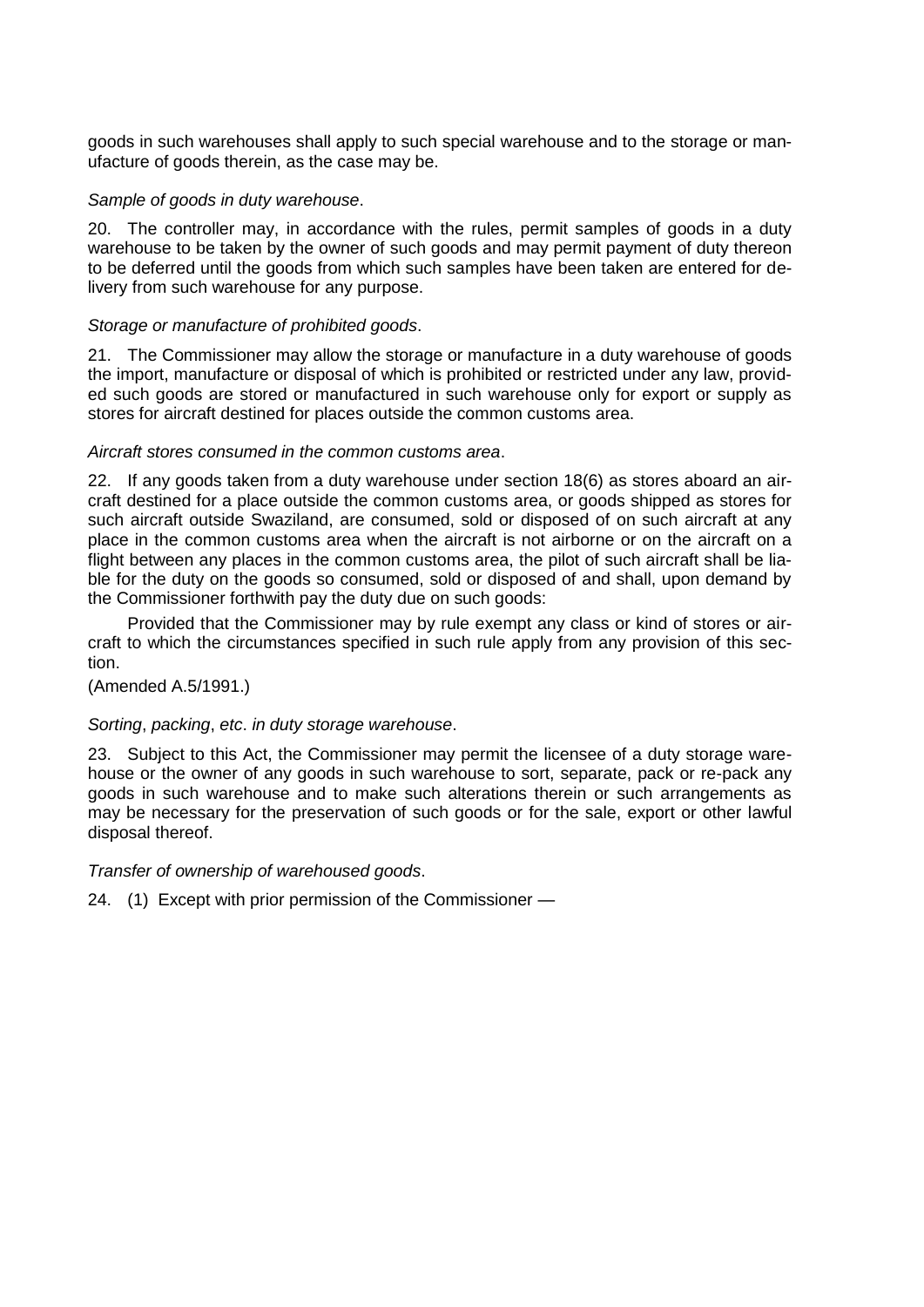goods in such warehouses shall apply to such special warehouse and to the storage or manufacture of goods therein, as the case may be.

*Sample of goods in duty warehouse*.

20. The controller may, in accordance with the rules, permit samples of goods in a duty warehouse to be taken by the owner of such goods and may permit payment of duty thereon to be deferred until the goods from which such samples have been taken are entered for delivery from such warehouse for any purpose.

*Storage or manufacture of prohibited goods*.

21. The Commissioner may allow the storage or manufacture in a duty warehouse of goods the import, manufacture or disposal of which is prohibited or restricted under any law, provided such goods are stored or manufactured in such warehouse only for export or supply as stores for aircraft destined for places outside the common customs area.

*Aircraft stores consumed in the common customs area*.

22. If any goods taken from a duty warehouse under section 18(6) as stores aboard an aircraft destined for a place outside the common customs area, or goods shipped as stores for such aircraft outside Swaziland, are consumed, sold or disposed of on such aircraft at any place in the common customs area when the aircraft is not airborne or on the aircraft on a flight between any places in the common customs area, the pilot of such aircraft shall be liable for the duty on the goods so consumed, sold or disposed of and shall, upon demand by the Commissioner forthwith pay the duty due on such goods:

Provided that the Commissioner may by rule exempt any class or kind of stores or aircraft to which the circumstances specified in such rule apply from any provision of this section.

(Amended A.5/1991.)

*Sorting*, *packing*, *etc*. *in duty storage warehouse*.

23. Subject to this Act, the Commissioner may permit the licensee of a duty storage warehouse or the owner of any goods in such warehouse to sort, separate, pack or re-pack any goods in such warehouse and to make such alterations therein or such arrangements as may be necessary for the preservation of such goods or for the sale, export or other lawful disposal thereof.

*Transfer of ownership of warehoused goods*.

24. (1) Except with prior permission of the Commissioner —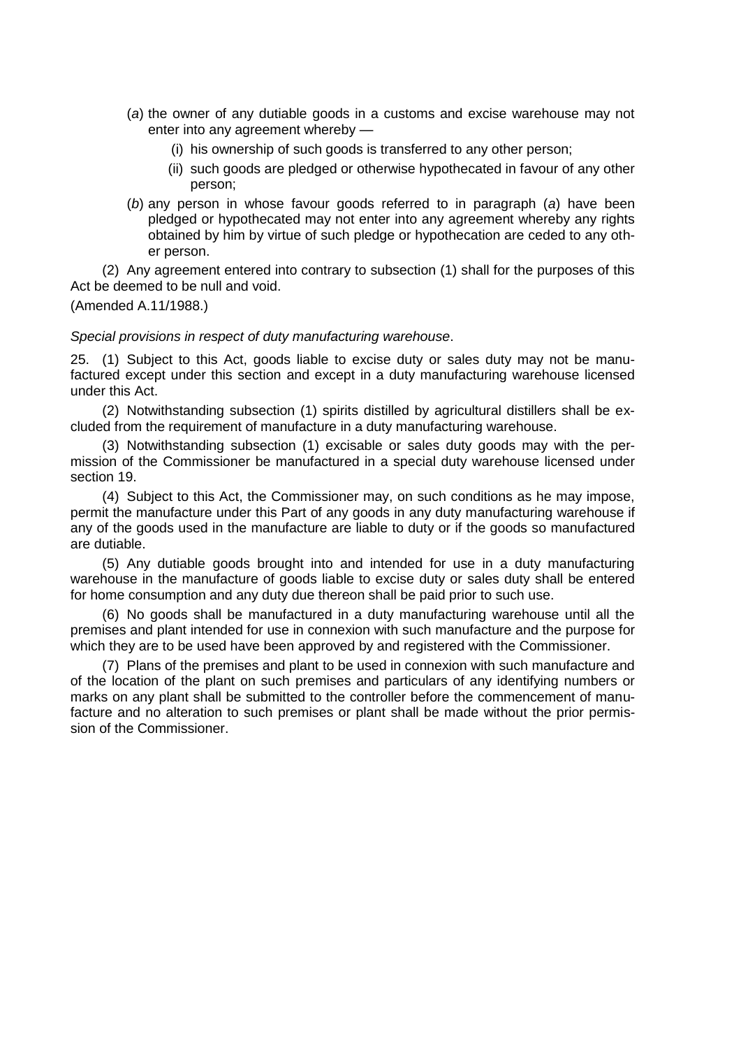(*a*) the owner of any dutiable goods in a customs and excise warehouse may not enter into any agreement whereby —

(i) his ownership of such goods is transferred to any other person;

(ii) such goods are pledged or otherwise hypothecated in favour of any other person;

(*b*) any person in whose favour goods referred to in paragraph (*a*) have been pledged or hypothecated may not enter into any agreement whereby any rights obtained by him by virtue of such pledge or hypothecation are ceded to any other person.

(2) Any agreement entered into contrary to subsection (1) shall for the purposes of this Act be deemed to be null and void.

(Amended A.11/1988.)

*Special provisions in respect of duty manufacturing warehouse*.

25. (1) Subject to this Act, goods liable to excise duty or sales duty may not be manufactured except under this section and except in a duty manufacturing warehouse licensed under this Act.

(2) Notwithstanding subsection (1) spirits distilled by agricultural distillers shall be excluded from the requirement of manufacture in a duty manufacturing warehouse.

(3) Notwithstanding subsection (1) excisable or sales duty goods may with the permission of the Commissioner be manufactured in a special duty warehouse licensed under section 19.

(4) Subject to this Act, the Commissioner may, on such conditions as he may impose, permit the manufacture under this Part of any goods in any duty manufacturing warehouse if any of the goods used in the manufacture are liable to duty or if the goods so manufactured are dutiable.

(5) Any dutiable goods brought into and intended for use in a duty manufacturing warehouse in the manufacture of goods liable to excise duty or sales duty shall be entered for home consumption and any duty due thereon shall be paid prior to such use.

(6) No goods shall be manufactured in a duty manufacturing warehouse until all the premises and plant intended for use in connexion with such manufacture and the purpose for which they are to be used have been approved by and registered with the Commissioner.

(7) Plans of the premises and plant to be used in connexion with such manufacture and of the location of the plant on such premises and particulars of any identifying numbers or marks on any plant shall be submitted to the controller before the commencement of manufacture and no alteration to such premises or plant shall be made without the prior permission of the Commissioner.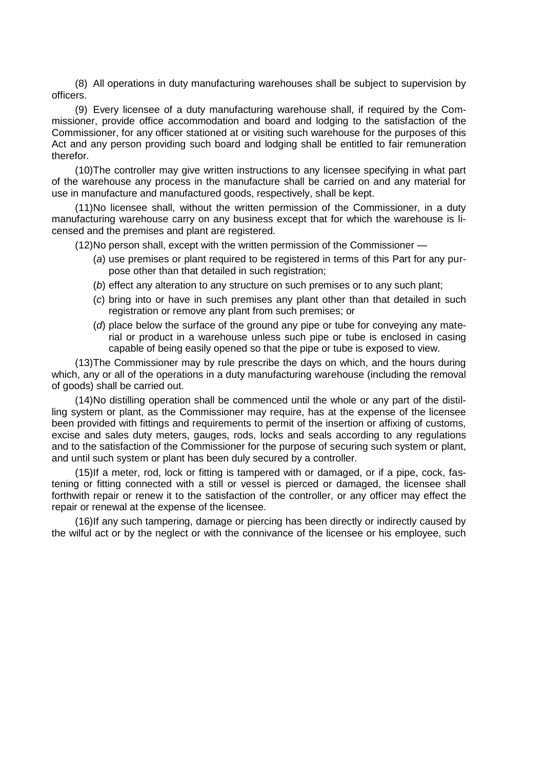(8) All operations in duty manufacturing warehouses shall be subject to supervision by officers.

(9) Every licensee of a duty manufacturing warehouse shall, if required by the Commissioner, provide office accommodation and board and lodging to the satisfaction of the Commissioner, for any officer stationed at or visiting such warehouse for the purposes of this Act and any person providing such board and lodging shall be entitled to fair remuneration therefor.

(10) The controller may give written instructions to any licensee specifying in what part of the warehouse any process in the manufacture shall be carried on and any material for use in manufacture and manufactured goods, respectively, shall be kept.

(11) No licensee shall, without the written permission of the Commissioner, in a duty manufacturing warehouse carry on any business except that for which the warehouse is licensed and the premises and plant are registered.

(12) No person shall, except with the written permission of the Commissioner —

(*a*) use premises or plant required to be registered in terms of this Part for any purpose other than that detailed in such registration;

(*b*) effect any alteration to any structure on such premises or to any such plant;

(*c*) bring into or have in such premises any plant other than that detailed in such registration or remove any plant from such premises; or

(*d*) place below the surface of the ground any pipe or tube for conveying any material or product in a warehouse unless such pipe or tube is enclosed in casing capable of being easily opened so that the pipe or tube is exposed to view.

(13) The Commissioner may by rule prescribe the days on which, and the hours during which, any or all of the operations in a duty manufacturing warehouse (including the removal of goods) shall be carried out.

(14) No distilling operation shall be commenced until the whole or any part of the distilling system or plant, as the Commissioner may require, has at the expense of the licensee been provided with fittings and requirements to permit of the insertion or affixing of customs, excise and sales duty meters, gauges, rods, locks and seals according to any regulations and to the satisfaction of the Commissioner for the purpose of securing such system or plant, and until such system or plant has been duly secured by a controller.

(15) If a meter, rod, lock or fitting is tampered with or damaged, or if a pipe, cock, fastening or fitting connected with a still or vessel is pierced or damaged, the licensee shall forthwith repair or renew it to the satisfaction of the controller, or any officer may effect the repair or renewal at the expense of the licensee.

(16) If any such tampering, damage or piercing has been directly or indirectly caused by the wilful act or by the neglect or with the connivance of the licensee or his employee, such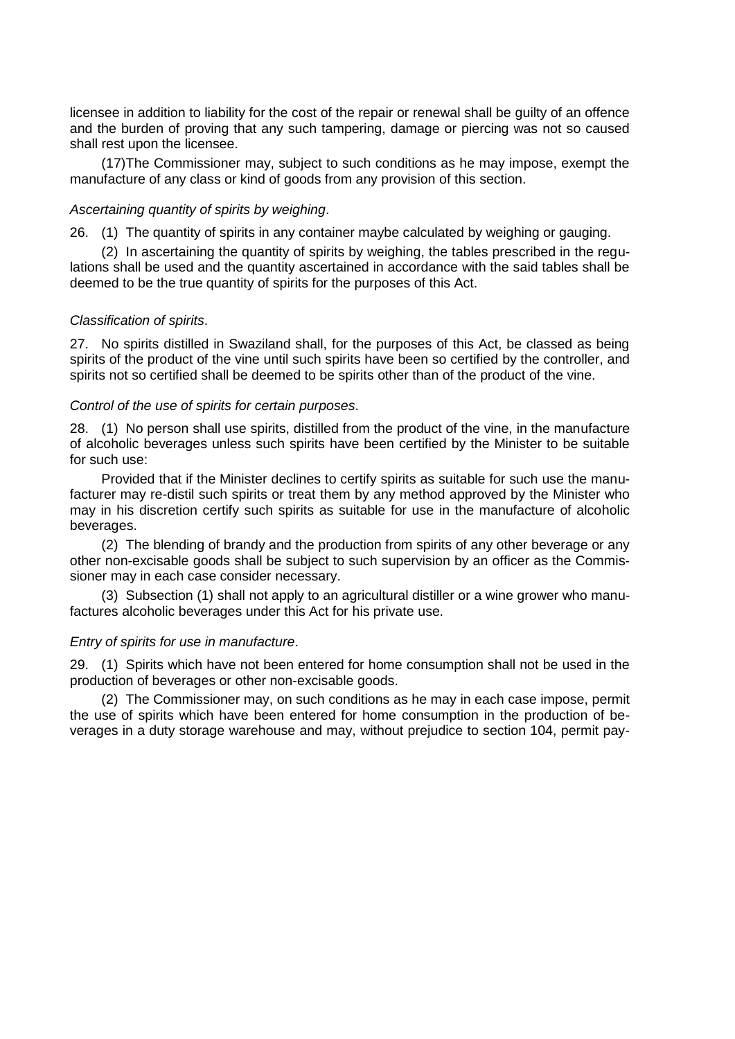licensee in addition to liability for the cost of the repair or renewal shall be guilty of an offence and the burden of proving that any such tampering, damage or piercing was not so caused shall rest upon the licensee.

(17)The Commissioner may, subject to such conditions as he may impose, exempt the manufacture of any class or kind of goods from any provision of this section.

*Ascertaining quantity of spirits by weighing*.

26. (1) The quantity of spirits in any container maybe calculated by weighing or gauging.

(2) In ascertaining the quantity of spirits by weighing, the tables prescribed in the regulations shall be used and the quantity ascertained in accordance with the said tables shall be deemed to be the true quantity of spirits for the purposes of this Act.

*Classification of spirits*.

27. No spirits distilled in Swaziland shall, for the purposes of this Act, be classed as being spirits of the product of the vine until such spirits have been so certified by the controller, and spirits not so certified shall be deemed to be spirits other than of the product of the vine.

*Control of the use of spirits for certain purposes*.

28. (1) No person shall use spirits, distilled from the product of the vine, in the manufacture of alcoholic beverages unless such spirits have been certified by the Minister to be suitable for such use:

Provided that if the Minister declines to certify spirits as suitable for such use the manufacturer may re-distil such spirits or treat them by any method approved by the Minister who may in his discretion certify such spirits as suitable for use in the manufacture of alcoholic beverages.

(2) The blending of brandy and the production from spirits of any other beverage or any other non-excisable goods shall be subject to such supervision by an officer as the Commissioner may in each case consider necessary.

(3) Subsection (1) shall not apply to an agricultural distiller or a wine grower who manufactures alcoholic beverages under this Act for his private use.

*Entry of spirits for use in manufacture*.

29. (1) Spirits which have not been entered for home consumption shall not be used in the production of beverages or other non-excisable goods.

(2) The Commissioner may, on such conditions as he may in each case impose, permit the use of spirits which have been entered for home consumption in the production of beverages in a duty storage warehouse and may, without prejudice to section 104, permit pay-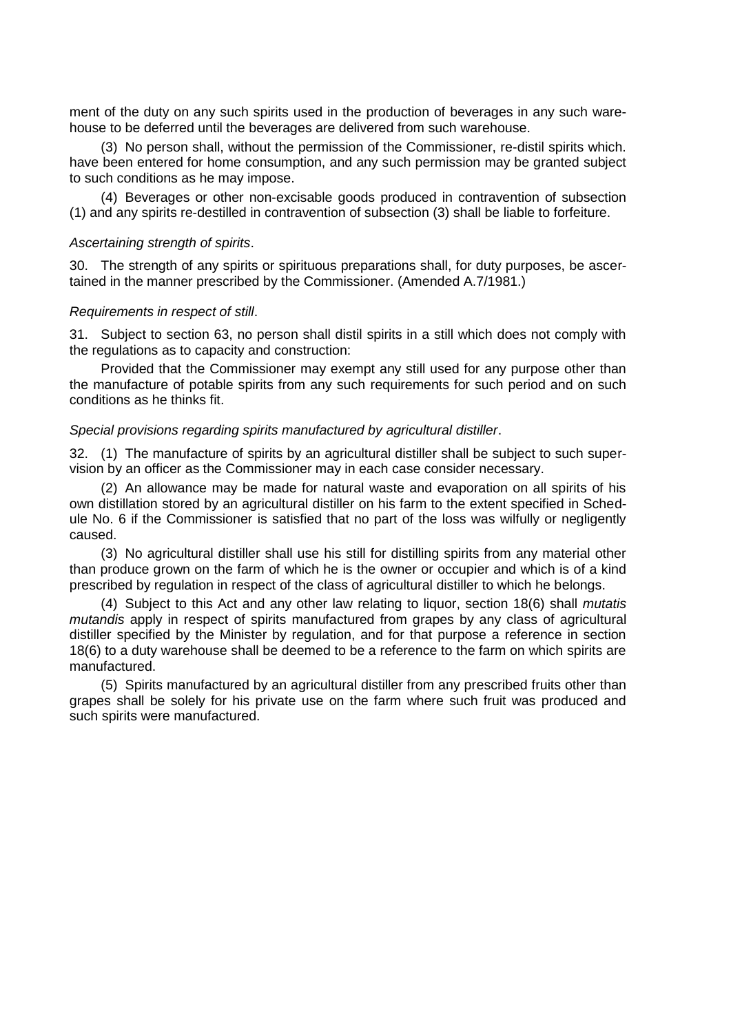ment of the duty on any such spirits used in the production of beverages in any such warehouse to be deferred until the beverages are delivered from such warehouse.

(3) No person shall, without the permission of the Commissioner, re-distil spirits which. have been entered for home consumption, and any such permission may be granted subject to such conditions as he may impose.

(4) Beverages or other non-excisable goods produced in contravention of subsection (1) and any spirits re-destilled in contravention of subsection (3) shall be liable to forfeiture.

*Ascertaining strength of spirits*.

30. The strength of any spirits or spirituous preparations shall, for duty purposes, be ascertained in the manner prescribed by the Commissioner. (Amended A.7/1981.)

*Requirements in respect of still*.

31. Subject to section 63, no person shall distil spirits in a still which does not comply with the regulations as to capacity and construction:

Provided that the Commissioner may exempt any still used for any purpose other than the manufacture of potable spirits from any such requirements for such period and on such conditions as he thinks fit.

*Special provisions regarding spirits manufactured by agricultural distiller*.

32. (1) The manufacture of spirits by an agricultural distiller shall be subject to such supervision by an officer as the Commissioner may in each case consider necessary.

(2) An allowance may be made for natural waste and evaporation on all spirits of his own distillation stored by an agricultural distiller on his farm to the extent specified in Schedule No. 6 if the Commissioner is satisfied that no part of the loss was wilfully or negligently caused.

(3) No agricultural distiller shall use his still for distilling spirits from any material other than produce grown on the farm of which he is the owner or occupier and which is of a kind prescribed by regulation in respect of the class of agricultural distiller to which he belongs.

(4) Subject to this Act and any other law relating to liquor, section 18(6) shall *mutatis mutandis* apply in respect of spirits manufactured from grapes by any class of agricultural distiller specified by the Minister by regulation, and for that purpose a reference in section 18(6) to a duty warehouse shall be deemed to be a reference to the farm on which spirits are manufactured.

(5) Spirits manufactured by an agricultural distiller from any prescribed fruits other than grapes shall be solely for his private use on the farm where such fruit was produced and such spirits were manufactured.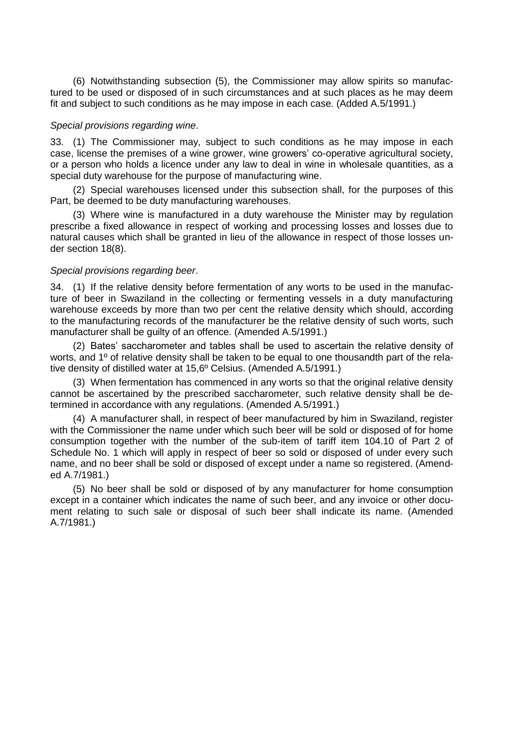(6) Notwithstanding subsection (5), the Commissioner may allow spirits so manufactured to be used or disposed of in such circumstances and at such places as he may deem fit and subject to such conditions as he may impose in each case. (Added A.5/1991.)

*Special provisions regarding wine*.

33. (1) The Commissioner may, subject to such conditions as he may impose in each case, license the premises of a wine grower, wine growers' co-operative agricultural society, or a person who holds a licence under any law to deal in wine in wholesale quantities, as a special duty warehouse for the purpose of manufacturing wine.

(2) Special warehouses licensed under this subsection shall, for the purposes of this Part, be deemed to be duty manufacturing warehouses.

(3) Where wine is manufactured in a duty warehouse the Minister may by regulation prescribe a fixed allowance in respect of working and processing losses and losses due to natural causes which shall be granted in lieu of the allowance in respect of those losses under section 18(8).

*Special provisions regarding beer*.

34. (1) If the relative density before fermentation of any worts to be used in the manufacture of beer in Swaziland in the collecting or fermenting vessels in a duty manufacturing warehouse exceeds by more than two per cent the relative density which should, according to the manufacturing records of the manufacturer be the relative density of such worts, such manufacturer shall be guilty of an offence. (Amended A.5/1991.)

(2) Bates' saccharometer and tables shall be used to ascertain the relative density of worts, and 1º of relative density shall be taken to be equal to one thousandth part of the relative density of distilled water at 15,6º Celsius. (Amended A.5/1991.)

(3) When fermentation has commenced in any worts so that the original relative density cannot be ascertained by the prescribed saccharometer, such relative density shall be determined in accordance with any regulations. (Amended A.5/1991.)

(4) A manufacturer shall, in respect of beer manufactured by him in Swaziland, register with the Commissioner the name under which such beer will be sold or disposed of for home consumption together with the number of the sub-item of tariff item 104.10 of Part 2 of Schedule No. 1 which will apply in respect of beer so sold or disposed of under every such name, and no beer shall be sold or disposed of except under a name so registered. (Amended A.7/1981.)

(5) No beer shall be sold or disposed of by any manufacturer for home consumption except in a container which indicates the name of such beer, and any invoice or other document relating to such sale or disposal of such beer shall indicate its name. (Amended A.7/1981.)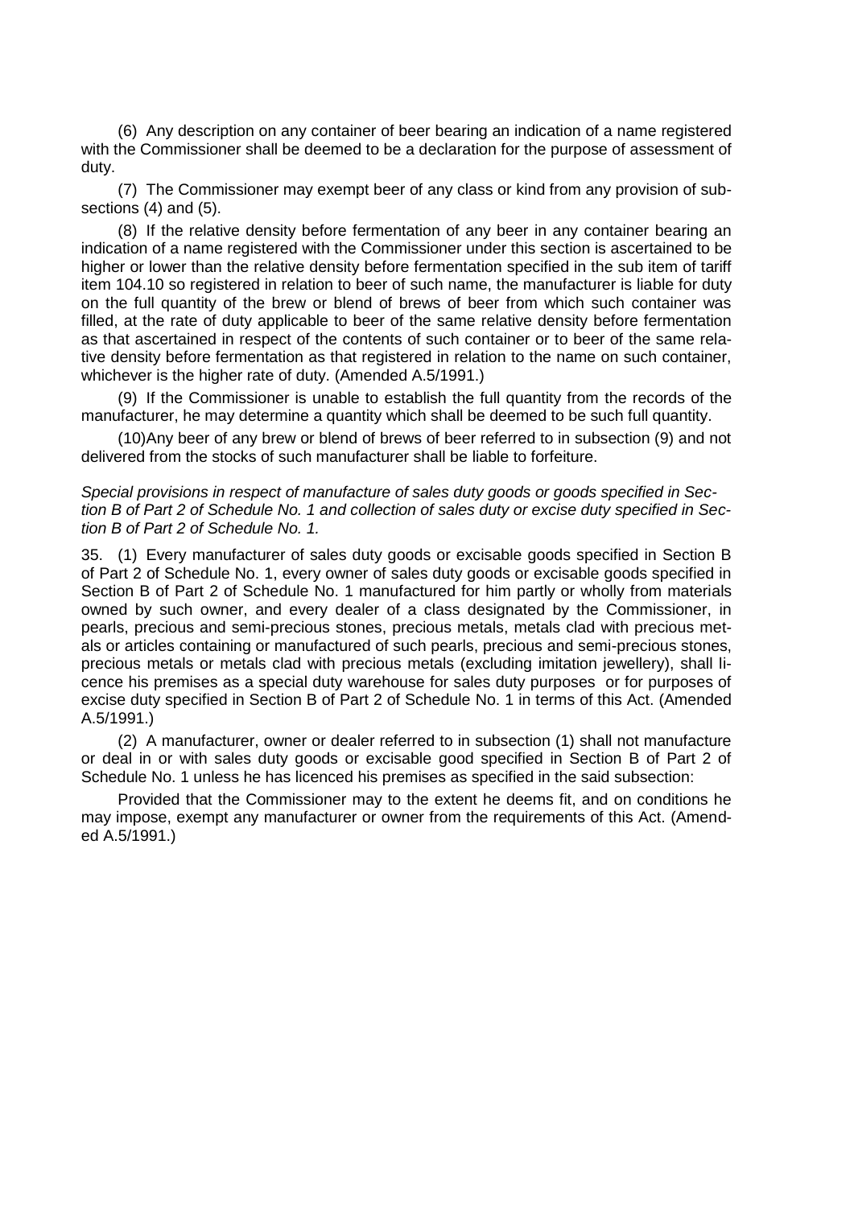(6) Any description on any container of beer bearing an indication of a name registered with the Commissioner shall be deemed to be a declaration for the purpose of assessment of duty.

(7) The Commissioner may exempt beer of any class or kind from any provision of subsections (4) and (5).

(8) If the relative density before fermentation of any beer in any container bearing an indication of a name registered with the Commissioner under this section is ascertained to be higher or lower than the relative density before fermentation specified in the sub item of tariff item 104.10 so registered in relation to beer of such name, the manufacturer is liable for duty on the full quantity of the brew or blend of brews of beer from which such container was filled, at the rate of duty applicable to beer of the same relative density before fermentation as that ascertained in respect of the contents of such container or to beer of the same relative density before fermentation as that registered in relation to the name on such container, whichever is the higher rate of duty. (Amended A.5/1991.)

(9) If the Commissioner is unable to establish the full quantity from the records of the manufacturer, he may determine a quantity which shall be deemed to be such full quantity.

(10)Any beer of any brew or blend of brews of beer referred to in subsection (9) and not delivered from the stocks of such manufacturer shall be liable to forfeiture.

*Special provisions in respect of manufacture of sales duty goods or goods specified in Section B of Part 2 of Schedule No. 1 and collection of sales duty or excise duty specified in Section B of Part 2 of Schedule No. 1.*

35. (1) Every manufacturer of sales duty goods or excisable goods specified in Section B of Part 2 of Schedule No. 1, every owner of sales duty goods or excisable goods specified in Section B of Part 2 of Schedule No. 1 manufactured for him partly or wholly from materials owned by such owner, and every dealer of a class designated by the Commissioner, in pearls, precious and semi-precious stones, precious metals, metals clad with precious metals or articles containing or manufactured of such pearls, precious and semi-precious stones, precious metals or metals clad with precious metals (excluding imitation jewellery), shall licence his premises as a special duty warehouse for sales duty purposes or for purposes of excise duty specified in Section B of Part 2 of Schedule No. 1 in terms of this Act. (Amended A.5/1991.)

(2) A manufacturer, owner or dealer referred to in subsection (1) shall not manufacture or deal in or with sales duty goods or excisable good specified in Section B of Part 2 of Schedule No. 1 unless he has licenced his premises as specified in the said subsection:

Provided that the Commissioner may to the extent he deems fit, and on conditions he may impose, exempt any manufacturer or owner from the requirements of this Act. (Amended A.5/1991.)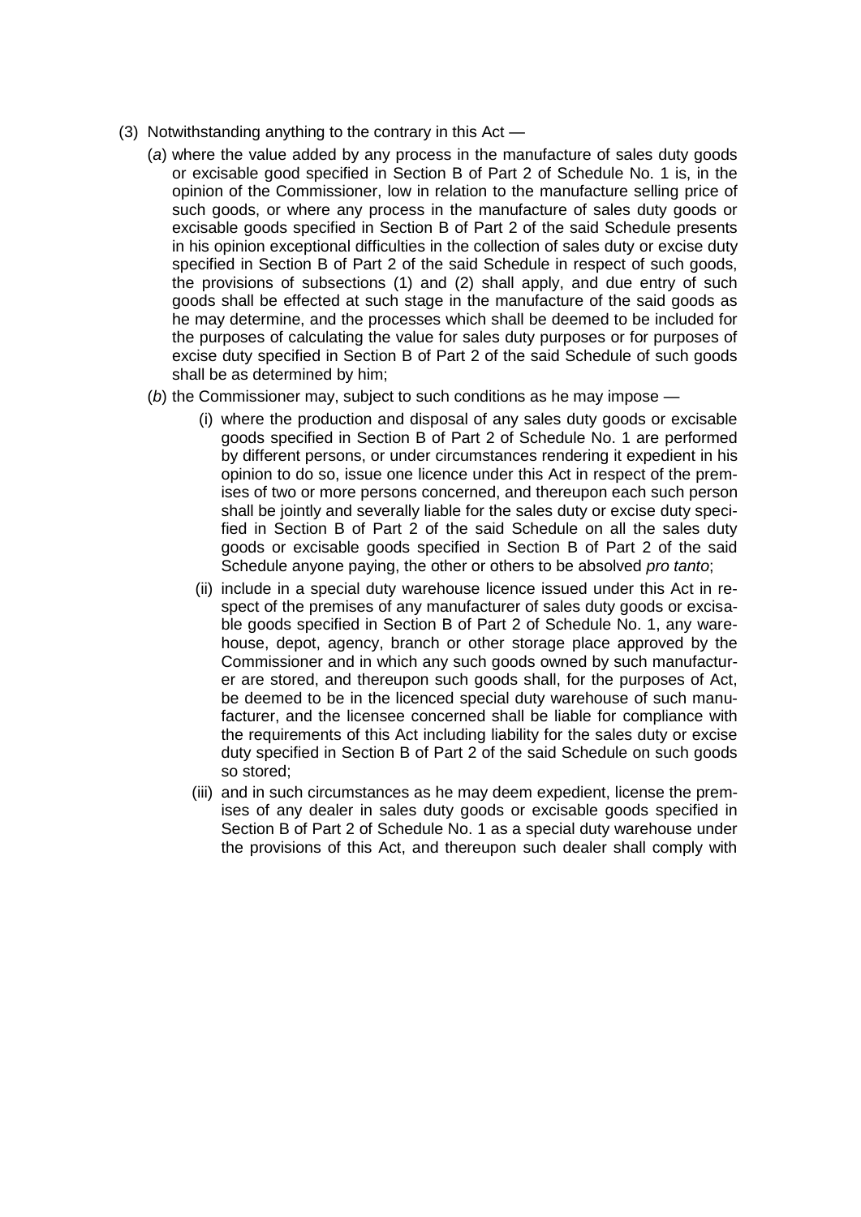(3) Notwithstanding anything to the contrary in this Act —

(*a*) where the value added by any process in the manufacture of sales duty goods or excisable good specified in Section B of Part 2 of Schedule No. 1 is, in the opinion of the Commissioner, low in relation to the manufacture selling price of such goods, or where any process in the manufacture of sales duty goods or excisable goods specified in Section B of Part 2 of the said Schedule presents in his opinion exceptional difficulties in the collection of sales duty or excise duty specified in Section B of Part 2 of the said Schedule in respect of such goods, the provisions of subsections (1) and (2) shall apply, and due entry of such goods shall be effected at such stage in the manufacture of the said goods as he may determine, and the processes which shall be deemed to be included for the purposes of calculating the value for sales duty purposes or for purposes of excise duty specified in Section B of Part 2 of the said Schedule of such goods shall be as determined by him;

(*b*) the Commissioner may, subject to such conditions as he may impose —

(i) where the production and disposal of any sales duty goods or excisable goods specified in Section B of Part 2 of Schedule No. 1 are performed by different persons, or under circumstances rendering it expedient in his opinion to do so, issue one licence under this Act in respect of the premises of two or more persons concerned, and thereupon each such person shall be jointly and severally liable for the sales duty or excise duty specified in Section B of Part 2 of the said Schedule on all the sales duty goods or excisable goods specified in Section B of Part 2 of the said Schedule anyone paying, the other or others to be absolved *pro tanto*;

(ii) include in a special duty warehouse licence issued under this Act in respect of the premises of any manufacturer of sales duty goods or excisable goods specified in Section B of Part 2 of Schedule No. 1, any warehouse, depot, agency, branch or other storage place approved by the Commissioner and in which any such goods owned by such manufacturer are stored, and thereupon such goods shall, for the purposes of Act, be deemed to be in the licenced special duty warehouse of such manufacturer, and the licensee concerned shall be liable for compliance with the requirements of this Act including liability for the sales duty or excise duty specified in Section B of Part 2 of the said Schedule on such goods so stored;

(iii) and in such circumstances as he may deem expedient, license the premises of any dealer in sales duty goods or excisable goods specified in Section B of Part 2 of Schedule No. 1 as a special duty warehouse under the provisions of this Act, and thereupon such dealer shall comply with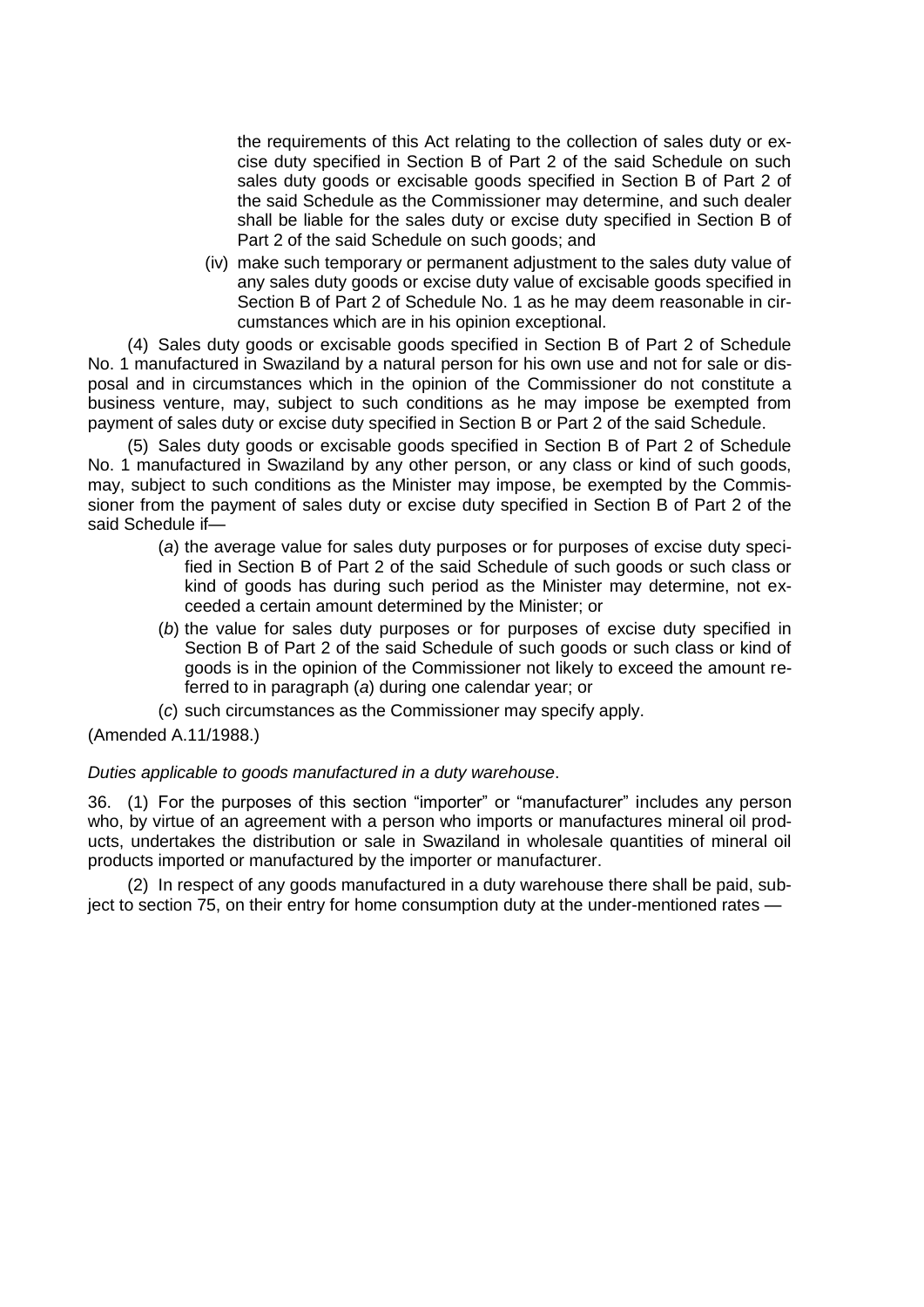the requirements of this Act relating to the collection of sales duty or excise duty specified in Section B of Part 2 of the said Schedule on such sales duty goods or excisable goods specified in Section B of Part 2 of the said Schedule as the Commissioner may determine, and such dealer shall be liable for the sales duty or excise duty specified in Section B of Part 2 of the said Schedule on such goods; and

(iv) make such temporary or permanent adjustment to the sales duty value of any sales duty goods or excise duty value of excisable goods specified in Section B of Part 2 of Schedule No. 1 as he may deem reasonable in circumstances which are in his opinion exceptional.

(4) Sales duty goods or excisable goods specified in Section B of Part 2 of Schedule No. 1 manufactured in Swaziland by a natural person for his own use and not for sale or disposal and in circumstances which in the opinion of the Commissioner do not constitute a business venture, may, subject to such conditions as he may impose be exempted from payment of sales duty or excise duty specified in Section B or Part 2 of the said Schedule.

(5) Sales duty goods or excisable goods specified in Section B of Part 2 of Schedule No. 1 manufactured in Swaziland by any other person, or any class or kind of such goods, may, subject to such conditions as the Minister may impose, be exempted by the Commissioner from the payment of sales duty or excise duty specified in Section B of Part 2 of the said Schedule if—

(*a*) the average value for sales duty purposes or for purposes of excise duty specified in Section B of Part 2 of the said Schedule of such goods or such class or kind of goods has during such period as the Minister may determine, not exceeded a certain amount determined by the Minister; or

(*b*) the value for sales duty purposes or for purposes of excise duty specified in Section B of Part 2 of the said Schedule of such goods or such class or kind of goods is in the opinion of the Commissioner not likely to exceed the amount referred to in paragraph (*a*) during one calendar year; or

(*c*) such circumstances as the Commissioner may specify apply.

(Amended A.11/1988.)

*Duties applicable to goods manufactured in a duty warehouse*.

36. (1) For the purposes of this section "importer" or "manufacturer" includes any person who, by virtue of an agreement with a person who imports or manufactures mineral oil products, undertakes the distribution or sale in Swaziland in wholesale quantities of mineral oil products imported or manufactured by the importer or manufacturer.

(2) In respect of any goods manufactured in a duty warehouse there shall be paid, subject to section 75, on their entry for home consumption duty at the under-mentioned rates —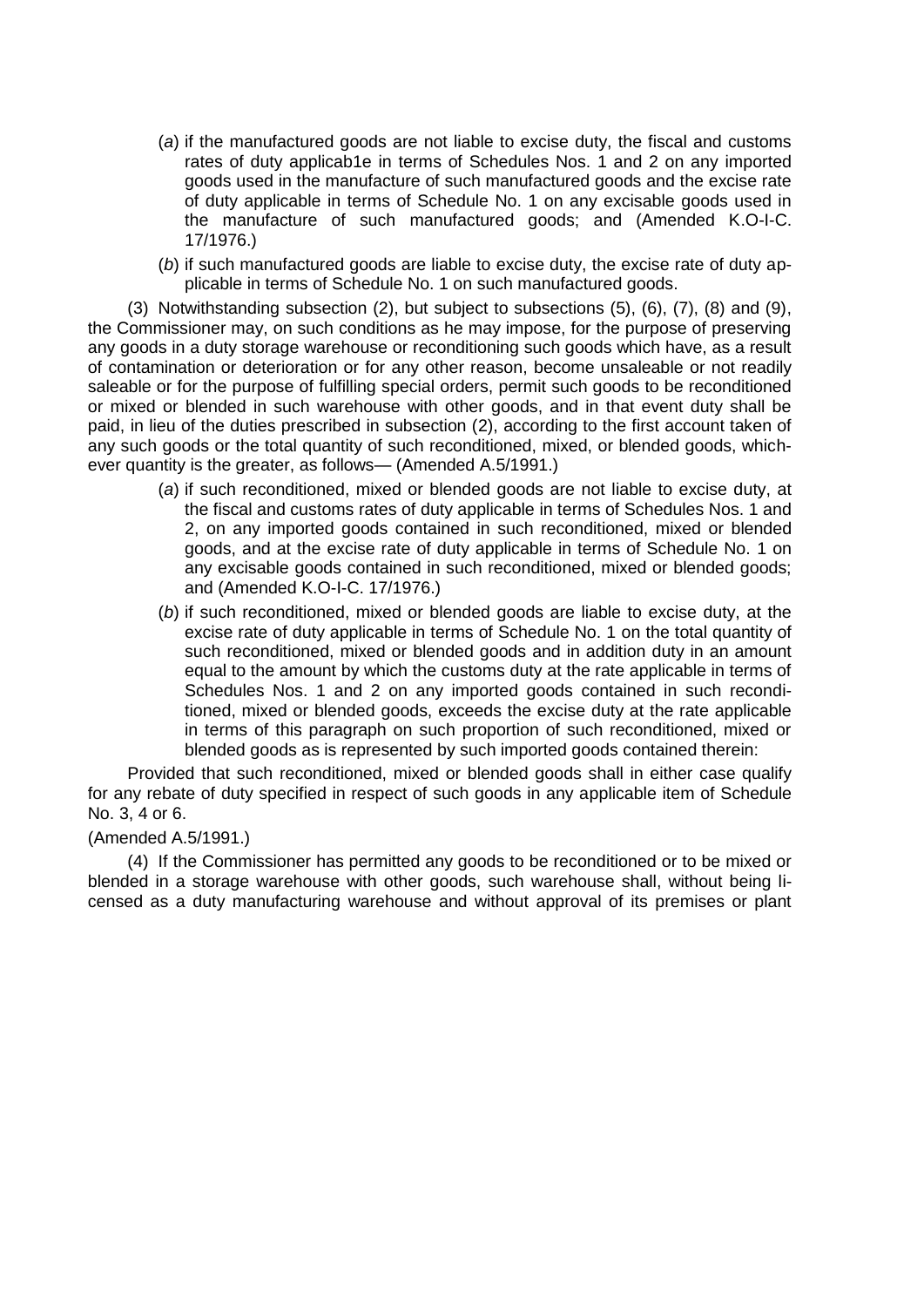(*a*) if the manufactured goods are not liable to excise duty, the fiscal and customs rates of duty applicab1e in terms of Schedules Nos. 1 and 2 on any imported goods used in the manufacture of such manufactured goods and the excise rate of duty applicable in terms of Schedule No. 1 on any excisable goods used in the manufacture of such manufactured goods; and (Amended K.O-I-C. 17/1976.)

(*b*) if such manufactured goods are liable to excise duty, the excise rate of duty applicable in terms of Schedule No. 1 on such manufactured goods.

(3) Notwithstanding subsection (2), but subject to subsections (5), (6), (7), (8) and (9), the Commissioner may, on such conditions as he may impose, for the purpose of preserving any goods in a duty storage warehouse or reconditioning such goods which have, as a result of contamination or deterioration or for any other reason, become unsaleable or not readily saleable or for the purpose of fulfilling special orders, permit such goods to be reconditioned or mixed or blended in such warehouse with other goods, and in that event duty shall be paid, in lieu of the duties prescribed in subsection (2), according to the first account taken of any such goods or the total quantity of such reconditioned, mixed, or blended goods, whichever quantity is the greater, as follows— (Amended A.5/1991.)

(*a*) if such reconditioned, mixed or blended goods are not liable to excise duty, at the fiscal and customs rates of duty applicable in terms of Schedules Nos. 1 and 2, on any imported goods contained in such reconditioned, mixed or blended goods, and at the excise rate of duty applicable in terms of Schedule No. 1 on any excisable goods contained in such reconditioned, mixed or blended goods; and (Amended K.O-I-C. 17/1976.)

(*b*) if such reconditioned, mixed or blended goods are liable to excise duty, at the excise rate of duty applicable in terms of Schedule No. 1 on the total quantity of such reconditioned, mixed or blended goods and in addition duty in an amount equal to the amount by which the customs duty at the rate applicable in terms of Schedules Nos. 1 and 2 on any imported goods contained in such reconditioned, mixed or blended goods, exceeds the excise duty at the rate applicable in terms of this paragraph on such proportion of such reconditioned, mixed or blended goods as is represented by such imported goods contained therein:

Provided that such reconditioned, mixed or blended goods shall in either case qualify for any rebate of duty specified in respect of such goods in any applicable item of Schedule No. 3, 4 or 6.

(Amended A.5/1991.)

(4) If the Commissioner has permitted any goods to be reconditioned or to be mixed or blended in a storage warehouse with other goods, such warehouse shall, without being licensed as a duty manufacturing warehouse and without approval of its premises or plant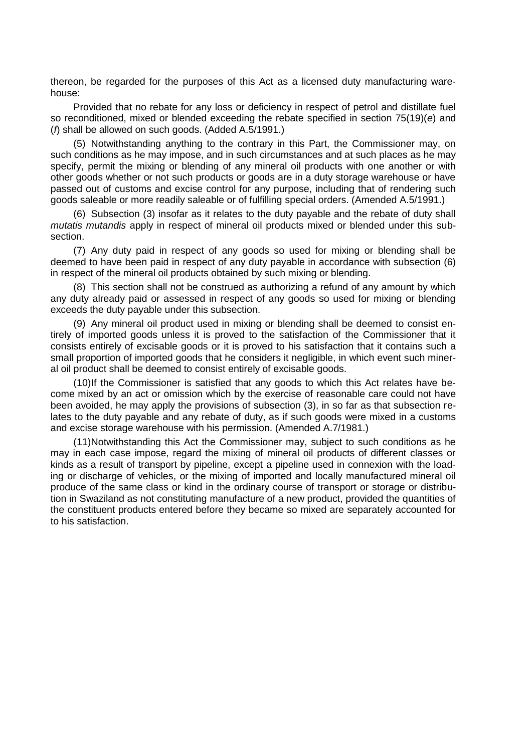thereon, be regarded for the purposes of this Act as a licensed duty manufacturing warehouse:

Provided that no rebate for any loss or deficiency in respect of petrol and distillate fuel so reconditioned, mixed or blended exceeding the rebate specified in section 75(19)(*e*) and (*f*) shall be allowed on such goods. (Added A.5/1991.)

(5) Notwithstanding anything to the contrary in this Part, the Commissioner may, on such conditions as he may impose, and in such circumstances and at such places as he may specify, permit the mixing or blending of any mineral oil products with one another or with other goods whether or not such products or goods are in a duty storage warehouse or have passed out of customs and excise control for any purpose, including that of rendering such goods saleable or more readily saleable or of fulfilling special orders. (Amended A.5/1991.)

(6) Subsection (3) insofar as it relates to the duty payable and the rebate of duty shall *mutatis mutandis* apply in respect of mineral oil products mixed or blended under this subsection.

(7) Any duty paid in respect of any goods so used for mixing or blending shall be deemed to have been paid in respect of any duty payable in accordance with subsection (6) in respect of the mineral oil products obtained by such mixing or blending.

(8) This section shall not be construed as authorizing a refund of any amount by which any duty already paid or assessed in respect of any goods so used for mixing or blending exceeds the duty payable under this subsection.

(9) Any mineral oil product used in mixing or blending shall be deemed to consist entirely of imported goods unless it is proved to the satisfaction of the Commissioner that it consists entirely of excisable goods or it is proved to his satisfaction that it contains such a small proportion of imported goods that he considers it negligible, in which event such mineral oil product shall be deemed to consist entirely of excisable goods.

(10)If the Commissioner is satisfied that any goods to which this Act relates have become mixed by an act or omission which by the exercise of reasonable care could not have been avoided, he may apply the provisions of subsection (3), in so far as that subsection relates to the duty payable and any rebate of duty, as if such goods were mixed in a customs and excise storage warehouse with his permission. (Amended A.7/1981.)

(11)Notwithstanding this Act the Commissioner may, subject to such conditions as he may in each case impose, regard the mixing of mineral oil products of different classes or kinds as a result of transport by pipeline, except a pipeline used in connexion with the loading or discharge of vehicles, or the mixing of imported and locally manufactured mineral oil produce of the same class or kind in the ordinary course of transport or storage or distribution in Swaziland as not constituting manufacture of a new product, provided the quantities of the constituent products entered before they became so mixed are separately accounted for to his satisfaction.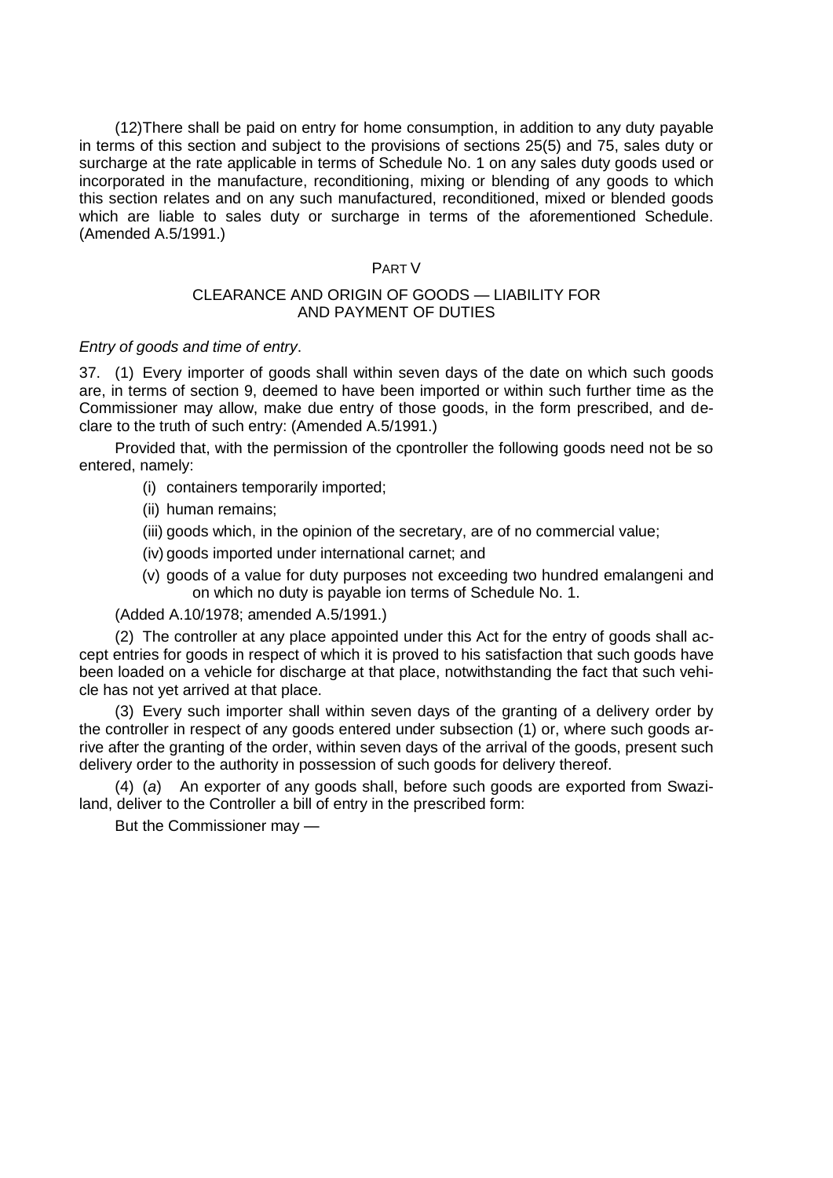(12)There shall be paid on entry for home consumption, in addition to any duty payable in terms of this section and subject to the provisions of sections 25(5) and 75, sales duty or surcharge at the rate applicable in terms of Schedule No. 1 on any sales duty goods used or incorporated in the manufacture, reconditioning, mixing or blending of any goods to which this section relates and on any such manufactured, reconditioned, mixed or blended goods which are liable to sales duty or surcharge in terms of the aforementioned Schedule. (Amended A.5/1991.)

## PART V

## CLEARANCE AND ORIGIN OF GOODS — LIABILITY FOR AND PAYMENT OF DUTIES

*Entry of goods and time of entry*.

37. (1) Every importer of goods shall within seven days of the date on which such goods are, in terms of section 9, deemed to have been imported or within such further time as the Commissioner may allow, make due entry of those goods, in the form prescribed, and declare to the truth of such entry: (Amended A.5/1991.)

Provided that, with the permission of the cpontroller the following goods need not be so entered, namely:

(i) containers temporarily imported;

(ii) human remains;

(iii) goods which, in the opinion of the secretary, are of no commercial value;

(iv) goods imported under international carnet; and

(v) goods of a value for duty purposes not exceeding two hundred emalangeni and on which no duty is payable ion terms of Schedule No. 1.

(Added A.10/1978; amended A.5/1991.)

(2) The controller at any place appointed under this Act for the entry of goods shall accept entries for goods in respect of which it is proved to his satisfaction that such goods have been loaded on a vehicle for discharge at that place, notwithstanding the fact that such vehicle has not yet arrived at that place.

(3) Every such importer shall within seven days of the granting of a delivery order by the controller in respect of any goods entered under subsection (1) or, where such goods arrive after the granting of the order, within seven days of the arrival of the goods, present such delivery order to the authority in possession of such goods for delivery thereof.

(4) (*a*) An exporter of any goods shall, before such goods are exported from Swaziland, deliver to the Controller a bill of entry in the prescribed form:

But the Commissioner may —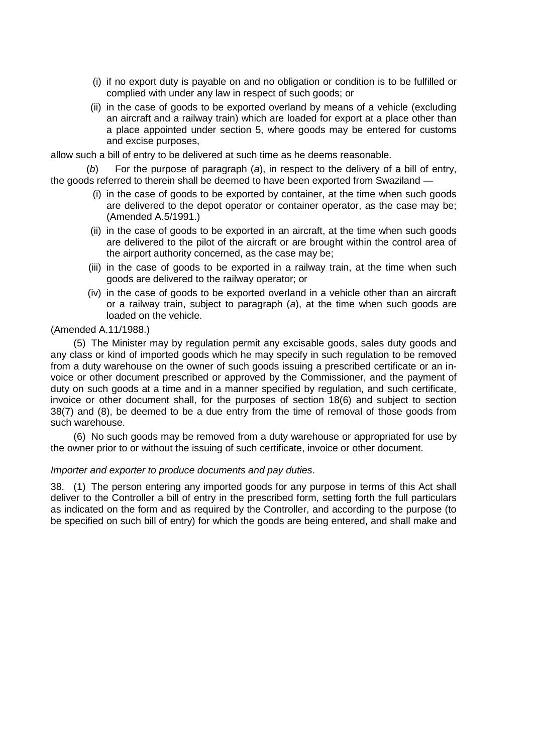(i) if no export duty is payable on and no obligation or condition is to be fulfilled or complied with under any law in respect of such goods; or

(ii) in the case of goods to be exported overland by means of a vehicle (excluding an aircraft and a railway train) which are loaded for export at a place other than a place appointed under section 5, where goods may be entered for customs and excise purposes,

allow such a bill of entry to be delivered at such time as he deems reasonable.

(*b*) For the purpose of paragraph (*a*), in respect to the delivery of a bill of entry, the goods referred to therein shall be deemed to have been exported from Swaziland —

(i) in the case of goods to be exported by container, at the time when such goods are delivered to the depot operator or container operator, as the case may be; (Amended A.5/1991.)

(ii) in the case of goods to be exported in an aircraft, at the time when such goods are delivered to the pilot of the aircraft or are brought within the control area of the airport authority concerned, as the case may be;

(iii) in the case of goods to be exported in a railway train, at the time when such goods are delivered to the railway operator; or

(iv) in the case of goods to be exported overland in a vehicle other than an aircraft or a railway train, subject to paragraph (*a*), at the time when such goods are loaded on the vehicle.

(Amended A.11/1988.)

(5) The Minister may by regulation permit any excisable goods, sales duty goods and any class or kind of imported goods which he may specify in such regulation to be removed from a duty warehouse on the owner of such goods issuing a prescribed certificate or an invoice or other document prescribed or approved by the Commissioner, and the payment of duty on such goods at a time and in a manner specified by regulation, and such certificate, invoice or other document shall, for the purposes of section 18(6) and subject to section 38(7) and (8), be deemed to be a due entry from the time of removal of those goods from such warehouse.

(6) No such goods may be removed from a duty warehouse or appropriated for use by the owner prior to or without the issuing of such certificate, invoice or other document.

*Importer and exporter to produce documents and pay duties*.

38. (1) The person entering any imported goods for any purpose in terms of this Act shall deliver to the Controller a bill of entry in the prescribed form, setting forth the full particulars as indicated on the form and as required by the Controller, and according to the purpose (to be specified on such bill of entry) for which the goods are being entered, and shall make and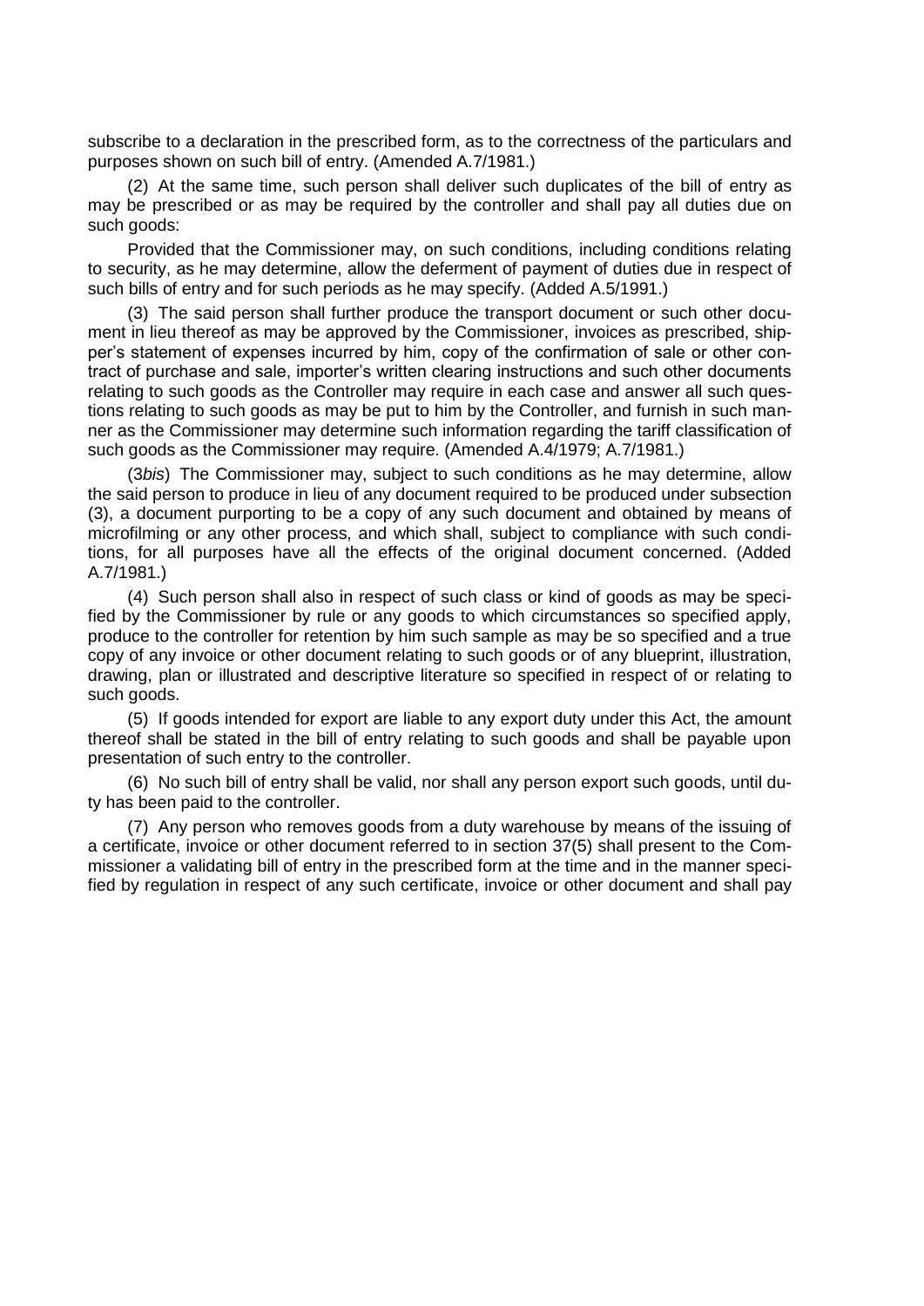subscribe to a declaration in the prescribed form, as to the correctness of the particulars and purposes shown on such bill of entry. (Amended A.7/1981.)

(2) At the same time, such person shall deliver such duplicates of the bill of entry as may be prescribed or as may be required by the controller and shall pay all duties due on such goods:

Provided that the Commissioner may, on such conditions, including conditions relating to security, as he may determine, allow the deferment of payment of duties due in respect of such bills of entry and for such periods as he may specify. (Added A.5/1991.)

(3) The said person shall further produce the transport document or such other document in lieu thereof as may be approved by the Commissioner, invoices as prescribed, shipper's statement of expenses incurred by him, copy of the confirmation of sale or other contract of purchase and sale, importer's written clearing instructions and such other documents relating to such goods as the Controller may require in each case and answer all such questions relating to such goods as may be put to him by the Controller, and furnish in such manner as the Commissioner may determine such information regarding the tariff classification of such goods as the Commissioner may require. (Amended A.4/1979; A.7/1981.)

(3*bis*) The Commissioner may, subject to such conditions as he may determine, allow the said person to produce in lieu of any document required to be produced under subsection (3), a document purporting to be a copy of any such document and obtained by means of microfilming or any other process, and which shall, subject to compliance with such conditions, for all purposes have all the effects of the original document concerned. (Added A.7/1981.)

(4) Such person shall also in respect of such class or kind of goods as may be specified by the Commissioner by rule or any goods to which circumstances so specified apply, produce to the controller for retention by him such sample as may be so specified and a true copy of any invoice or other document relating to such goods or of any blueprint, illustration, drawing, plan or illustrated and descriptive literature so specified in respect of or relating to such goods.

(5) If goods intended for export are liable to any export duty under this Act, the amount thereof shall be stated in the bill of entry relating to such goods and shall be payable upon presentation of such entry to the controller.

(6) No such bill of entry shall be valid, nor shall any person export such goods, until duty has been paid to the controller.

(7) Any person who removes goods from a duty warehouse by means of the issuing of a certificate, invoice or other document referred to in section 37(5) shall present to the Commissioner a validating bill of entry in the prescribed form at the time and in the manner specified by regulation in respect of any such certificate, invoice or other document and shall pay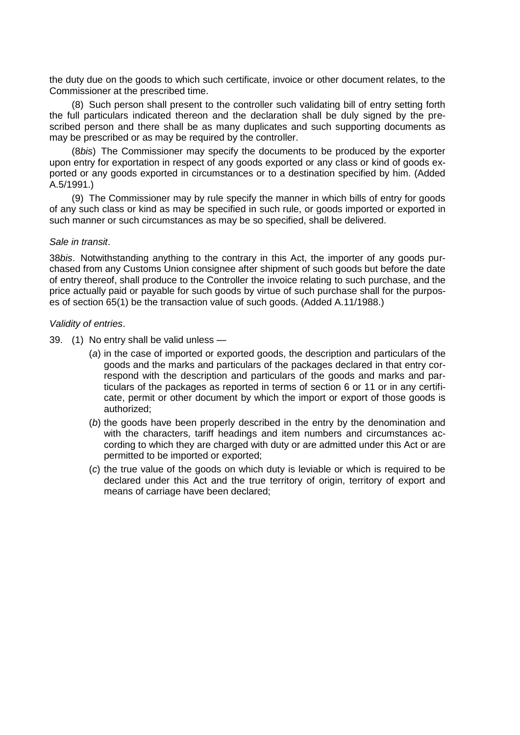the duty due on the goods to which such certificate, invoice or other document relates, to the Commissioner at the prescribed time.

(8) Such person shall present to the controller such validating bill of entry setting forth the full particulars indicated thereon and the declaration shall be duly signed by the prescribed person and there shall be as many duplicates and such supporting documents as may be prescribed or as may be required by the controller.

(8*bis*) The Commissioner may specify the documents to be produced by the exporter upon entry for exportation in respect of any goods exported or any class or kind of goods exported or any goods exported in circumstances or to a destination specified by him. (Added A.5/1991.)

(9) The Commissioner may by rule specify the manner in which bills of entry for goods of any such class or kind as may be specified in such rule, or goods imported or exported in such manner or such circumstances as may be so specified, shall be delivered.

*Sale in transit*.

38*bis*. Notwithstanding anything to the contrary in this Act, the importer of any goods purchased from any Customs Union consignee after shipment of such goods but before the date of entry thereof, shall produce to the Controller the invoice relating to such purchase, and the price actually paid or payable for such goods by virtue of such purchase shall for the purposes of section 65(1) be the transaction value of such goods. (Added A.11/1988.)

*Validity of entries*.

39. (1) No entry shall be valid unless —

(*a*) in the case of imported or exported goods, the description and particulars of the goods and the marks and particulars of the packages declared in that entry correspond with the description and particulars of the goods and marks and particulars of the packages as reported in terms of section 6 or 11 or in any certificate, permit or other document by which the import or export of those goods is authorized;

(*b*) the goods have been properly described in the entry by the denomination and with the characters, tariff headings and item numbers and circumstances according to which they are charged with duty or are admitted under this Act or are permitted to be imported or exported;

(*c*) the true value of the goods on which duty is leviable or which is required to be declared under this Act and the true territory of origin, territory of export and means of carriage have been declared;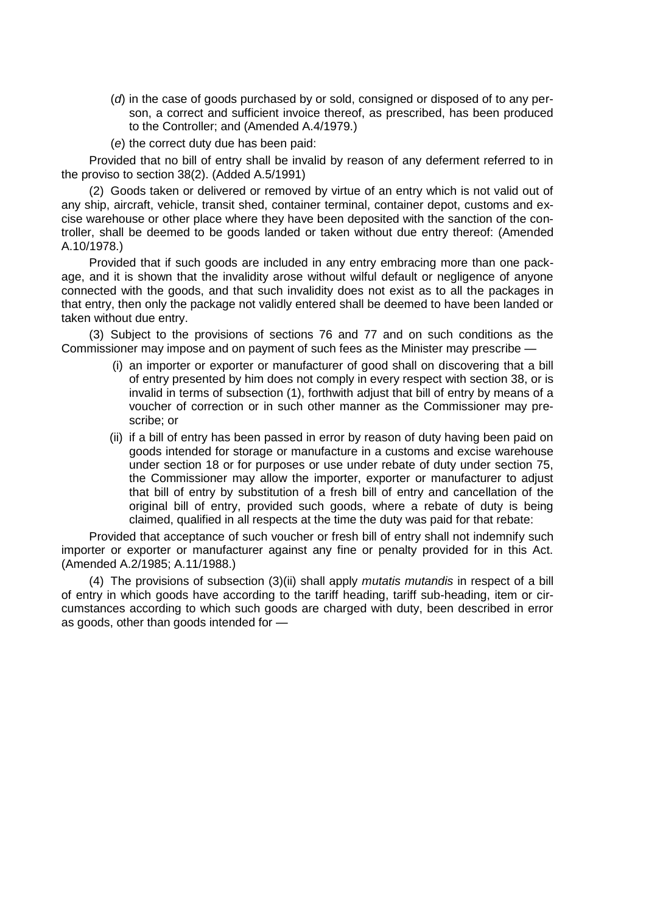(*d*) in the case of goods purchased by or sold, consigned or disposed of to any person, a correct and sufficient invoice thereof, as prescribed, has been produced to the Controller; and (Amended A.4/1979.)

(*e*) the correct duty due has been paid:

Provided that no bill of entry shall be invalid by reason of any deferment referred to in the proviso to section 38(2). (Added A.5/1991)

(2) Goods taken or delivered or removed by virtue of an entry which is not valid out of any ship, aircraft, vehicle, transit shed, container terminal, container depot, customs and excise warehouse or other place where they have been deposited with the sanction of the controller, shall be deemed to be goods landed or taken without due entry thereof: (Amended A.10/1978.)

Provided that if such goods are included in any entry embracing more than one package, and it is shown that the invalidity arose without wilful default or negligence of anyone connected with the goods, and that such invalidity does not exist as to all the packages in that entry, then only the package not validly entered shall be deemed to have been landed or taken without due entry.

(3) Subject to the provisions of sections 76 and 77 and on such conditions as the Commissioner may impose and on payment of such fees as the Minister may prescribe —

(i) an importer or exporter or manufacturer of good shall on discovering that a bill of entry presented by him does not comply in every respect with section 38, or is invalid in terms of subsection (1), forthwith adjust that bill of entry by means of a voucher of correction or in such other manner as the Commissioner may prescribe; or

(ii) if a bill of entry has been passed in error by reason of duty having been paid on goods intended for storage or manufacture in a customs and excise warehouse under section 18 or for purposes or use under rebate of duty under section 75, the Commissioner may allow the importer, exporter or manufacturer to adjust that bill of entry by substitution of a fresh bill of entry and cancellation of the original bill of entry, provided such goods, where a rebate of duty is being claimed, qualified in all respects at the time the duty was paid for that rebate:

Provided that acceptance of such voucher or fresh bill of entry shall not indemnify such importer or exporter or manufacturer against any fine or penalty provided for in this Act. (Amended A.2/1985; A.11/1988.)

(4) The provisions of subsection (3)(ii) shall apply *mutatis mutandis* in respect of a bill of entry in which goods have according to the tariff heading, tariff sub-heading, item or circumstances according to which such goods are charged with duty, been described in error as goods, other than goods intended for —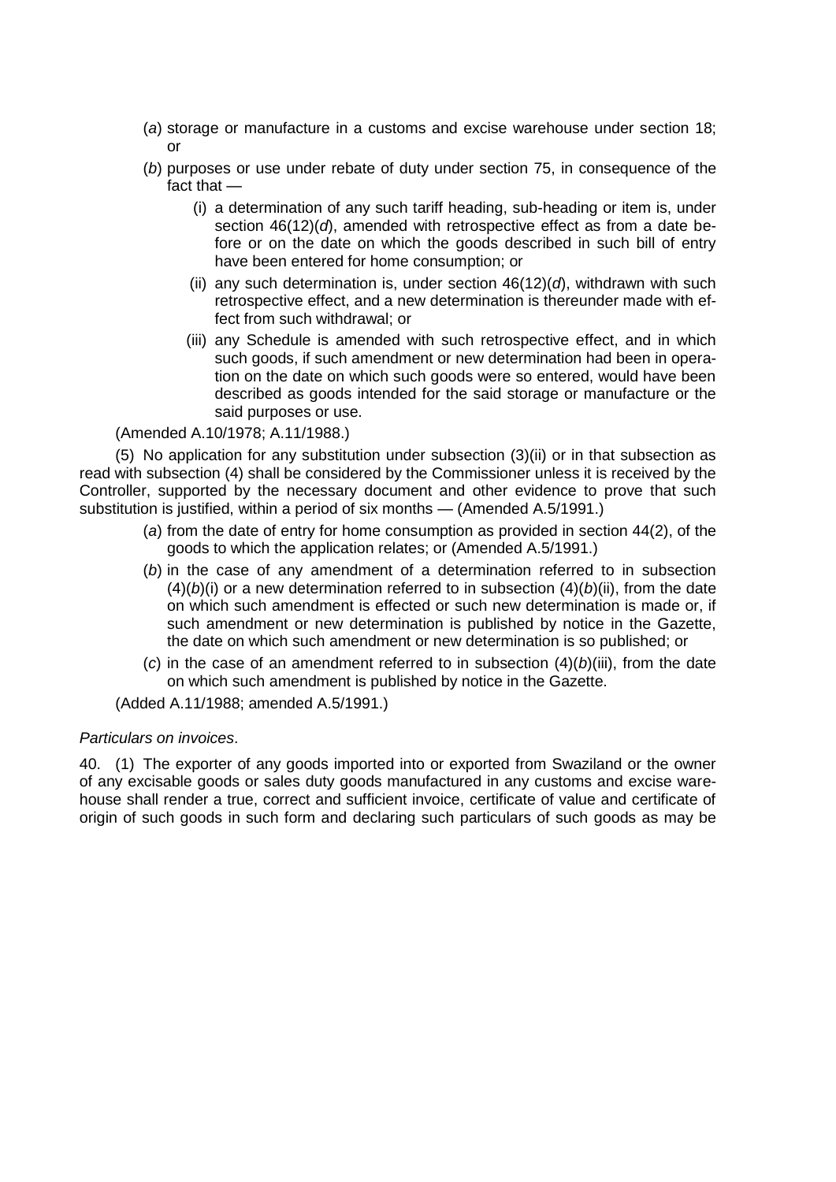(*a*) storage or manufacture in a customs and excise warehouse under section 18; or

(*b*) purposes or use under rebate of duty under section 75, in consequence of the fact that —

(i) a determination of any such tariff heading, sub-heading or item is, under section 46(12)(*d*), amended with retrospective effect as from a date before or on the date on which the goods described in such bill of entry have been entered for home consumption; or

(ii) any such determination is, under section 46(12)(*d*), withdrawn with such retrospective effect, and a new determination is thereunder made with effect from such withdrawal; or

(iii) any Schedule is amended with such retrospective effect, and in which such goods, if such amendment or new determination had been in operation on the date on which such goods were so entered, would have been described as goods intended for the said storage or manufacture or the said purposes or use.

(Amended A.10/1978; A.11/1988.)

(5) No application for any substitution under subsection (3)(ii) or in that subsection as read with subsection (4) shall be considered by the Commissioner unless it is received by the Controller, supported by the necessary document and other evidence to prove that such substitution is justified, within a period of six months — (Amended A.5/1991.)

(*a*) from the date of entry for home consumption as provided in section 44(2), of the goods to which the application relates; or (Amended A.5/1991.)

(*b*) in the case of any amendment of a determination referred to in subsection (4)(*b*)(i) or a new determination referred to in subsection (4)(*b*)(ii), from the date on which such amendment is effected or such new determination is made or, if such amendment or new determination is published by notice in the Gazette, the date on which such amendment or new determination is so published; or

(*c*) in the case of an amendment referred to in subsection (4)(*b*)(iii), from the date on which such amendment is published by notice in the Gazette.

(Added A.11/1988; amended A.5/1991.)

*Particulars on invoices*.

40. (1) The exporter of any goods imported into or exported from Swaziland or the owner of any excisable goods or sales duty goods manufactured in any customs and excise warehouse shall render a true, correct and sufficient invoice, certificate of value and certificate of origin of such goods in such form and declaring such particulars of such goods as may be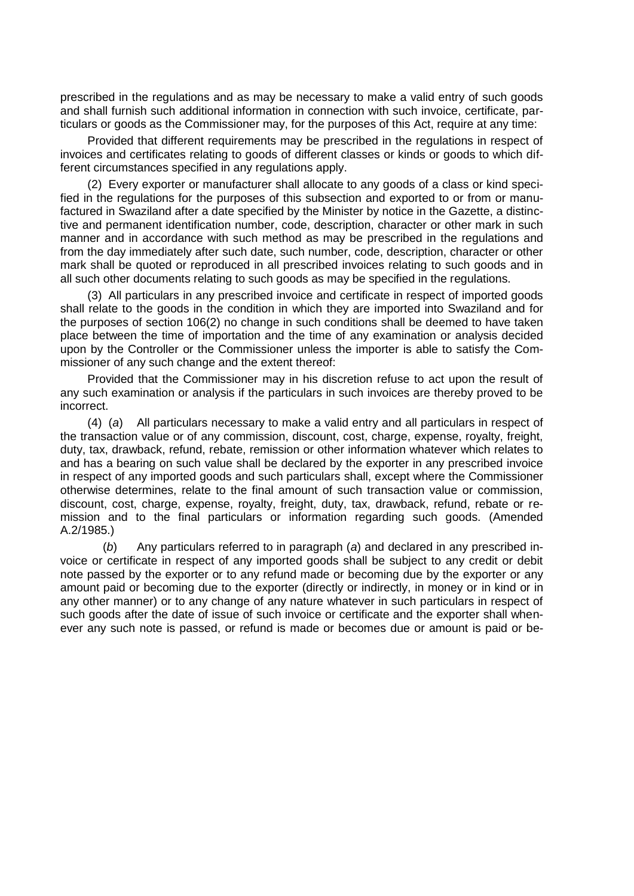prescribed in the regulations and as may be necessary to make a valid entry of such goods and shall furnish such additional information in connection with such invoice, certificate, particulars or goods as the Commissioner may, for the purposes of this Act, require at any time:

Provided that different requirements may be prescribed in the regulations in respect of invoices and certificates relating to goods of different classes or kinds or goods to which different circumstances specified in any regulations apply.

(2) Every exporter or manufacturer shall allocate to any goods of a class or kind specified in the regulations for the purposes of this subsection and exported to or from or manufactured in Swaziland after a date specified by the Minister by notice in the Gazette, a distinctive and permanent identification number, code, description, character or other mark in such manner and in accordance with such method as may be prescribed in the regulations and from the day immediately after such date, such number, code, description, character or other mark shall be quoted or reproduced in all prescribed invoices relating to such goods and in all such other documents relating to such goods as may be specified in the regulations.

(3) All particulars in any prescribed invoice and certificate in respect of imported goods shall relate to the goods in the condition in which they are imported into Swaziland and for the purposes of section 106(2) no change in such conditions shall be deemed to have taken place between the time of importation and the time of any examination or analysis decided upon by the Controller or the Commissioner unless the importer is able to satisfy the Commissioner of any such change and the extent thereof:

Provided that the Commissioner may in his discretion refuse to act upon the result of any such examination or analysis if the particulars in such invoices are thereby proved to be incorrect.

(4) (*a*) All particulars necessary to make a valid entry and all particulars in respect of the transaction value or of any commission, discount, cost, charge, expense, royalty, freight, duty, tax, drawback, refund, rebate, remission or other information whatever which relates to and has a bearing on such value shall be declared by the exporter in any prescribed invoice in respect of any imported goods and such particulars shall, except where the Commissioner otherwise determines, relate to the final amount of such transaction value or commission, discount, cost, charge, expense, royalty, freight, duty, tax, drawback, refund, rebate or remission and to the final particulars or information regarding such goods. (Amended A.2/1985.)

(*b*) Any particulars referred to in paragraph (*a*) and declared in any prescribed invoice or certificate in respect of any imported goods shall be subject to any credit or debit note passed by the exporter or to any refund made or becoming due by the exporter or any amount paid or becoming due to the exporter (directly or indirectly, in money or in kind or in any other manner) or to any change of any nature whatever in such particulars in respect of such goods after the date of issue of such invoice or certificate and the exporter shall whenever any such note is passed, or refund is made or becomes due or amount is paid or be-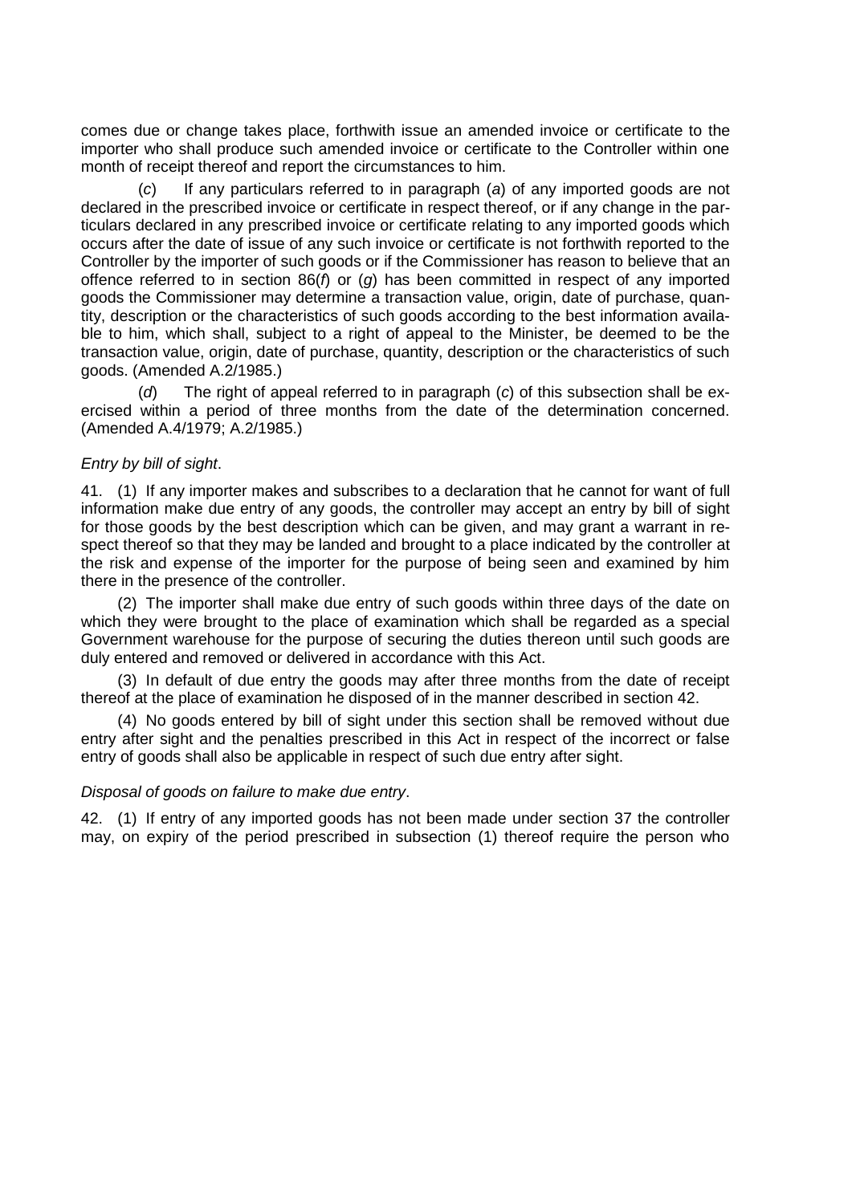comes due or change takes place, forthwith issue an amended invoice or certificate to the importer who shall produce such amended invoice or certificate to the Controller within one month of receipt thereof and report the circumstances to him.

(*c*) If any particulars referred to in paragraph (*a*) of any imported goods are not declared in the prescribed invoice or certificate in respect thereof, or if any change in the particulars declared in any prescribed invoice or certificate relating to any imported goods which occurs after the date of issue of any such invoice or certificate is not forthwith reported to the Controller by the importer of such goods or if the Commissioner has reason to believe that an offence referred to in section 86(*f*) or (*g*) has been committed in respect of any imported goods the Commissioner may determine a transaction value, origin, date of purchase, quantity, description or the characteristics of such goods according to the best information available to him, which shall, subject to a right of appeal to the Minister, be deemed to be the transaction value, origin, date of purchase, quantity, description or the characteristics of such goods. (Amended A.2/1985.)

(*d*) The right of appeal referred to in paragraph (*c*) of this subsection shall be exercised within a period of three months from the date of the determination concerned. (Amended A.4/1979; A.2/1985.)

*Entry by bill of sight*.

41. (1) If any importer makes and subscribes to a declaration that he cannot for want of full information make due entry of any goods, the controller may accept an entry by bill of sight for those goods by the best description which can be given, and may grant a warrant in respect thereof so that they may be landed and brought to a place indicated by the controller at the risk and expense of the importer for the purpose of being seen and examined by him there in the presence of the controller.

(2) The importer shall make due entry of such goods within three days of the date on which they were brought to the place of examination which shall be regarded as a special Government warehouse for the purpose of securing the duties thereon until such goods are duly entered and removed or delivered in accordance with this Act.

(3) In default of due entry the goods may after three months from the date of receipt thereof at the place of examination he disposed of in the manner described in section 42.

(4) No goods entered by bill of sight under this section shall be removed without due entry after sight and the penalties prescribed in this Act in respect of the incorrect or false entry of goods shall also be applicable in respect of such due entry after sight.

*Disposal of goods on failure to make due entry*.

42. (1) If entry of any imported goods has not been made under section 37 the controller may, on expiry of the period prescribed in subsection (1) thereof require the person who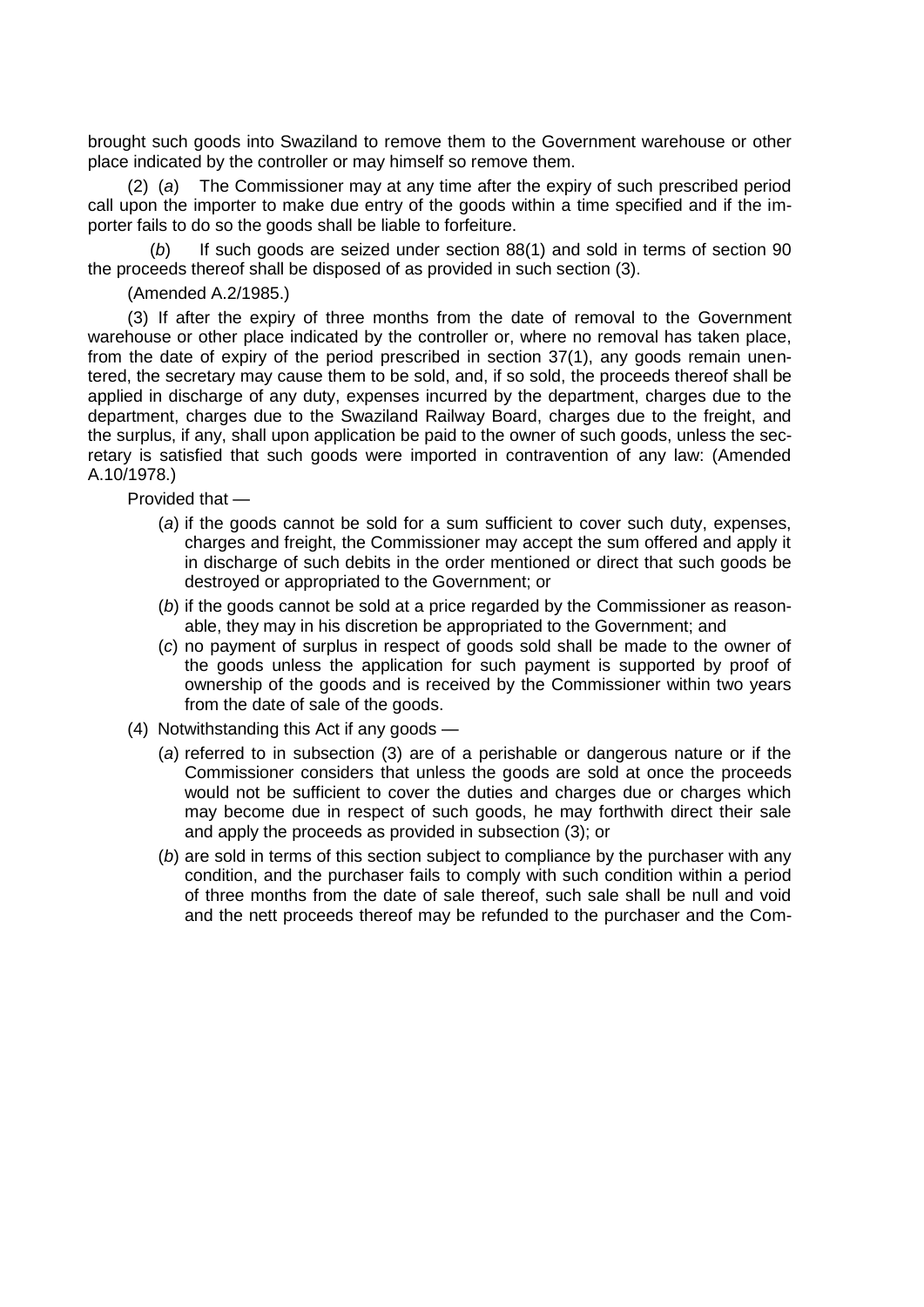brought such goods into Swaziland to remove them to the Government warehouse or other place indicated by the controller or may himself so remove them.

(2) (*a*) The Commissioner may at any time after the expiry of such prescribed period call upon the importer to make due entry of the goods within a time specified and if the importer fails to do so the goods shall be liable to forfeiture.

(*b*) If such goods are seized under section 88(1) and sold in terms of section 90 the proceeds thereof shall be disposed of as provided in such section (3).

(Amended A.2/1985.)

(3) If after the expiry of three months from the date of removal to the Government warehouse or other place indicated by the controller or, where no removal has taken place, from the date of expiry of the period prescribed in section 37(1), any goods remain unentered, the secretary may cause them to be sold, and, if so sold, the proceeds thereof shall be applied in discharge of any duty, expenses incurred by the department, charges due to the department, charges due to the Swaziland Railway Board, charges due to the freight, and the surplus, if any, shall upon application be paid to the owner of such goods, unless the secretary is satisfied that such goods were imported in contravention of any law: (Amended A.10/1978.)

Provided that —

- (*a*) if the goods cannot be sold for a sum sufficient to cover such duty, expenses, charges and freight, the Commissioner may accept the sum offered and apply it in discharge of such debits in the order mentioned or direct that such goods be destroyed or appropriated to the Government; or
- (*b*) if the goods cannot be sold at a price regarded by the Commissioner as reasonable, they may in his discretion be appropriated to the Government; and
- (*c*) no payment of surplus in respect of goods sold shall be made to the owner of the goods unless the application for such payment is supported by proof of ownership of the goods and is received by the Commissioner within two years from the date of sale of the goods.

(4) Notwithstanding this Act if any goods —

- (*a*) referred to in subsection (3) are of a perishable or dangerous nature or if the Commissioner considers that unless the goods are sold at once the proceeds would not be sufficient to cover the duties and charges due or charges which may become due in respect of such goods, he may forthwith direct their sale and apply the proceeds as provided in subsection (3); or
- (*b*) are sold in terms of this section subject to compliance by the purchaser with any condition, and the purchaser fails to comply with such condition within a period of three months from the date of sale thereof, such sale shall be null and void and the nett proceeds thereof may be refunded to the purchaser and the Com-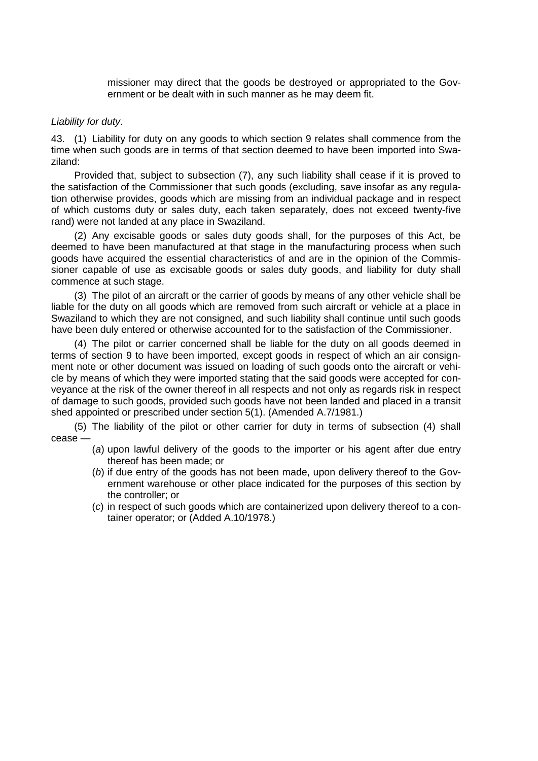missioner may direct that the goods be destroyed or appropriated to the Government or be dealt with in such manner as he may deem fit.

*Liability for duty*.

43. (1) Liability for duty on any goods to which section 9 relates shall commence from the time when such goods are in terms of that section deemed to have been imported into Swaziland:

Provided that, subject to subsection (7), any such liability shall cease if it is proved to the satisfaction of the Commissioner that such goods (excluding, save insofar as any regulation otherwise provides, goods which are missing from an individual package and in respect of which customs duty or sales duty, each taken separately, does not exceed twenty-five rand) were not landed at any place in Swaziland.

(2) Any excisable goods or sales duty goods shall, for the purposes of this Act, be deemed to have been manufactured at that stage in the manufacturing process when such goods have acquired the essential characteristics of and are in the opinion of the Commissioner capable of use as excisable goods or sales duty goods, and liability for duty shall commence at such stage.

(3) The pilot of an aircraft or the carrier of goods by means of any other vehicle shall be liable for the duty on all goods which are removed from such aircraft or vehicle at a place in Swaziland to which they are not consigned, and such liability shall continue until such goods have been duly entered or otherwise accounted for to the satisfaction of the Commissioner.

(4) The pilot or carrier concerned shall be liable for the duty on all goods deemed in terms of section 9 to have been imported, except goods in respect of which an air consignment note or other document was issued on loading of such goods onto the aircraft or vehicle by means of which they were imported stating that the said goods were accepted for conveyance at the risk of the owner thereof in all respects and not only as regards risk in respect of damage to such goods, provided such goods have not been landed and placed in a transit shed appointed or prescribed under section 5(1). (Amended A.7/1981.)

(5) The liability of the pilot or other carrier for duty in terms of subsection (4) shall cease —

- (*a*) upon lawful delivery of the goods to the importer or his agent after due entry thereof has been made; or
- (*b*) if due entry of the goods has not been made, upon delivery thereof to the Government warehouse or other place indicated for the purposes of this section by the controller; or
- (*c*) in respect of such goods which are containerized upon delivery thereof to a container operator; or (Added A.10/1978.)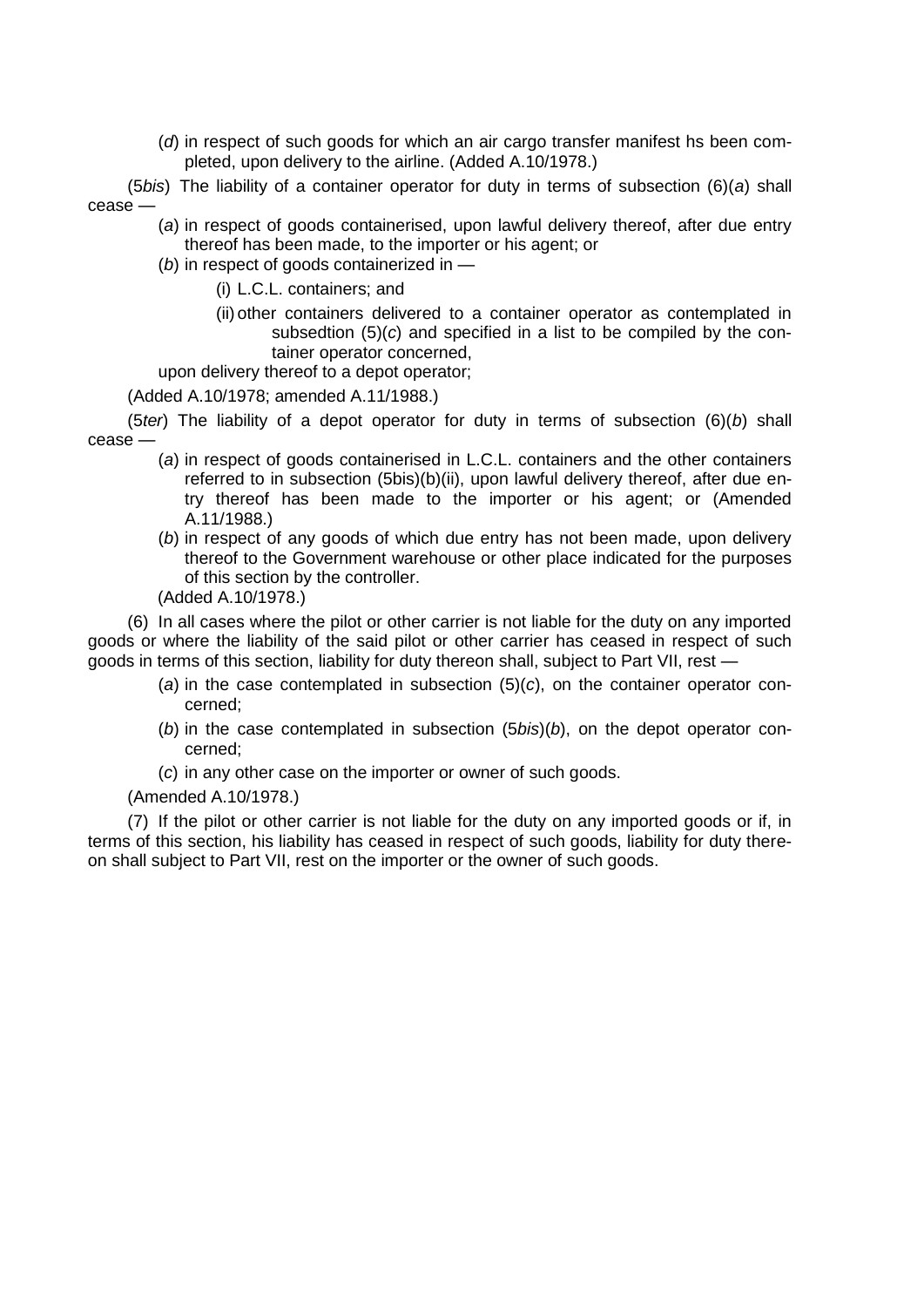(*d*) in respect of such goods for which an air cargo transfer manifest hs been completed, upon delivery to the airline. (Added A.10/1978.)

(5*bis*) The liability of a container operator for duty in terms of subsection (6)(*a*) shall cease —

(*a*) in respect of goods containerised, upon lawful delivery thereof, after due entry thereof has been made, to the importer or his agent; or

(*b*) in respect of goods containerized in —

(i) L.C.L. containers; and

(ii) other containers delivered to a container operator as contemplated in subsedtion (5)(*c*) and specified in a list to be compiled by the container operator concerned,

upon delivery thereof to a depot operator;

(Added A.10/1978; amended A.11/1988.)

(5*ter*) The liability of a depot operator for duty in terms of subsection (6)(*b*) shall cease —

(*a*) in respect of goods containerised in L.C.L. containers and the other containers referred to in subsection (5bis)(b)(ii), upon lawful delivery thereof, after due entry thereof has been made to the importer or his agent; or (Amended A.11/1988.)

(*b*) in respect of any goods of which due entry has not been made, upon delivery thereof to the Government warehouse or other place indicated for the purposes of this section by the controller.

(Added A.10/1978.)

(6) In all cases where the pilot or other carrier is not liable for the duty on any imported goods or where the liability of the said pilot or other carrier has ceased in respect of such goods in terms of this section, liability for duty thereon shall, subject to Part VII, rest —

(*a*) in the case contemplated in subsection (5)(*c*), on the container operator concerned;

(*b*) in the case contemplated in subsection (5*bis*)(*b*), on the depot operator concerned;

(*c*) in any other case on the importer or owner of such goods.

(Amended A.10/1978.)

(7) If the pilot or other carrier is not liable for the duty on any imported goods or if, in terms of this section, his liability has ceased in respect of such goods, liability for duty thereon shall subject to Part VII, rest on the importer or the owner of such goods.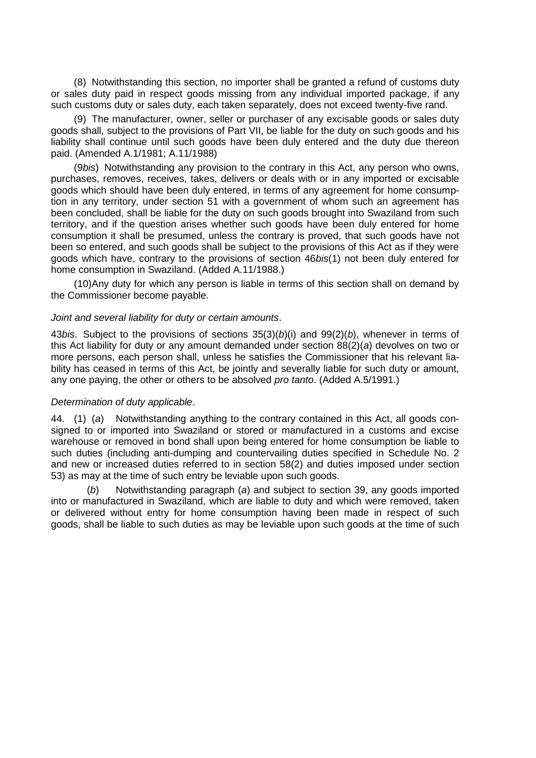(8) Notwithstanding this section, no importer shall be granted a refund of customs duty or sales duty paid in respect goods missing from any individual imported package, if any such customs duty or sales duty, each taken separately, does not exceed twenty-five rand.

(9) The manufacturer, owner, seller or purchaser of any excisable goods or sales duty goods shall, subject to the provisions of Part VII, be liable for the duty on such goods and his liability shall continue until such goods have been duly entered and the duty due thereon paid. (Amended A.1/1981; A.11/1988)

(9*bis*) Notwithstanding any provision to the contrary in this Act, any person who owns, purchases, removes, receives, takes, delivers or deals with or in any imported or excisable goods which should have been duly entered, in terms of any agreement for home consumption in any territory, under section 51 with a government of whom such an agreement has been concluded, shall be liable for the duty on such goods brought into Swaziland from such territory, and if the question arises whether such goods have been duly entered for home consumption it shall be presumed, unless the contrary is proved, that such goods have not been so entered, and such goods shall be subject to the provisions of this Act as if they were goods which have, contrary to the provisions of section 46*bis*(1) not been duly entered for home consumption in Swaziland. (Added A.11/1988.)

(10) Any duty for which any person is liable in terms of this section shall on demand by the Commissioner become payable.

*Joint and several liability for duty or certain amounts*.

43*bis*. Subject to the provisions of sections 35(3)(*b*)(i) and 99(2)(*b*), whenever in terms of this Act liability for duty or any amount demanded under section 88(2)(*a*) devolves on two or more persons, each person shall, unless he satisfies the Commissioner that his relevant liability has ceased in terms of this Act, be jointly and severally liable for such duty or amount, any one paying, the other or others to be absolved *pro tanto*. (Added A.5/1991.)

*Determination of duty applicable*.

44. (1) (*a*) Notwithstanding anything to the contrary contained in this Act, all goods consigned to or imported into Swaziland or stored or manufactured in a customs and excise warehouse or removed in bond shall upon being entered for home consumption be liable to such duties (including anti-dumping and countervailing duties specified in Schedule No. 2 and new or increased duties referred to in section 58(2) and duties imposed under section 53) as may at the time of such entry be leviable upon such goods.

(*b*) Notwithstanding paragraph (*a*) and subject to section 39, any goods imported into or manufactured in Swaziland, which are liable to duty and which were removed, taken or delivered without entry for home consumption having been made in respect of such goods, shall be liable to such duties as may be leviable upon such goods at the time of such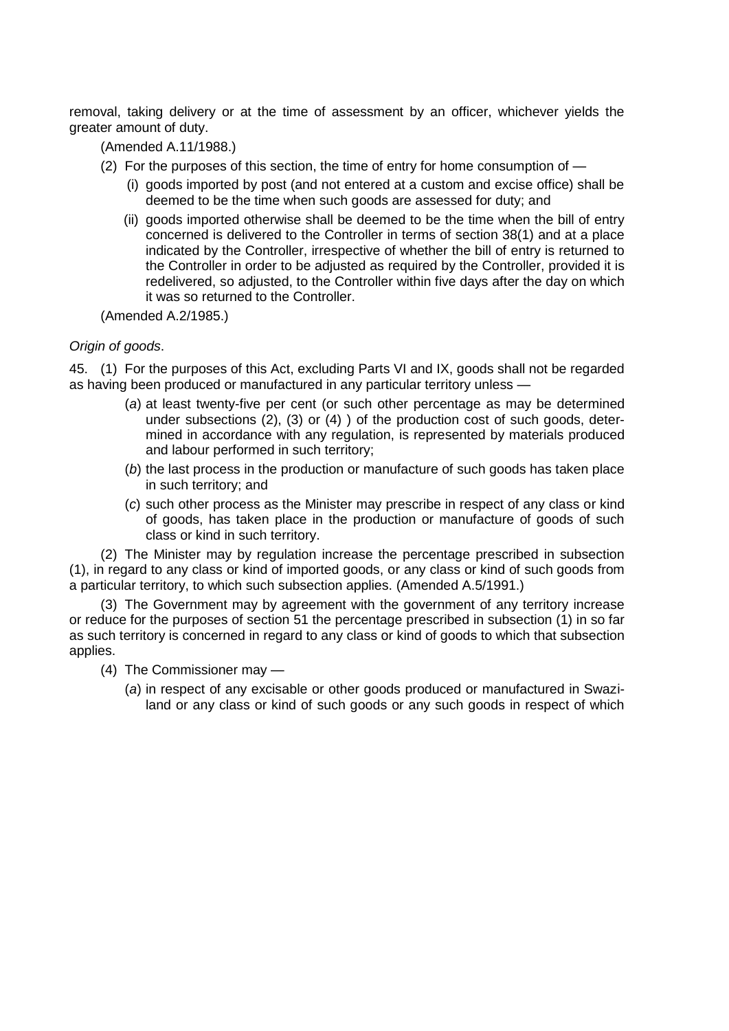removal, taking delivery or at the time of assessment by an officer, whichever yields the greater amount of duty.

(Amended A.11/1988.)

(2) For the purposes of this section, the time of entry for home consumption of —

(i) goods imported by post (and not entered at a custom and excise office) shall be deemed to be the time when such goods are assessed for duty; and

(ii) goods imported otherwise shall be deemed to be the time when the bill of entry concerned is delivered to the Controller in terms of section 38(1) and at a place indicated by the Controller, irrespective of whether the bill of entry is returned to the Controller in order to be adjusted as required by the Controller, provided it is redelivered, so adjusted, to the Controller within five days after the day on which it was so returned to the Controller.

(Amended A.2/1985.)

*Origin of goods*.

45. (1) For the purposes of this Act, excluding Parts VI and IX, goods shall not be regarded as having been produced or manufactured in any particular territory unless —

(*a*) at least twenty-five per cent (or such other percentage as may be determined under subsections (2), (3) or (4) ) of the production cost of such goods, determined in accordance with any regulation, is represented by materials produced and labour performed in such territory;

(*b*) the last process in the production or manufacture of such goods has taken place in such territory; and

(*c*) such other process as the Minister may prescribe in respect of any class or kind of goods, has taken place in the production or manufacture of goods of such class or kind in such territory.

(2) The Minister may by regulation increase the percentage prescribed in subsection (1), in regard to any class or kind of imported goods, or any class or kind of such goods from a particular territory, to which such subsection applies. (Amended A.5/1991.)

(3) The Government may by agreement with the government of any territory increase or reduce for the purposes of section 51 the percentage prescribed in subsection (1) in so far as such territory is concerned in regard to any class or kind of goods to which that subsection applies.

(4) The Commissioner may —

(*a*) in respect of any excisable or other goods produced or manufactured in Swaziland or any class or kind of such goods or any such goods in respect of which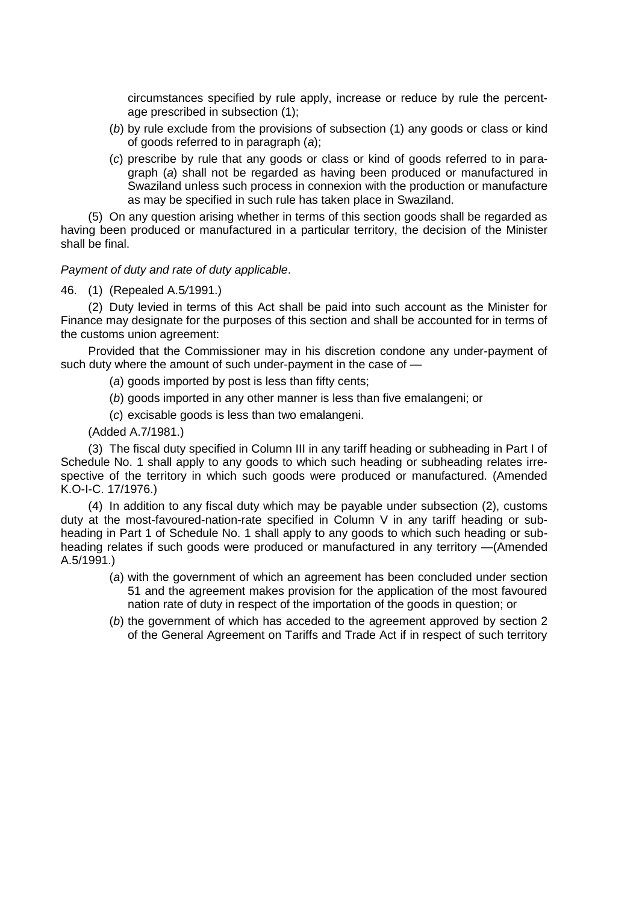circumstances specified by rule apply, increase or reduce by rule the percentage prescribed in subsection (1);

(*b*) by rule exclude from the provisions of subsection (1) any goods or class or kind of goods referred to in paragraph (*a*);

(*c*) prescribe by rule that any goods or class or kind of goods referred to in paragraph (*a*) shall not be regarded as having been produced or manufactured in Swaziland unless such process in connexion with the production or manufacture as may be specified in such rule has taken place in Swaziland.

(5) On any question arising whether in terms of this section goods shall be regarded as having been produced or manufactured in a particular territory, the decision of the Minister shall be final.

*Payment of duty and rate of duty applicable*.

46. (1) (Repealed A.5/1991.)

(2) Duty levied in terms of this Act shall be paid into such account as the Minister for Finance may designate for the purposes of this section and shall be accounted for in terms of the customs union agreement:

Provided that the Commissioner may in his discretion condone any under-payment of such duty where the amount of such under-payment in the case of —

(*a*) goods imported by post is less than fifty cents;

(*b*) goods imported in any other manner is less than five emalangeni; or

(*c*) excisable goods is less than two emalangeni.

(Added A.7/1981.)

(3) The fiscal duty specified in Column III in any tariff heading or subheading in Part I of Schedule No. 1 shall apply to any goods to which such heading or subheading relates irrespective of the territory in which such goods were produced or manufactured. (Amended K.O-I-C. 17/1976.)

(4) In addition to any fiscal duty which may be payable under subsection (2), customs duty at the most-favoured-nation-rate specified in Column V in any tariff heading or subheading in Part 1 of Schedule No. 1 shall apply to any goods to which such heading or subheading relates if such goods were produced or manufactured in any territory —(Amended A.5/1991.)

(*a*) with the government of which an agreement has been concluded under section 51 and the agreement makes provision for the application of the most favoured nation rate of duty in respect of the importation of the goods in question; or

(*b*) the government of which has acceded to the agreement approved by section 2 of the General Agreement on Tariffs and Trade Act if in respect of such territory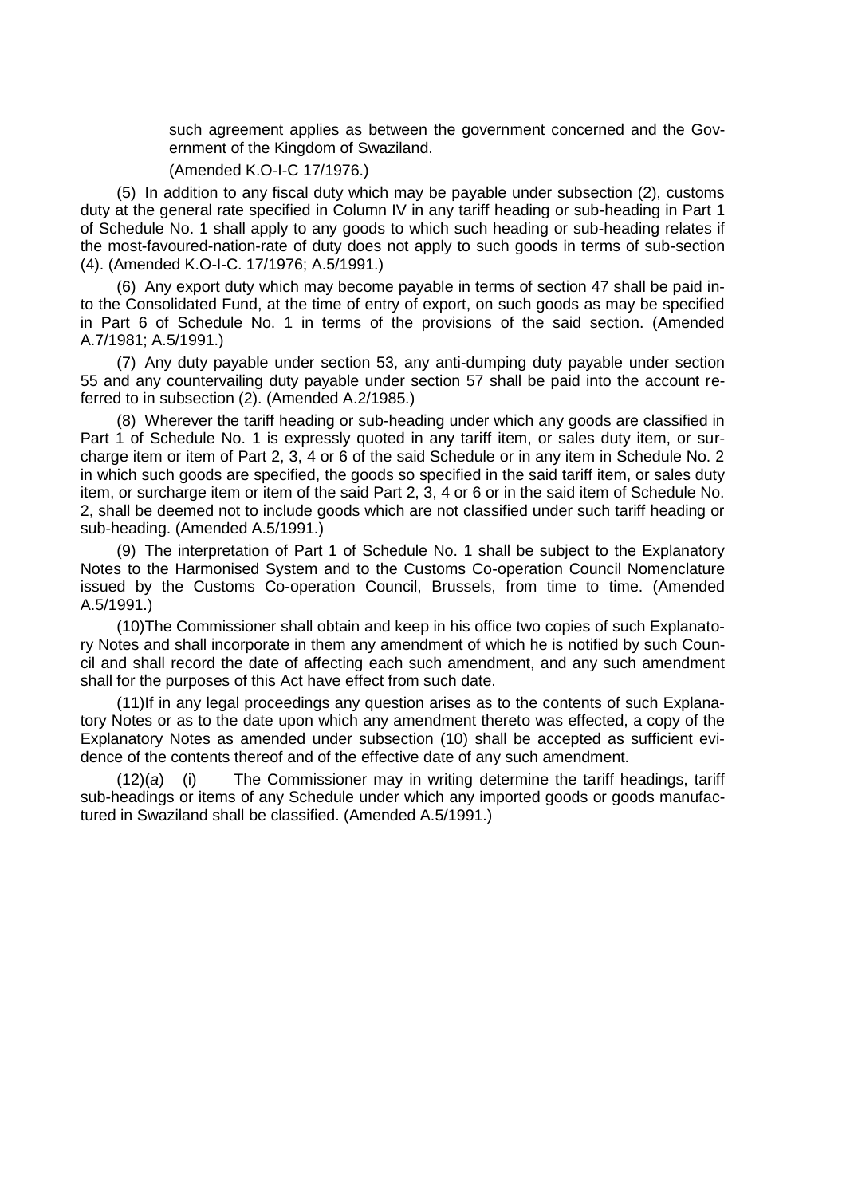such agreement applies as between the government concerned and the Government of the Kingdom of Swaziland.

(Amended K.O-I-C 17/1976.)

(5) In addition to any fiscal duty which may be payable under subsection (2), customs duty at the general rate specified in Column IV in any tariff heading or sub-heading in Part 1 of Schedule No. 1 shall apply to any goods to which such heading or sub-heading relates if the most-favoured-nation-rate of duty does not apply to such goods in terms of sub-section (4). (Amended K.O-I-C. 17/1976; A.5/1991.)

(6) Any export duty which may become payable in terms of section 47 shall be paid into the Consolidated Fund, at the time of entry of export, on such goods as may be specified in Part 6 of Schedule No. 1 in terms of the provisions of the said section. (Amended A.7/1981; A.5/1991.)

(7) Any duty payable under section 53, any anti-dumping duty payable under section 55 and any countervailing duty payable under section 57 shall be paid into the account referred to in subsection (2). (Amended A.2/1985.)

(8) Wherever the tariff heading or sub-heading under which any goods are classified in Part 1 of Schedule No. 1 is expressly quoted in any tariff item, or sales duty item, or surcharge item or item of Part 2, 3, 4 or 6 of the said Schedule or in any item in Schedule No. 2 in which such goods are specified, the goods so specified in the said tariff item, or sales duty item, or surcharge item or item of the said Part 2, 3, 4 or 6 or in the said item of Schedule No. 2, shall be deemed not to include goods which are not classified under such tariff heading or sub-heading. (Amended A.5/1991.)

(9) The interpretation of Part 1 of Schedule No. 1 shall be subject to the Explanatory Notes to the Harmonised System and to the Customs Co-operation Council Nomenclature issued by the Customs Co-operation Council, Brussels, from time to time. (Amended A.5/1991.)

(10) The Commissioner shall obtain and keep in his office two copies of such Explanatory Notes and shall incorporate in them any amendment of which he is notified by such Council and shall record the date of affecting each such amendment, and any such amendment shall for the purposes of this Act have effect from such date.

(11) If in any legal proceedings any question arises as to the contents of such Explanatory Notes or as to the date upon which any amendment thereto was effected, a copy of the Explanatory Notes as amended under subsection (10) shall be accepted as sufficient evidence of the contents thereof and of the effective date of any such amendment.

(12)(*a*) (i) The Commissioner may in writing determine the tariff headings, tariff sub-headings or items of any Schedule under which any imported goods or goods manufactured in Swaziland shall be classified. (Amended A.5/1991.)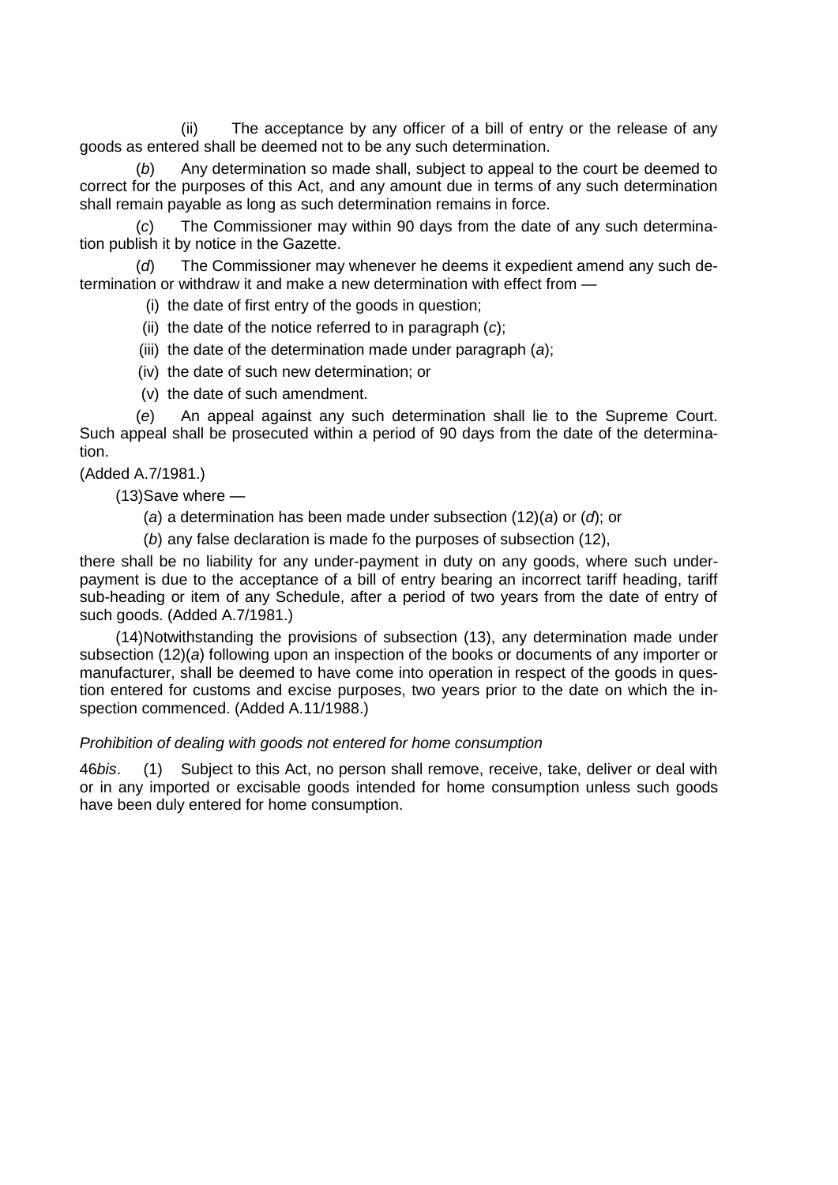(ii) The acceptance by any officer of a bill of entry or the release of any goods as entered shall be deemed not to be any such determination.

(*b*) Any determination so made shall, subject to appeal to the court be deemed to correct for the purposes of this Act, and any amount due in terms of any such determination shall remain payable as long as such determination remains in force.

(*c*) The Commissioner may within 90 days from the date of any such determination publish it by notice in the Gazette.

(*d*) The Commissioner may whenever he deems it expedient amend any such determination or withdraw it and make a new determination with effect from —

(i) the date of first entry of the goods in question;

(ii) the date of the notice referred to in paragraph (*c*);

(iii) the date of the determination made under paragraph (*a*);

(iv) the date of such new determination; or

(v) the date of such amendment.

(*e*) An appeal against any such determination shall lie to the Supreme Court. Such appeal shall be prosecuted within a period of 90 days from the date of the determination.

(Added A.7/1981.)

(13) Save where —

(*a*) a determination has been made under subsection (12)(*a*) or (*d*); or

(*b*) any false declaration is made fo the purposes of subsection (12),

there shall be no liability for any under-payment in duty on any goods, where such under-payment is due to the acceptance of a bill of entry bearing an incorrect tariff heading, tariff sub-heading or item of any Schedule, after a period of two years from the date of entry of such goods. (Added A.7/1981.)

(14) Notwithstanding the provisions of subsection (13), any determination made under subsection (12)(*a*) following upon an inspection of the books or documents of any importer or manufacturer, shall be deemed to have come into operation in respect of the goods in question entered for customs and excise purposes, two years prior to the date on which the inspection commenced. (Added A.11/1988.)

*Prohibition of dealing with goods not entered for home consumption*

46*bis*. (1) Subject to this Act, no person shall remove, receive, take, deliver or deal with or in any imported or excisable goods intended for home consumption unless such goods have been duly entered for home consumption.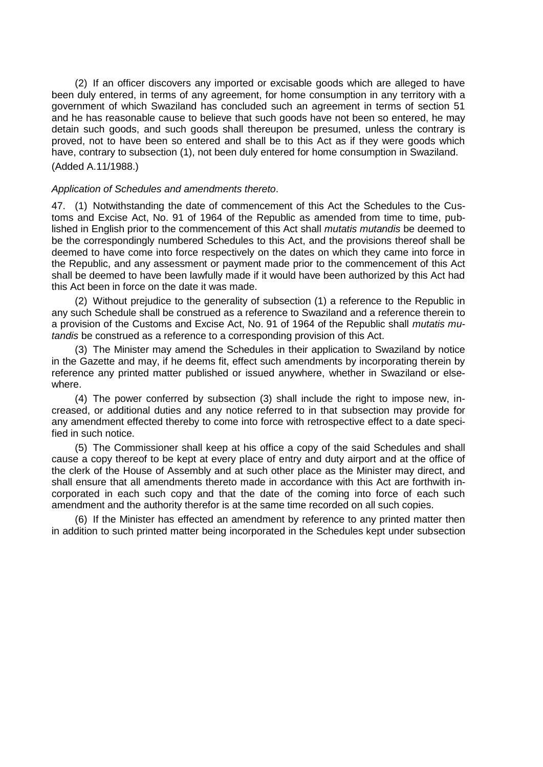(2) If an officer discovers any imported or excisable goods which are alleged to have been duly entered, in terms of any agreement, for home consumption in any territory with a government of which Swaziland has concluded such an agreement in terms of section 51 and he has reasonable cause to believe that such goods have not been so entered, he may detain such goods, and such goods shall thereupon be presumed, unless the contrary is proved, not to have been so entered and shall be to this Act as if they were goods which have, contrary to subsection (1), not been duly entered for home consumption in Swaziland.

(Added A.11/1988.)

*Application of Schedules and amendments thereto*.

47. (1) Notwithstanding the date of commencement of this Act the Schedules to the Customs and Excise Act, No. 91 of 1964 of the Republic as amended from time to time, published in English prior to the commencement of this Act shall *mutatis mutandis* be deemed to be the correspondingly numbered Schedules to this Act, and the provisions thereof shall be deemed to have come into force respectively on the dates on which they came into force in the Republic, and any assessment or payment made prior to the commencement of this Act shall be deemed to have been lawfully made if it would have been authorized by this Act had this Act been in force on the date it was made.

(2) Without prejudice to the generality of subsection (1) a reference to the Republic in any such Schedule shall be construed as a reference to Swaziland and a reference therein to a provision of the Customs and Excise Act, No. 91 of 1964 of the Republic shall *mutatis mutandis* be construed as a reference to a corresponding provision of this Act.

(3) The Minister may amend the Schedules in their application to Swaziland by notice in the Gazette and may, if he deems fit, effect such amendments by incorporating therein by reference any printed matter published or issued anywhere, whether in Swaziland or elsewhere.

(4) The power conferred by subsection (3) shall include the right to impose new, increased, or additional duties and any notice referred to in that subsection may provide for any amendment effected thereby to come into force with retrospective effect to a date specified in such notice.

(5) The Commissioner shall keep at his office a copy of the said Schedules and shall cause a copy thereof to be kept at every place of entry and duty airport and at the office of the clerk of the House of Assembly and at such other place as the Minister may direct, and shall ensure that all amendments thereto made in accordance with this Act are forthwith incorporated in each such copy and that the date of the coming into force of each such amendment and the authority therefor is at the same time recorded on all such copies.

(6) If the Minister has effected an amendment by reference to any printed matter then in addition to such printed matter being incorporated in the Schedules kept under subsection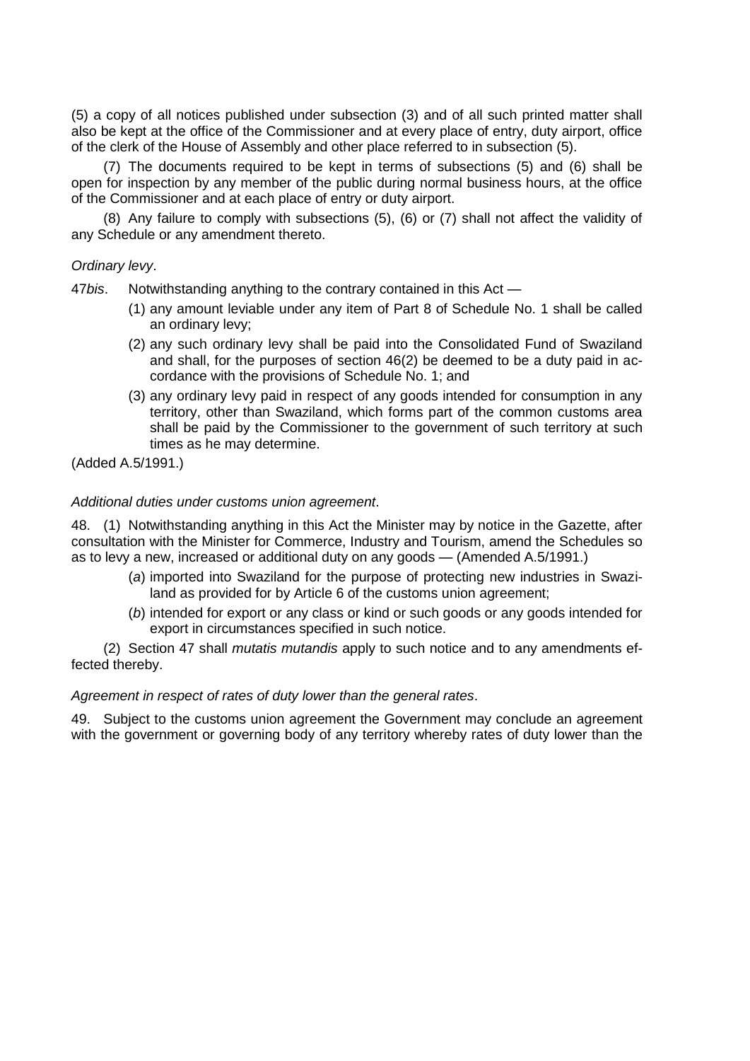(5) a copy of all notices published under subsection (3) and of all such printed matter shall also be kept at the office of the Commissioner and at every place of entry, duty airport, office of the clerk of the House of Assembly and other place referred to in subsection (5).

(7) The documents required to be kept in terms of subsections (5) and (6) shall be open for inspection by any member of the public during normal business hours, at the office of the Commissioner and at each place of entry or duty airport.

(8) Any failure to comply with subsections (5), (6) or (7) shall not affect the validity of any Schedule or any amendment thereto.

*Ordinary levy*.

47*bis*. Notwithstanding anything to the contrary contained in this Act —

(1) any amount leviable under any item of Part 8 of Schedule No. 1 shall be called an ordinary levy;

(2) any such ordinary levy shall be paid into the Consolidated Fund of Swaziland and shall, for the purposes of section 46(2) be deemed to be a duty paid in accordance with the provisions of Schedule No. 1; and

(3) any ordinary levy paid in respect of any goods intended for consumption in any territory, other than Swaziland, which forms part of the common customs area shall be paid by the Commissioner to the government of such territory at such times as he may determine.

(Added A.5/1991.)

*Additional duties under customs union agreement*.

48. (1) Notwithstanding anything in this Act the Minister may by notice in the Gazette, after consultation with the Minister for Commerce, Industry and Tourism, amend the Schedules so as to levy a new, increased or additional duty on any goods — (Amended A.5/1991.)

(*a*) imported into Swaziland for the purpose of protecting new industries in Swaziland as provided for by Article 6 of the customs union agreement;

(*b*) intended for export or any class or kind or such goods or any goods intended for export in circumstances specified in such notice.

(2) Section 47 shall *mutatis mutandis* apply to such notice and to any amendments effected thereby.

*Agreement in respect of rates of duty lower than the general rates*.

49. Subject to the customs union agreement the Government may conclude an agreement with the government or governing body of any territory whereby rates of duty lower than the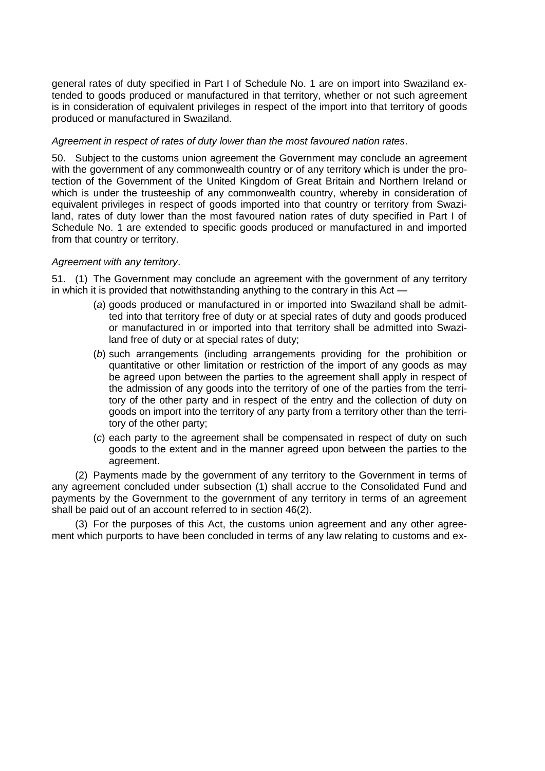general rates of duty specified in Part I of Schedule No. 1 are on import into Swaziland extended to goods produced or manufactured in that territory, whether or not such agreement is in consideration of equivalent privileges in respect of the import into that territory of goods produced or manufactured in Swaziland.

*Agreement in respect of rates of duty lower than the most favoured nation rates*.

50. Subject to the customs union agreement the Government may conclude an agreement with the government of any commonwealth country or of any territory which is under the protection of the Government of the United Kingdom of Great Britain and Northern Ireland or which is under the trusteeship of any commonwealth country, whereby in consideration of equivalent privileges in respect of goods imported into that country or territory from Swaziland, rates of duty lower than the most favoured nation rates of duty specified in Part I of Schedule No. 1 are extended to specific goods produced or manufactured in and imported from that country or territory.

*Agreement with any territory*.

51. (1) The Government may conclude an agreement with the government of any territory in which it is provided that notwithstanding anything to the contrary in this Act —

(*a*) goods produced or manufactured in or imported into Swaziland shall be admitted into that territory free of duty or at special rates of duty and goods produced or manufactured in or imported into that territory shall be admitted into Swaziland free of duty or at special rates of duty;

(*b*) such arrangements (including arrangements providing for the prohibition or quantitative or other limitation or restriction of the import of any goods as may be agreed upon between the parties to the agreement shall apply in respect of the admission of any goods into the territory of one of the parties from the territory of the other party and in respect of the entry and the collection of duty on goods on import into the territory of any party from a territory other than the territory of the other party;

(*c*) each party to the agreement shall be compensated in respect of duty on such goods to the extent and in the manner agreed upon between the parties to the agreement.

(2) Payments made by the government of any territory to the Government in terms of any agreement concluded under subsection (1) shall accrue to the Consolidated Fund and payments by the Government to the government of any territory in terms of an agreement shall be paid out of an account referred to in section 46(2).

(3) For the purposes of this Act, the customs union agreement and any other agreement which purports to have been concluded in terms of any law relating to customs and ex-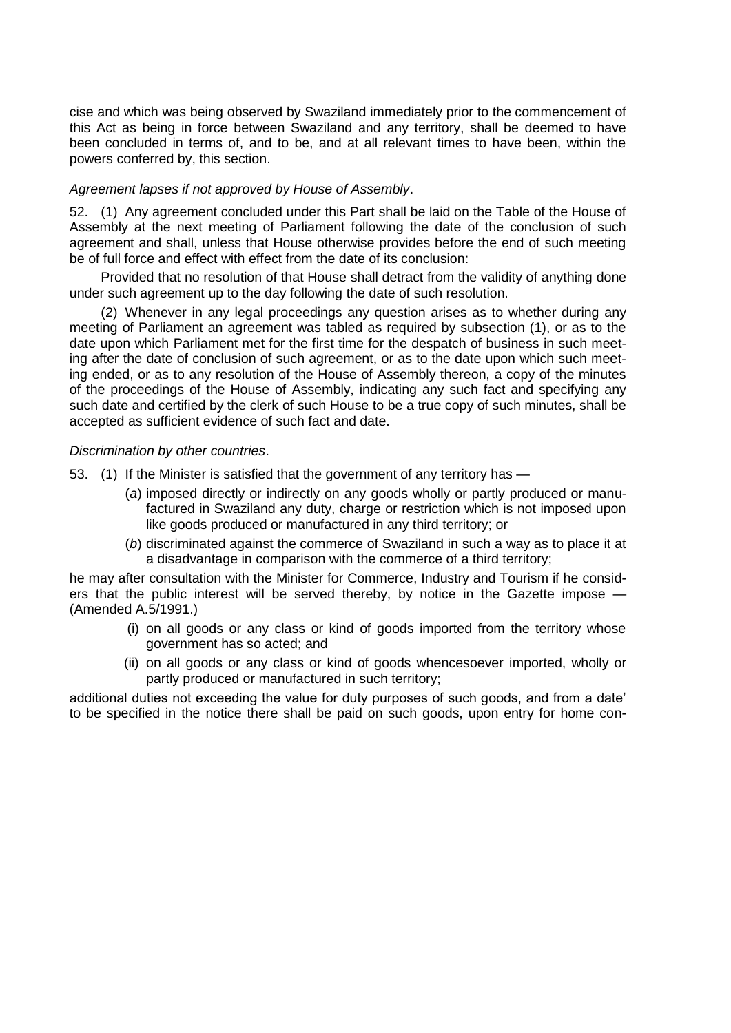cise and which was being observed by Swaziland immediately prior to the commencement of this Act as being in force between Swaziland and any territory, shall be deemed to have been concluded in terms of, and to be, and at all relevant times to have been, within the powers conferred by, this section.

*Agreement lapses if not approved by House of Assembly*.

52. (1) Any agreement concluded under this Part shall be laid on the Table of the House of Assembly at the next meeting of Parliament following the date of the conclusion of such agreement and shall, unless that House otherwise provides before the end of such meeting be of full force and effect with effect from the date of its conclusion:

Provided that no resolution of that House shall detract from the validity of anything done under such agreement up to the day following the date of such resolution.

(2) Whenever in any legal proceedings any question arises as to whether during any meeting of Parliament an agreement was tabled as required by subsection (1), or as to the date upon which Parliament met for the first time for the despatch of business in such meeting after the date of conclusion of such agreement, or as to the date upon which such meeting ended, or as to any resolution of the House of Assembly thereon, a copy of the minutes of the proceedings of the House of Assembly, indicating any such fact and specifying any such date and certified by the clerk of such House to be a true copy of such minutes, shall be accepted as sufficient evidence of such fact and date.

*Discrimination by other countries*.

53. (1) If the Minister is satisfied that the government of any territory has —

(*a*) imposed directly or indirectly on any goods wholly or partly produced or manufactured in Swaziland any duty, charge or restriction which is not imposed upon like goods produced or manufactured in any third territory; or

(*b*) discriminated against the commerce of Swaziland in such a way as to place it at a disadvantage in comparison with the commerce of a third territory;

he may after consultation with the Minister for Commerce, Industry and Tourism if he considers that the public interest will be served thereby, by notice in the Gazette impose — (Amended A.5/1991.)

(i) on all goods or any class or kind of goods imported from the territory whose government has so acted; and

(ii) on all goods or any class or kind of goods whencesoever imported, wholly or partly produced or manufactured in such territory;

additional duties not exceeding the value for duty purposes of such goods, and from a date' to be specified in the notice there shall be paid on such goods, upon entry for home con-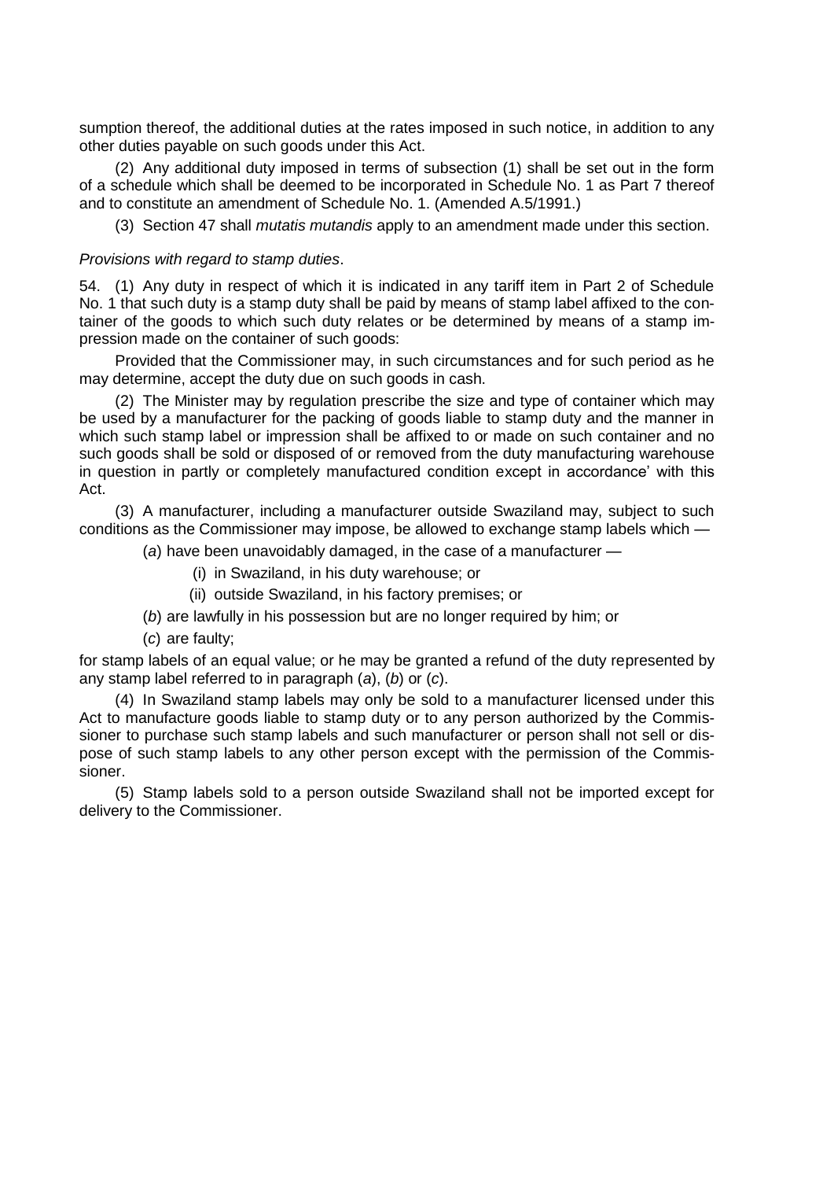sumption thereof, the additional duties at the rates imposed in such notice, in addition to any other duties payable on such goods under this Act.

(2) Any additional duty imposed in terms of subsection (1) shall be set out in the form of a schedule which shall be deemed to be incorporated in Schedule No. 1 as Part 7 thereof and to constitute an amendment of Schedule No. 1. (Amended A.5/1991.)

(3) Section 47 shall *mutatis mutandis* apply to an amendment made under this section.

*Provisions with regard to stamp duties*.

54. (1) Any duty in respect of which it is indicated in any tariff item in Part 2 of Schedule No. 1 that such duty is a stamp duty shall be paid by means of stamp label affixed to the container of the goods to which such duty relates or be determined by means of a stamp impression made on the container of such goods:

Provided that the Commissioner may, in such circumstances and for such period as he may determine, accept the duty due on such goods in cash.

(2) The Minister may by regulation prescribe the size and type of container which may be used by a manufacturer for the packing of goods liable to stamp duty and the manner in which such stamp label or impression shall be affixed to or made on such container and no such goods shall be sold or disposed of or removed from the duty manufacturing warehouse in question in partly or completely manufactured condition except in accordance' with this Act.

(3) A manufacturer, including a manufacturer outside Swaziland may, subject to such conditions as the Commissioner may impose, be allowed to exchange stamp labels which —

(*a*) have been unavoidably damaged, in the case of a manufacturer —

(i) in Swaziland, in his duty warehouse; or

(ii) outside Swaziland, in his factory premises; or

(*b*) are lawfully in his possession but are no longer required by him; or

(*c*) are faulty;

for stamp labels of an equal value; or he may be granted a refund of the duty represented by any stamp label referred to in paragraph (*a*), (*b*) or (*c*).

(4) In Swaziland stamp labels may only be sold to a manufacturer licensed under this Act to manufacture goods liable to stamp duty or to any person authorized by the Commissioner to purchase such stamp labels and such manufacturer or person shall not sell or dispose of such stamp labels to any other person except with the permission of the Commissioner.

(5) Stamp labels sold to a person outside Swaziland shall not be imported except for delivery to the Commissioner.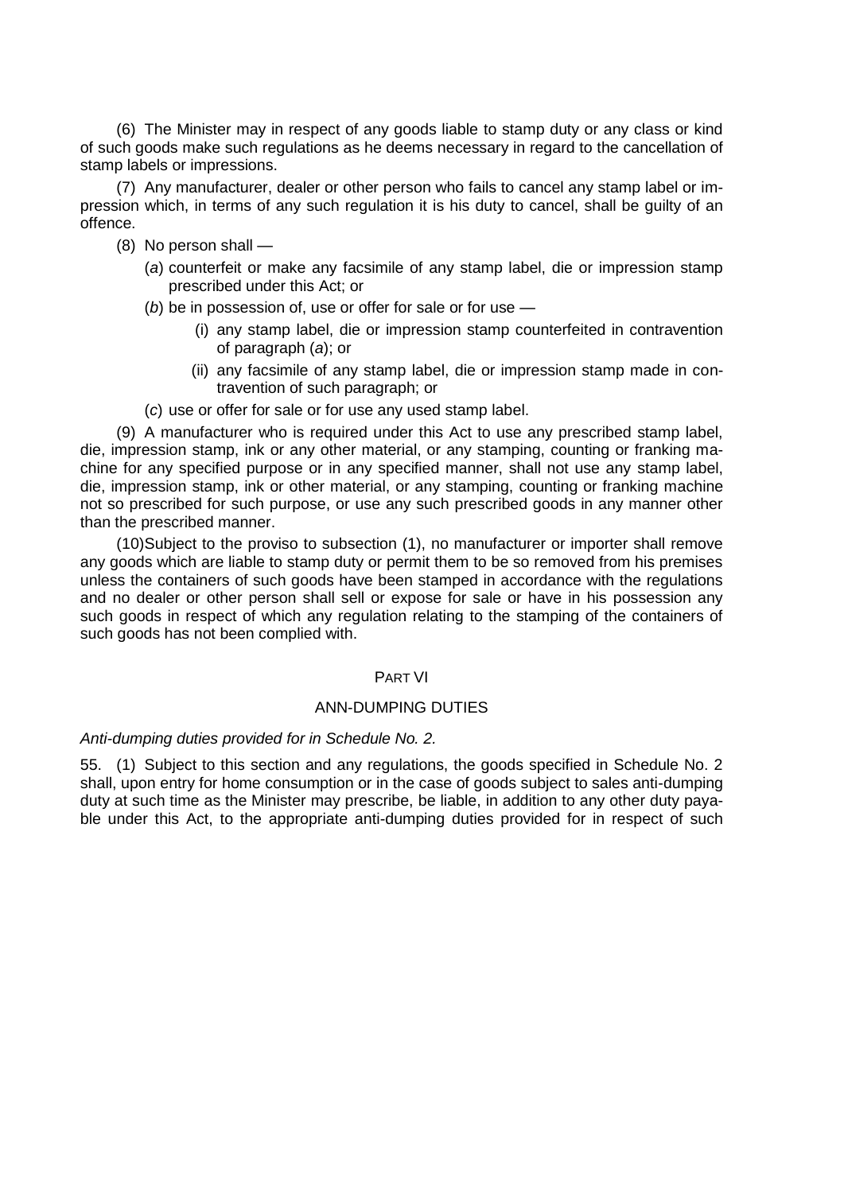(6) The Minister may in respect of any goods liable to stamp duty or any class or kind of such goods make such regulations as he deems necessary in regard to the cancellation of stamp labels or impressions.

(7) Any manufacturer, dealer or other person who fails to cancel any stamp label or impression which, in terms of any such regulation it is his duty to cancel, shall be guilty of an offence.

(8) No person shall —

(*a*) counterfeit or make any facsimile of any stamp label, die or impression stamp prescribed under this Act; or

(*b*) be in possession of, use or offer for sale or for use —

(i) any stamp label, die or impression stamp counterfeited in contravention of paragraph (*a*); or

(ii) any facsimile of any stamp label, die or impression stamp made in contravention of such paragraph; or

(*c*) use or offer for sale or for use any used stamp label.

(9) A manufacturer who is required under this Act to use any prescribed stamp label, die, impression stamp, ink or any other material, or any stamping, counting or franking machine for any specified purpose or in any specified manner, shall not use any stamp label, die, impression stamp, ink or other material, or any stamping, counting or franking machine not so prescribed for such purpose, or use any such prescribed goods in any manner other than the prescribed manner.

(10)Subject to the proviso to subsection (1), no manufacturer or importer shall remove any goods which are liable to stamp duty or permit them to be so removed from his premises unless the containers of such goods have been stamped in accordance with the regulations and no dealer or other person shall sell or expose for sale or have in his possession any such goods in respect of which any regulation relating to the stamping of the containers of such goods has not been complied with.

## PART VI

## ANN-DUMPING DUTIES

*Anti-dumping duties provided for in Schedule No. 2.*

55. (1) Subject to this section and any regulations, the goods specified in Schedule No. 2 shall, upon entry for home consumption or in the case of goods subject to sales anti-dumping duty at such time as the Minister may prescribe, be liable, in addition to any other duty payable under this Act, to the appropriate anti-dumping duties provided for in respect of such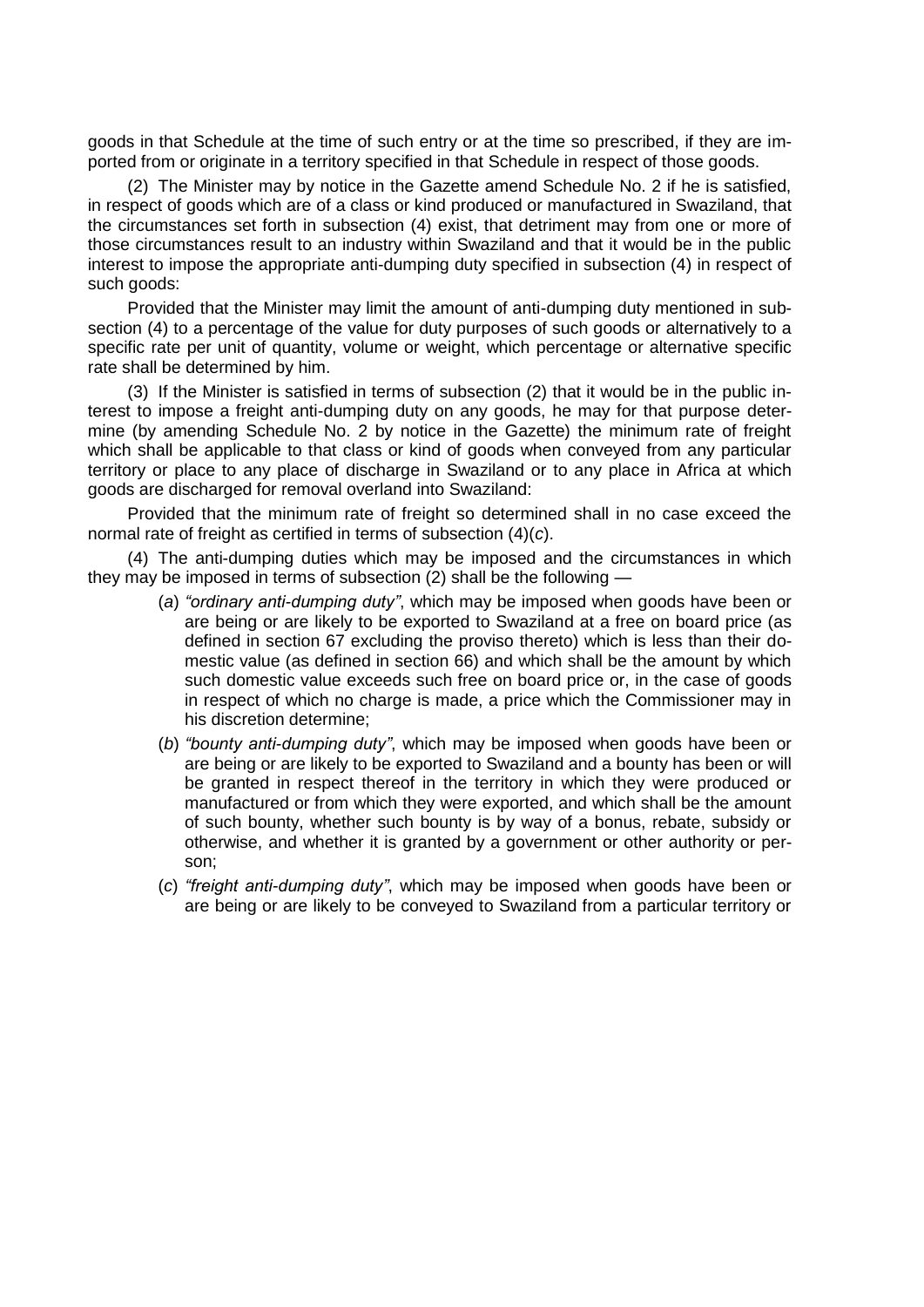goods in that Schedule at the time of such entry or at the time so prescribed, if they are imported from or originate in a territory specified in that Schedule in respect of those goods.

(2) The Minister may by notice in the Gazette amend Schedule No. 2 if he is satisfied, in respect of goods which are of a class or kind produced or manufactured in Swaziland, that the circumstances set forth in subsection (4) exist, that detriment may from one or more of those circumstances result to an industry within Swaziland and that it would be in the public interest to impose the appropriate anti-dumping duty specified in subsection (4) in respect of such goods:

Provided that the Minister may limit the amount of anti-dumping duty mentioned in subsection (4) to a percentage of the value for duty purposes of such goods or alternatively to a specific rate per unit of quantity, volume or weight, which percentage or alternative specific rate shall be determined by him.

(3) If the Minister is satisfied in terms of subsection (2) that it would be in the public interest to impose a freight anti-dumping duty on any goods, he may for that purpose determine (by amending Schedule No. 2 by notice in the Gazette) the minimum rate of freight which shall be applicable to that class or kind of goods when conveyed from any particular territory or place to any place of discharge in Swaziland or to any place in Africa at which goods are discharged for removal overland into Swaziland:

Provided that the minimum rate of freight so determined shall in no case exceed the normal rate of freight as certified in terms of subsection (4)(*c*).

(4) The anti-dumping duties which may be imposed and the circumstances in which they may be imposed in terms of subsection (2) shall be the following —

- (*a*) *"ordinary anti-dumping duty"*, which may be imposed when goods have been or are being or are likely to be exported to Swaziland at a free on board price (as defined in section 67 excluding the proviso thereto) which is less than their domestic value (as defined in section 66) and which shall be the amount by which such domestic value exceeds such free on board price or, in the case of goods in respect of which no charge is made, a price which the Commissioner may in his discretion determine;
- (*b*) *"bounty anti-dumping duty"*, which may be imposed when goods have been or are being or are likely to be exported to Swaziland and a bounty has been or will be granted in respect thereof in the territory in which they were produced or manufactured or from which they were exported, and which shall be the amount of such bounty, whether such bounty is by way of a bonus, rebate, subsidy or otherwise, and whether it is granted by a government or other authority or person;
- (*c*) *"freight anti-dumping duty"*, which may be imposed when goods have been or are being or are likely to be conveyed to Swaziland from a particular territory or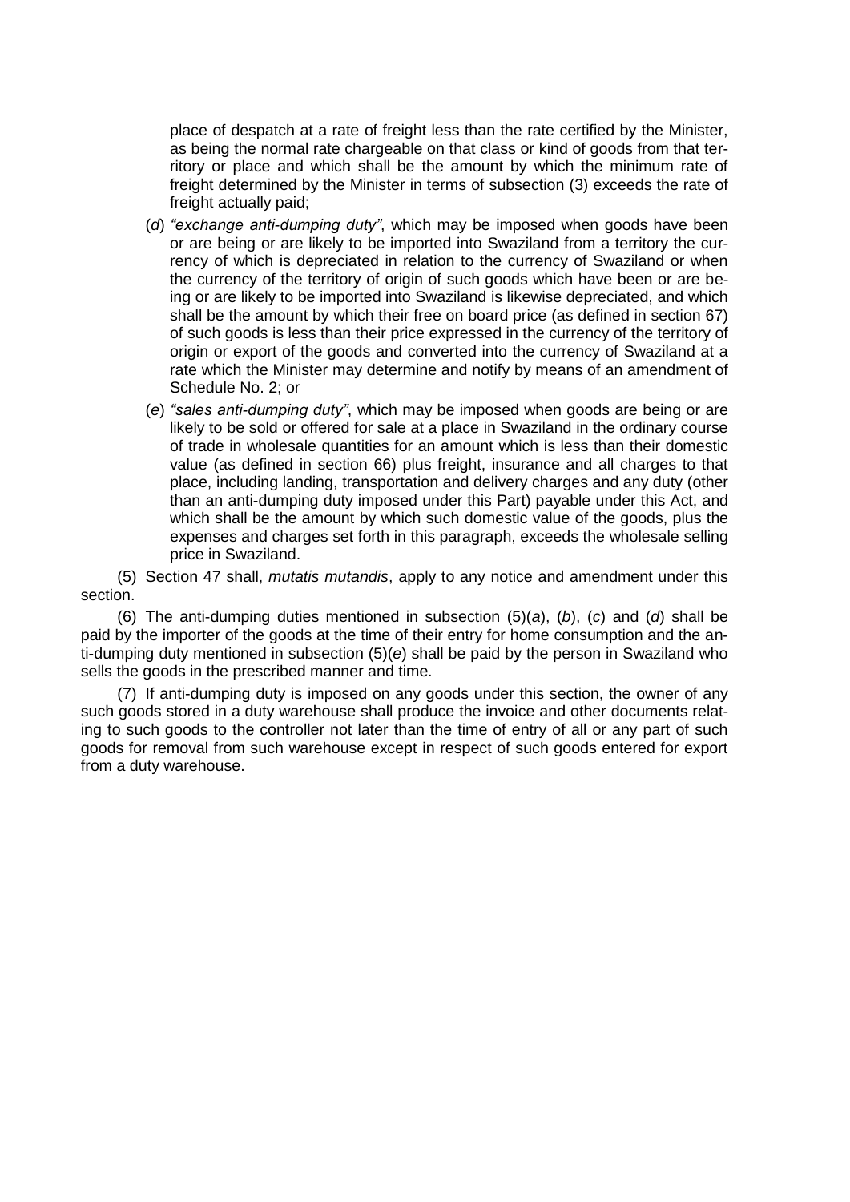place of despatch at a rate of freight less than the rate certified by the Minister, as being the normal rate chargeable on that class or kind of goods from that territory or place and which shall be the amount by which the minimum rate of freight determined by the Minister in terms of subsection (3) exceeds the rate of freight actually paid;

(*d*) *"exchange anti-dumping duty"*, which may be imposed when goods have been or are being or are likely to be imported into Swaziland from a territory the currency of which is depreciated in relation to the currency of Swaziland or when the currency of the territory of origin of such goods which have been or are being or are likely to be imported into Swaziland is likewise depreciated, and which shall be the amount by which their free on board price (as defined in section 67) of such goods is less than their price expressed in the currency of the territory of origin or export of the goods and converted into the currency of Swaziland at a rate which the Minister may determine and notify by means of an amendment of Schedule No. 2; or

(*e*) *"sales anti-dumping duty"*, which may be imposed when goods are being or are likely to be sold or offered for sale at a place in Swaziland in the ordinary course of trade in wholesale quantities for an amount which is less than their domestic value (as defined in section 66) plus freight, insurance and all charges to that place, including landing, transportation and delivery charges and any duty (other than an anti-dumping duty imposed under this Part) payable under this Act, and which shall be the amount by which such domestic value of the goods, plus the expenses and charges set forth in this paragraph, exceeds the wholesale selling price in Swaziland.

(5) Section 47 shall, *mutatis mutandis*, apply to any notice and amendment under this section.

(6) The anti-dumping duties mentioned in subsection (5)(*a*), (*b*), (*c*) and (*d*) shall be paid by the importer of the goods at the time of their entry for home consumption and the anti-dumping duty mentioned in subsection (5)(*e*) shall be paid by the person in Swaziland who sells the goods in the prescribed manner and time.

(7) If anti-dumping duty is imposed on any goods under this section, the owner of any such goods stored in a duty warehouse shall produce the invoice and other documents relating to such goods to the controller not later than the time of entry of all or any part of such goods for removal from such warehouse except in respect of such goods entered for export from a duty warehouse.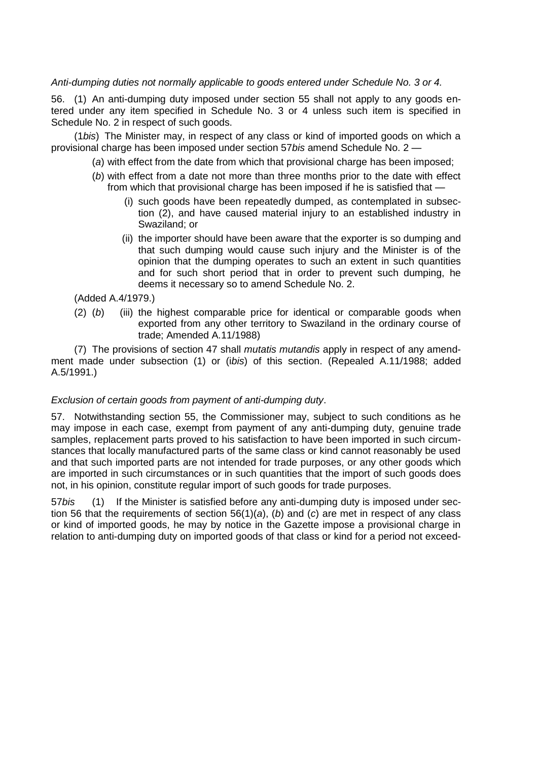*Anti-dumping duties not normally applicable to goods entered under Schedule No. 3 or 4.*

56. (1) An anti-dumping duty imposed under section 55 shall not apply to any goods entered under any item specified in Schedule No. 3 or 4 unless such item is specified in Schedule No. 2 in respect of such goods.

(1*bis*) The Minister may, in respect of any class or kind of imported goods on which a provisional charge has been imposed under section 57*bis* amend Schedule No. 2 —

- (*a*) with effect from the date from which that provisional charge has been imposed;
- (*b*) with effect from a date not more than three months prior to the date with effect from which that provisional charge has been imposed if he is satisfied that —
  - (i) such goods have been repeatedly dumped, as contemplated in subsection (2), and have caused material injury to an established industry in Swaziland; or
  - (ii) the importer should have been aware that the exporter is so dumping and that such dumping would cause such injury and the Minister is of the opinion that the dumping operates to such an extent in such quantities and for such short period that in order to prevent such dumping, he deems it necessary so to amend Schedule No. 2.

(Added A.4/1979.)

(2) (*b*) (iii) the highest comparable price for identical or comparable goods when exported from any other territory to Swaziland in the ordinary course of trade; Amended A.11/1988)

(7) The provisions of section 47 shall *mutatis mutandis* apply in respect of any amendment made under subsection (1) or (*ibis*) of this section. (Repealed A.11/1988; added A.5/1991.)

*Exclusion of certain goods from payment of anti-dumping duty*.

57. Notwithstanding section 55, the Commissioner may, subject to such conditions as he may impose in each case, exempt from payment of any anti-dumping duty, genuine trade samples, replacement parts proved to his satisfaction to have been imported in such circumstances that locally manufactured parts of the same class or kind cannot reasonably be used and that such imported parts are not intended for trade purposes, or any other goods which are imported in such circumstances or in such quantities that the import of such goods does not, in his opinion, constitute regular import of such goods for trade purposes.

57*bis* (1) If the Minister is satisfied before any anti-dumping duty is imposed under section 56 that the requirements of section 56(1)(*a*), (*b*) and (*c*) are met in respect of any class or kind of imported goods, he may by notice in the Gazette impose a provisional charge in relation to anti-dumping duty on imported goods of that class or kind for a period not exceed-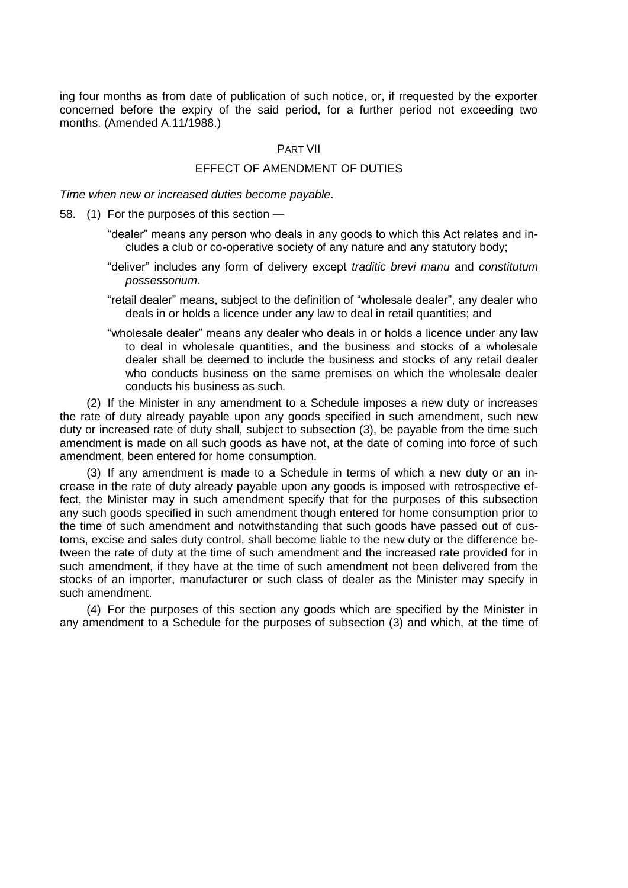ing four months as from date of publication of such notice, or, if rrequested by the exporter concerned before the expiry of the said period, for a further period not exceeding two months. (Amended A.11/1988.)

## PART VII

## EFFECT OF AMENDMENT OF DUTIES

*Time when new or increased duties become payable*.

58. (1) For the purposes of this section —

"dealer" means any person who deals in any goods to which this Act relates and includes a club or co-operative society of any nature and any statutory body;

"deliver" includes any form of delivery except *traditic brevi manu* and *constitutum possessorium*.

"retail dealer" means, subject to the definition of "wholesale dealer", any dealer who deals in or holds a licence under any law to deal in retail quantities; and

"wholesale dealer" means any dealer who deals in or holds a licence under any law to deal in wholesale quantities, and the business and stocks of a wholesale dealer shall be deemed to include the business and stocks of any retail dealer who conducts business on the same premises on which the wholesale dealer conducts his business as such.

(2) If the Minister in any amendment to a Schedule imposes a new duty or increases the rate of duty already payable upon any goods specified in such amendment, such new duty or increased rate of duty shall, subject to subsection (3), be payable from the time such amendment is made on all such goods as have not, at the date of coming into force of such amendment, been entered for home consumption.

(3) If any amendment is made to a Schedule in terms of which a new duty or an increase in the rate of duty already payable upon any goods is imposed with retrospective effect, the Minister may in such amendment specify that for the purposes of this subsection any such goods specified in such amendment though entered for home consumption prior to the time of such amendment and notwithstanding that such goods have passed out of customs, excise and sales duty control, shall become liable to the new duty or the difference between the rate of duty at the time of such amendment and the increased rate provided for in such amendment, if they have at the time of such amendment not been delivered from the stocks of an importer, manufacturer or such class of dealer as the Minister may specify in such amendment.

(4) For the purposes of this section any goods which are specified by the Minister in any amendment to a Schedule for the purposes of subsection (3) and which, at the time of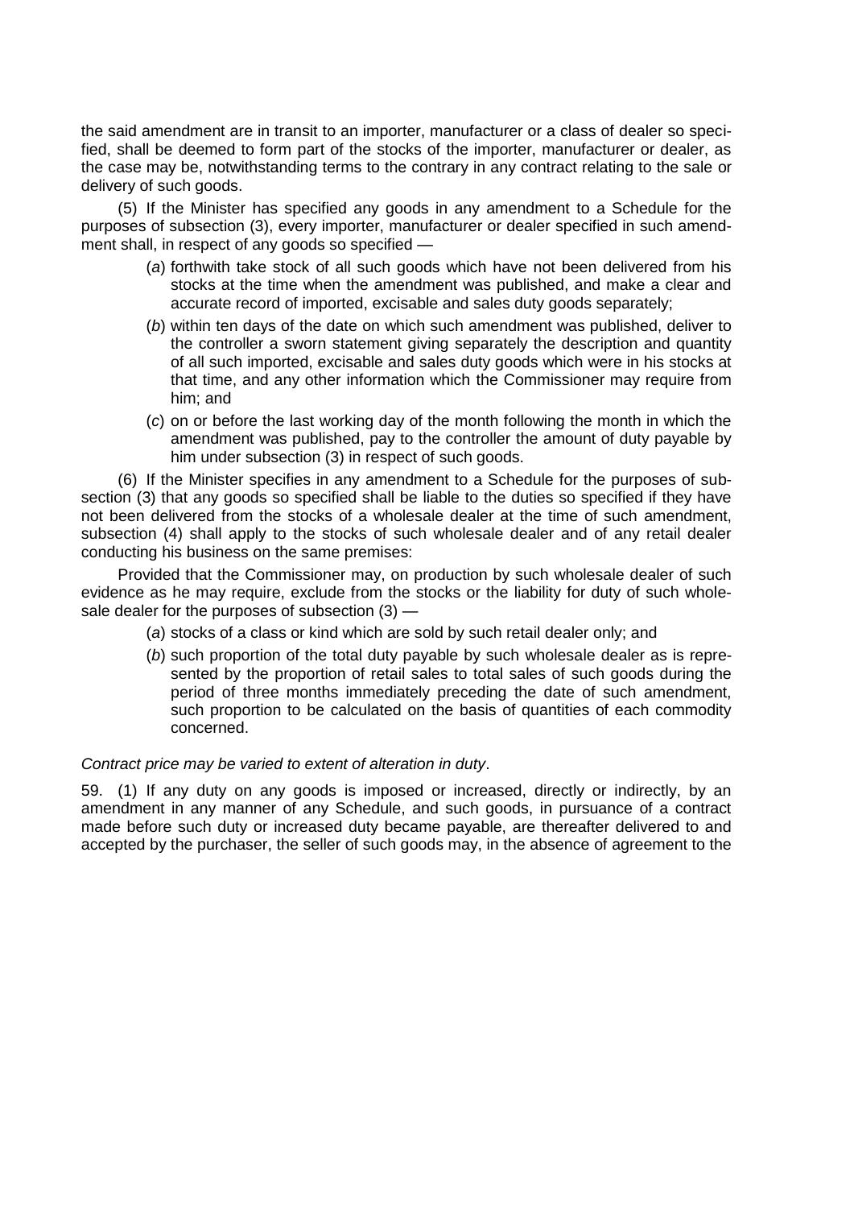the said amendment are in transit to an importer, manufacturer or a class of dealer so specified, shall be deemed to form part of the stocks of the importer, manufacturer or dealer, as the case may be, notwithstanding terms to the contrary in any contract relating to the sale or delivery of such goods.

(5) If the Minister has specified any goods in any amendment to a Schedule for the purposes of subsection (3), every importer, manufacturer or dealer specified in such amendment shall, in respect of any goods so specified —

(*a*) forthwith take stock of all such goods which have not been delivered from his stocks at the time when the amendment was published, and make a clear and accurate record of imported, excisable and sales duty goods separately;

(*b*) within ten days of the date on which such amendment was published, deliver to the controller a sworn statement giving separately the description and quantity of all such imported, excisable and sales duty goods which were in his stocks at that time, and any other information which the Commissioner may require from him; and

(*c*) on or before the last working day of the month following the month in which the amendment was published, pay to the controller the amount of duty payable by him under subsection (3) in respect of such goods.

(6) If the Minister specifies in any amendment to a Schedule for the purposes of subsection (3) that any goods so specified shall be liable to the duties so specified if they have not been delivered from the stocks of a wholesale dealer at the time of such amendment, subsection (4) shall apply to the stocks of such wholesale dealer and of any retail dealer conducting his business on the same premises:

Provided that the Commissioner may, on production by such wholesale dealer of such evidence as he may require, exclude from the stocks or the liability for duty of such wholesale dealer for the purposes of subsection (3) —

(*a*) stocks of a class or kind which are sold by such retail dealer only; and

(*b*) such proportion of the total duty payable by such wholesale dealer as is represented by the proportion of retail sales to total sales of such goods during the period of three months immediately preceding the date of such amendment, such proportion to be calculated on the basis of quantities of each commodity concerned.

*Contract price may be varied to extent of alteration in duty*.

59. (1) If any duty on any goods is imposed or increased, directly or indirectly, by an amendment in any manner of any Schedule, and such goods, in pursuance of a contract made before such duty or increased duty became payable, are thereafter delivered to and accepted by the purchaser, the seller of such goods may, in the absence of agreement to the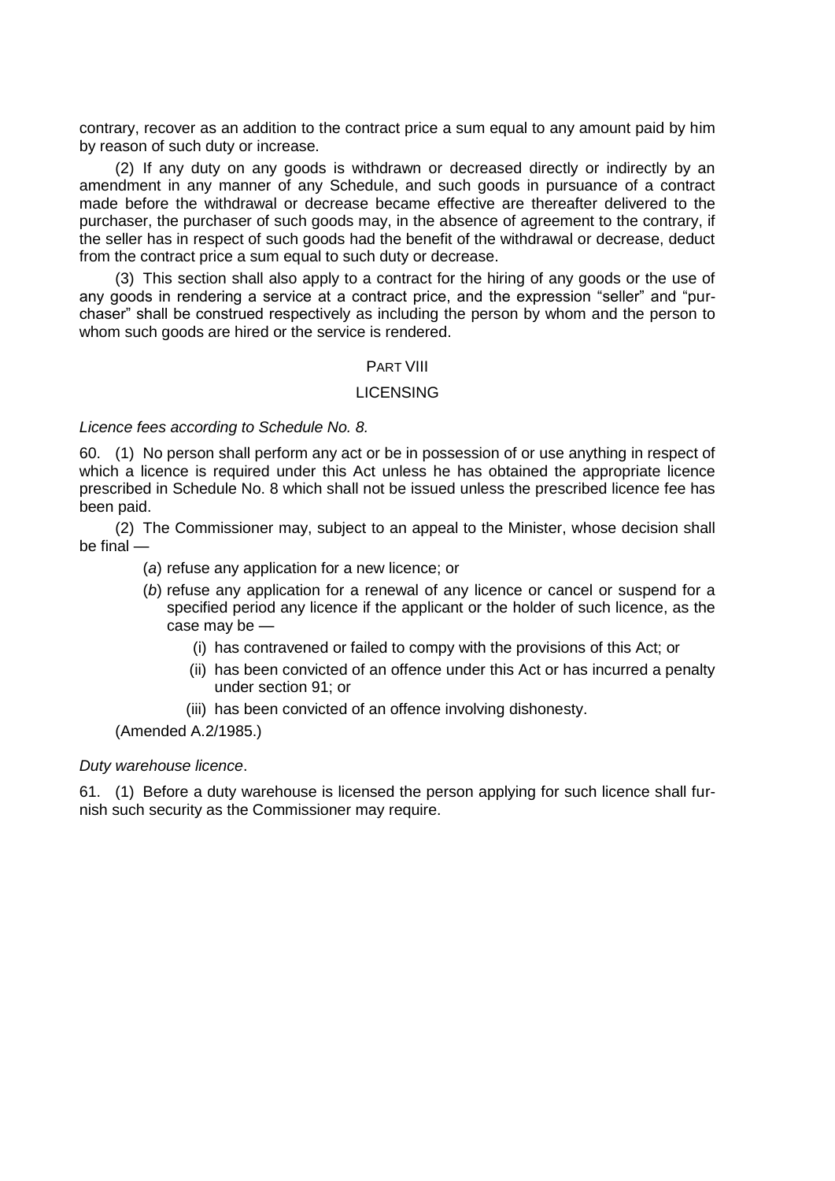contrary, recover as an addition to the contract price a sum equal to any amount paid by him by reason of such duty or increase.

(2) If any duty on any goods is withdrawn or decreased directly or indirectly by an amendment in any manner of any Schedule, and such goods in pursuance of a contract made before the withdrawal or decrease became effective are thereafter delivered to the purchaser, the purchaser of such goods may, in the absence of agreement to the contrary, if the seller has in respect of such goods had the benefit of the withdrawal or decrease, deduct from the contract price a sum equal to such duty or decrease.

(3) This section shall also apply to a contract for the hiring of any goods or the use of any goods in rendering a service at a contract price, and the expression "seller" and "purchaser" shall be construed respectively as including the person by whom and the person to whom such goods are hired or the service is rendered.

## PART VIII

## LICENSING

*Licence fees according to Schedule No. 8.*

60. (1) No person shall perform any act or be in possession of or use anything in respect of which a licence is required under this Act unless he has obtained the appropriate licence prescribed in Schedule No. 8 which shall not be issued unless the prescribed licence fee has been paid.

(2) The Commissioner may, subject to an appeal to the Minister, whose decision shall be final —

(*a*) refuse any application for a new licence; or

(*b*) refuse any application for a renewal of any licence or cancel or suspend for a specified period any licence if the applicant or the holder of such licence, as the case may be —

(i) has contravened or failed to compy with the provisions of this Act; or

(ii) has been convicted of an offence under this Act or has incurred a penalty under section 91; or

(iii) has been convicted of an offence involving dishonesty.

(Amended A.2/1985.)

*Duty warehouse licence*.

61. (1) Before a duty warehouse is licensed the person applying for such licence shall furnish such security as the Commissioner may require.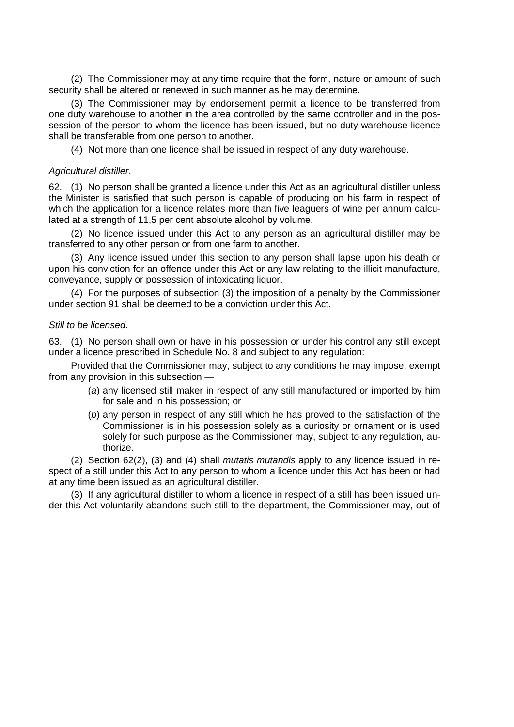(2) The Commissioner may at any time require that the form, nature or amount of such security shall be altered or renewed in such manner as he may determine.

(3) The Commissioner may by endorsement permit a licence to be transferred from one duty warehouse to another in the area controlled by the same controller and in the possession of the person to whom the licence has been issued, but no duty warehouse licence shall be transferable from one person to another.

(4) Not more than one licence shall be issued in respect of any duty warehouse.

*Agricultural distiller*.

62. (1) No person shall be granted a licence under this Act as an agricultural distiller unless the Minister is satisfied that such person is capable of producing on his farm in respect of which the application for a licence relates more than five leaguers of wine per annum calculated at a strength of 11,5 per cent absolute alcohol by volume.

(2) No licence issued under this Act to any person as an agricultural distiller may be transferred to any other person or from one farm to another.

(3) Any licence issued under this section to any person shall lapse upon his death or upon his conviction for an offence under this Act or any law relating to the illicit manufacture, conveyance, supply or possession of intoxicating liquor.

(4) For the purposes of subsection (3) the imposition of a penalty by the Commissioner under section 91 shall be deemed to be a conviction under this Act.

*Still to be licensed*.

63. (1) No person shall own or have in his possession or under his control any still except under a licence prescribed in Schedule No. 8 and subject to any regulation:

Provided that the Commissioner may, subject to any conditions he may impose, exempt from any provision in this subsection —

(*a*) any licensed still maker in respect of any still manufactured or imported by him for sale and in his possession; or

(*b*) any person in respect of any still which he has proved to the satisfaction of the Commissioner is in his possession solely as a curiosity or ornament or is used solely for such purpose as the Commissioner may, subject to any regulation, authorize.

(2) Section 62(2), (3) and (4) shall *mutatis mutandis* apply to any licence issued in respect of a still under this Act to any person to whom a licence under this Act has been or had at any time been issued as an agricultural distiller.

(3) If any agricultural distiller to whom a licence in respect of a still has been issued under this Act voluntarily abandons such still to the department, the Commissioner may, out of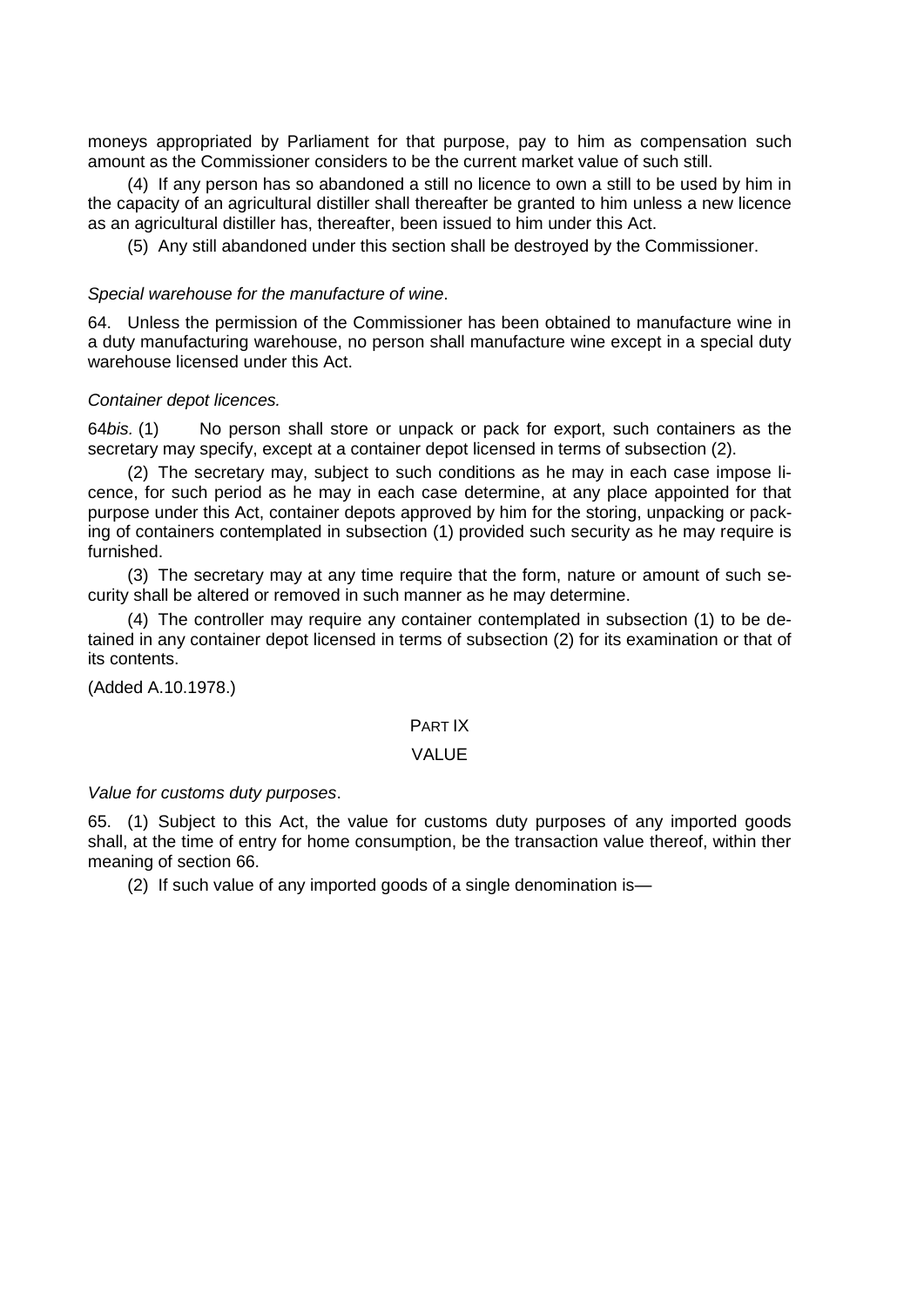moneys appropriated by Parliament for that purpose, pay to him as compensation such amount as the Commissioner considers to be the current market value of such still.

(4) If any person has so abandoned a still no licence to own a still to be used by him in the capacity of an agricultural distiller shall thereafter be granted to him unless a new licence as an agricultural distiller has, thereafter, been issued to him under this Act.

(5) Any still abandoned under this section shall be destroyed by the Commissioner.

*Special warehouse for the manufacture of wine*.

64. Unless the permission of the Commissioner has been obtained to manufacture wine in a duty manufacturing warehouse, no person shall manufacture wine except in a special duty warehouse licensed under this Act.

*Container depot licences.*

64*bis.* (1) No person shall store or unpack or pack for export, such containers as the secretary may specify, except at a container depot licensed in terms of subsection (2).

(2) The secretary may, subject to such conditions as he may in each case impose licence, for such period as he may in each case determine, at any place appointed for that purpose under this Act, container depots approved by him for the storing, unpacking or packing of containers contemplated in subsection (1) provided such security as he may require is furnished.

(3) The secretary may at any time require that the form, nature or amount of such security shall be altered or removed in such manner as he may determine.

(4) The controller may require any container contemplated in subsection (1) to be detained in any container depot licensed in terms of subsection (2) for its examination or that of its contents.

(Added A.10.1978.)

## PART IX

## VALUE

*Value for customs duty purposes*.

65. (1) Subject to this Act, the value for customs duty purposes of any imported goods shall, at the time of entry for home consumption, be the transaction value thereof, within ther meaning of section 66.

(2) If such value of any imported goods of a single denomination is—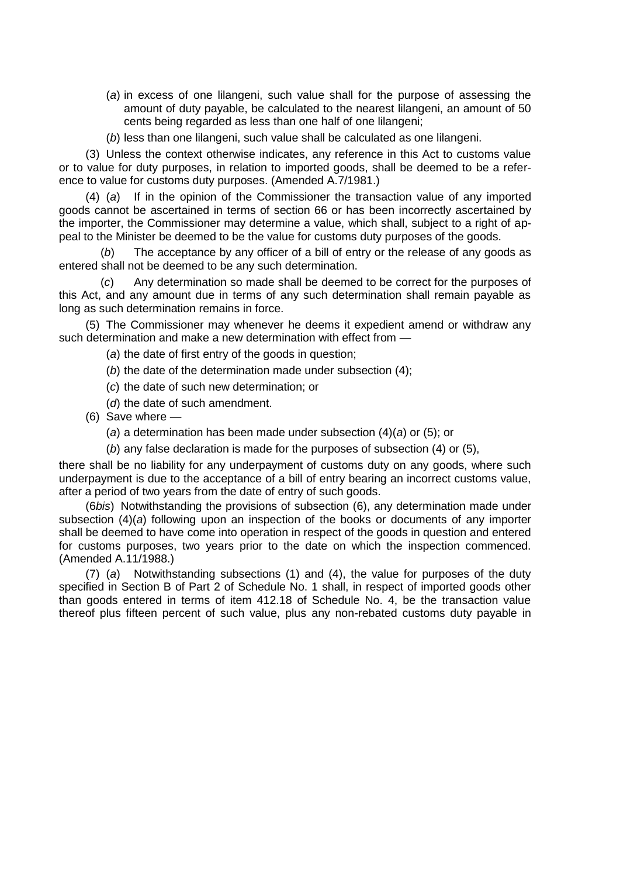(*a*) in excess of one lilangeni, such value shall for the purpose of assessing the amount of duty payable, be calculated to the nearest lilangeni, an amount of 50 cents being regarded as less than one half of one lilangeni;

(*b*) less than one lilangeni, such value shall be calculated as one lilangeni.

(3) Unless the context otherwise indicates, any reference in this Act to customs value or to value for duty purposes, in relation to imported goods, shall be deemed to be a reference to value for customs duty purposes. (Amended A.7/1981.)

(4) (*a*) If in the opinion of the Commissioner the transaction value of any imported goods cannot be ascertained in terms of section 66 or has been incorrectly ascertained by the importer, the Commissioner may determine a value, which shall, subject to a right of appeal to the Minister be deemed to be the value for customs duty purposes of the goods.

(*b*) The acceptance by any officer of a bill of entry or the release of any goods as entered shall not be deemed to be any such determination.

(*c*) Any determination so made shall be deemed to be correct for the purposes of this Act, and any amount due in terms of any such determination shall remain payable as long as such determination remains in force.

(5) The Commissioner may whenever he deems it expedient amend or withdraw any such determination and make a new determination with effect from —

(*a*) the date of first entry of the goods in question;

(*b*) the date of the determination made under subsection (4);

(*c*) the date of such new determination; or

(*d*) the date of such amendment.

(6) Save where —

(*a*) a determination has been made under subsection (4)(*a*) or (5); or

(*b*) any false declaration is made for the purposes of subsection (4) or (5),

there shall be no liability for any underpayment of customs duty on any goods, where such underpayment is due to the acceptance of a bill of entry bearing an incorrect customs value, after a period of two years from the date of entry of such goods.

(6*bis*) Notwithstanding the provisions of subsection (6), any determination made under subsection (4)(*a*) following upon an inspection of the books or documents of any importer shall be deemed to have come into operation in respect of the goods in question and entered for customs purposes, two years prior to the date on which the inspection commenced. (Amended A.11/1988.)

(7) (*a*) Notwithstanding subsections (1) and (4), the value for purposes of the duty specified in Section B of Part 2 of Schedule No. 1 shall, in respect of imported goods other than goods entered in terms of item 412.18 of Schedule No. 4, be the transaction value thereof plus fifteen percent of such value, plus any non-rebated customs duty payable in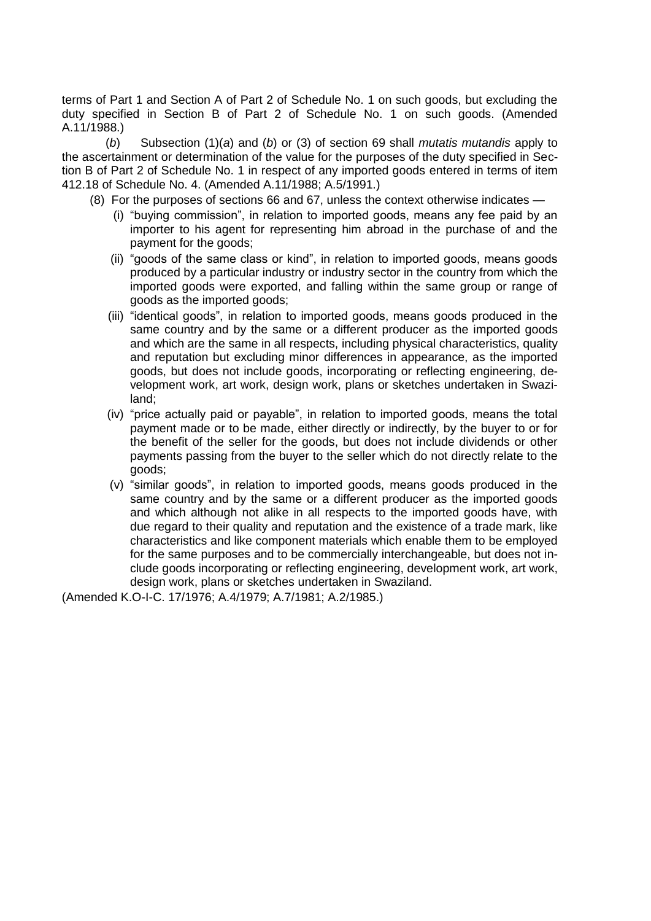terms of Part 1 and Section A of Part 2 of Schedule No. 1 on such goods, but excluding the duty specified in Section B of Part 2 of Schedule No. 1 on such goods. (Amended A.11/1988.)

(*b*) Subsection (1)(*a*) and (*b*) or (3) of section 69 shall *mutatis mutandis* apply to the ascertainment or determination of the value for the purposes of the duty specified in Section B of Part 2 of Schedule No. 1 in respect of any imported goods entered in terms of item 412.18 of Schedule No. 4. (Amended A.11/1988; A.5/1991.)

(8) For the purposes of sections 66 and 67, unless the context otherwise indicates —

(i) "buying commission", in relation to imported goods, means any fee paid by an importer to his agent for representing him abroad in the purchase of and the payment for the goods;

(ii) "goods of the same class or kind", in relation to imported goods, means goods produced by a particular industry or industry sector in the country from which the imported goods were exported, and falling within the same group or range of goods as the imported goods;

(iii) "identical goods", in relation to imported goods, means goods produced in the same country and by the same or a different producer as the imported goods and which are the same in all respects, including physical characteristics, quality and reputation but excluding minor differences in appearance, as the imported goods, but does not include goods, incorporating or reflecting engineering, development work, art work, design work, plans or sketches undertaken in Swaziland;

(iv) "price actually paid or payable", in relation to imported goods, means the total payment made or to be made, either directly or indirectly, by the buyer to or for the benefit of the seller for the goods, but does not include dividends or other payments passing from the buyer to the seller which do not directly relate to the goods;

(v) "similar goods", in relation to imported goods, means goods produced in the same country and by the same or a different producer as the imported goods and which although not alike in all respects to the imported goods have, with due regard to their quality and reputation and the existence of a trade mark, like characteristics and like component materials which enable them to be employed for the same purposes and to be commercially interchangeable, but does not include goods incorporating or reflecting engineering, development work, art work, design work, plans or sketches undertaken in Swaziland.

(Amended K.O-I-C. 17/1976; A.4/1979; A.7/1981; A.2/1985.)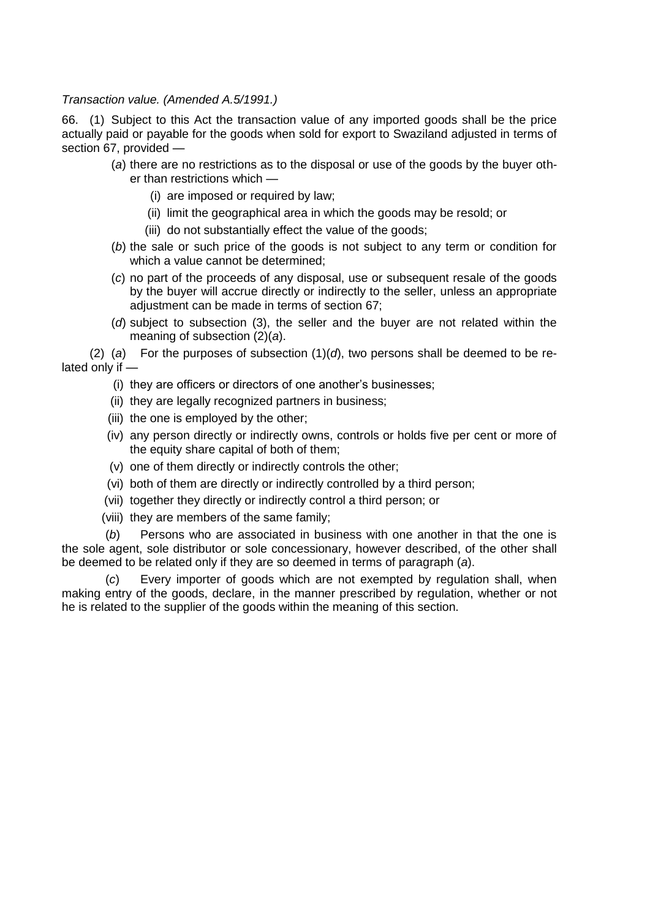*Transaction value. (Amended A.5/1991.)*

66. (1) Subject to this Act the transaction value of any imported goods shall be the price actually paid or payable for the goods when sold for export to Swaziland adjusted in terms of section 67, provided —

- (*a*) there are no restrictions as to the disposal or use of the goods by the buyer other than restrictions which —
  - (i) are imposed or required by law;
  - (ii) limit the geographical area in which the goods may be resold; or
  - (iii) do not substantially effect the value of the goods;
- (*b*) the sale or such price of the goods is not subject to any term or condition for which a value cannot be determined;
- (*c*) no part of the proceeds of any disposal, use or subsequent resale of the goods by the buyer will accrue directly or indirectly to the seller, unless an appropriate adjustment can be made in terms of section 67;
- (*d*) subject to subsection (3), the seller and the buyer are not related within the meaning of subsection (2)(*a*).

(2) (*a*) For the purposes of subsection (1)(*d*), two persons shall be deemed to be related only if —

- (i) they are officers or directors of one another's businesses;
- (ii) they are legally recognized partners in business;
- (iii) the one is employed by the other;
- (iv) any person directly or indirectly owns, controls or holds five per cent or more of the equity share capital of both of them;
- (v) one of them directly or indirectly controls the other;
- (vi) both of them are directly or indirectly controlled by a third person;
- (vii) together they directly or indirectly control a third person; or
- (viii) they are members of the same family;

(*b*) Persons who are associated in business with one another in that the one is the sole agent, sole distributor or sole concessionary, however described, of the other shall be deemed to be related only if they are so deemed in terms of paragraph (*a*).

(*c*) Every importer of goods which are not exempted by regulation shall, when making entry of the goods, declare, in the manner prescribed by regulation, whether or not he is related to the supplier of the goods within the meaning of this section.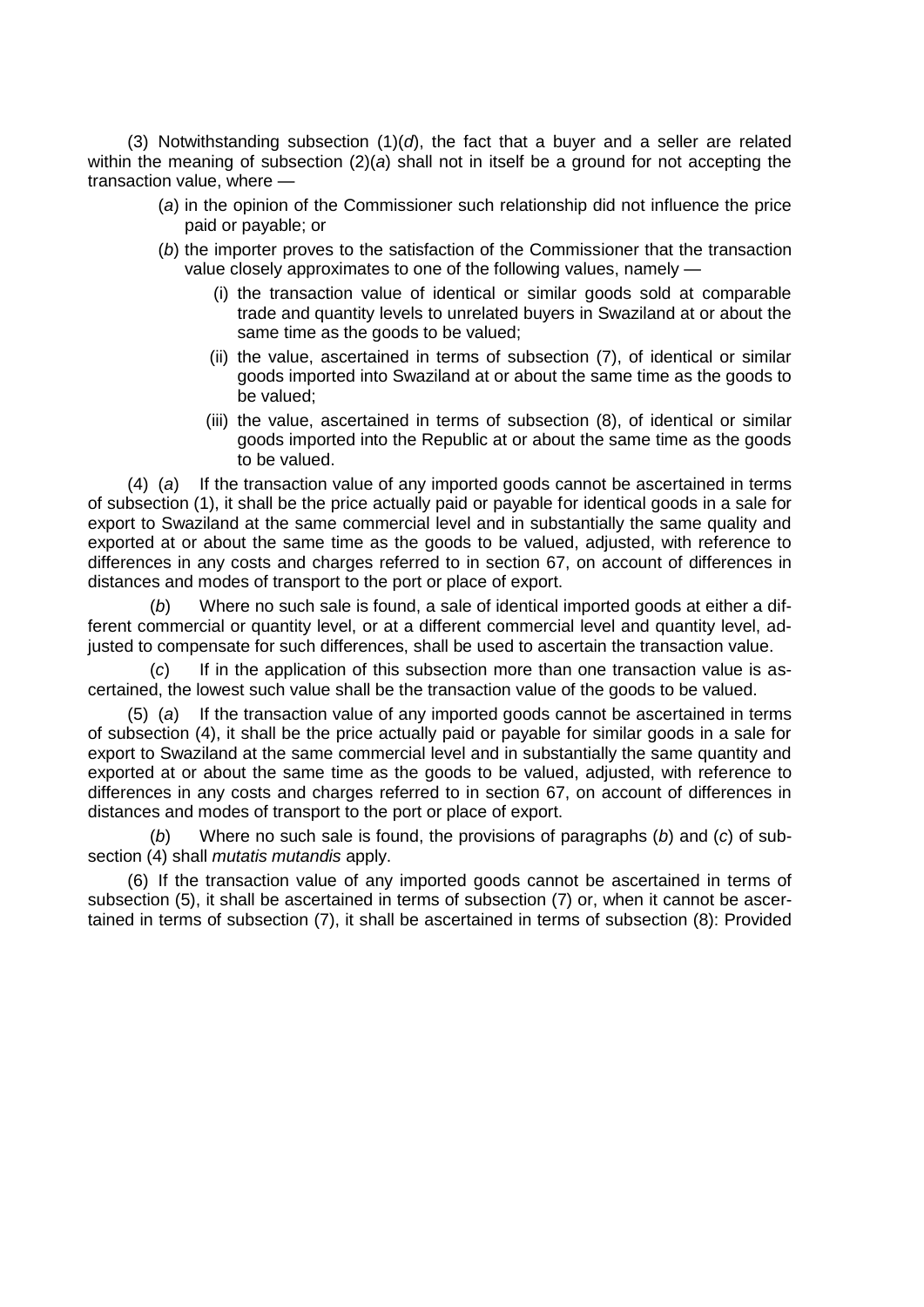(3) Notwithstanding subsection (1)(*d*), the fact that a buyer and a seller are related within the meaning of subsection (2)(*a*) shall not in itself be a ground for not accepting the transaction value, where —

(*a*) in the opinion of the Commissioner such relationship did not influence the price paid or payable; or

(*b*) the importer proves to the satisfaction of the Commissioner that the transaction value closely approximates to one of the following values, namely —

(i) the transaction value of identical or similar goods sold at comparable trade and quantity levels to unrelated buyers in Swaziland at or about the same time as the goods to be valued;

(ii) the value, ascertained in terms of subsection (7), of identical or similar goods imported into Swaziland at or about the same time as the goods to be valued;

(iii) the value, ascertained in terms of subsection (8), of identical or similar goods imported into the Republic at or about the same time as the goods to be valued.

(4) (*a*) If the transaction value of any imported goods cannot be ascertained in terms of subsection (1), it shall be the price actually paid or payable for identical goods in a sale for export to Swaziland at the same commercial level and in substantially the same quality and exported at or about the same time as the goods to be valued, adjusted, with reference to differences in any costs and charges referred to in section 67, on account of differences in distances and modes of transport to the port or place of export.

(*b*) Where no such sale is found, a sale of identical imported goods at either a different commercial or quantity level, or at a different commercial level and quantity level, adjusted to compensate for such differences, shall be used to ascertain the transaction value.

(*c*) If in the application of this subsection more than one transaction value is ascertained, the lowest such value shall be the transaction value of the goods to be valued.

(5) (*a*) If the transaction value of any imported goods cannot be ascertained in terms of subsection (4), it shall be the price actually paid or payable for similar goods in a sale for export to Swaziland at the same commercial level and in substantially the same quantity and exported at or about the same time as the goods to be valued, adjusted, with reference to differences in any costs and charges referred to in section 67, on account of differences in distances and modes of transport to the port or place of export.

(*b*) Where no such sale is found, the provisions of paragraphs (*b*) and (*c*) of subsection (4) shall *mutatis mutandis* apply.

(6) If the transaction value of any imported goods cannot be ascertained in terms of subsection (5), it shall be ascertained in terms of subsection (7) or, when it cannot be ascertained in terms of subsection (7), it shall be ascertained in terms of subsection (8): Provided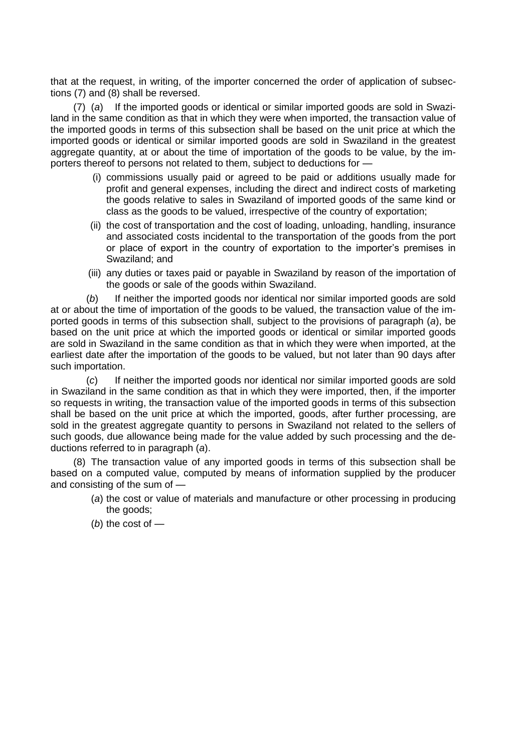that at the request, in writing, of the importer concerned the order of application of subsections (7) and (8) shall be reversed.

(7) (*a*) If the imported goods or identical or similar imported goods are sold in Swaziland in the same condition as that in which they were when imported, the transaction value of the imported goods in terms of this subsection shall be based on the unit price at which the imported goods or identical or similar imported goods are sold in Swaziland in the greatest aggregate quantity, at or about the time of importation of the goods to be value, by the importers thereof to persons not related to them, subject to deductions for —

- (i) commissions usually paid or agreed to be paid or additions usually made for profit and general expenses, including the direct and indirect costs of marketing the goods relative to sales in Swaziland of imported goods of the same kind or class as the goods to be valued, irrespective of the country of exportation;
- (ii) the cost of transportation and the cost of loading, unloading, handling, insurance and associated costs incidental to the transportation of the goods from the port or place of export in the country of exportation to the importer's premises in Swaziland; and
- (iii) any duties or taxes paid or payable in Swaziland by reason of the importation of the goods or sale of the goods within Swaziland.

(*b*) If neither the imported goods nor identical nor similar imported goods are sold at or about the time of importation of the goods to be valued, the transaction value of the imported goods in terms of this subsection shall, subject to the provisions of paragraph (*a*), be based on the unit price at which the imported goods or identical or similar imported goods are sold in Swaziland in the same condition as that in which they were when imported, at the earliest date after the importation of the goods to be valued, but not later than 90 days after such importation.

(*c*) If neither the imported goods nor identical nor similar imported goods are sold in Swaziland in the same condition as that in which they were imported, then, if the importer so requests in writing, the transaction value of the imported goods in terms of this subsection shall be based on the unit price at which the imported, goods, after further processing, are sold in the greatest aggregate quantity to persons in Swaziland not related to the sellers of such goods, due allowance being made for the value added by such processing and the deductions referred to in paragraph (*a*).

(8) The transaction value of any imported goods in terms of this subsection shall be based on a computed value, computed by means of information supplied by the producer and consisting of the sum of —

- (*a*) the cost or value of materials and manufacture or other processing in producing the goods;
- (*b*) the cost of —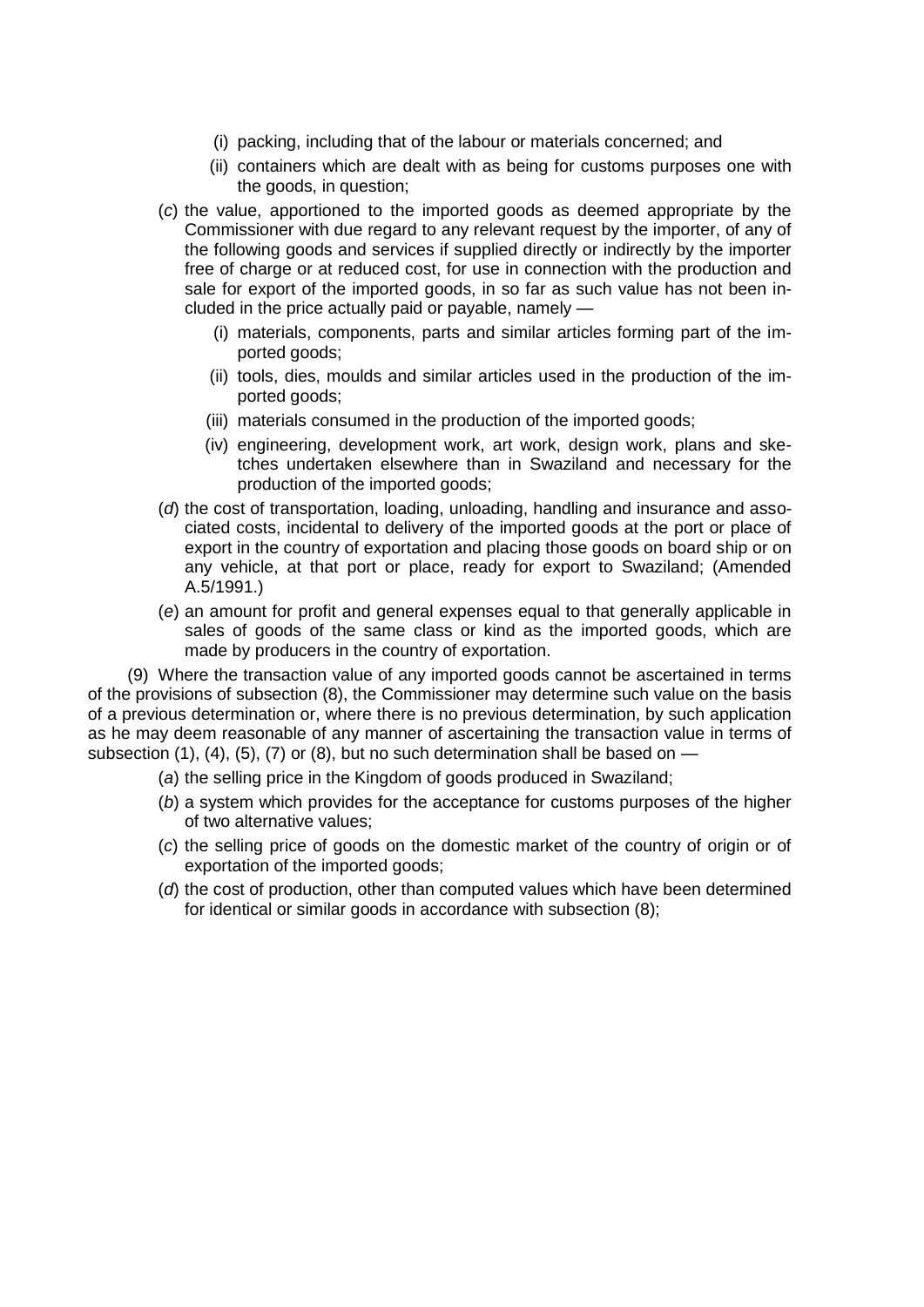(i) packing, including that of the labour or materials concerned; and

(ii) containers which are dealt with as being for customs purposes one with the goods, in question;

(*c*) the value, apportioned to the imported goods as deemed appropriate by the Commissioner with due regard to any relevant request by the importer, of any of the following goods and services if supplied directly or indirectly by the importer free of charge or at reduced cost, for use in connection with the production and sale for export of the imported goods, in so far as such value has not been included in the price actually paid or payable, namely —

(i) materials, components, parts and similar articles forming part of the imported goods;

(ii) tools, dies, moulds and similar articles used in the production of the imported goods;

(iii) materials consumed in the production of the imported goods;

(iv) engineering, development work, art work, design work, plans and sketches undertaken elsewhere than in Swaziland and necessary for the production of the imported goods;

(*d*) the cost of transportation, loading, unloading, handling and insurance and associated costs, incidental to delivery of the imported goods at the port or place of export in the country of exportation and placing those goods on board ship or on any vehicle, at that port or place, ready for export to Swaziland; (Amended A.5/1991.)

(*e*) an amount for profit and general expenses equal to that generally applicable in sales of goods of the same class or kind as the imported goods, which are made by producers in the country of exportation.

(9) Where the transaction value of any imported goods cannot be ascertained in terms of the provisions of subsection (8), the Commissioner may determine such value on the basis of a previous determination or, where there is no previous determination, by such application as he may deem reasonable of any manner of ascertaining the transaction value in terms of subsection (1), (4), (5), (7) or (8), but no such determination shall be based on —

(*a*) the selling price in the Kingdom of goods produced in Swaziland;

(*b*) a system which provides for the acceptance for customs purposes of the higher of two alternative values;

(*c*) the selling price of goods on the domestic market of the country of origin or of exportation of the imported goods;

(*d*) the cost of production, other than computed values which have been determined for identical or similar goods in accordance with subsection (8);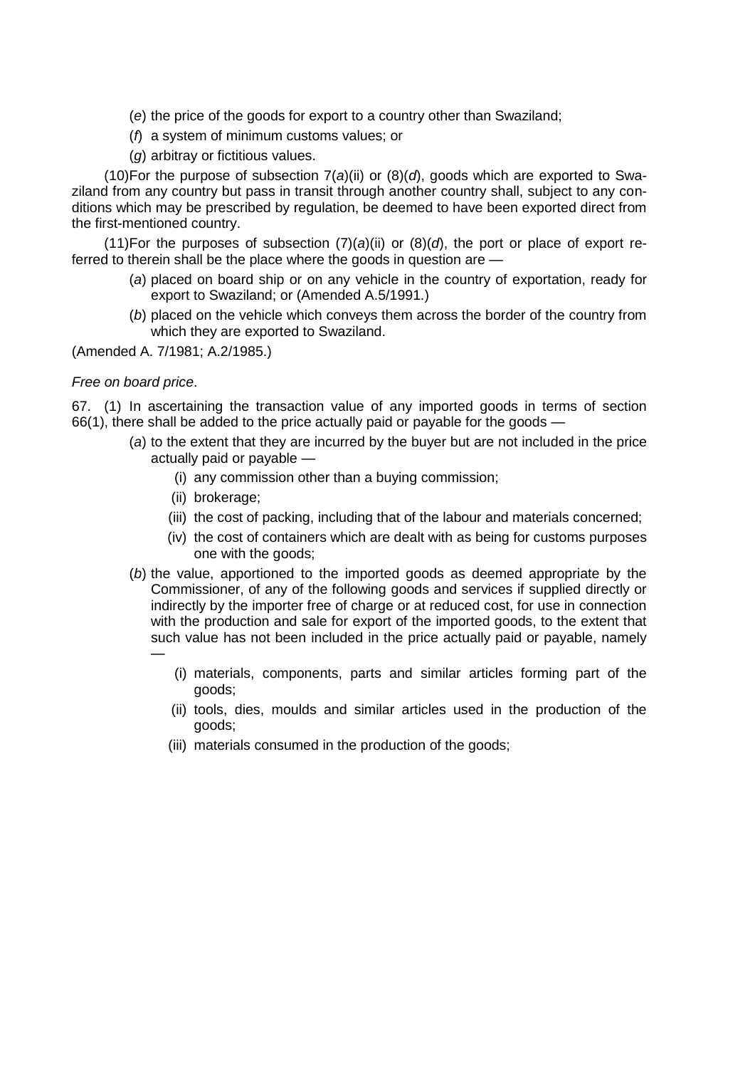(*e*) the price of the goods for export to a country other than Swaziland;

(*f*) a system of minimum customs values; or

(*g*) arbitray or fictitious values.

(10)For the purpose of subsection 7(*a*)(ii) or (8)(*d*), goods which are exported to Swaziland from any country but pass in transit through another country shall, subject to any conditions which may be prescribed by regulation, be deemed to have been exported direct from the first-mentioned country.

(11)For the purposes of subsection (7)(*a*)(ii) or (8)(*d*), the port or place of export referred to therein shall be the place where the goods in question are —

(*a*) placed on board ship or on any vehicle in the country of exportation, ready for export to Swaziland; or (Amended A.5/1991.)

(*b*) placed on the vehicle which conveys them across the border of the country from which they are exported to Swaziland.

(Amended A. 7/1981; A.2/1985.)

*Free on board price*.

67. (1) In ascertaining the transaction value of any imported goods in terms of section 66(1), there shall be added to the price actually paid or payable for the goods —

(*a*) to the extent that they are incurred by the buyer but are not included in the price actually paid or payable —

(i) any commission other than a buying commission;

(ii) brokerage;

(iii) the cost of packing, including that of the labour and materials concerned;

(iv) the cost of containers which are dealt with as being for customs purposes one with the goods;

(*b*) the value, apportioned to the imported goods as deemed appropriate by the Commissioner, of any of the following goods and services if supplied directly or indirectly by the importer free of charge or at reduced cost, for use in connection with the production and sale for export of the imported goods, to the extent that such value has not been included in the price actually paid or payable, namely —

(i) materials, components, parts and similar articles forming part of the goods;

(ii) tools, dies, moulds and similar articles used in the production of the goods;

(iii) materials consumed in the production of the goods;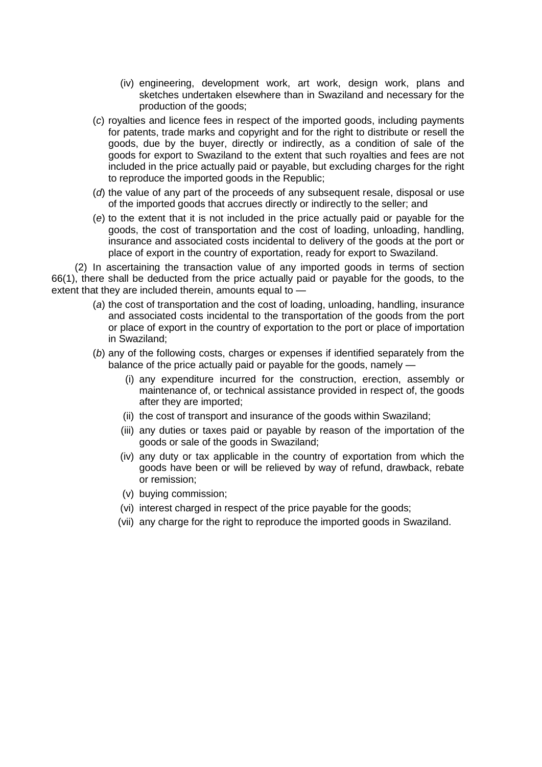(iv) engineering, development work, art work, design work, plans and sketches undertaken elsewhere than in Swaziland and necessary for the production of the goods;

(*c*) royalties and licence fees in respect of the imported goods, including payments for patents, trade marks and copyright and for the right to distribute or resell the goods, due by the buyer, directly or indirectly, as a condition of sale of the goods for export to Swaziland to the extent that such royalties and fees are not included in the price actually paid or payable, but excluding charges for the right to reproduce the imported goods in the Republic;

(*d*) the value of any part of the proceeds of any subsequent resale, disposal or use of the imported goods that accrues directly or indirectly to the seller; and

(*e*) to the extent that it is not included in the price actually paid or payable for the goods, the cost of transportation and the cost of loading, unloading, handling, insurance and associated costs incidental to delivery of the goods at the port or place of export in the country of exportation, ready for export to Swaziland.

(2) In ascertaining the transaction value of any imported goods in terms of section 66(1), there shall be deducted from the price actually paid or payable for the goods, to the extent that they are included therein, amounts equal to —

(*a*) the cost of transportation and the cost of loading, unloading, handling, insurance and associated costs incidental to the transportation of the goods from the port or place of export in the country of exportation to the port or place of importation in Swaziland;

(*b*) any of the following costs, charges or expenses if identified separately from the balance of the price actually paid or payable for the goods, namely —

(i) any expenditure incurred for the construction, erection, assembly or maintenance of, or technical assistance provided in respect of, the goods after they are imported;

(ii) the cost of transport and insurance of the goods within Swaziland;

(iii) any duties or taxes paid or payable by reason of the importation of the goods or sale of the goods in Swaziland;

(iv) any duty or tax applicable in the country of exportation from which the goods have been or will be relieved by way of refund, drawback, rebate or remission;

(v) buying commission;

(vi) interest charged in respect of the price payable for the goods;

(vii) any charge for the right to reproduce the imported goods in Swaziland.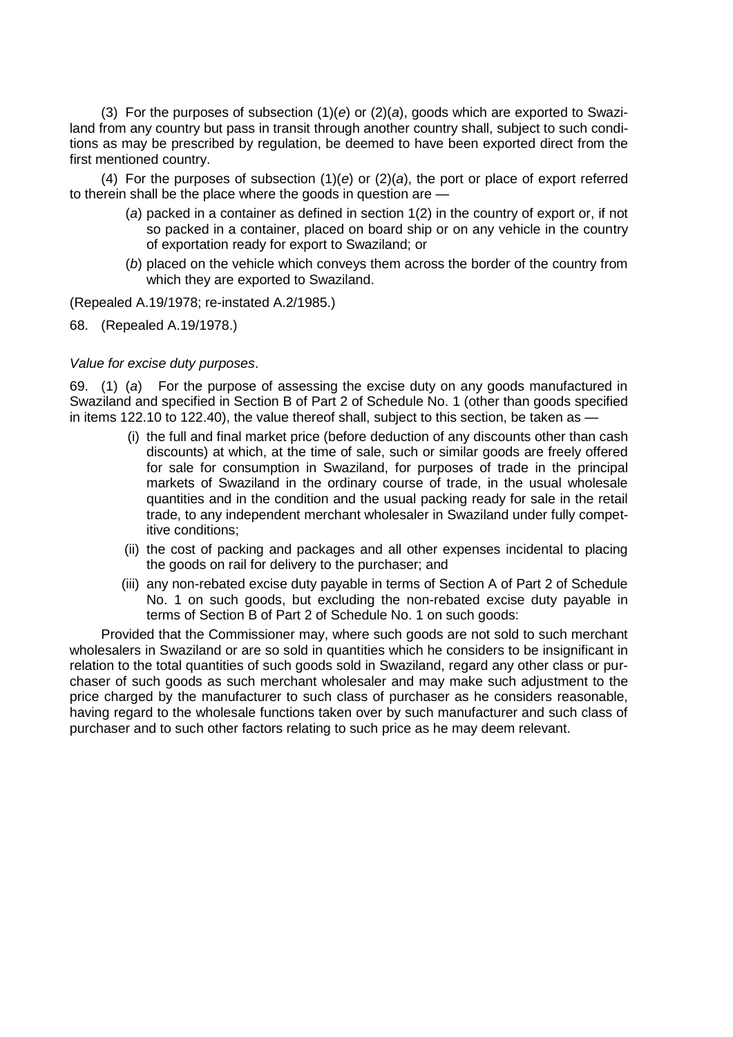(3) For the purposes of subsection (1)(*e*) or (2)(*a*), goods which are exported to Swaziland from any country but pass in transit through another country shall, subject to such conditions as may be prescribed by regulation, be deemed to have been exported direct from the first mentioned country.

(4) For the purposes of subsection (1)(*e*) or (2)(*a*), the port or place of export referred to therein shall be the place where the goods in question are —

(*a*) packed in a container as defined in section 1(2) in the country of export or, if not so packed in a container, placed on board ship or on any vehicle in the country of exportation ready for export to Swaziland; or

(*b*) placed on the vehicle which conveys them across the border of the country from which they are exported to Swaziland.

(Repealed A.19/1978; re-instated A.2/1985.)

68. (Repealed A.19/1978.)

*Value for excise duty purposes*.

69. (1) (*a*) For the purpose of assessing the excise duty on any goods manufactured in Swaziland and specified in Section B of Part 2 of Schedule No. 1 (other than goods specified in items 122.10 to 122.40), the value thereof shall, subject to this section, be taken as —

(i) the full and final market price (before deduction of any discounts other than cash discounts) at which, at the time of sale, such or similar goods are freely offered for sale for consumption in Swaziland, for purposes of trade in the principal markets of Swaziland in the ordinary course of trade, in the usual wholesale quantities and in the condition and the usual packing ready for sale in the retail trade, to any independent merchant wholesaler in Swaziland under fully competitive conditions;

(ii) the cost of packing and packages and all other expenses incidental to placing the goods on rail for delivery to the purchaser; and

(iii) any non-rebated excise duty payable in terms of Section A of Part 2 of Schedule No. 1 on such goods, but excluding the non-rebated excise duty payable in terms of Section B of Part 2 of Schedule No. 1 on such goods:

Provided that the Commissioner may, where such goods are not sold to such merchant wholesalers in Swaziland or are so sold in quantities which he considers to be insignificant in relation to the total quantities of such goods sold in Swaziland, regard any other class or purchaser of such goods as such merchant wholesaler and may make such adjustment to the price charged by the manufacturer to such class of purchaser as he considers reasonable, having regard to the wholesale functions taken over by such manufacturer and such class of purchaser and to such other factors relating to such price as he may deem relevant.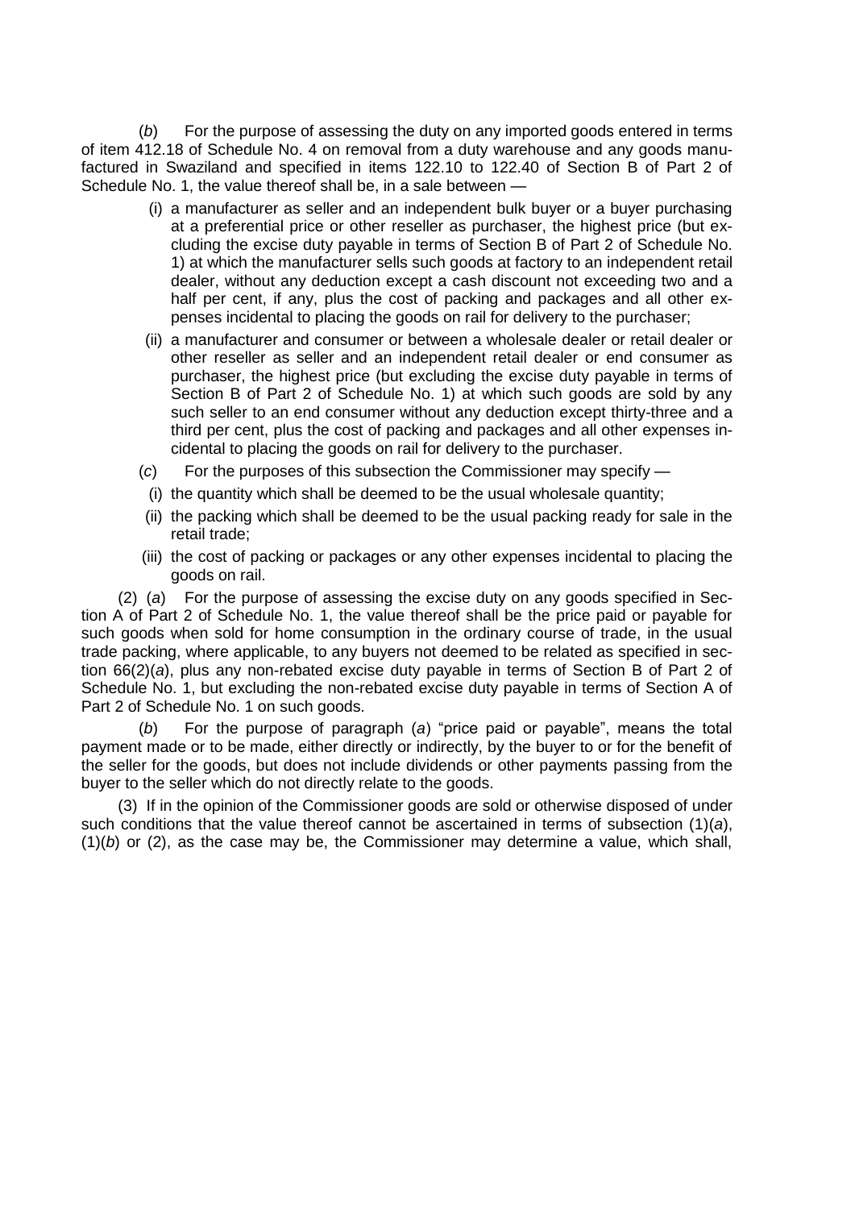(*b*) For the purpose of assessing the duty on any imported goods entered in terms of item 412.18 of Schedule No. 4 on removal from a duty warehouse and any goods manufactured in Swaziland and specified in items 122.10 to 122.40 of Section B of Part 2 of Schedule No. 1, the value thereof shall be, in a sale between —

(i) a manufacturer as seller and an independent bulk buyer or a buyer purchasing at a preferential price or other reseller as purchaser, the highest price (but excluding the excise duty payable in terms of Section B of Part 2 of Schedule No. 1) at which the manufacturer sells such goods at factory to an independent retail dealer, without any deduction except a cash discount not exceeding two and a half per cent, if any, plus the cost of packing and packages and all other expenses incidental to placing the goods on rail for delivery to the purchaser;

(ii) a manufacturer and consumer or between a wholesale dealer or retail dealer or other reseller as seller and an independent retail dealer or end consumer as purchaser, the highest price (but excluding the excise duty payable in terms of Section B of Part 2 of Schedule No. 1) at which such goods are sold by any such seller to an end consumer without any deduction except thirty-three and a third per cent, plus the cost of packing and packages and all other expenses incidental to placing the goods on rail for delivery to the purchaser.

(*c*) For the purposes of this subsection the Commissioner may specify —

(i) the quantity which shall be deemed to be the usual wholesale quantity;

(ii) the packing which shall be deemed to be the usual packing ready for sale in the retail trade;

(iii) the cost of packing or packages or any other expenses incidental to placing the goods on rail.

(2) (*a*) For the purpose of assessing the excise duty on any goods specified in Section A of Part 2 of Schedule No. 1, the value thereof shall be the price paid or payable for such goods when sold for home consumption in the ordinary course of trade, in the usual trade packing, where applicable, to any buyers not deemed to be related as specified in section 66(2)(*a*), plus any non-rebated excise duty payable in terms of Section B of Part 2 of Schedule No. 1, but excluding the non-rebated excise duty payable in terms of Section A of Part 2 of Schedule No. 1 on such goods.

(*b*) For the purpose of paragraph (*a*) "price paid or payable", means the total payment made or to be made, either directly or indirectly, by the buyer to or for the benefit of the seller for the goods, but does not include dividends or other payments passing from the buyer to the seller which do not directly relate to the goods.

(3) If in the opinion of the Commissioner goods are sold or otherwise disposed of under such conditions that the value thereof cannot be ascertained in terms of subsection (1)(*a*), (1)(*b*) or (2), as the case may be, the Commissioner may determine a value, which shall,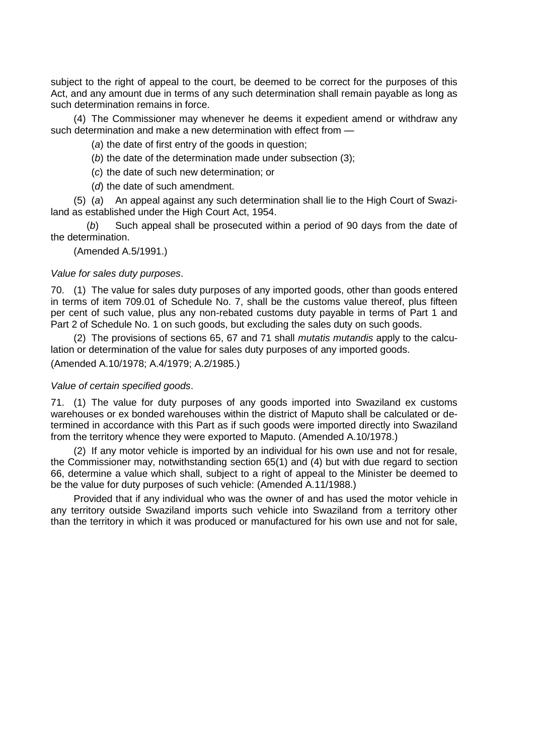subject to the right of appeal to the court, be deemed to be correct for the purposes of this Act, and any amount due in terms of any such determination shall remain payable as long as such determination remains in force.

(4) The Commissioner may whenever he deems it expedient amend or withdraw any such determination and make a new determination with effect from —

(*a*) the date of first entry of the goods in question;

(*b*) the date of the determination made under subsection (3);

(*c*) the date of such new determination; or

(*d*) the date of such amendment.

(5) (*a*) An appeal against any such determination shall lie to the High Court of Swaziland as established under the High Court Act, 1954.

(*b*) Such appeal shall be prosecuted within a period of 90 days from the date of the determination.

(Amended A.5/1991.)

*Value for sales duty purposes*.

70. (1) The value for sales duty purposes of any imported goods, other than goods entered in terms of item 709.01 of Schedule No. 7, shall be the customs value thereof, plus fifteen per cent of such value, plus any non-rebated customs duty payable in terms of Part 1 and Part 2 of Schedule No. 1 on such goods, but excluding the sales duty on such goods.

(2) The provisions of sections 65, 67 and 71 shall *mutatis mutandis* apply to the calculation or determination of the value for sales duty purposes of any imported goods.

(Amended A.10/1978; A.4/1979; A.2/1985.)

*Value of certain specified goods*.

71. (1) The value for duty purposes of any goods imported into Swaziland ex customs warehouses or ex bonded warehouses within the district of Maputo shall be calculated or determined in accordance with this Part as if such goods were imported directly into Swaziland from the territory whence they were exported to Maputo. (Amended A.10/1978.)

(2) If any motor vehicle is imported by an individual for his own use and not for resale, the Commissioner may, notwithstanding section 65(1) and (4) but with due regard to section 66, determine a value which shall, subject to a right of appeal to the Minister be deemed to be the value for duty purposes of such vehicle: (Amended A.11/1988.)

Provided that if any individual who was the owner of and has used the motor vehicle in any territory outside Swaziland imports such vehicle into Swaziland from a territory other than the territory in which it was produced or manufactured for his own use and not for sale,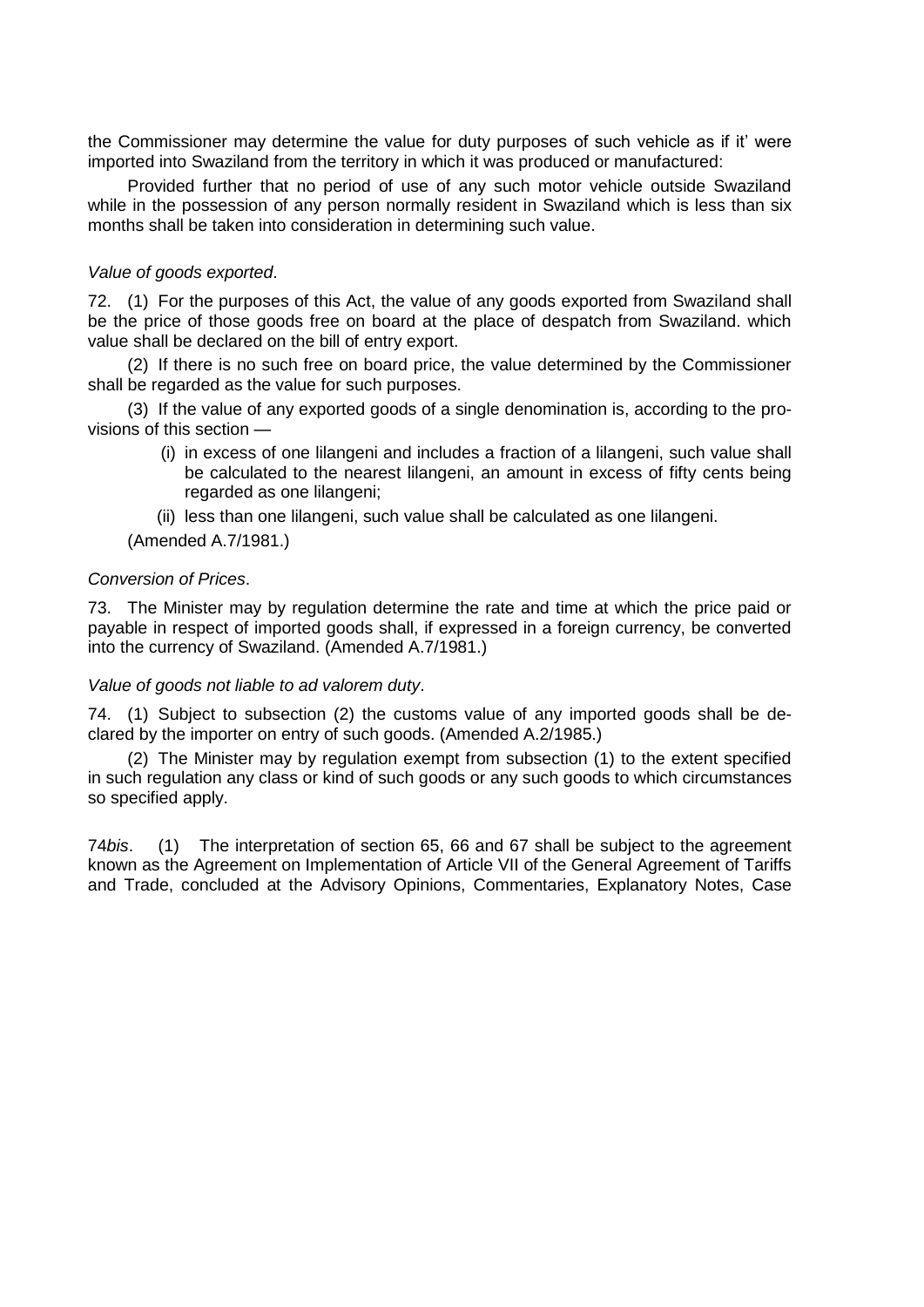the Commissioner may determine the value for duty purposes of such vehicle as if it' were imported into Swaziland from the territory in which it was produced or manufactured:

Provided further that no period of use of any such motor vehicle outside Swaziland while in the possession of any person normally resident in Swaziland which is less than six months shall be taken into consideration in determining such value.

*Value of goods exported*.

72. (1) For the purposes of this Act, the value of any goods exported from Swaziland shall be the price of those goods free on board at the place of despatch from Swaziland. which value shall be declared on the bill of entry export.

(2) If there is no such free on board price, the value determined by the Commissioner shall be regarded as the value for such purposes.

(3) If the value of any exported goods of a single denomination is, according to the provisions of this section —

(i) in excess of one lilangeni and includes a fraction of a lilangeni, such value shall be calculated to the nearest lilangeni, an amount in excess of fifty cents being regarded as one lilangeni;

(ii) less than one lilangeni, such value shall be calculated as one lilangeni.

(Amended A.7/1981.)

*Conversion of Prices*.

73. The Minister may by regulation determine the rate and time at which the price paid or payable in respect of imported goods shall, if expressed in a foreign currency, be converted into the currency of Swaziland. (Amended A.7/1981.)

*Value of goods not liable to ad valorem duty*.

74. (1) Subject to subsection (2) the customs value of any imported goods shall be declared by the importer on entry of such goods. (Amended A.2/1985.)

(2) The Minister may by regulation exempt from subsection (1) to the extent specified in such regulation any class or kind of such goods or any such goods to which circumstances so specified apply.

74*bis*. (1) The interpretation of section 65, 66 and 67 shall be subject to the agreement known as the Agreement on Implementation of Article VII of the General Agreement of Tariffs and Trade, concluded at the Advisory Opinions, Commentaries, Explanatory Notes, Case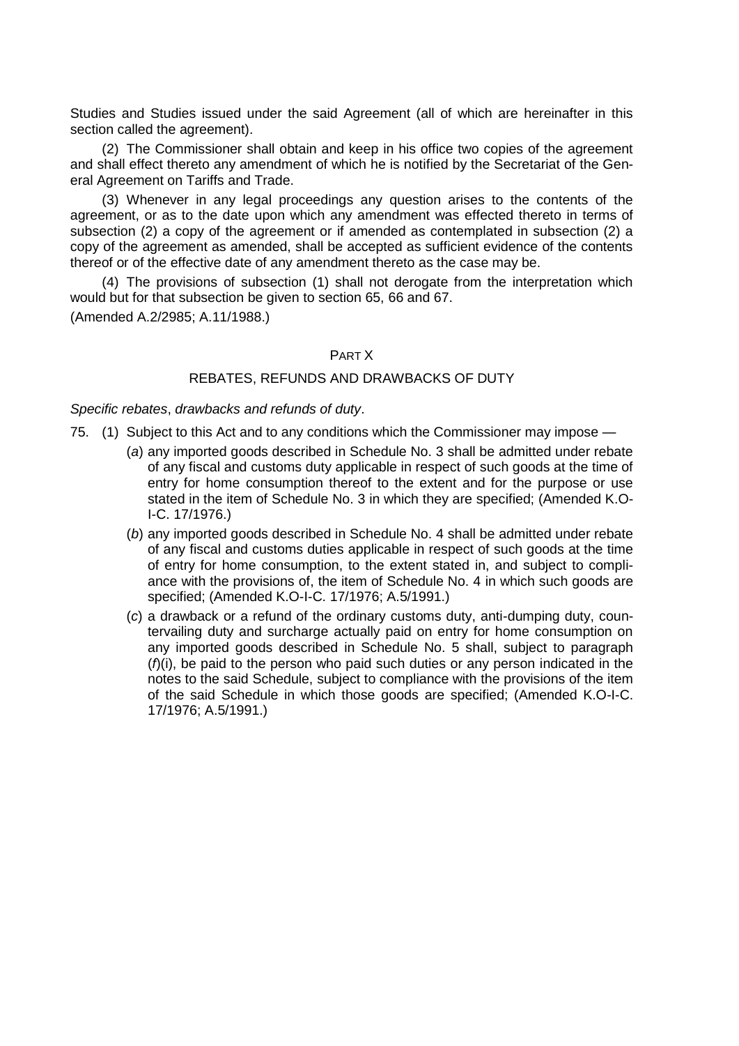Studies and Studies issued under the said Agreement (all of which are hereinafter in this section called the agreement).

(2) The Commissioner shall obtain and keep in his office two copies of the agreement and shall effect thereto any amendment of which he is notified by the Secretariat of the General Agreement on Tariffs and Trade.

(3) Whenever in any legal proceedings any question arises to the contents of the agreement, or as to the date upon which any amendment was effected thereto in terms of subsection (2) a copy of the agreement or if amended as contemplated in subsection (2) a copy of the agreement as amended, shall be accepted as sufficient evidence of the contents thereof or of the effective date of any amendment thereto as the case may be.

(4) The provisions of subsection (1) shall not derogate from the interpretation which would but for that subsection be given to section 65, 66 and 67.

(Amended A.2/2985; A.11/1988.)

## PART X

## REBATES, REFUNDS AND DRAWBACKS OF DUTY

*Specific rebates*, *drawbacks and refunds of duty*.

75. (1) Subject to this Act and to any conditions which the Commissioner may impose —

(*a*) any imported goods described in Schedule No. 3 shall be admitted under rebate of any fiscal and customs duty applicable in respect of such goods at the time of entry for home consumption thereof to the extent and for the purpose or use stated in the item of Schedule No. 3 in which they are specified; (Amended K.O-I-C. 17/1976.)

(*b*) any imported goods described in Schedule No. 4 shall be admitted under rebate of any fiscal and customs duties applicable in respect of such goods at the time of entry for home consumption, to the extent stated in, and subject to compliance with the provisions of, the item of Schedule No. 4 in which such goods are specified; (Amended K.O-I-C. 17/1976; A.5/1991.)

(*c*) a drawback or a refund of the ordinary customs duty, anti-dumping duty, countervailing duty and surcharge actually paid on entry for home consumption on any imported goods described in Schedule No. 5 shall, subject to paragraph (*f*)(i), be paid to the person who paid such duties or any person indicated in the notes to the said Schedule, subject to compliance with the provisions of the item of the said Schedule in which those goods are specified; (Amended K.O-I-C. 17/1976; A.5/1991.)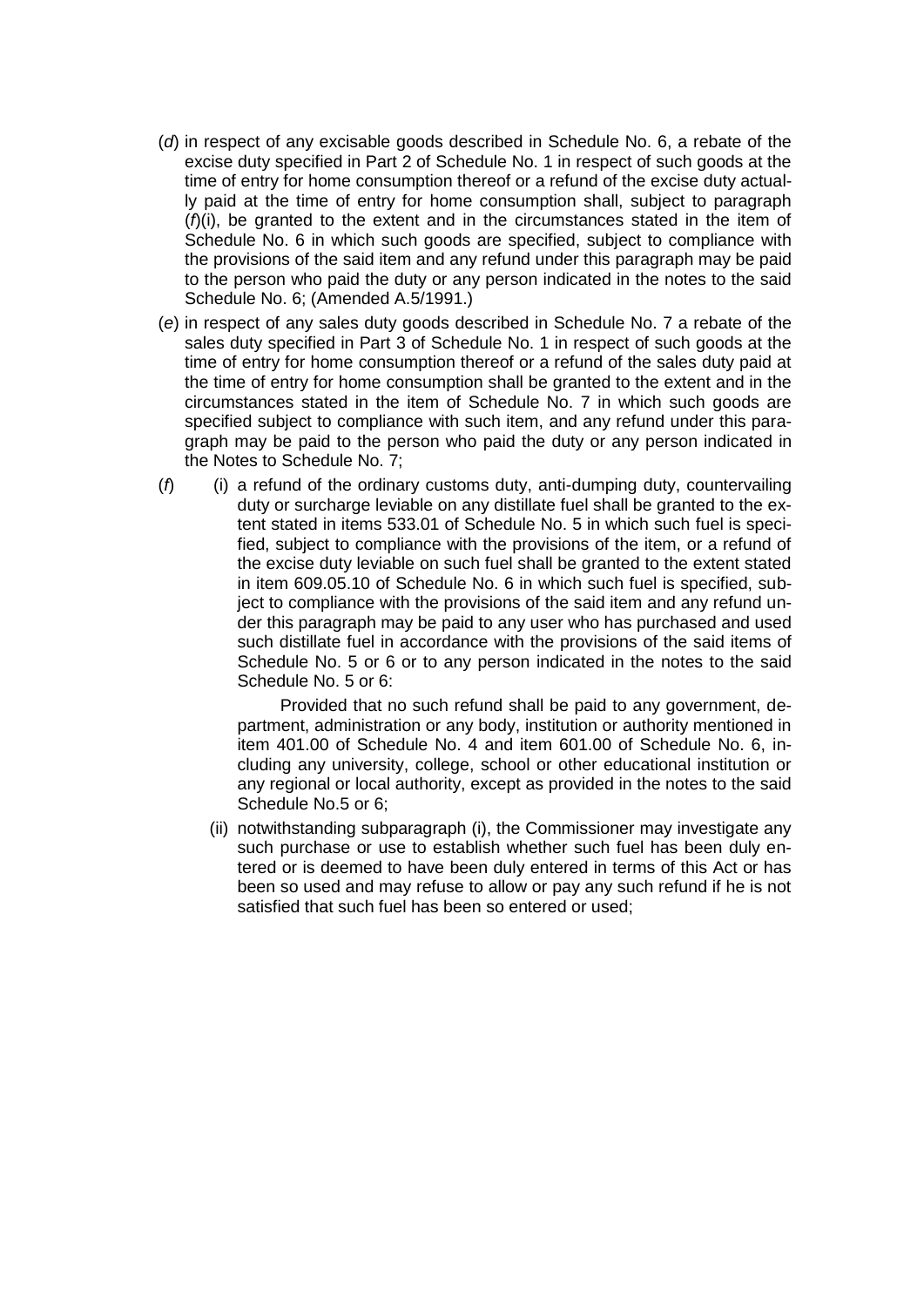(*d*) in respect of any excisable goods described in Schedule No. 6, a rebate of the excise duty specified in Part 2 of Schedule No. 1 in respect of such goods at the time of entry for home consumption thereof or a refund of the excise duty actually paid at the time of entry for home consumption shall, subject to paragraph (*f*)(i), be granted to the extent and in the circumstances stated in the item of Schedule No. 6 in which such goods are specified, subject to compliance with the provisions of the said item and any refund under this paragraph may be paid to the person who paid the duty or any person indicated in the notes to the said Schedule No. 6; (Amended A.5/1991.)

(*e*) in respect of any sales duty goods described in Schedule No. 7 a rebate of the sales duty specified in Part 3 of Schedule No. 1 in respect of such goods at the time of entry for home consumption thereof or a refund of the sales duty paid at the time of entry for home consumption shall be granted to the extent and in the circumstances stated in the item of Schedule No. 7 in which such goods are specified subject to compliance with such item, and any refund under this paragraph may be paid to the person who paid the duty or any person indicated in the Notes to Schedule No. 7;

(*f*) (i) a refund of the ordinary customs duty, anti-dumping duty, countervailing duty or surcharge leviable on any distillate fuel shall be granted to the extent stated in items 533.01 of Schedule No. 5 in which such fuel is specified, subject to compliance with the provisions of the item, or a refund of the excise duty leviable on such fuel shall be granted to the extent stated in item 609.05.10 of Schedule No. 6 in which such fuel is specified, subject to compliance with the provisions of the said item and any refund under this paragraph may be paid to any user who has purchased and used such distillate fuel in accordance with the provisions of the said items of Schedule No. 5 or 6 or to any person indicated in the notes to the said Schedule No. 5 or 6:

Provided that no such refund shall be paid to any government, department, administration or any body, institution or authority mentioned in item 401.00 of Schedule No. 4 and item 601.00 of Schedule No. 6, including any university, college, school or other educational institution or any regional or local authority, except as provided in the notes to the said Schedule No.5 or 6;

(ii) notwithstanding subparagraph (i), the Commissioner may investigate any such purchase or use to establish whether such fuel has been duly entered or is deemed to have been duly entered in terms of this Act or has been so used and may refuse to allow or pay any such refund if he is not satisfied that such fuel has been so entered or used;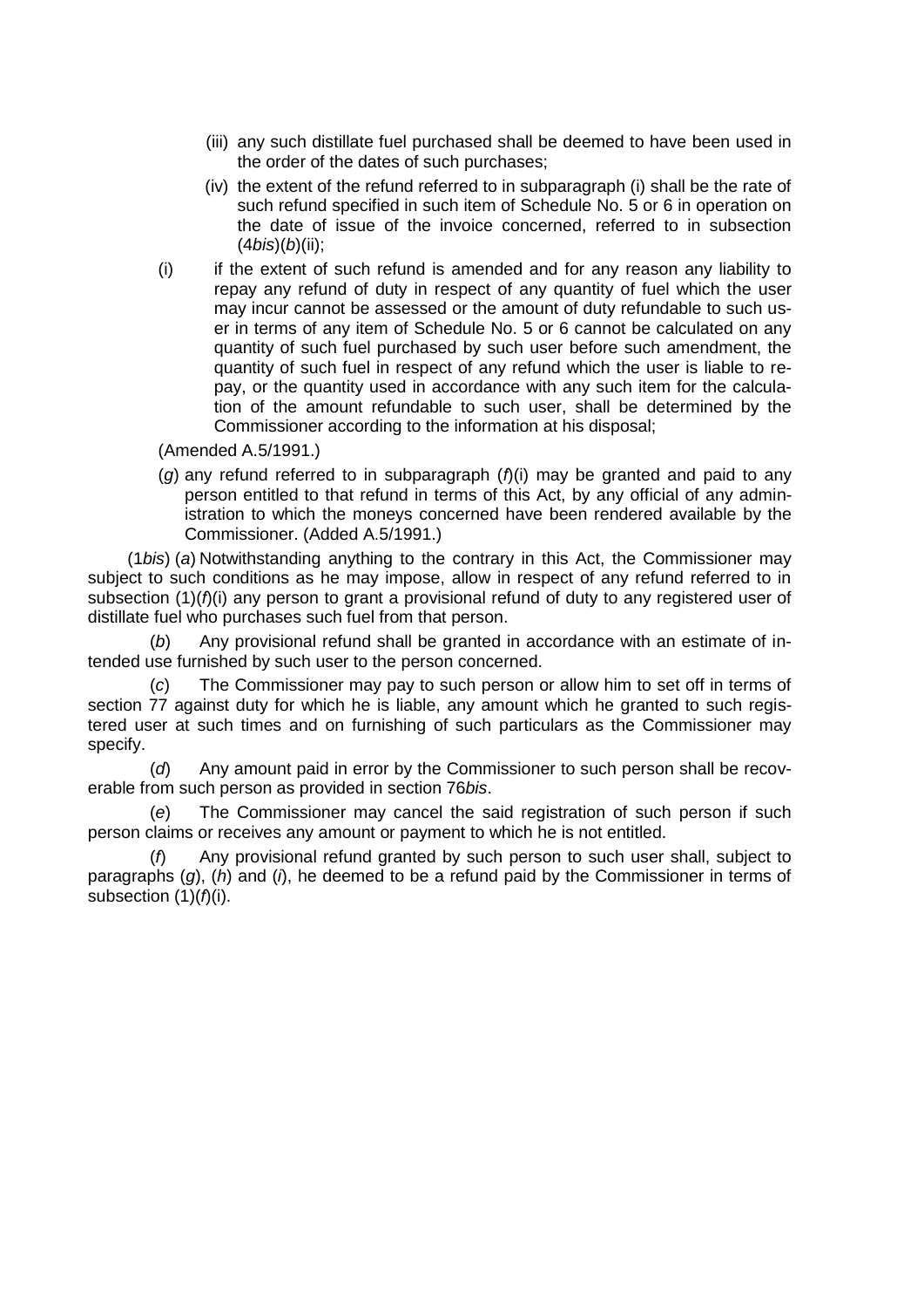(iii) any such distillate fuel purchased shall be deemed to have been used in the order of the dates of such purchases;

(iv) the extent of the refund referred to in subparagraph (i) shall be the rate of such refund specified in such item of Schedule No. 5 or 6 in operation on the date of issue of the invoice concerned, referred to in subsection (4*bis*)(*b*)(ii);

(i) if the extent of such refund is amended and for any reason any liability to repay any refund of duty in respect of any quantity of fuel which the user may incur cannot be assessed or the amount of duty refundable to such user in terms of any item of Schedule No. 5 or 6 cannot be calculated on any quantity of such fuel purchased by such user before such amendment, the quantity of such fuel in respect of any refund which the user is liable to repay, or the quantity used in accordance with any such item for the calculation of the amount refundable to such user, shall be determined by the Commissioner according to the information at his disposal;

(Amended A.5/1991.)

(*g*) any refund referred to in subparagraph (*f*)(i) may be granted and paid to any person entitled to that refund in terms of this Act, by any official of any administration to which the moneys concerned have been rendered available by the Commissioner. (Added A.5/1991.)

(1*bis*) (*a*) Notwithstanding anything to the contrary in this Act, the Commissioner may subject to such conditions as he may impose, allow in respect of any refund referred to in subsection (1)(*f*)(i) any person to grant a provisional refund of duty to any registered user of distillate fuel who purchases such fuel from that person.

(*b*) Any provisional refund shall be granted in accordance with an estimate of intended use furnished by such user to the person concerned.

(*c*) The Commissioner may pay to such person or allow him to set off in terms of section 77 against duty for which he is liable, any amount which he granted to such registered user at such times and on furnishing of such particulars as the Commissioner may specify.

(*d*) Any amount paid in error by the Commissioner to such person shall be recoverable from such person as provided in section 76*bis*.

(*e*) The Commissioner may cancel the said registration of such person if such person claims or receives any amount or payment to which he is not entitled.

(*f*) Any provisional refund granted by such person to such user shall, subject to paragraphs (*g*), (*h*) and (*i*), he deemed to be a refund paid by the Commissioner in terms of subsection (1)(*f*)(i).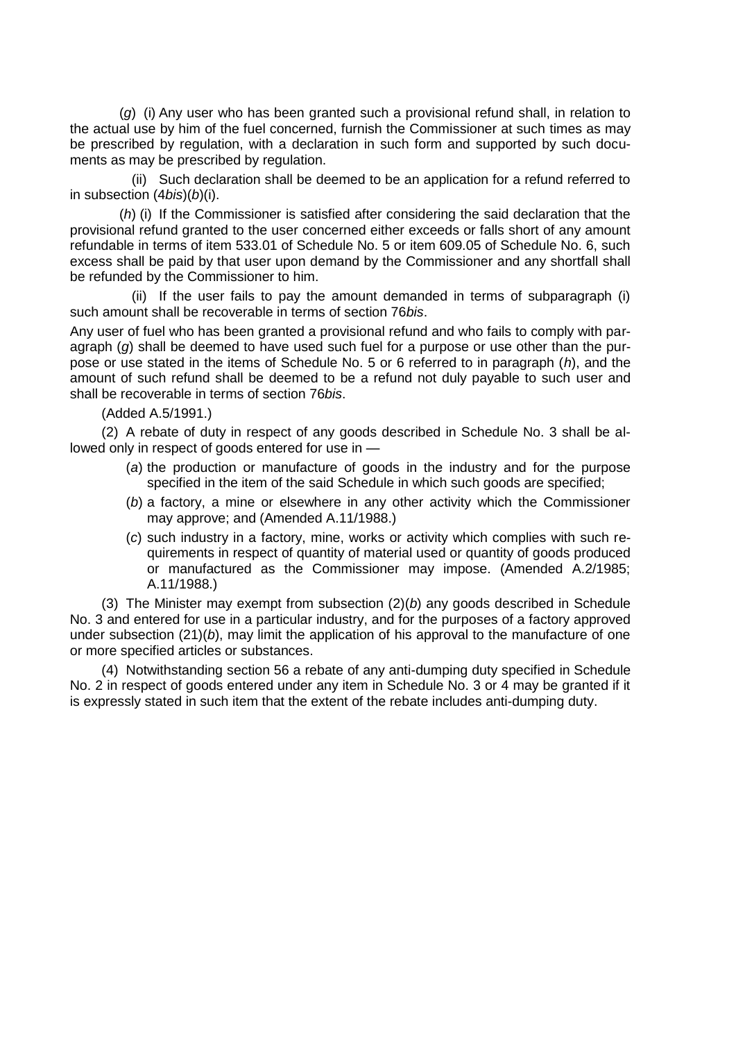(*g*) (i) Any user who has been granted such a provisional refund shall, in relation to the actual use by him of the fuel concerned, furnish the Commissioner at such times as may be prescribed by regulation, with a declaration in such form and supported by such documents as may be prescribed by regulation.

(ii) Such declaration shall be deemed to be an application for a refund referred to in subsection (4*bis*)(*b*)(i).

(*h*) (i) If the Commissioner is satisfied after considering the said declaration that the provisional refund granted to the user concerned either exceeds or falls short of any amount refundable in terms of item 533.01 of Schedule No. 5 or item 609.05 of Schedule No. 6, such excess shall be paid by that user upon demand by the Commissioner and any shortfall shall be refunded by the Commissioner to him.

(ii) If the user fails to pay the amount demanded in terms of subparagraph (i) such amount shall be recoverable in terms of section 76*bis*.

Any user of fuel who has been granted a provisional refund and who fails to comply with paragraph (*g*) shall be deemed to have used such fuel for a purpose or use other than the purpose or use stated in the items of Schedule No. 5 or 6 referred to in paragraph (*h*), and the amount of such refund shall be deemed to be a refund not duly payable to such user and shall be recoverable in terms of section 76*bis*.

(Added A.5/1991.)

(2) A rebate of duty in respect of any goods described in Schedule No. 3 shall be allowed only in respect of goods entered for use in —

- (*a*) the production or manufacture of goods in the industry and for the purpose specified in the item of the said Schedule in which such goods are specified;
- (*b*) a factory, a mine or elsewhere in any other activity which the Commissioner may approve; and (Amended A.11/1988.)
- (*c*) such industry in a factory, mine, works or activity which complies with such requirements in respect of quantity of material used or quantity of goods produced or manufactured as the Commissioner may impose. (Amended A.2/1985; A.11/1988.)

(3) The Minister may exempt from subsection (2)(*b*) any goods described in Schedule No. 3 and entered for use in a particular industry, and for the purposes of a factory approved under subsection (21)(*b*), may limit the application of his approval to the manufacture of one or more specified articles or substances.

(4) Notwithstanding section 56 a rebate of any anti-dumping duty specified in Schedule No. 2 in respect of goods entered under any item in Schedule No. 3 or 4 may be granted if it is expressly stated in such item that the extent of the rebate includes anti-dumping duty.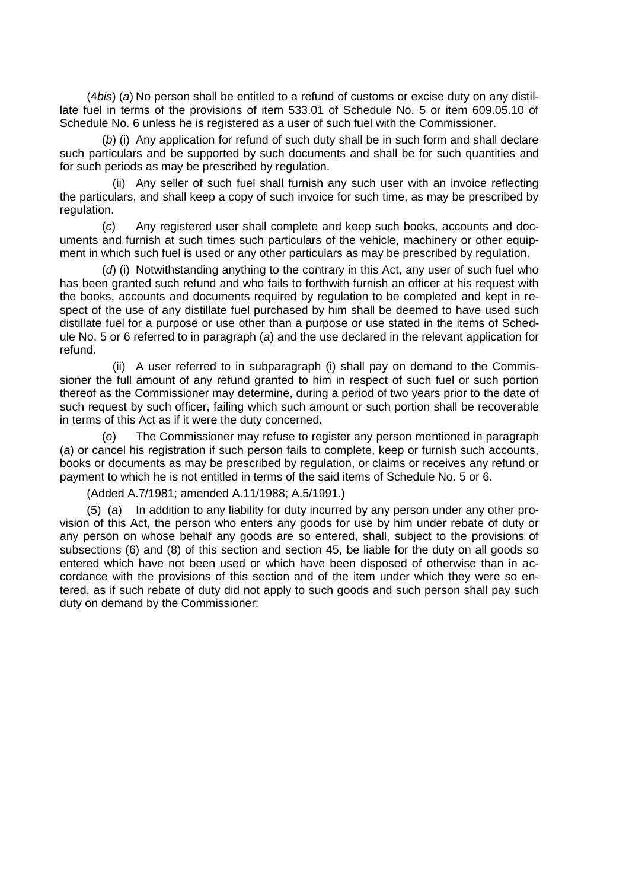(4*bis*) (*a*) No person shall be entitled to a refund of customs or excise duty on any distillate fuel in terms of the provisions of item 533.01 of Schedule No. 5 or item 609.05.10 of Schedule No. 6 unless he is registered as a user of such fuel with the Commissioner.

(*b*) (i) Any application for refund of such duty shall be in such form and shall declare such particulars and be supported by such documents and shall be for such quantities and for such periods as may be prescribed by regulation.

(ii) Any seller of such fuel shall furnish any such user with an invoice reflecting the particulars, and shall keep a copy of such invoice for such time, as may be prescribed by regulation.

(*c*) Any registered user shall complete and keep such books, accounts and documents and furnish at such times such particulars of the vehicle, machinery or other equipment in which such fuel is used or any other particulars as may be prescribed by regulation.

(*d*) (i) Notwithstanding anything to the contrary in this Act, any user of such fuel who has been granted such refund and who fails to forthwith furnish an officer at his request with the books, accounts and documents required by regulation to be completed and kept in respect of the use of any distillate fuel purchased by him shall be deemed to have used such distillate fuel for a purpose or use other than a purpose or use stated in the items of Schedule No. 5 or 6 referred to in paragraph (*a*) and the use declared in the relevant application for refund.

(ii) A user referred to in subparagraph (i) shall pay on demand to the Commissioner the full amount of any refund granted to him in respect of such fuel or such portion thereof as the Commissioner may determine, during a period of two years prior to the date of such request by such officer, failing which such amount or such portion shall be recoverable in terms of this Act as if it were the duty concerned.

(*e*) The Commissioner may refuse to register any person mentioned in paragraph (*a*) or cancel his registration if such person fails to complete, keep or furnish such accounts, books or documents as may be prescribed by regulation, or claims or receives any refund or payment to which he is not entitled in terms of the said items of Schedule No. 5 or 6.

(Added A.7/1981; amended A.11/1988; A.5/1991.)

(5) (*a*) In addition to any liability for duty incurred by any person under any other provision of this Act, the person who enters any goods for use by him under rebate of duty or any person on whose behalf any goods are so entered, shall, subject to the provisions of subsections (6) and (8) of this section and section 45, be liable for the duty on all goods so entered which have not been used or which have been disposed of otherwise than in accordance with the provisions of this section and of the item under which they were so entered, as if such rebate of duty did not apply to such goods and such person shall pay such duty on demand by the Commissioner: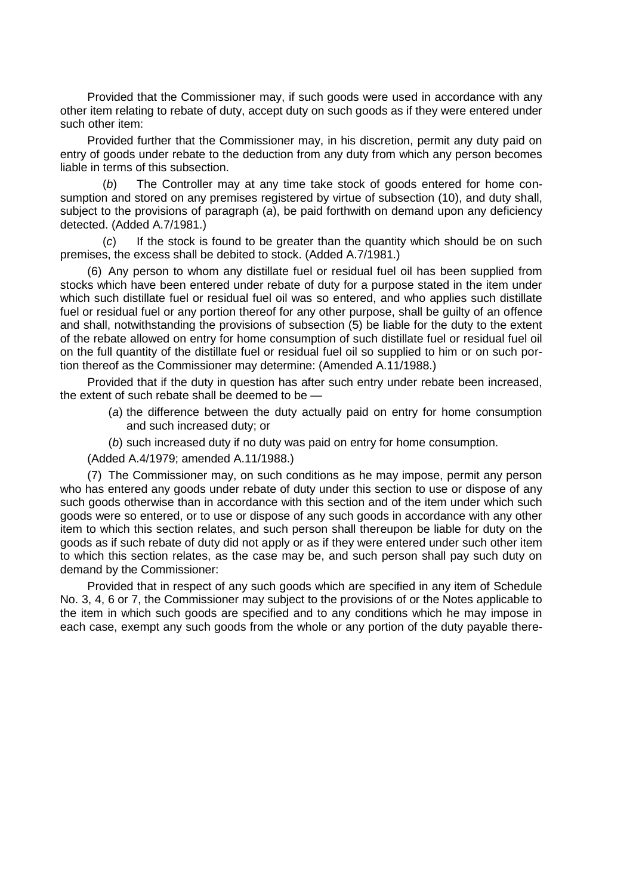Provided that the Commissioner may, if such goods were used in accordance with any other item relating to rebate of duty, accept duty on such goods as if they were entered under such other item:

Provided further that the Commissioner may, in his discretion, permit any duty paid on entry of goods under rebate to the deduction from any duty from which any person becomes liable in terms of this subsection.

(*b*) The Controller may at any time take stock of goods entered for home consumption and stored on any premises registered by virtue of subsection (10), and duty shall, subject to the provisions of paragraph (*a*), be paid forthwith on demand upon any deficiency detected. (Added A.7/1981.)

(*c*) If the stock is found to be greater than the quantity which should be on such premises, the excess shall be debited to stock. (Added A.7/1981.)

(6) Any person to whom any distillate fuel or residual fuel oil has been supplied from stocks which have been entered under rebate of duty for a purpose stated in the item under which such distillate fuel or residual fuel oil was so entered, and who applies such distillate fuel or residual fuel or any portion thereof for any other purpose, shall be guilty of an offence and shall, notwithstanding the provisions of subsection (5) be liable for the duty to the extent of the rebate allowed on entry for home consumption of such distillate fuel or residual fuel oil on the full quantity of the distillate fuel or residual fuel oil so supplied to him or on such portion thereof as the Commissioner may determine: (Amended A.11/1988.)

Provided that if the duty in question has after such entry under rebate been increased, the extent of such rebate shall be deemed to be —

(*a*) the difference between the duty actually paid on entry for home consumption and such increased duty; or

(*b*) such increased duty if no duty was paid on entry for home consumption.

(Added A.4/1979; amended A.11/1988.)

(7) The Commissioner may, on such conditions as he may impose, permit any person who has entered any goods under rebate of duty under this section to use or dispose of any such goods otherwise than in accordance with this section and of the item under which such goods were so entered, or to use or dispose of any such goods in accordance with any other item to which this section relates, and such person shall thereupon be liable for duty on the goods as if such rebate of duty did not apply or as if they were entered under such other item to which this section relates, as the case may be, and such person shall pay such duty on demand by the Commissioner:

Provided that in respect of any such goods which are specified in any item of Schedule No. 3, 4, 6 or 7, the Commissioner may subject to the provisions of or the Notes applicable to the item in which such goods are specified and to any conditions which he may impose in each case, exempt any such goods from the whole or any portion of the duty payable there-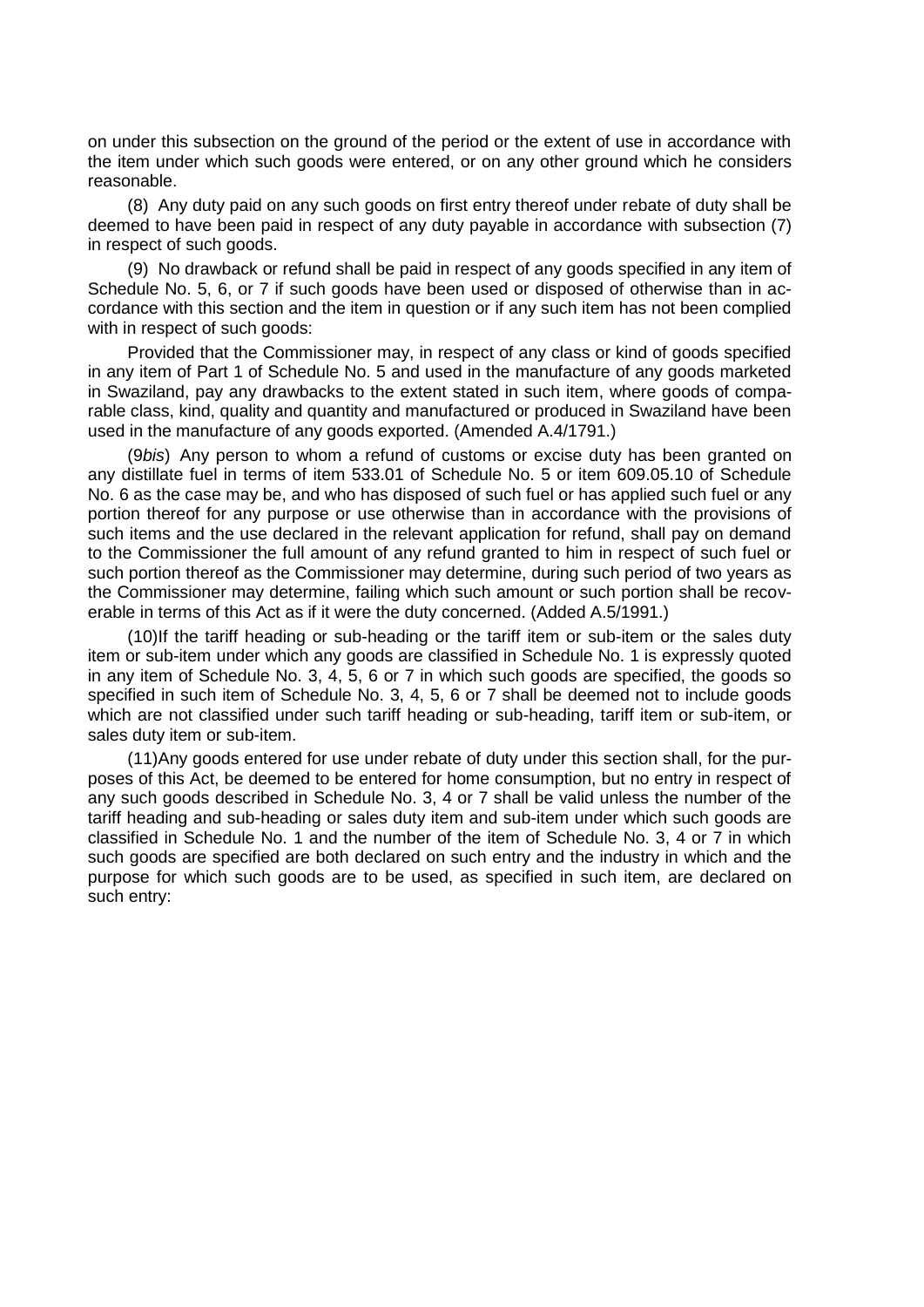on under this subsection on the ground of the period or the extent of use in accordance with the item under which such goods were entered, or on any other ground which he considers reasonable.

(8) Any duty paid on any such goods on first entry thereof under rebate of duty shall be deemed to have been paid in respect of any duty payable in accordance with subsection (7) in respect of such goods.

(9) No drawback or refund shall be paid in respect of any goods specified in any item of Schedule No. 5, 6, or 7 if such goods have been used or disposed of otherwise than in accordance with this section and the item in question or if any such item has not been complied with in respect of such goods:

Provided that the Commissioner may, in respect of any class or kind of goods specified in any item of Part 1 of Schedule No. 5 and used in the manufacture of any goods marketed in Swaziland, pay any drawbacks to the extent stated in such item, where goods of comparable class, kind, quality and quantity and manufactured or produced in Swaziland have been used in the manufacture of any goods exported. (Amended A.4/1791.)

(9*bis*) Any person to whom a refund of customs or excise duty has been granted on any distillate fuel in terms of item 533.01 of Schedule No. 5 or item 609.05.10 of Schedule No. 6 as the case may be, and who has disposed of such fuel or has applied such fuel or any portion thereof for any purpose or use otherwise than in accordance with the provisions of such items and the use declared in the relevant application for refund, shall pay on demand to the Commissioner the full amount of any refund granted to him in respect of such fuel or such portion thereof as the Commissioner may determine, during such period of two years as the Commissioner may determine, failing which such amount or such portion shall be recoverable in terms of this Act as if it were the duty concerned. (Added A.5/1991.)

(10)If the tariff heading or sub-heading or the tariff item or sub-item or the sales duty item or sub-item under which any goods are classified in Schedule No. 1 is expressly quoted in any item of Schedule No. 3, 4, 5, 6 or 7 in which such goods are specified, the goods so specified in such item of Schedule No. 3, 4, 5, 6 or 7 shall be deemed not to include goods which are not classified under such tariff heading or sub-heading, tariff item or sub-item, or sales duty item or sub-item.

(11)Any goods entered for use under rebate of duty under this section shall, for the purposes of this Act, be deemed to be entered for home consumption, but no entry in respect of any such goods described in Schedule No. 3, 4 or 7 shall be valid unless the number of the tariff heading and sub-heading or sales duty item and sub-item under which such goods are classified in Schedule No. 1 and the number of the item of Schedule No. 3, 4 or 7 in which such goods are specified are both declared on such entry and the industry in which and the purpose for which such goods are to be used, as specified in such item, are declared on such entry: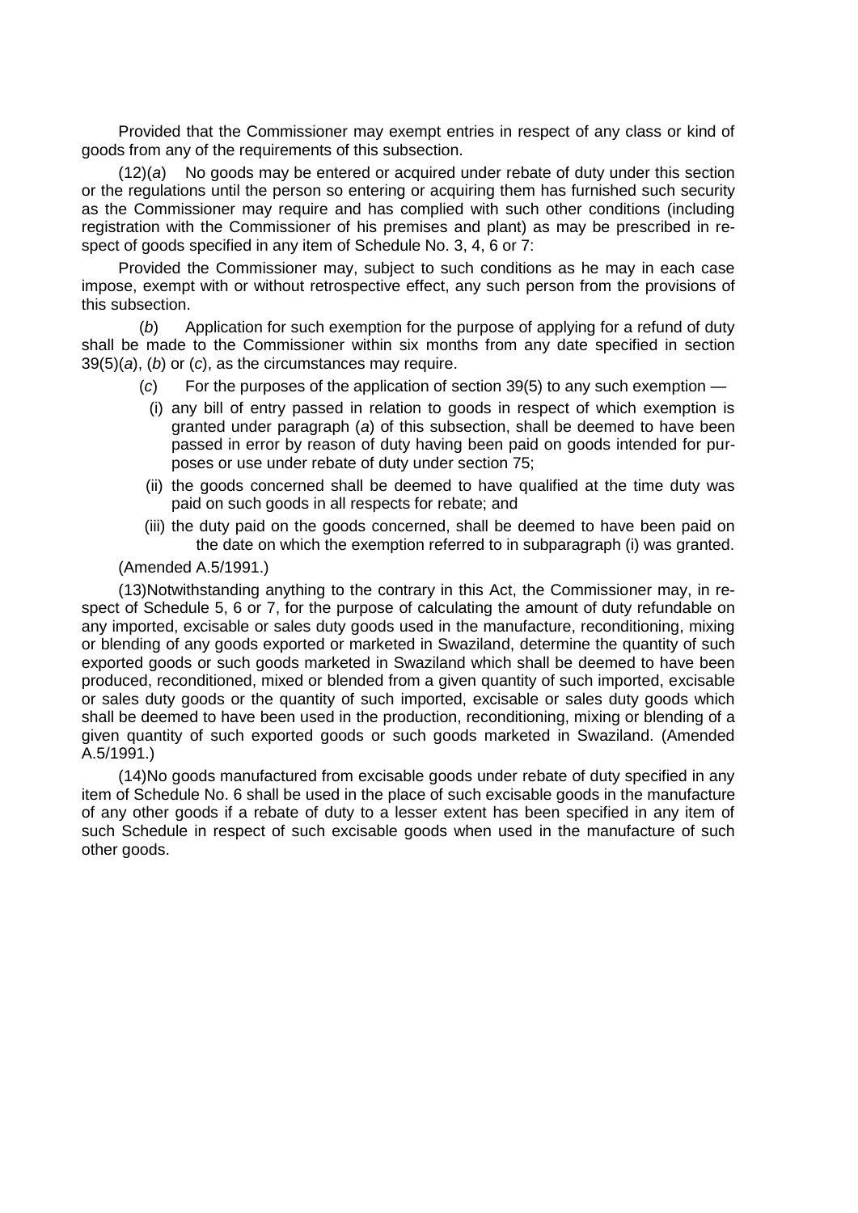Provided that the Commissioner may exempt entries in respect of any class or kind of goods from any of the requirements of this subsection.

(12)(*a*) No goods may be entered or acquired under rebate of duty under this section or the regulations until the person so entering or acquiring them has furnished such security as the Commissioner may require and has complied with such other conditions (including registration with the Commissioner of his premises and plant) as may be prescribed in respect of goods specified in any item of Schedule No. 3, 4, 6 or 7:

Provided the Commissioner may, subject to such conditions as he may in each case impose, exempt with or without retrospective effect, any such person from the provisions of this subsection.

(*b*) Application for such exemption for the purpose of applying for a refund of duty shall be made to the Commissioner within six months from any date specified in section 39(5)(*a*), (*b*) or (*c*), as the circumstances may require.

(*c*) For the purposes of the application of section 39(5) to any such exemption —

(i) any bill of entry passed in relation to goods in respect of which exemption is granted under paragraph (*a*) of this subsection, shall be deemed to have been passed in error by reason of duty having been paid on goods intended for purposes or use under rebate of duty under section 75;

(ii) the goods concerned shall be deemed to have qualified at the time duty was paid on such goods in all respects for rebate; and

(iii) the duty paid on the goods concerned, shall be deemed to have been paid on the date on which the exemption referred to in subparagraph (i) was granted.

(Amended A.5/1991.)

(13)Notwithstanding anything to the contrary in this Act, the Commissioner may, in respect of Schedule 5, 6 or 7, for the purpose of calculating the amount of duty refundable on any imported, excisable or sales duty goods used in the manufacture, reconditioning, mixing or blending of any goods exported or marketed in Swaziland, determine the quantity of such exported goods or such goods marketed in Swaziland which shall be deemed to have been produced, reconditioned, mixed or blended from a given quantity of such imported, excisable or sales duty goods or the quantity of such imported, excisable or sales duty goods which shall be deemed to have been used in the production, reconditioning, mixing or blending of a given quantity of such exported goods or such goods marketed in Swaziland. (Amended A.5/1991.)

(14)No goods manufactured from excisable goods under rebate of duty specified in any item of Schedule No. 6 shall be used in the place of such excisable goods in the manufacture of any other goods if a rebate of duty to a lesser extent has been specified in any item of such Schedule in respect of such excisable goods when used in the manufacture of such other goods.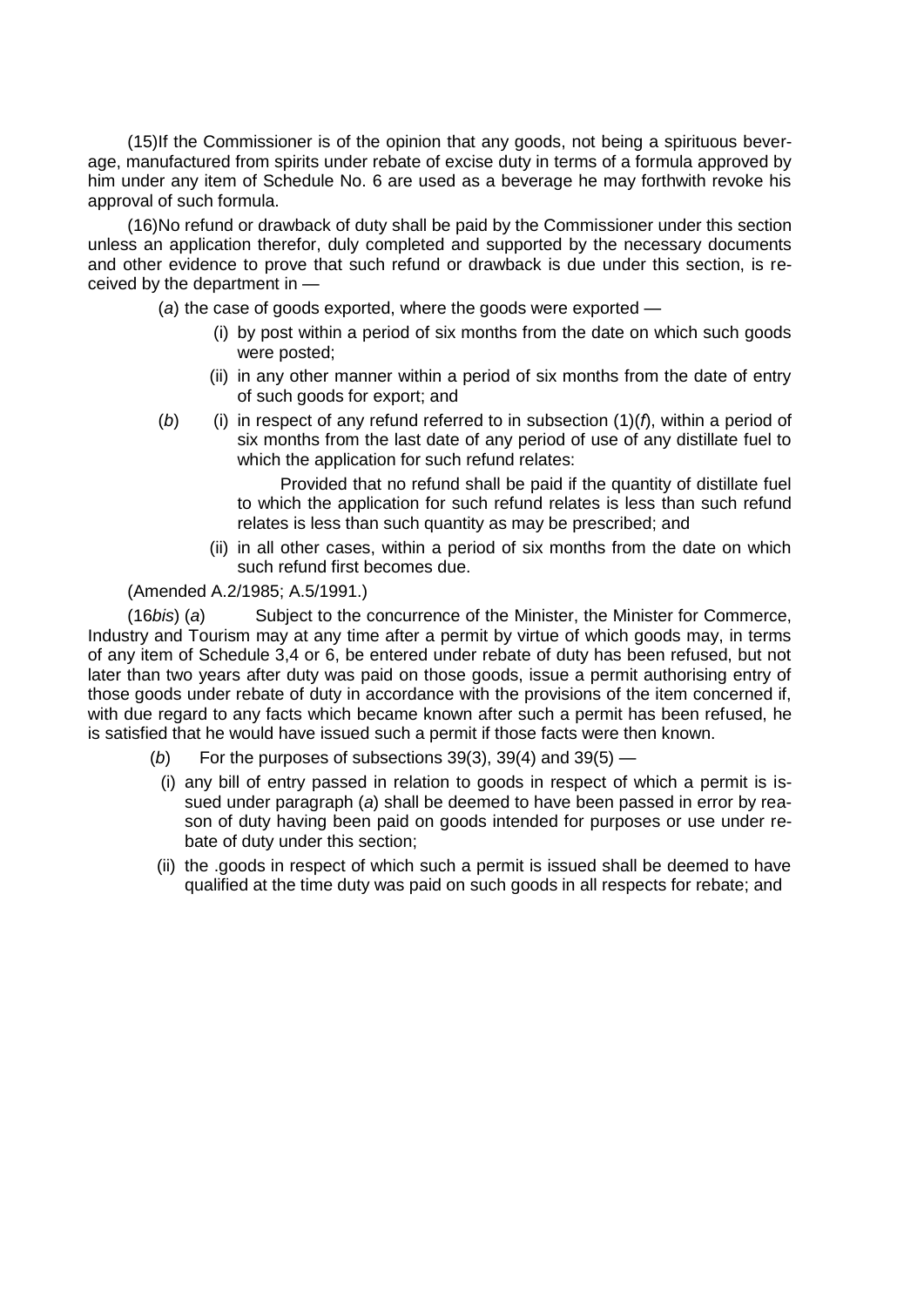(15)If the Commissioner is of the opinion that any goods, not being a spirituous beverage, manufactured from spirits under rebate of excise duty in terms of a formula approved by him under any item of Schedule No. 6 are used as a beverage he may forthwith revoke his approval of such formula.

(16)No refund or drawback of duty shall be paid by the Commissioner under this section unless an application therefor, duly completed and supported by the necessary documents and other evidence to prove that such refund or drawback is due under this section, is received by the department in —

(*a*) the case of goods exported, where the goods were exported —

(i) by post within a period of six months from the date on which such goods were posted;

(ii) in any other manner within a period of six months from the date of entry of such goods for export; and

(*b*) (i) in respect of any refund referred to in subsection (1)(*f*), within a period of six months from the last date of any period of use of any distillate fuel to which the application for such refund relates:

Provided that no refund shall be paid if the quantity of distillate fuel to which the application for such refund relates is less than such refund relates is less than such quantity as may be prescribed; and

(ii) in all other cases, within a period of six months from the date on which such refund first becomes due.

(Amended A.2/1985; A.5/1991.)

(16*bis*) (*a*) Subject to the concurrence of the Minister, the Minister for Commerce, Industry and Tourism may at any time after a permit by virtue of which goods may, in terms of any item of Schedule 3,4 or 6, be entered under rebate of duty has been refused, but not later than two years after duty was paid on those goods, issue a permit authorising entry of those goods under rebate of duty in accordance with the provisions of the item concerned if, with due regard to any facts which became known after such a permit has been refused, he is satisfied that he would have issued such a permit if those facts were then known.

(*b*) For the purposes of subsections 39(3), 39(4) and 39(5) —

(i) any bill of entry passed in relation to goods in respect of which a permit is issued under paragraph (*a*) shall be deemed to have been passed in error by reason of duty having been paid on goods intended for purposes or use under rebate of duty under this section;

(ii) the .goods in respect of which such a permit is issued shall be deemed to have qualified at the time duty was paid on such goods in all respects for rebate; and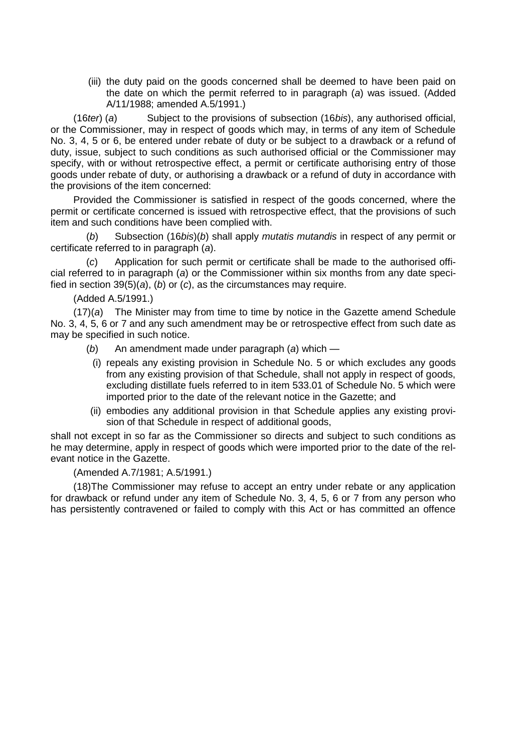(iii) the duty paid on the goods concerned shall be deemed to have been paid on the date on which the permit referred to in paragraph (*a*) was issued. (Added A/11/1988; amended A.5/1991.)

(16*ter*) (*a*) Subject to the provisions of subsection (16*bis*), any authorised official, or the Commissioner, may in respect of goods which may, in terms of any item of Schedule No. 3, 4, 5 or 6, be entered under rebate of duty or be subject to a drawback or a refund of duty, issue, subject to such conditions as such authorised official or the Commissioner may specify, with or without retrospective effect, a permit or certificate authorising entry of those goods under rebate of duty, or authorising a drawback or a refund of duty in accordance with the provisions of the item concerned:

Provided the Commissioner is satisfied in respect of the goods concerned, where the permit or certificate concerned is issued with retrospective effect, that the provisions of such item and such conditions have been complied with.

(*b*) Subsection (16*bis*)(*b*) shall apply *mutatis mutandis* in respect of any permit or certificate referred to in paragraph (*a*).

(*c*) Application for such permit or certificate shall be made to the authorised official referred to in paragraph (*a*) or the Commissioner within six months from any date specified in section 39(5)(*a*), (*b*) or (*c*), as the circumstances may require.

(Added A.5/1991.)

(17)(*a*) The Minister may from time to time by notice in the Gazette amend Schedule No. 3, 4, 5, 6 or 7 and any such amendment may be or retrospective effect from such date as may be specified in such notice.

(*b*) An amendment made under paragraph (*a*) which —

(i) repeals any existing provision in Schedule No. 5 or which excludes any goods from any existing provision of that Schedule, shall not apply in respect of goods, excluding distillate fuels referred to in item 533.01 of Schedule No. 5 which were imported prior to the date of the relevant notice in the Gazette; and

(ii) embodies any additional provision in that Schedule applies any existing provision of that Schedule in respect of additional goods,

shall not except in so far as the Commissioner so directs and subject to such conditions as he may determine, apply in respect of goods which were imported prior to the date of the relevant notice in the Gazette.

(Amended A.7/1981; A.5/1991.)

(18)The Commissioner may refuse to accept an entry under rebate or any application for drawback or refund under any item of Schedule No. 3, 4, 5, 6 or 7 from any person who has persistently contravened or failed to comply with this Act or has committed an offence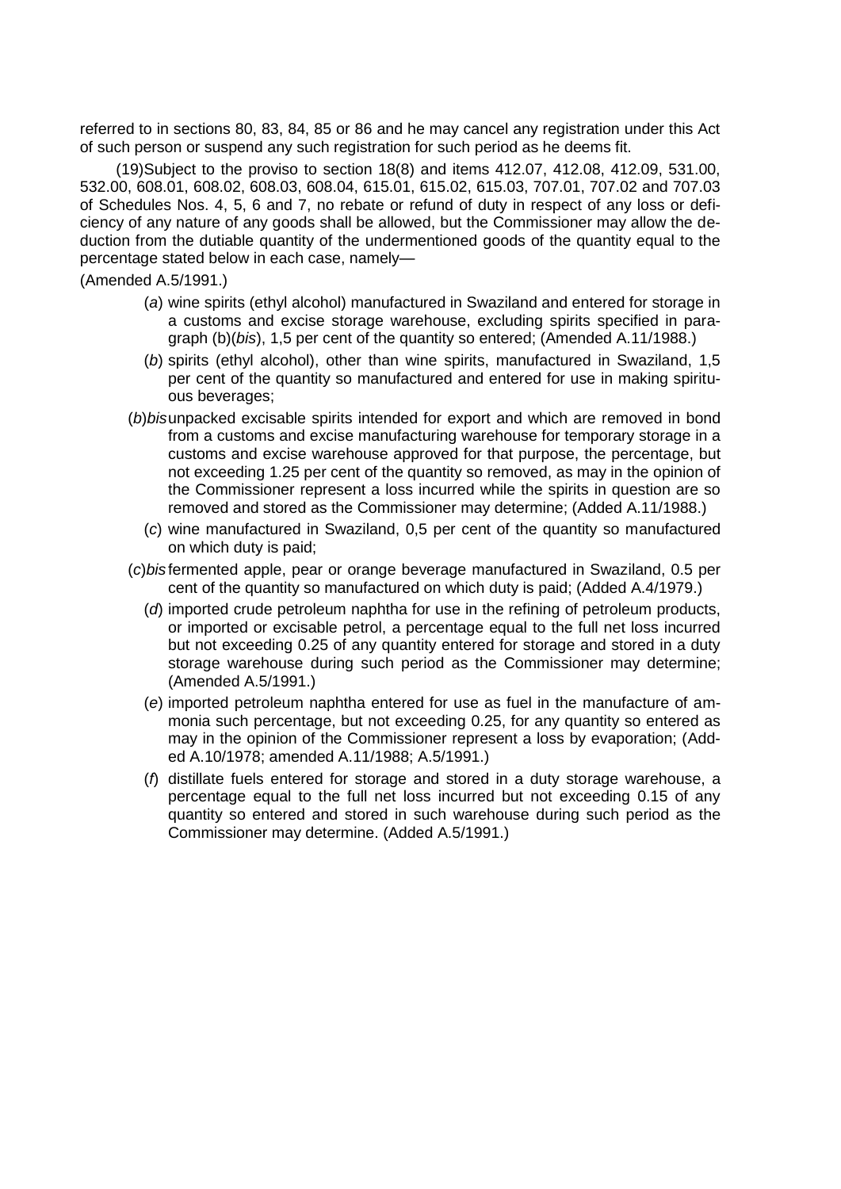referred to in sections 80, 83, 84, 85 or 86 and he may cancel any registration under this Act of such person or suspend any such registration for such period as he deems fit.

(19) Subject to the proviso to section 18(8) and items 412.07, 412.08, 412.09, 531.00, 532.00, 608.01, 608.02, 608.03, 608.04, 615.01, 615.02, 615.03, 707.01, 707.02 and 707.03 of Schedules Nos. 4, 5, 6 and 7, no rebate or refund of duty in respect of any loss or deficiency of any nature of any goods shall be allowed, but the Commissioner may allow the deduction from the dutiable quantity of the undermentioned goods of the quantity equal to the percentage stated below in each case, namely—

(Amended A.5/1991.)

- (*a*) wine spirits (ethyl alcohol) manufactured in Swaziland and entered for storage in a customs and excise storage warehouse, excluding spirits specified in paragraph (b)(*bis*), 1,5 per cent of the quantity so entered; (Amended A.11/1988.)
- (*b*) spirits (ethyl alcohol), other than wine spirits, manufactured in Swaziland, 1,5 per cent of the quantity so manufactured and entered for use in making spirituous beverages;
- (*b*)*bis* unpacked excisable spirits intended for export and which are removed in bond from a customs and excise manufacturing warehouse for temporary storage in a customs and excise warehouse approved for that purpose, the percentage, but not exceeding 1.25 per cent of the quantity so removed, as may in the opinion of the Commissioner represent a loss incurred while the spirits in question are so removed and stored as the Commissioner may determine; (Added A.11/1988.)
- (*c*) wine manufactured in Swaziland, 0,5 per cent of the quantity so manufactured on which duty is paid;
- (*c*)*bis* fermented apple, pear or orange beverage manufactured in Swaziland, 0.5 per cent of the quantity so manufactured on which duty is paid; (Added A.4/1979.)
- (*d*) imported crude petroleum naphtha for use in the refining of petroleum products, or imported or excisable petrol, a percentage equal to the full net loss incurred but not exceeding 0.25 of any quantity entered for storage and stored in a duty storage warehouse during such period as the Commissioner may determine; (Amended A.5/1991.)
- (*e*) imported petroleum naphtha entered for use as fuel in the manufacture of ammonia such percentage, but not exceeding 0.25, for any quantity so entered as may in the opinion of the Commissioner represent a loss by evaporation; (Added A.10/1978; amended A.11/1988; A.5/1991.)
- (*f*) distillate fuels entered for storage and stored in a duty storage warehouse, a percentage equal to the full net loss incurred but not exceeding 0.15 of any quantity so entered and stored in such warehouse during such period as the Commissioner may determine. (Added A.5/1991.)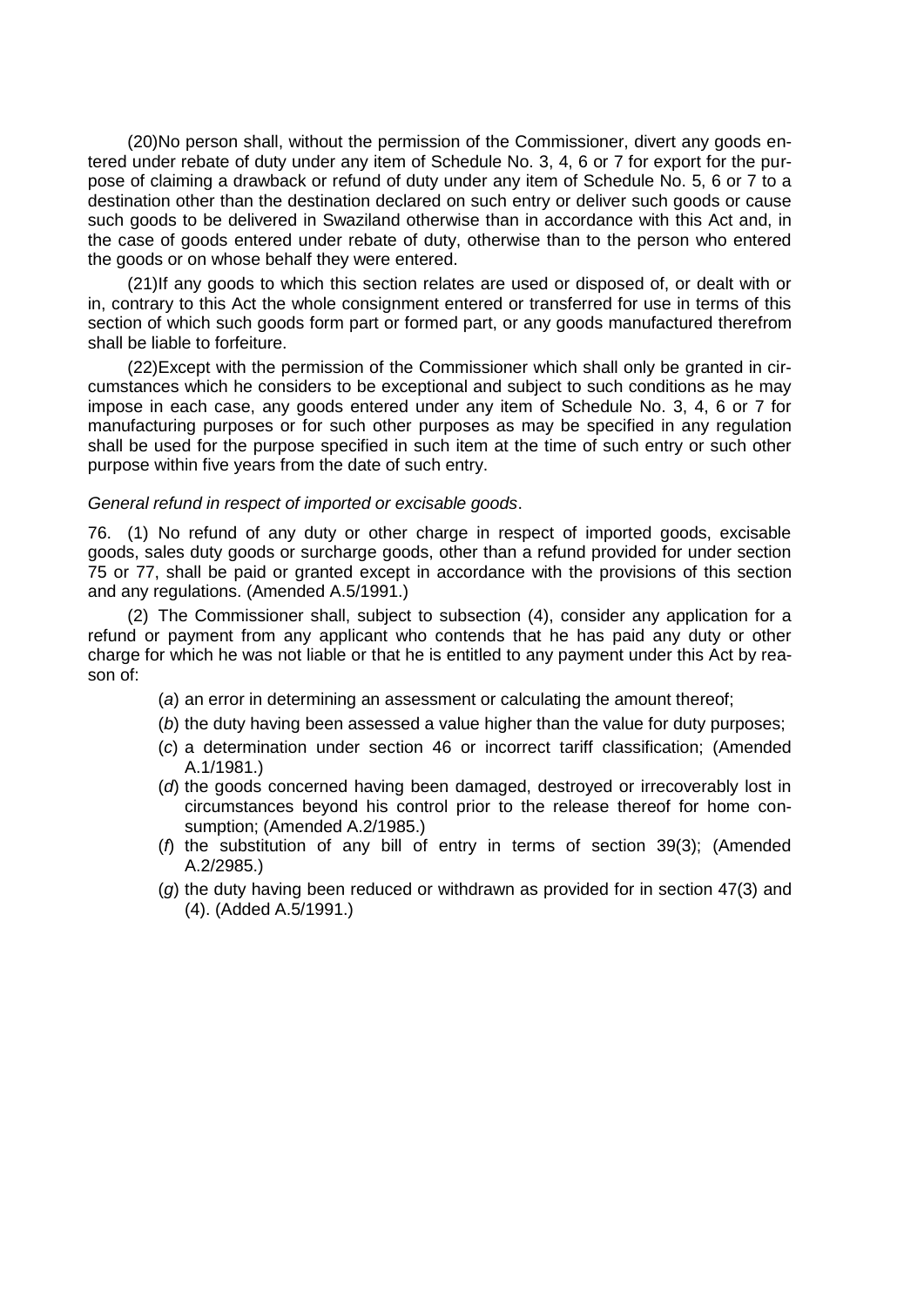(20)No person shall, without the permission of the Commissioner, divert any goods entered under rebate of duty under any item of Schedule No. 3, 4, 6 or 7 for export for the purpose of claiming a drawback or refund of duty under any item of Schedule No. 5, 6 or 7 to a destination other than the destination declared on such entry or deliver such goods or cause such goods to be delivered in Swaziland otherwise than in accordance with this Act and, in the case of goods entered under rebate of duty, otherwise than to the person who entered the goods or on whose behalf they were entered.

(21)If any goods to which this section relates are used or disposed of, or dealt with or in, contrary to this Act the whole consignment entered or transferred for use in terms of this section of which such goods form part or formed part, or any goods manufactured therefrom shall be liable to forfeiture.

(22)Except with the permission of the Commissioner which shall only be granted in circumstances which he considers to be exceptional and subject to such conditions as he may impose in each case, any goods entered under any item of Schedule No. 3, 4, 6 or 7 for manufacturing purposes or for such other purposes as may be specified in any regulation shall be used for the purpose specified in such item at the time of such entry or such other purpose within five years from the date of such entry.

*General refund in respect of imported or excisable goods*.

76. (1) No refund of any duty or other charge in respect of imported goods, excisable goods, sales duty goods or surcharge goods, other than a refund provided for under section 75 or 77, shall be paid or granted except in accordance with the provisions of this section and any regulations. (Amended A.5/1991.)

(2) The Commissioner shall, subject to subsection (4), consider any application for a refund or payment from any applicant who contends that he has paid any duty or other charge for which he was not liable or that he is entitled to any payment under this Act by reason of:

(*a*) an error in determining an assessment or calculating the amount thereof;

(*b*) the duty having been assessed a value higher than the value for duty purposes;

(*c*) a determination under section 46 or incorrect tariff classification; (Amended A.1/1981.)

(*d*) the goods concerned having been damaged, destroyed or irrecoverably lost in circumstances beyond his control prior to the release thereof for home consumption; (Amended A.2/1985.)

(*f*) the substitution of any bill of entry in terms of section 39(3); (Amended A.2/2985.)

(*g*) the duty having been reduced or withdrawn as provided for in section 47(3) and (4). (Added A.5/1991.)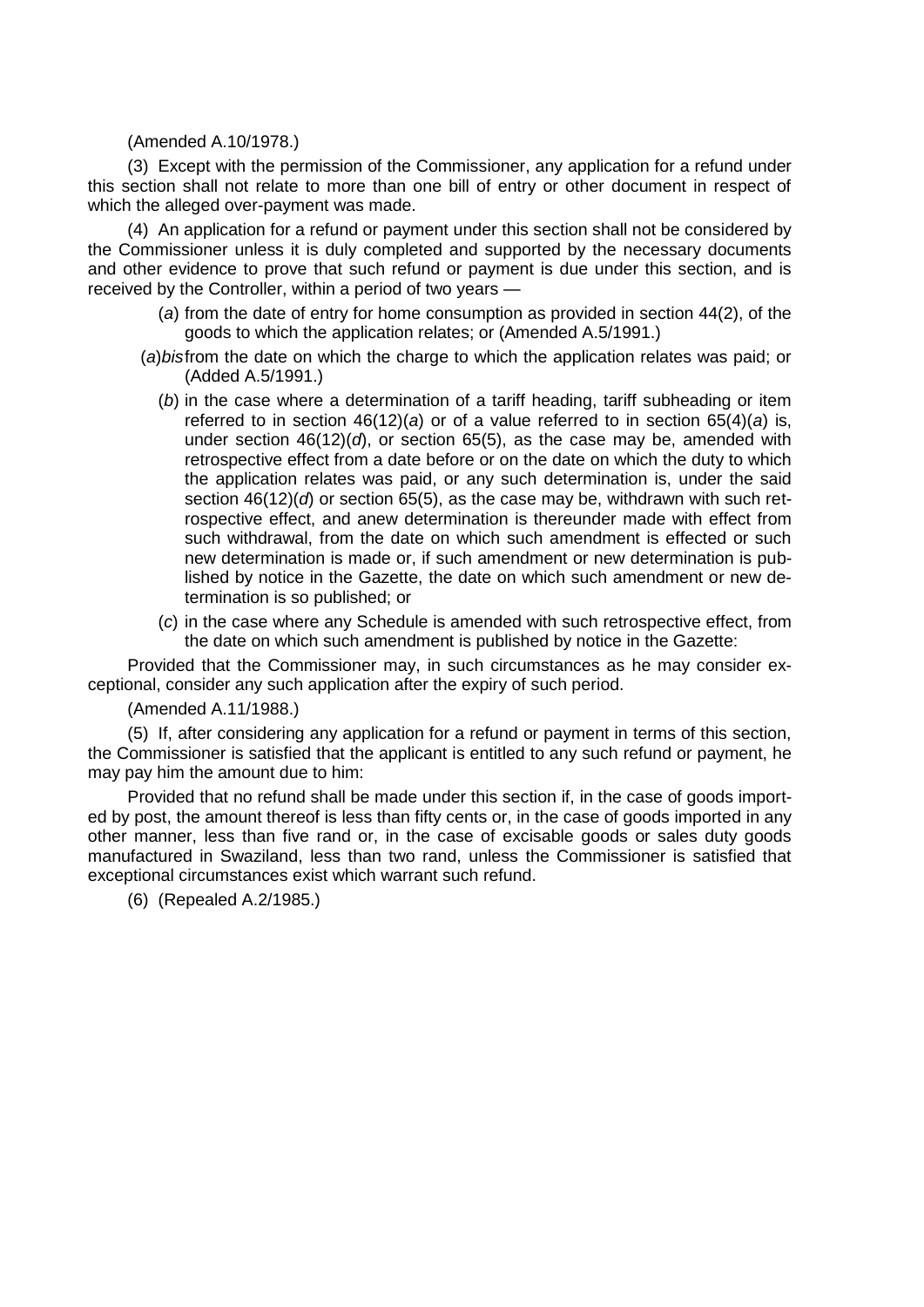(Amended A.10/1978.)

(3) Except with the permission of the Commissioner, any application for a refund under this section shall not relate to more than one bill of entry or other document in respect of which the alleged over-payment was made.

(4) An application for a refund or payment under this section shall not be considered by the Commissioner unless it is duly completed and supported by the necessary documents and other evidence to prove that such refund or payment is due under this section, and is received by the Controller, within a period of two years —

(*a*) from the date of entry for home consumption as provided in section 44(2), of the goods to which the application relates; or (Amended A.5/1991.)

(*a*)*bis* from the date on which the charge to which the application relates was paid; or (Added A.5/1991.)

(*b*) in the case where a determination of a tariff heading, tariff subheading or item referred to in section 46(12)(*a*) or of a value referred to in section 65(4)(*a*) is, under section 46(12)(*d*), or section 65(5), as the case may be, amended with retrospective effect from a date before or on the date on which the duty to which the application relates was paid, or any such determination is, under the said section 46(12)(*d*) or section 65(5), as the case may be, withdrawn with such retrospective effect, and anew determination is thereunder made with effect from such withdrawal, from the date on which such amendment is effected or such new determination is made or, if such amendment or new determination is published by notice in the Gazette, the date on which such amendment or new determination is so published; or

(*c*) in the case where any Schedule is amended with such retrospective effect, from the date on which such amendment is published by notice in the Gazette:

Provided that the Commissioner may, in such circumstances as he may consider exceptional, consider any such application after the expiry of such period.

(Amended A.11/1988.)

(5) If, after considering any application for a refund or payment in terms of this section, the Commissioner is satisfied that the applicant is entitled to any such refund or payment, he may pay him the amount due to him:

Provided that no refund shall be made under this section if, in the case of goods imported by post, the amount thereof is less than fifty cents or, in the case of goods imported in any other manner, less than five rand or, in the case of excisable goods or sales duty goods manufactured in Swaziland, less than two rand, unless the Commissioner is satisfied that exceptional circumstances exist which warrant such refund.

(6) (Repealed A.2/1985.)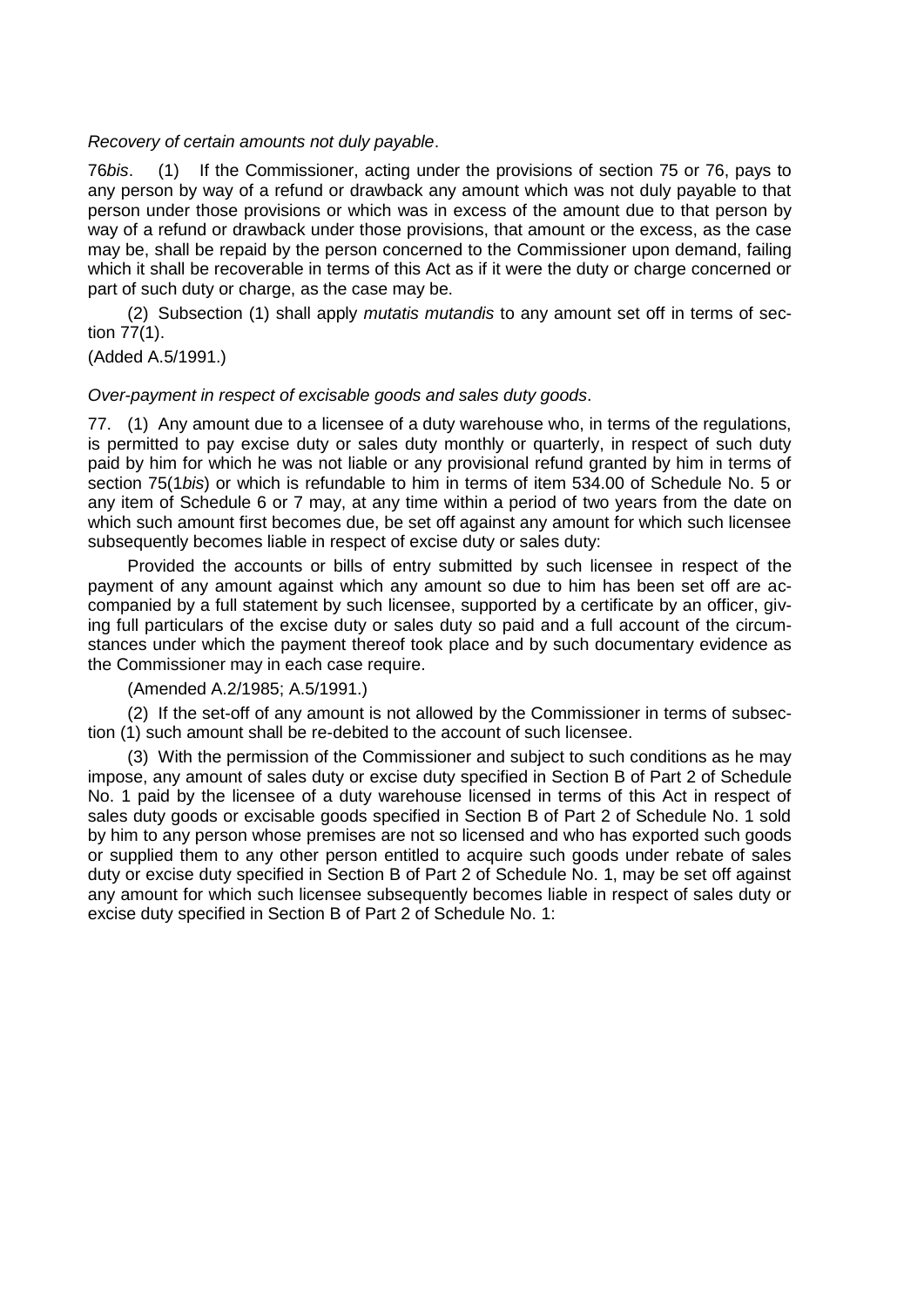*Recovery of certain amounts not duly payable*.

76*bis*. (1) If the Commissioner, acting under the provisions of section 75 or 76, pays to any person by way of a refund or drawback any amount which was not duly payable to that person under those provisions or which was in excess of the amount due to that person by way of a refund or drawback under those provisions, that amount or the excess, as the case may be, shall be repaid by the person concerned to the Commissioner upon demand, failing which it shall be recoverable in terms of this Act as if it were the duty or charge concerned or part of such duty or charge, as the case may be.

(2) Subsection (1) shall apply *mutatis mutandis* to any amount set off in terms of section 77(1).

(Added A.5/1991.)

*Over-payment in respect of excisable goods and sales duty goods*.

77. (1) Any amount due to a licensee of a duty warehouse who, in terms of the regulations, is permitted to pay excise duty or sales duty monthly or quarterly, in respect of such duty paid by him for which he was not liable or any provisional refund granted by him in terms of section 75(1*bis*) or which is refundable to him in terms of item 534.00 of Schedule No. 5 or any item of Schedule 6 or 7 may, at any time within a period of two years from the date on which such amount first becomes due, be set off against any amount for which such licensee subsequently becomes liable in respect of excise duty or sales duty:

Provided the accounts or bills of entry submitted by such licensee in respect of the payment of any amount against which any amount so due to him has been set off are accompanied by a full statement by such licensee, supported by a certificate by an officer, giving full particulars of the excise duty or sales duty so paid and a full account of the circumstances under which the payment thereof took place and by such documentary evidence as the Commissioner may in each case require.

(Amended A.2/1985; A.5/1991.)

(2) If the set-off of any amount is not allowed by the Commissioner in terms of subsection (1) such amount shall be re-debited to the account of such licensee.

(3) With the permission of the Commissioner and subject to such conditions as he may impose, any amount of sales duty or excise duty specified in Section B of Part 2 of Schedule No. 1 paid by the licensee of a duty warehouse licensed in terms of this Act in respect of sales duty goods or excisable goods specified in Section B of Part 2 of Schedule No. 1 sold by him to any person whose premises are not so licensed and who has exported such goods or supplied them to any other person entitled to acquire such goods under rebate of sales duty or excise duty specified in Section B of Part 2 of Schedule No. 1, may be set off against any amount for which such licensee subsequently becomes liable in respect of sales duty or excise duty specified in Section B of Part 2 of Schedule No. 1: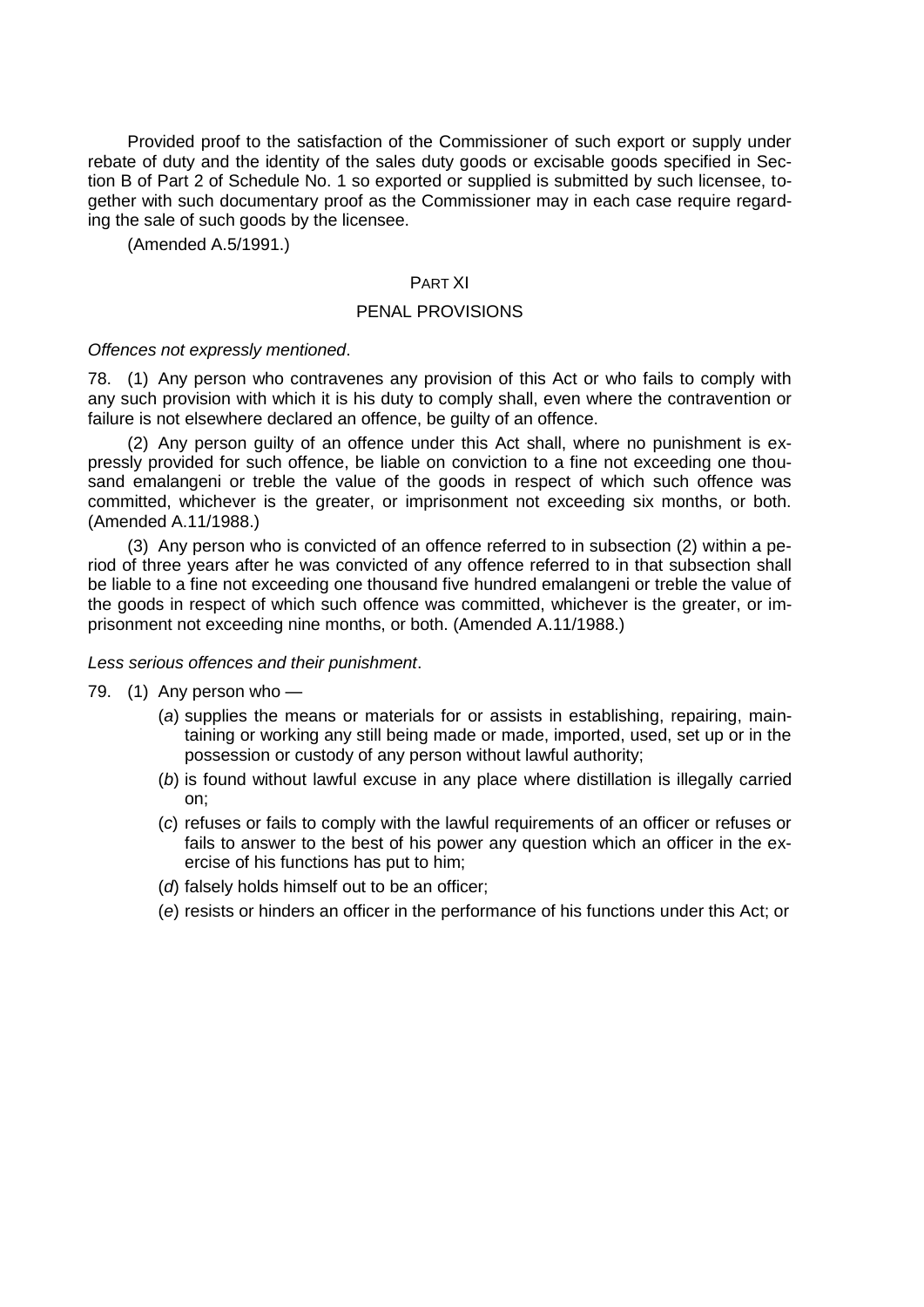Provided proof to the satisfaction of the Commissioner of such export or supply under rebate of duty and the identity of the sales duty goods or excisable goods specified in Section B of Part 2 of Schedule No. 1 so exported or supplied is submitted by such licensee, together with such documentary proof as the Commissioner may in each case require regarding the sale of such goods by the licensee.

(Amended A.5/1991.)

## PART XI

## PENAL PROVISIONS

*Offences not expressly mentioned*.

78. (1) Any person who contravenes any provision of this Act or who fails to comply with any such provision with which it is his duty to comply shall, even where the contravention or failure is not elsewhere declared an offence, be guilty of an offence.

(2) Any person guilty of an offence under this Act shall, where no punishment is expressly provided for such offence, be liable on conviction to a fine not exceeding one thousand emalangeni or treble the value of the goods in respect of which such offence was committed, whichever is the greater, or imprisonment not exceeding six months, or both. (Amended A.11/1988.)

(3) Any person who is convicted of an offence referred to in subsection (2) within a period of three years after he was convicted of any offence referred to in that subsection shall be liable to a fine not exceeding one thousand five hundred emalangeni or treble the value of the goods in respect of which such offence was committed, whichever is the greater, or imprisonment not exceeding nine months, or both. (Amended A.11/1988.)

*Less serious offences and their punishment*.

79. (1) Any person who —

- (*a*) supplies the means or materials for or assists in establishing, repairing, maintaining or working any still being made or made, imported, used, set up or in the possession or custody of any person without lawful authority;
- (*b*) is found without lawful excuse in any place where distillation is illegally carried on;
- (*c*) refuses or fails to comply with the lawful requirements of an officer or refuses or fails to answer to the best of his power any question which an officer in the exercise of his functions has put to him;
- (*d*) falsely holds himself out to be an officer;
- (*e*) resists or hinders an officer in the performance of his functions under this Act; or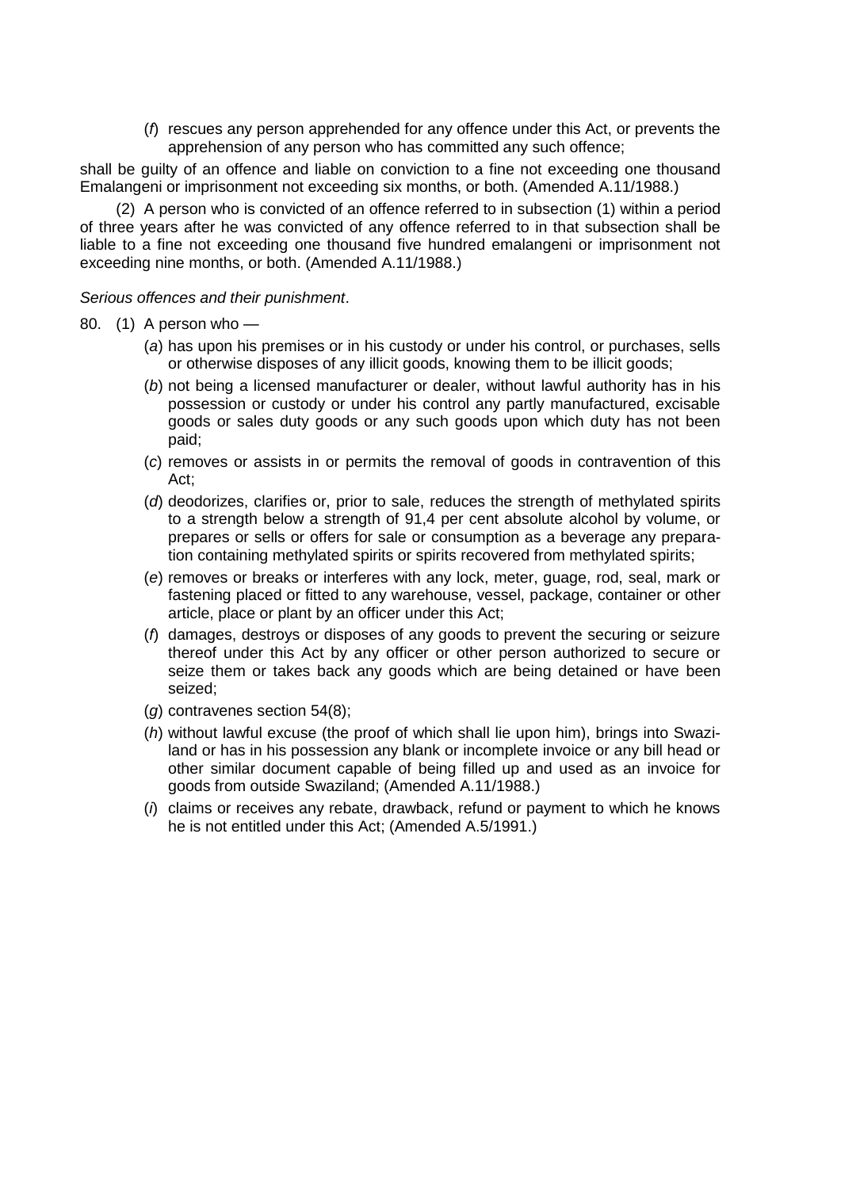(*f*) rescues any person apprehended for any offence under this Act, or prevents the apprehension of any person who has committed any such offence;

shall be guilty of an offence and liable on conviction to a fine not exceeding one thousand Emalangeni or imprisonment not exceeding six months, or both. (Amended A.11/1988.)

(2) A person who is convicted of an offence referred to in subsection (1) within a period of three years after he was convicted of any offence referred to in that subsection shall be liable to a fine not exceeding one thousand five hundred emalangeni or imprisonment not exceeding nine months, or both. (Amended A.11/1988.)

*Serious offences and their punishment*.

80. (1) A person who —

(*a*) has upon his premises or in his custody or under his control, or purchases, sells or otherwise disposes of any illicit goods, knowing them to be illicit goods;

(*b*) not being a licensed manufacturer or dealer, without lawful authority has in his possession or custody or under his control any partly manufactured, excisable goods or sales duty goods or any such goods upon which duty has not been paid;

(*c*) removes or assists in or permits the removal of goods in contravention of this Act;

(*d*) deodorizes, clarifies or, prior to sale, reduces the strength of methylated spirits to a strength below a strength of 91,4 per cent absolute alcohol by volume, or prepares or sells or offers for sale or consumption as a beverage any preparation containing methylated spirits or spirits recovered from methylated spirits;

(*e*) removes or breaks or interferes with any lock, meter, guage, rod, seal, mark or fastening placed or fitted to any warehouse, vessel, package, container or other article, place or plant by an officer under this Act;

(*f*) damages, destroys or disposes of any goods to prevent the securing or seizure thereof under this Act by any officer or other person authorized to secure or seize them or takes back any goods which are being detained or have been seized;

(*g*) contravenes section 54(8);

(*h*) without lawful excuse (the proof of which shall lie upon him), brings into Swaziland or has in his possession any blank or incomplete invoice or any bill head or other similar document capable of being filled up and used as an invoice for goods from outside Swaziland; (Amended A.11/1988.)

(*i*) claims or receives any rebate, drawback, refund or payment to which he knows he is not entitled under this Act; (Amended A.5/1991.)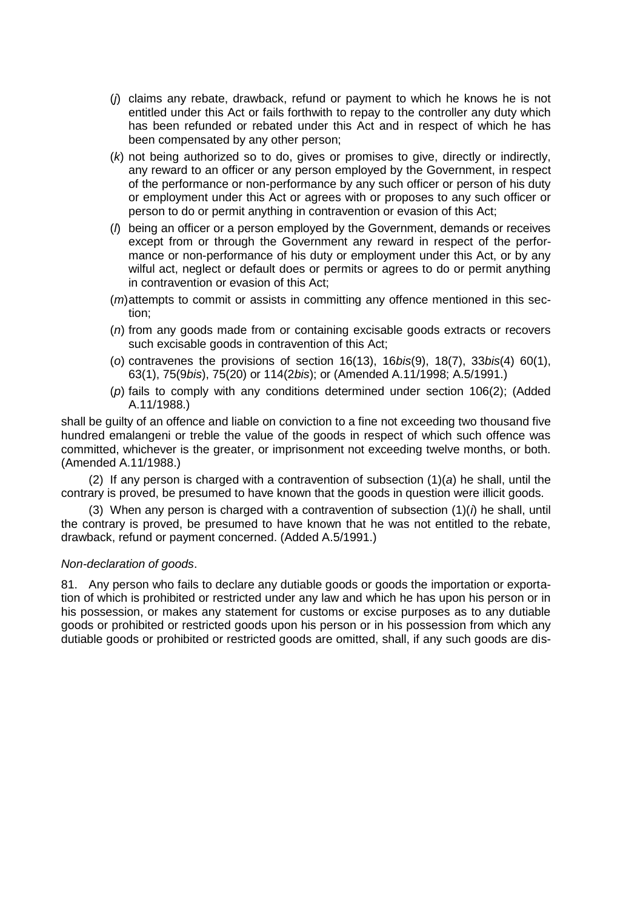(*j*) claims any rebate, drawback, refund or payment to which he knows he is not entitled under this Act or fails forthwith to repay to the controller any duty which has been refunded or rebated under this Act and in respect of which he has been compensated by any other person;

(*k*) not being authorized so to do, gives or promises to give, directly or indirectly, any reward to an officer or any person employed by the Government, in respect of the performance or non-performance by any such officer or person of his duty or employment under this Act or agrees with or proposes to any such officer or person to do or permit anything in contravention or evasion of this Act;

(*l*) being an officer or a person employed by the Government, demands or receives except from or through the Government any reward in respect of the performance or non-performance of his duty or employment under this Act, or by any wilful act, neglect or default does or permits or agrees to do or permit anything in contravention or evasion of this Act;

(*m*) attempts to commit or assists in committing any offence mentioned in this section;

(*n*) from any goods made from or containing excisable goods extracts or recovers such excisable goods in contravention of this Act;

(*o*) contravenes the provisions of section 16(13), 16*bis*(9), 18(7), 33*bis*(4) 60(1), 63(1), 75(9*bis*), 75(20) or 114(2*bis*); or (Amended A.11/1998; A.5/1991.)

(*p*) fails to comply with any conditions determined under section 106(2); (Added A.11/1988.)

shall be guilty of an offence and liable on conviction to a fine not exceeding two thousand five hundred emalangeni or treble the value of the goods in respect of which such offence was committed, whichever is the greater, or imprisonment not exceeding twelve months, or both. (Amended A.11/1988.)

(2) If any person is charged with a contravention of subsection (1)(*a*) he shall, until the contrary is proved, be presumed to have known that the goods in question were illicit goods.

(3) When any person is charged with a contravention of subsection (1)(*i*) he shall, until the contrary is proved, be presumed to have known that he was not entitled to the rebate, drawback, refund or payment concerned. (Added A.5/1991.)

*Non-declaration of goods*.

81. Any person who fails to declare any dutiable goods or goods the importation or exportation of which is prohibited or restricted under any law and which he has upon his person or in his possession, or makes any statement for customs or excise purposes as to any dutiable goods or prohibited or restricted goods upon his person or in his possession from which any dutiable goods or prohibited or restricted goods are omitted, shall, if any such goods are dis-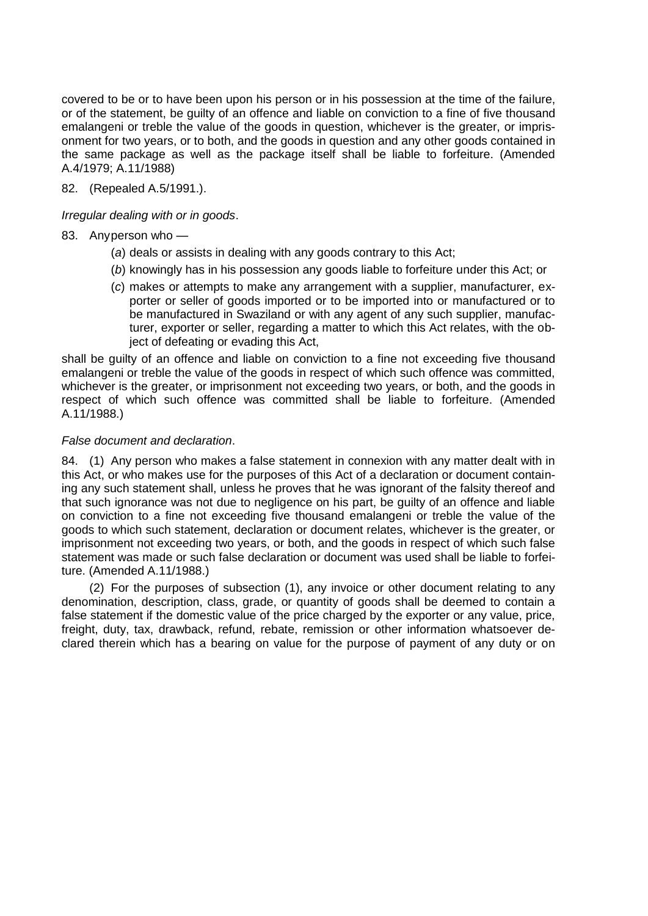covered to be or to have been upon his person or in his possession at the time of the failure, or of the statement, be guilty of an offence and liable on conviction to a fine of five thousand emalangeni or treble the value of the goods in question, whichever is the greater, or imprisonment for two years, or to both, and the goods in question and any other goods contained in the same package as well as the package itself shall be liable to forfeiture. (Amended A.4/1979; A.11/1988)

82. (Repealed A.5/1991.).

*Irregular dealing with or in goods*.

83. Anyperson who —

- (*a*) deals or assists in dealing with any goods contrary to this Act;
- (*b*) knowingly has in his possession any goods liable to forfeiture under this Act; or
- (*c*) makes or attempts to make any arrangement with a supplier, manufacturer, exporter or seller of goods imported or to be imported into or manufactured or to be manufactured in Swaziland or with any agent of any such supplier, manufacturer, exporter or seller, regarding a matter to which this Act relates, with the object of defeating or evading this Act,

shall be guilty of an offence and liable on conviction to a fine not exceeding five thousand emalangeni or treble the value of the goods in respect of which such offence was committed, whichever is the greater, or imprisonment not exceeding two years, or both, and the goods in respect of which such offence was committed shall be liable to forfeiture. (Amended A.11/1988.)

*False document and declaration*.

84. (1) Any person who makes a false statement in connexion with any matter dealt with in this Act, or who makes use for the purposes of this Act of a declaration or document containing any such statement shall, unless he proves that he was ignorant of the falsity thereof and that such ignorance was not due to negligence on his part, be guilty of an offence and liable on conviction to a fine not exceeding five thousand emalangeni or treble the value of the goods to which such statement, declaration or document relates, whichever is the greater, or imprisonment not exceeding two years, or both, and the goods in respect of which such false statement was made or such false declaration or document was used shall be liable to forfeiture. (Amended A.11/1988.)

(2) For the purposes of subsection (1), any invoice or other document relating to any denomination, description, class, grade, or quantity of goods shall be deemed to contain a false statement if the domestic value of the price charged by the exporter or any value, price, freight, duty, tax, drawback, refund, rebate, remission or other information whatsoever declared therein which has a bearing on value for the purpose of payment of any duty or on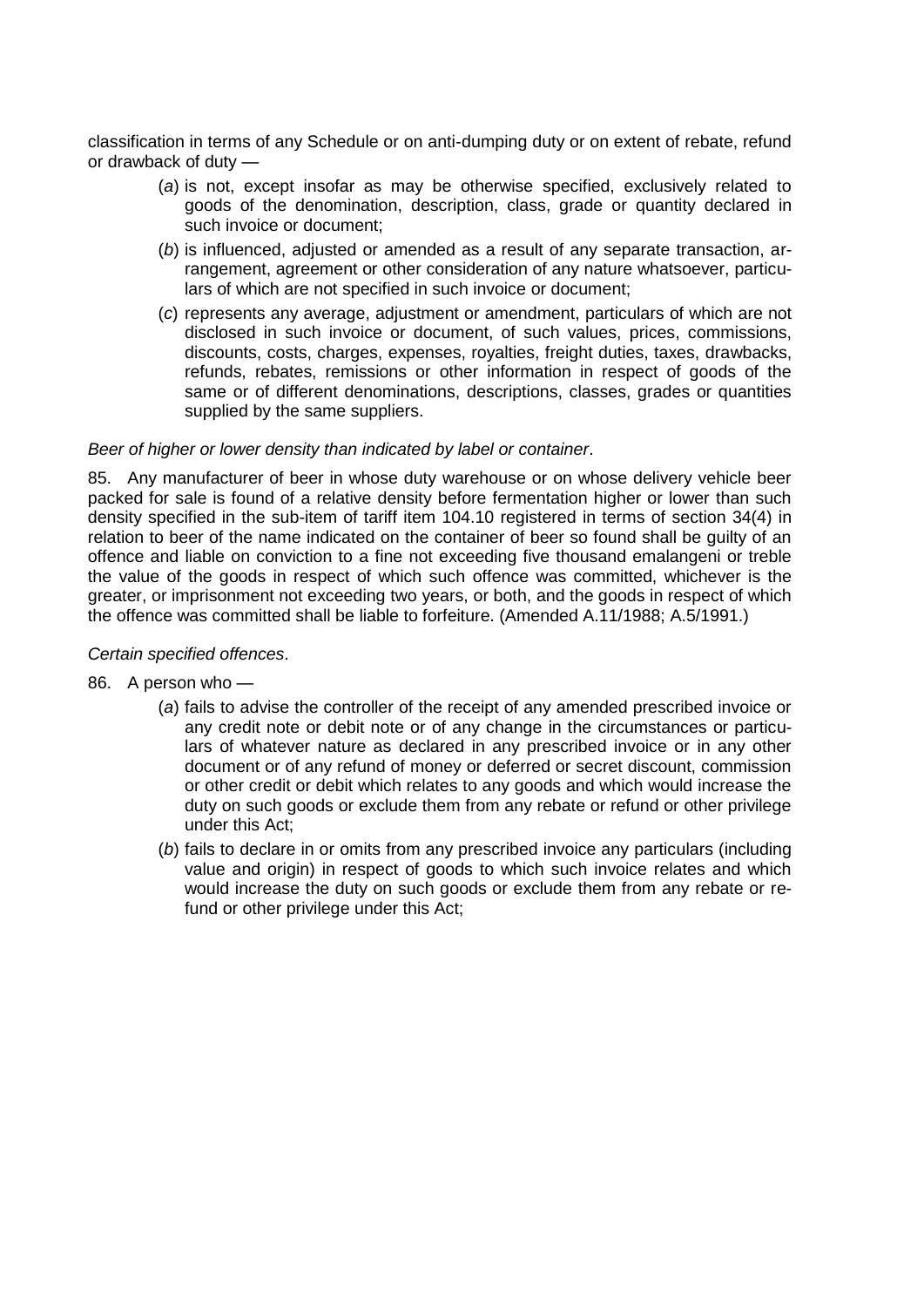classification in terms of any Schedule or on anti-dumping duty or on extent of rebate, refund or drawback of duty —

(*a*) is not, except insofar as may be otherwise specified, exclusively related to goods of the denomination, description, class, grade or quantity declared in such invoice or document;

(*b*) is influenced, adjusted or amended as a result of any separate transaction, arrangement, agreement or other consideration of any nature whatsoever, particulars of which are not specified in such invoice or document;

(*c*) represents any average, adjustment or amendment, particulars of which are not disclosed in such invoice or document, of such values, prices, commissions, discounts, costs, charges, expenses, royalties, freight duties, taxes, drawbacks, refunds, rebates, remissions or other information in respect of goods of the same or of different denominations, descriptions, classes, grades or quantities supplied by the same suppliers.

*Beer of higher or lower density than indicated by label or container*.

85. Any manufacturer of beer in whose duty warehouse or on whose delivery vehicle beer packed for sale is found of a relative density before fermentation higher or lower than such density specified in the sub-item of tariff item 104.10 registered in terms of section 34(4) in relation to beer of the name indicated on the container of beer so found shall be guilty of an offence and liable on conviction to a fine not exceeding five thousand emalangeni or treble the value of the goods in respect of which such offence was committed, whichever is the greater, or imprisonment not exceeding two years, or both, and the goods in respect of which the offence was committed shall be liable to forfeiture. (Amended A.11/1988; A.5/1991.)

*Certain specified offences*.

86. A person who —

(*a*) fails to advise the controller of the receipt of any amended prescribed invoice or any credit note or debit note or of any change in the circumstances or particulars of whatever nature as declared in any prescribed invoice or in any other document or of any refund of money or deferred or secret discount, commission or other credit or debit which relates to any goods and which would increase the duty on such goods or exclude them from any rebate or refund or other privilege under this Act;

(*b*) fails to declare in or omits from any prescribed invoice any particulars (including value and origin) in respect of goods to which such invoice relates and which would increase the duty on such goods or exclude them from any rebate or refund or other privilege under this Act;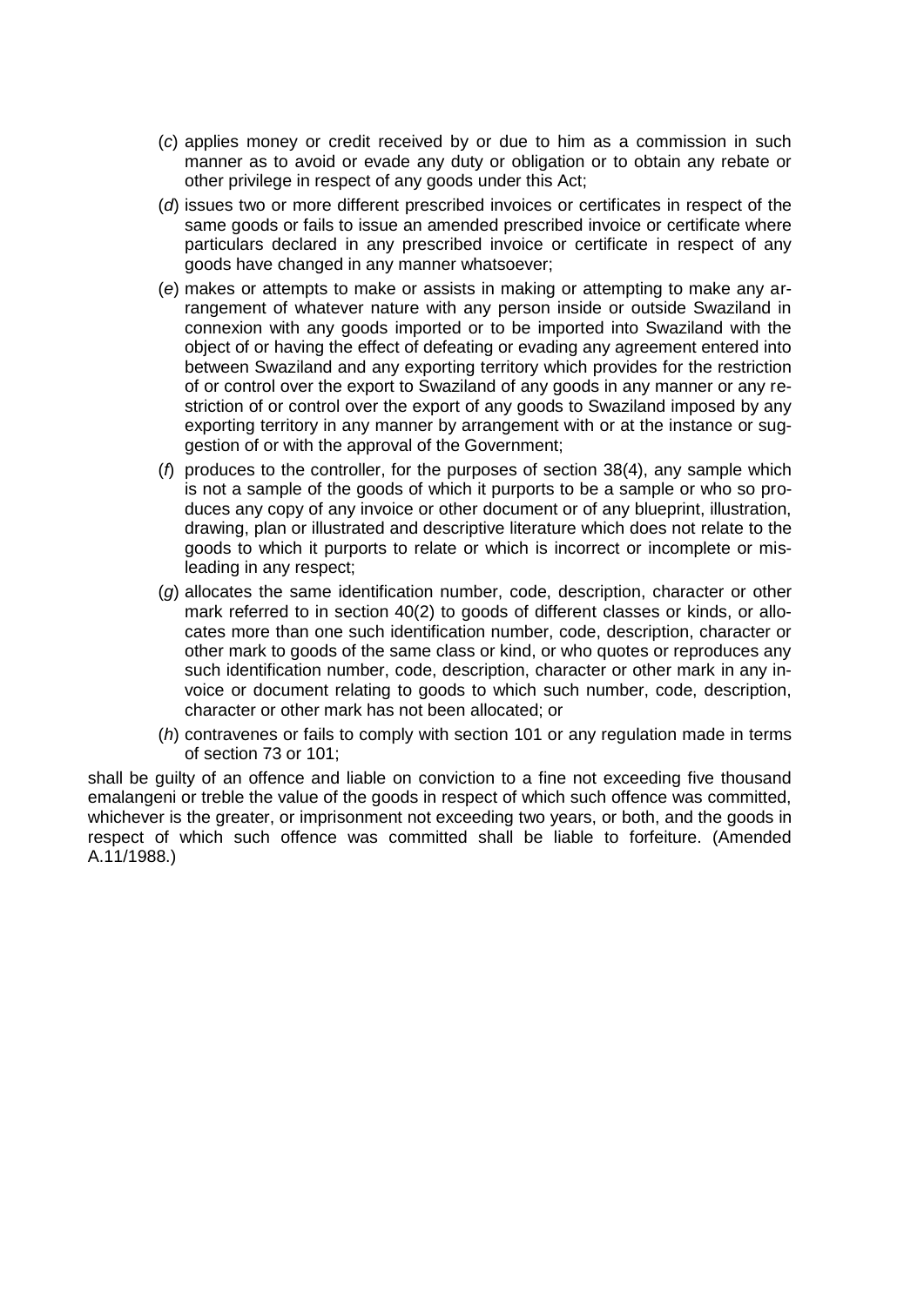(*c*) applies money or credit received by or due to him as a commission in such manner as to avoid or evade any duty or obligation or to obtain any rebate or other privilege in respect of any goods under this Act;

(*d*) issues two or more different prescribed invoices or certificates in respect of the same goods or fails to issue an amended prescribed invoice or certificate where particulars declared in any prescribed invoice or certificate in respect of any goods have changed in any manner whatsoever;

(*e*) makes or attempts to make or assists in making or attempting to make any arrangement of whatever nature with any person inside or outside Swaziland in connexion with any goods imported or to be imported into Swaziland with the object of or having the effect of defeating or evading any agreement entered into between Swaziland and any exporting territory which provides for the restriction of or control over the export to Swaziland of any goods in any manner or any restriction of or control over the export of any goods to Swaziland imposed by any exporting territory in any manner by arrangement with or at the instance or suggestion of or with the approval of the Government;

(*f*) produces to the controller, for the purposes of section 38(4), any sample which is not a sample of the goods of which it purports to be a sample or who so produces any copy of any invoice or other document or of any blueprint, illustration, drawing, plan or illustrated and descriptive literature which does not relate to the goods to which it purports to relate or which is incorrect or incomplete or misleading in any respect;

(*g*) allocates the same identification number, code, description, character or other mark referred to in section 40(2) to goods of different classes or kinds, or allocates more than one such identification number, code, description, character or other mark to goods of the same class or kind, or who quotes or reproduces any such identification number, code, description, character or other mark in any invoice or document relating to goods to which such number, code, description, character or other mark has not been allocated; or

(*h*) contravenes or fails to comply with section 101 or any regulation made in terms of section 73 or 101;

shall be guilty of an offence and liable on conviction to a fine not exceeding five thousand emalangeni or treble the value of the goods in respect of which such offence was committed, whichever is the greater, or imprisonment not exceeding two years, or both, and the goods in respect of which such offence was committed shall be liable to forfeiture. (Amended A.11/1988.)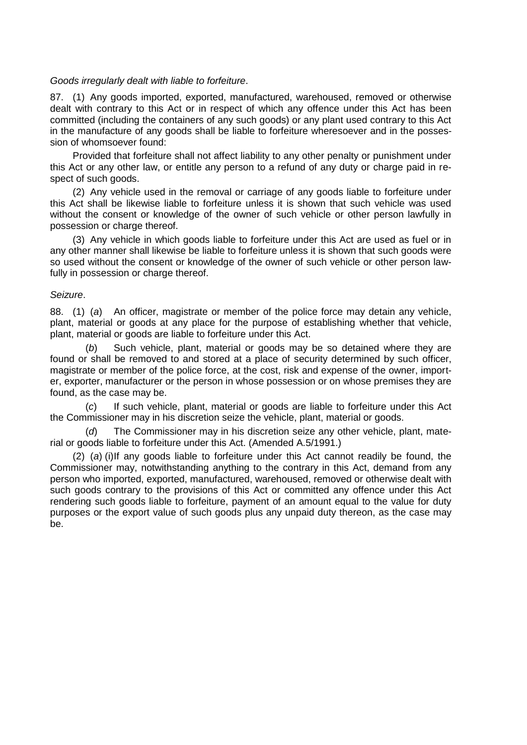*Goods irregularly dealt with liable to forfeiture*.

87. (1) Any goods imported, exported, manufactured, warehoused, removed or otherwise dealt with contrary to this Act or in respect of which any offence under this Act has been committed (including the containers of any such goods) or any plant used contrary to this Act in the manufacture of any goods shall be liable to forfeiture wheresoever and in the possession of whomsoever found:

Provided that forfeiture shall not affect liability to any other penalty or punishment under this Act or any other law, or entitle any person to a refund of any duty or charge paid in respect of such goods.

(2) Any vehicle used in the removal or carriage of any goods liable to forfeiture under this Act shall be likewise liable to forfeiture unless it is shown that such vehicle was used without the consent or knowledge of the owner of such vehicle or other person lawfully in possession or charge thereof.

(3) Any vehicle in which goods liable to forfeiture under this Act are used as fuel or in any other manner shall likewise be liable to forfeiture unless it is shown that such goods were so used without the consent or knowledge of the owner of such vehicle or other person lawfully in possession or charge thereof.

*Seizure*.

88. (1) (*a*) An officer, magistrate or member of the police force may detain any vehicle, plant, material or goods at any place for the purpose of establishing whether that vehicle, plant, material or goods are liable to forfeiture under this Act.

(*b*) Such vehicle, plant, material or goods may be so detained where they are found or shall be removed to and stored at a place of security determined by such officer, magistrate or member of the police force, at the cost, risk and expense of the owner, importer, exporter, manufacturer or the person in whose possession or on whose premises they are found, as the case may be.

(*c*) If such vehicle, plant, material or goods are liable to forfeiture under this Act the Commissioner may in his discretion seize the vehicle, plant, material or goods.

(*d*) The Commissioner may in his discretion seize any other vehicle, plant, material or goods liable to forfeiture under this Act. (Amended A.5/1991.)

(2) (*a*) (i)If any goods liable to forfeiture under this Act cannot readily be found, the Commissioner may, notwithstanding anything to the contrary in this Act, demand from any person who imported, exported, manufactured, warehoused, removed or otherwise dealt with such goods contrary to the provisions of this Act or committed any offence under this Act rendering such goods liable to forfeiture, payment of an amount equal to the value for duty purposes or the export value of such goods plus any unpaid duty thereon, as the case may be.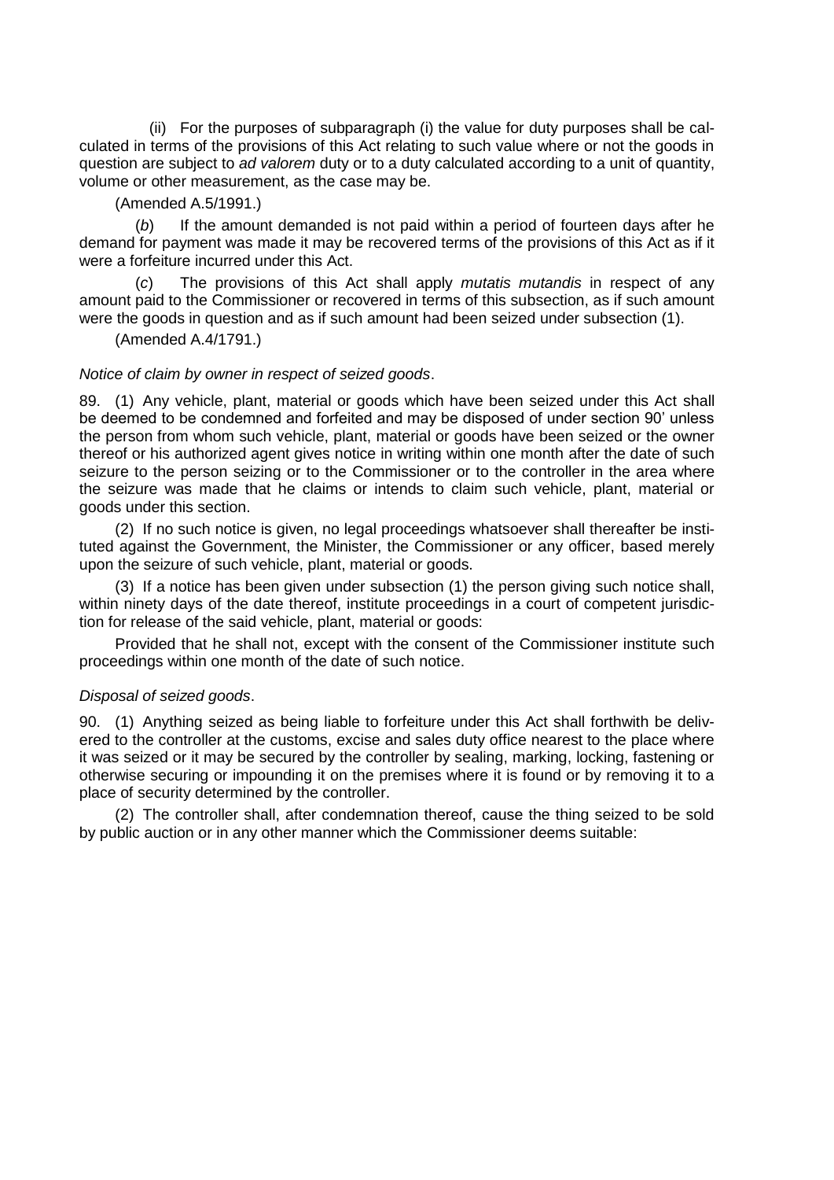(ii) For the purposes of subparagraph (i) the value for duty purposes shall be calculated in terms of the provisions of this Act relating to such value where or not the goods in question are subject to *ad valorem* duty or to a duty calculated according to a unit of quantity, volume or other measurement, as the case may be.

(Amended A.5/1991.)

(*b*) If the amount demanded is not paid within a period of fourteen days after he demand for payment was made it may be recovered terms of the provisions of this Act as if it were a forfeiture incurred under this Act.

(*c*) The provisions of this Act shall apply *mutatis mutandis* in respect of any amount paid to the Commissioner or recovered in terms of this subsection, as if such amount were the goods in question and as if such amount had been seized under subsection (1).

(Amended A.4/1791.)

*Notice of claim by owner in respect of seized goods*.

89. (1) Any vehicle, plant, material or goods which have been seized under this Act shall be deemed to be condemned and forfeited and may be disposed of under section 90' unless the person from whom such vehicle, plant, material or goods have been seized or the owner thereof or his authorized agent gives notice in writing within one month after the date of such seizure to the person seizing or to the Commissioner or to the controller in the area where the seizure was made that he claims or intends to claim such vehicle, plant, material or goods under this section.

(2) If no such notice is given, no legal proceedings whatsoever shall thereafter be instituted against the Government, the Minister, the Commissioner or any officer, based merely upon the seizure of such vehicle, plant, material or goods.

(3) If a notice has been given under subsection (1) the person giving such notice shall, within ninety days of the date thereof, institute proceedings in a court of competent jurisdiction for release of the said vehicle, plant, material or goods:

Provided that he shall not, except with the consent of the Commissioner institute such proceedings within one month of the date of such notice.

*Disposal of seized goods*.

90. (1) Anything seized as being liable to forfeiture under this Act shall forthwith be delivered to the controller at the customs, excise and sales duty office nearest to the place where it was seized or it may be secured by the controller by sealing, marking, locking, fastening or otherwise securing or impounding it on the premises where it is found or by removing it to a place of security determined by the controller.

(2) The controller shall, after condemnation thereof, cause the thing seized to be sold by public auction or in any other manner which the Commissioner deems suitable: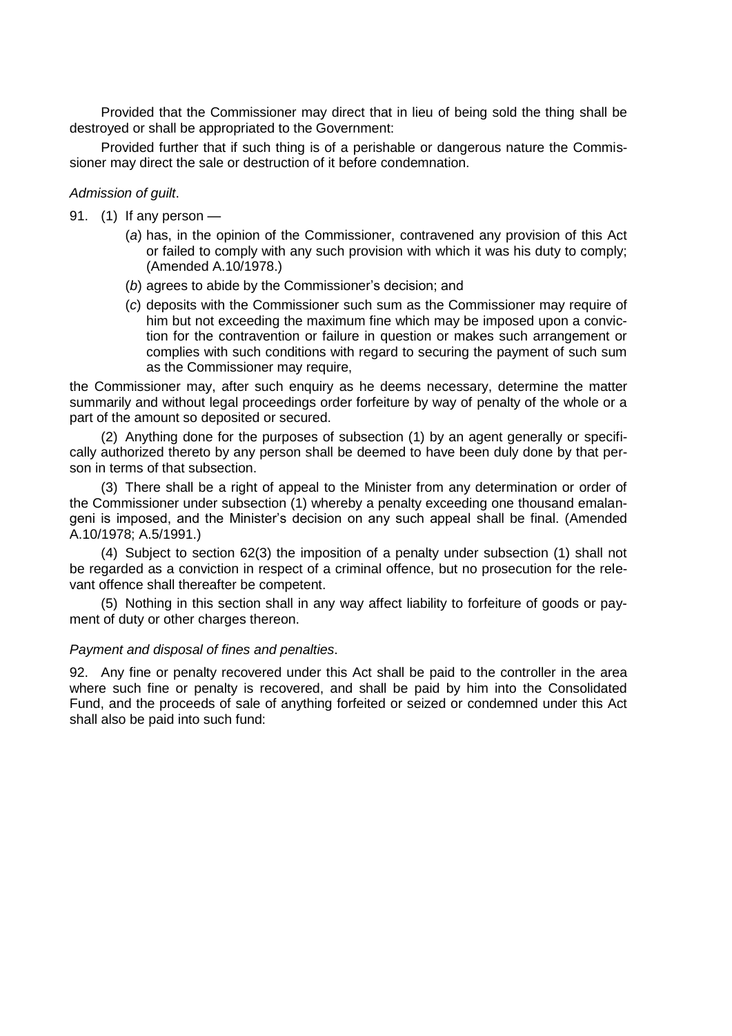Provided that the Commissioner may direct that in lieu of being sold the thing shall be destroyed or shall be appropriated to the Government:

Provided further that if such thing is of a perishable or dangerous nature the Commissioner may direct the sale or destruction of it before condemnation.

*Admission of guilt*.

91. (1) If any person —

(*a*) has, in the opinion of the Commissioner, contravened any provision of this Act or failed to comply with any such provision with which it was his duty to comply; (Amended A.10/1978.)

(*b*) agrees to abide by the Commissioner's decision; and

(*c*) deposits with the Commissioner such sum as the Commissioner may require of him but not exceeding the maximum fine which may be imposed upon a conviction for the contravention or failure in question or makes such arrangement or complies with such conditions with regard to securing the payment of such sum as the Commissioner may require,

the Commissioner may, after such enquiry as he deems necessary, determine the matter summarily and without legal proceedings order forfeiture by way of penalty of the whole or a part of the amount so deposited or secured.

(2) Anything done for the purposes of subsection (1) by an agent generally or specifically authorized thereto by any person shall be deemed to have been duly done by that person in terms of that subsection.

(3) There shall be a right of appeal to the Minister from any determination or order of the Commissioner under subsection (1) whereby a penalty exceeding one thousand emalangeni is imposed, and the Minister's decision on any such appeal shall be final. (Amended A.10/1978; A.5/1991.)

(4) Subject to section 62(3) the imposition of a penalty under subsection (1) shall not be regarded as a conviction in respect of a criminal offence, but no prosecution for the relevant offence shall thereafter be competent.

(5) Nothing in this section shall in any way affect liability to forfeiture of goods or payment of duty or other charges thereon.

*Payment and disposal of fines and penalties*.

92. Any fine or penalty recovered under this Act shall be paid to the controller in the area where such fine or penalty is recovered, and shall be paid by him into the Consolidated Fund, and the proceeds of sale of anything forfeited or seized or condemned under this Act shall also be paid into such fund: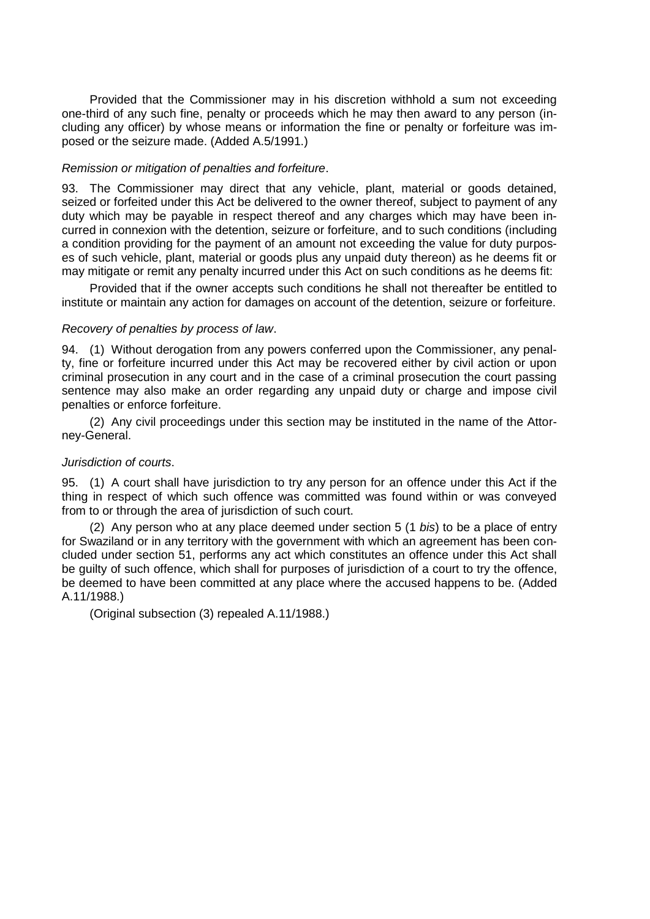Provided that the Commissioner may in his discretion withhold a sum not exceeding one-third of any such fine, penalty or proceeds which he may then award to any person (including any officer) by whose means or information the fine or penalty or forfeiture was imposed or the seizure made. (Added A.5/1991.)

*Remission or mitigation of penalties and forfeiture*.

93. The Commissioner may direct that any vehicle, plant, material or goods detained, seized or forfeited under this Act be delivered to the owner thereof, subject to payment of any duty which may be payable in respect thereof and any charges which may have been incurred in connexion with the detention, seizure or forfeiture, and to such conditions (including a condition providing for the payment of an amount not exceeding the value for duty purposes of such vehicle, plant, material or goods plus any unpaid duty thereon) as he deems fit or may mitigate or remit any penalty incurred under this Act on such conditions as he deems fit:

Provided that if the owner accepts such conditions he shall not thereafter be entitled to institute or maintain any action for damages on account of the detention, seizure or forfeiture.

*Recovery of penalties by process of law*.

94. (1) Without derogation from any powers conferred upon the Commissioner, any penalty, fine or forfeiture incurred under this Act may be recovered either by civil action or upon criminal prosecution in any court and in the case of a criminal prosecution the court passing sentence may also make an order regarding any unpaid duty or charge and impose civil penalties or enforce forfeiture.

(2) Any civil proceedings under this section may be instituted in the name of the Attorney-General.

*Jurisdiction of courts*.

95. (1) A court shall have jurisdiction to try any person for an offence under this Act if the thing in respect of which such offence was committed was found within or was conveyed from to or through the area of jurisdiction of such court.

(2) Any person who at any place deemed under section 5 (1 *bis*) to be a place of entry for Swaziland or in any territory with the government with which an agreement has been concluded under section 51, performs any act which constitutes an offence under this Act shall be guilty of such offence, which shall for purposes of jurisdiction of a court to try the offence, be deemed to have been committed at any place where the accused happens to be. (Added A.11/1988.)

(Original subsection (3) repealed A.11/1988.)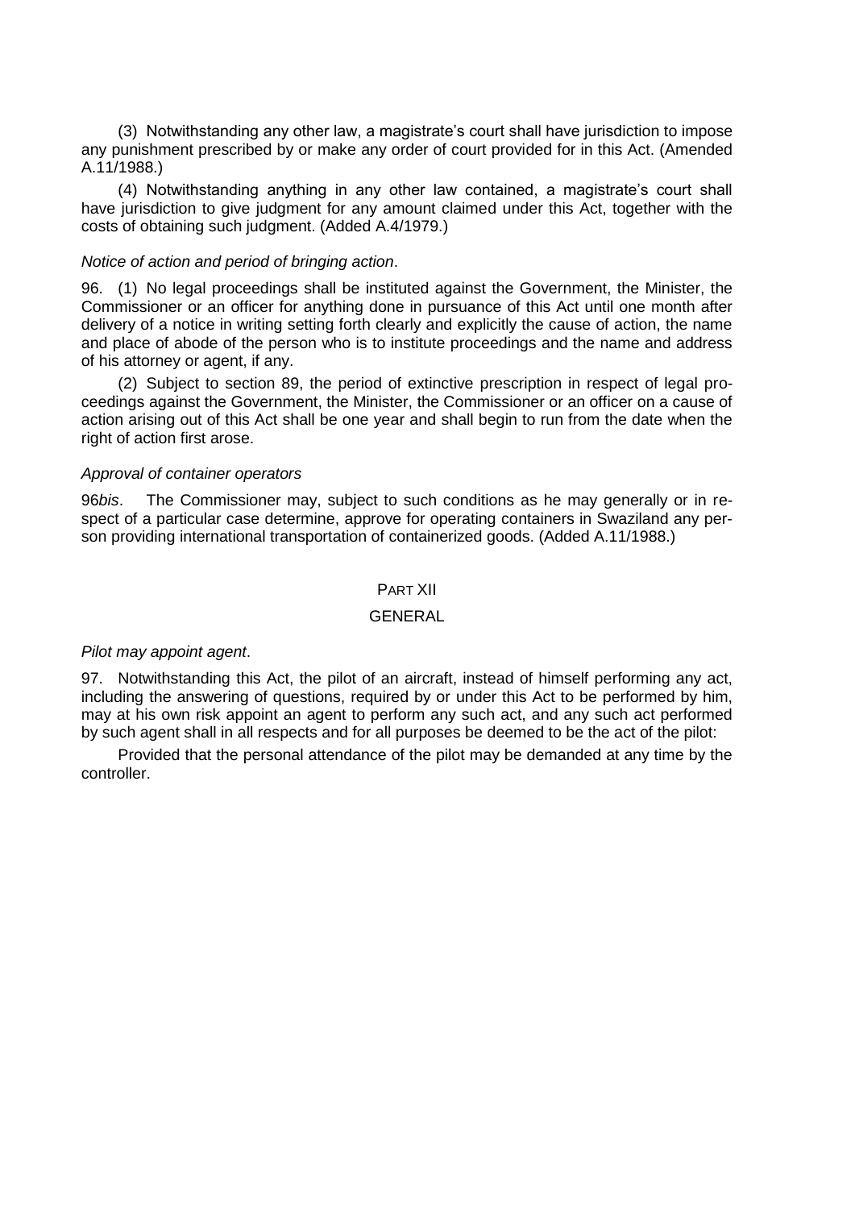(3) Notwithstanding any other law, a magistrate's court shall have jurisdiction to impose any punishment prescribed by or make any order of court provided for in this Act. (Amended A.11/1988.)

(4) Notwithstanding anything in any other law contained, a magistrate's court shall have jurisdiction to give judgment for any amount claimed under this Act, together with the costs of obtaining such judgment. (Added A.4/1979.)

*Notice of action and period of bringing action*.

96. (1) No legal proceedings shall be instituted against the Government, the Minister, the Commissioner or an officer for anything done in pursuance of this Act until one month after delivery of a notice in writing setting forth clearly and explicitly the cause of action, the name and place of abode of the person who is to institute proceedings and the name and address of his attorney or agent, if any.

(2) Subject to section 89, the period of extinctive prescription in respect of legal proceedings against the Government, the Minister, the Commissioner or an officer on a cause of action arising out of this Act shall be one year and shall begin to run from the date when the right of action first arose.

*Approval of container operators*

96*bis*. The Commissioner may, subject to such conditions as he may generally or in respect of a particular case determine, approve for operating containers in Swaziland any person providing international transportation of containerized goods. (Added A.11/1988.)

## PART XII

## GENERAL

*Pilot may appoint agent*.

97. Notwithstanding this Act, the pilot of an aircraft, instead of himself performing any act, including the answering of questions, required by or under this Act to be performed by him, may at his own risk appoint an agent to perform any such act, and any such act performed by such agent shall in all respects and for all purposes be deemed to be the act of the pilot:

Provided that the personal attendance of the pilot may be demanded at any time by the controller.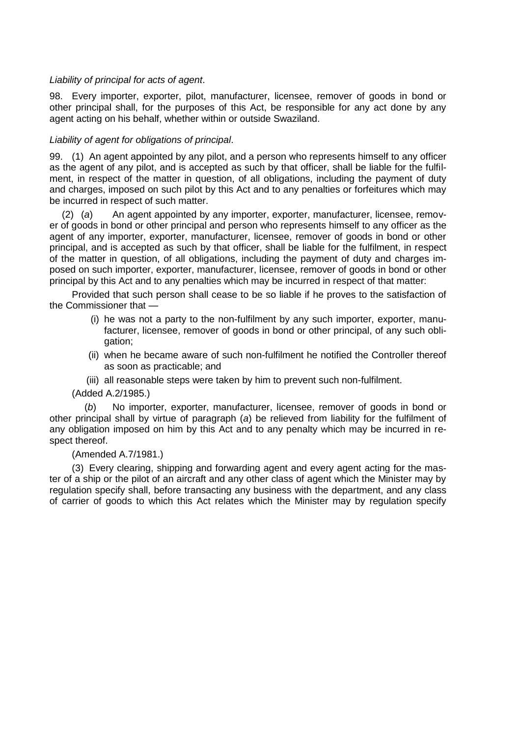*Liability of principal for acts of agent*.

98. Every importer, exporter, pilot, manufacturer, licensee, remover of goods in bond or other principal shall, for the purposes of this Act, be responsible for any act done by any agent acting on his behalf, whether within or outside Swaziland.

*Liability of agent for obligations of principal*.

99. (1) An agent appointed by any pilot, and a person who represents himself to any officer as the agent of any pilot, and is accepted as such by that officer, shall be liable for the fulfilment, in respect of the matter in question, of all obligations, including the payment of duty and charges, imposed on such pilot by this Act and to any penalties or forfeitures which may be incurred in respect of such matter.

(2) (*a*) An agent appointed by any importer, exporter, manufacturer, licensee, remover of goods in bond or other principal and person who represents himself to any officer as the agent of any importer, exporter, manufacturer, licensee, remover of goods in bond or other principal, and is accepted as such by that officer, shall be liable for the fulfilment, in respect of the matter in question, of all obligations, including the payment of duty and charges imposed on such importer, exporter, manufacturer, licensee, remover of goods in bond or other principal by this Act and to any penalties which may be incurred in respect of that matter:

Provided that such person shall cease to be so liable if he proves to the satisfaction of the Commissioner that —

(i) he was not a party to the non-fulfilment by any such importer, exporter, manufacturer, licensee, remover of goods in bond or other principal, of any such obligation;

(ii) when he became aware of such non-fulfilment he notified the Controller thereof as soon as practicable; and

(iii) all reasonable steps were taken by him to prevent such non-fulfilment.

(Added A.2/1985.)

(*b*) No importer, exporter, manufacturer, licensee, remover of goods in bond or other principal shall by virtue of paragraph (*a*) be relieved from liability for the fulfilment of any obligation imposed on him by this Act and to any penalty which may be incurred in respect thereof.

(Amended A.7/1981.)

(3) Every clearing, shipping and forwarding agent and every agent acting for the master of a ship or the pilot of an aircraft and any other class of agent which the Minister may by regulation specify shall, before transacting any business with the department, and any class of carrier of goods to which this Act relates which the Minister may by regulation specify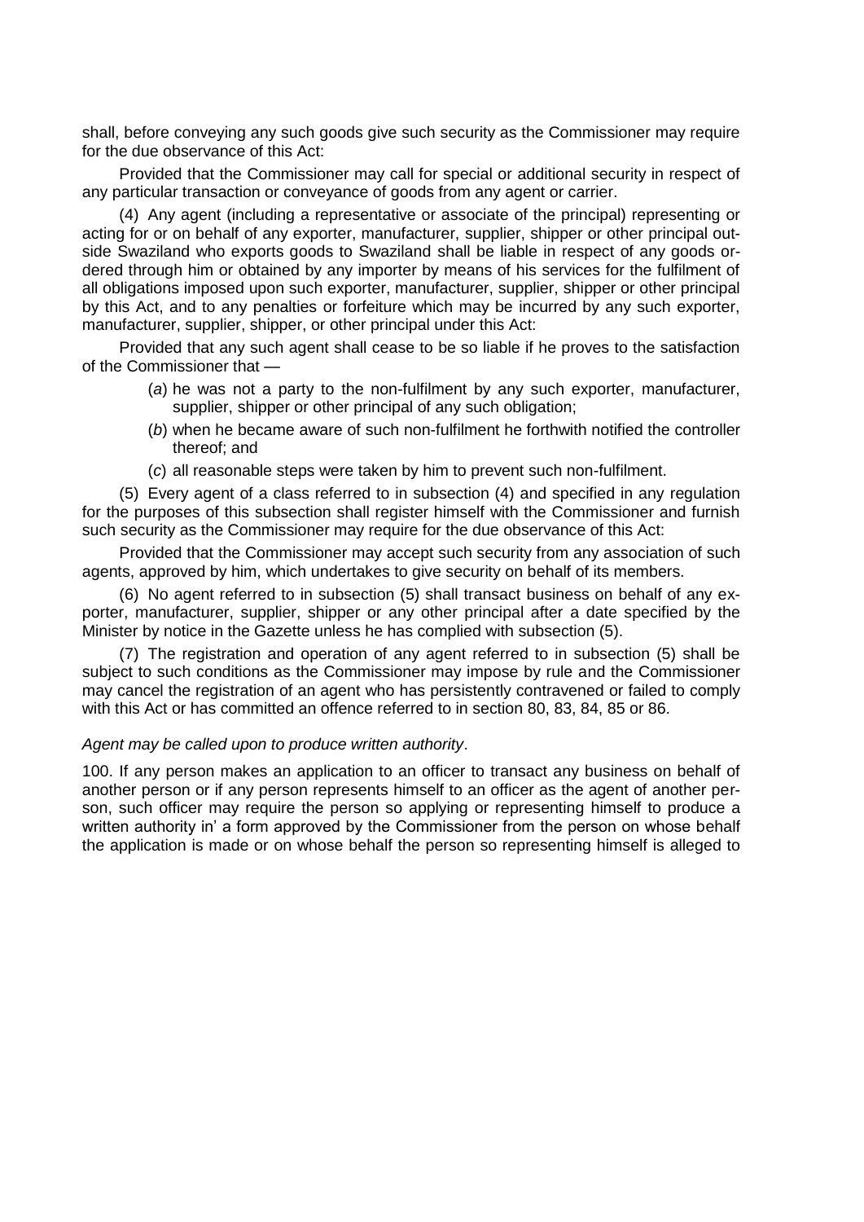shall, before conveying any such goods give such security as the Commissioner may require for the due observance of this Act:

Provided that the Commissioner may call for special or additional security in respect of any particular transaction or conveyance of goods from any agent or carrier.

(4) Any agent (including a representative or associate of the principal) representing or acting for or on behalf of any exporter, manufacturer, supplier, shipper or other principal outside Swaziland who exports goods to Swaziland shall be liable in respect of any goods ordered through him or obtained by any importer by means of his services for the fulfilment of all obligations imposed upon such exporter, manufacturer, supplier, shipper or other principal by this Act, and to any penalties or forfeiture which may be incurred by any such exporter, manufacturer, supplier, shipper, or other principal under this Act:

Provided that any such agent shall cease to be so liable if he proves to the satisfaction of the Commissioner that —

- (*a*) he was not a party to the non-fulfilment by any such exporter, manufacturer, supplier, shipper or other principal of any such obligation;
- (*b*) when he became aware of such non-fulfilment he forthwith notified the controller thereof; and
- (*c*) all reasonable steps were taken by him to prevent such non-fulfilment.

(5) Every agent of a class referred to in subsection (4) and specified in any regulation for the purposes of this subsection shall register himself with the Commissioner and furnish such security as the Commissioner may require for the due observance of this Act:

Provided that the Commissioner may accept such security from any association of such agents, approved by him, which undertakes to give security on behalf of its members.

(6) No agent referred to in subsection (5) shall transact business on behalf of any exporter, manufacturer, supplier, shipper or any other principal after a date specified by the Minister by notice in the Gazette unless he has complied with subsection (5).

(7) The registration and operation of any agent referred to in subsection (5) shall be subject to such conditions as the Commissioner may impose by rule and the Commissioner may cancel the registration of an agent who has persistently contravened or failed to comply with this Act or has committed an offence referred to in section 80, 83, 84, 85 or 86.

*Agent may be called upon to produce written authority*.

100. If any person makes an application to an officer to transact any business on behalf of another person or if any person represents himself to an officer as the agent of another person, such officer may require the person so applying or representing himself to produce a written authority in' a form approved by the Commissioner from the person on whose behalf the application is made or on whose behalf the person so representing himself is alleged to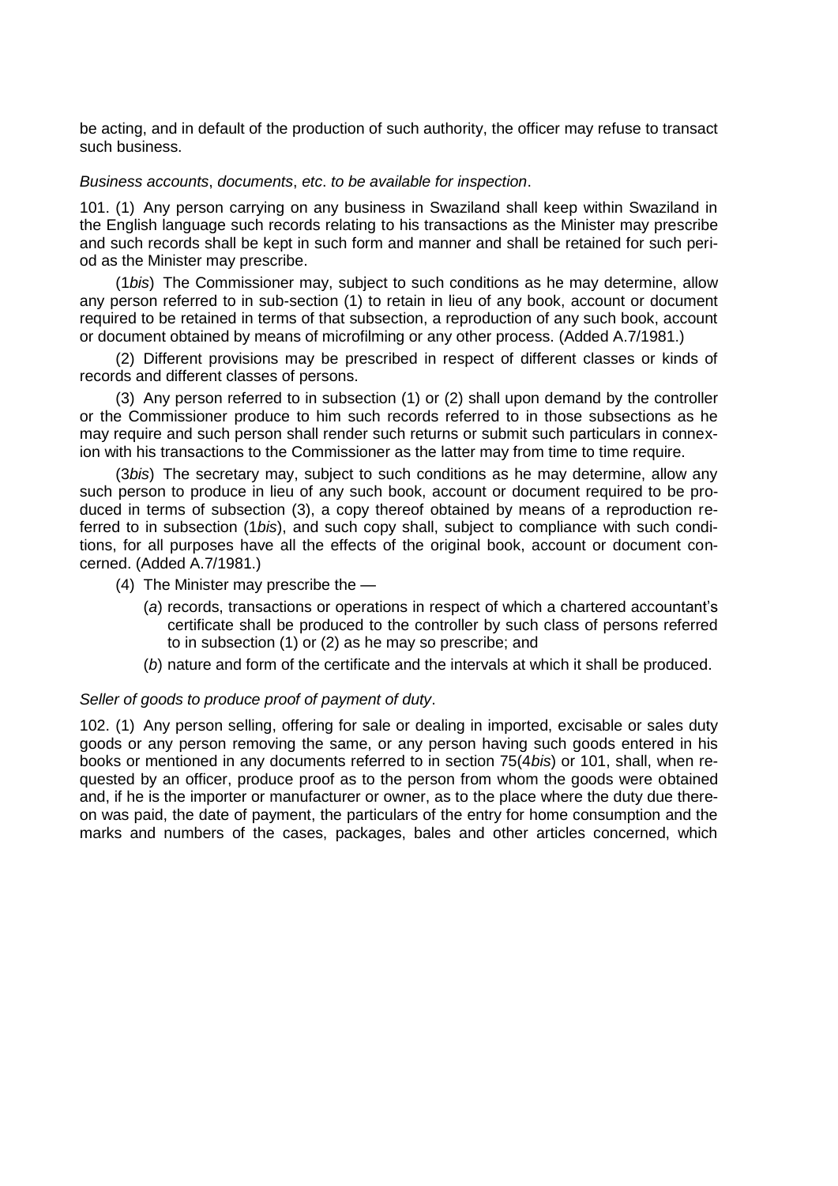be acting, and in default of the production of such authority, the officer may refuse to transact such business.

*Business accounts*, *documents*, *etc*. *to be available for inspection*.

101. (1) Any person carrying on any business in Swaziland shall keep within Swaziland in the English language such records relating to his transactions as the Minister may prescribe and such records shall be kept in such form and manner and shall be retained for such period as the Minister may prescribe.

(1*bis*) The Commissioner may, subject to such conditions as he may determine, allow any person referred to in sub-section (1) to retain in lieu of any book, account or document required to be retained in terms of that subsection, a reproduction of any such book, account or document obtained by means of microfilming or any other process. (Added A.7/1981.)

(2) Different provisions may be prescribed in respect of different classes or kinds of records and different classes of persons.

(3) Any person referred to in subsection (1) or (2) shall upon demand by the controller or the Commissioner produce to him such records referred to in those subsections as he may require and such person shall render such returns or submit such particulars in connexion with his transactions to the Commissioner as the latter may from time to time require.

(3*bis*) The secretary may, subject to such conditions as he may determine, allow any such person to produce in lieu of any such book, account or document required to be produced in terms of subsection (3), a copy thereof obtained by means of a reproduction referred to in subsection (1*bis*), and such copy shall, subject to compliance with such conditions, for all purposes have all the effects of the original book, account or document concerned. (Added A.7/1981.)

(4) The Minister may prescribe the —

- (*a*) records, transactions or operations in respect of which a chartered accountant's certificate shall be produced to the controller by such class of persons referred to in subsection (1) or (2) as he may so prescribe; and
- (*b*) nature and form of the certificate and the intervals at which it shall be produced.

*Seller of goods to produce proof of payment of duty*.

102. (1) Any person selling, offering for sale or dealing in imported, excisable or sales duty goods or any person removing the same, or any person having such goods entered in his books or mentioned in any documents referred to in section 75(4*bis*) or 101, shall, when requested by an officer, produce proof as to the person from whom the goods were obtained and, if he is the importer or manufacturer or owner, as to the place where the duty due thereon was paid, the date of payment, the particulars of the entry for home consumption and the marks and numbers of the cases, packages, bales and other articles concerned, which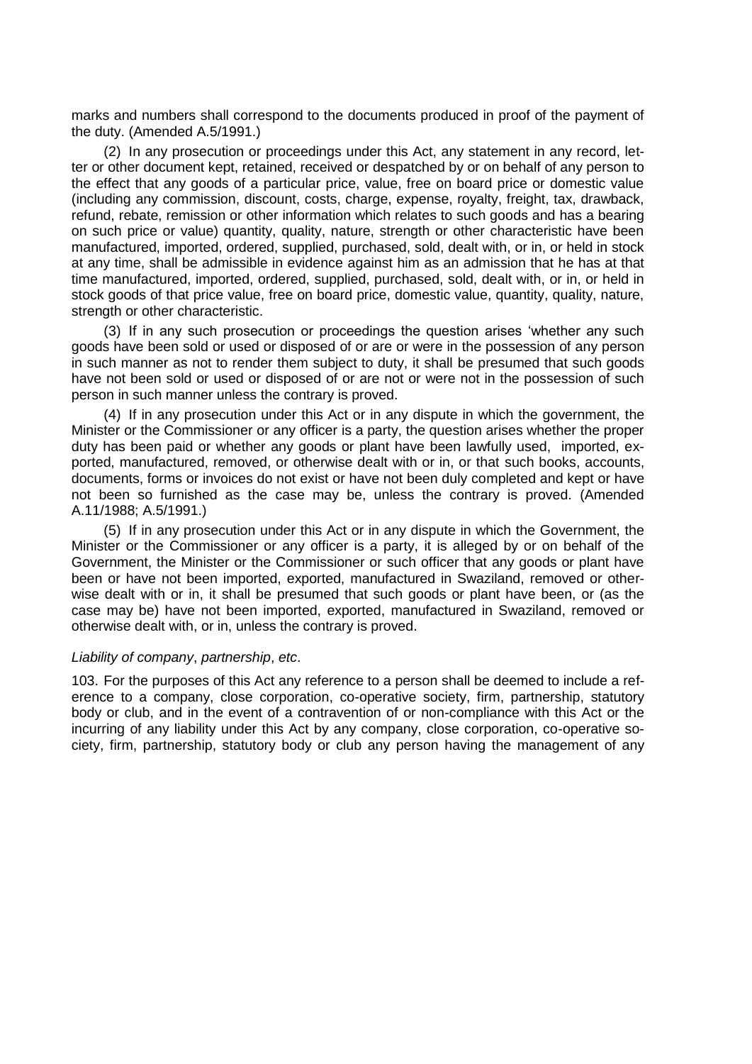marks and numbers shall correspond to the documents produced in proof of the payment of the duty. (Amended A.5/1991.)

(2) In any prosecution or proceedings under this Act, any statement in any record, letter or other document kept, retained, received or despatched by or on behalf of any person to the effect that any goods of a particular price, value, free on board price or domestic value (including any commission, discount, costs, charge, expense, royalty, freight, tax, drawback, refund, rebate, remission or other information which relates to such goods and has a bearing on such price or value) quantity, quality, nature, strength or other characteristic have been manufactured, imported, ordered, supplied, purchased, sold, dealt with, or in, or held in stock at any time, shall be admissible in evidence against him as an admission that he has at that time manufactured, imported, ordered, supplied, purchased, sold, dealt with, or in, or held in stock goods of that price value, free on board price, domestic value, quantity, quality, nature, strength or other characteristic.

(3) If in any such prosecution or proceedings the question arises 'whether any such goods have been sold or used or disposed of or are or were in the possession of any person in such manner as not to render them subject to duty, it shall be presumed that such goods have not been sold or used or disposed of or are not or were not in the possession of such person in such manner unless the contrary is proved.

(4) If in any prosecution under this Act or in any dispute in which the government, the Minister or the Commissioner or any officer is a party, the question arises whether the proper duty has been paid or whether any goods or plant have been lawfully used, imported, exported, manufactured, removed, or otherwise dealt with or in, or that such books, accounts, documents, forms or invoices do not exist or have not been duly completed and kept or have not been so furnished as the case may be, unless the contrary is proved. (Amended A.11/1988; A.5/1991.)

(5) If in any prosecution under this Act or in any dispute in which the Government, the Minister or the Commissioner or any officer is a party, it is alleged by or on behalf of the Government, the Minister or the Commissioner or such officer that any goods or plant have been or have not been imported, exported, manufactured in Swaziland, removed or otherwise dealt with or in, it shall be presumed that such goods or plant have been, or (as the case may be) have not been imported, exported, manufactured in Swaziland, removed or otherwise dealt with, or in, unless the contrary is proved.

*Liability of company*, *partnership*, *etc*.

103. For the purposes of this Act any reference to a person shall be deemed to include a reference to a company, close corporation, co-operative society, firm, partnership, statutory body or club, and in the event of a contravention of or non-compliance with this Act or the incurring of any liability under this Act by any company, close corporation, co-operative society, firm, partnership, statutory body or club any person having the management of any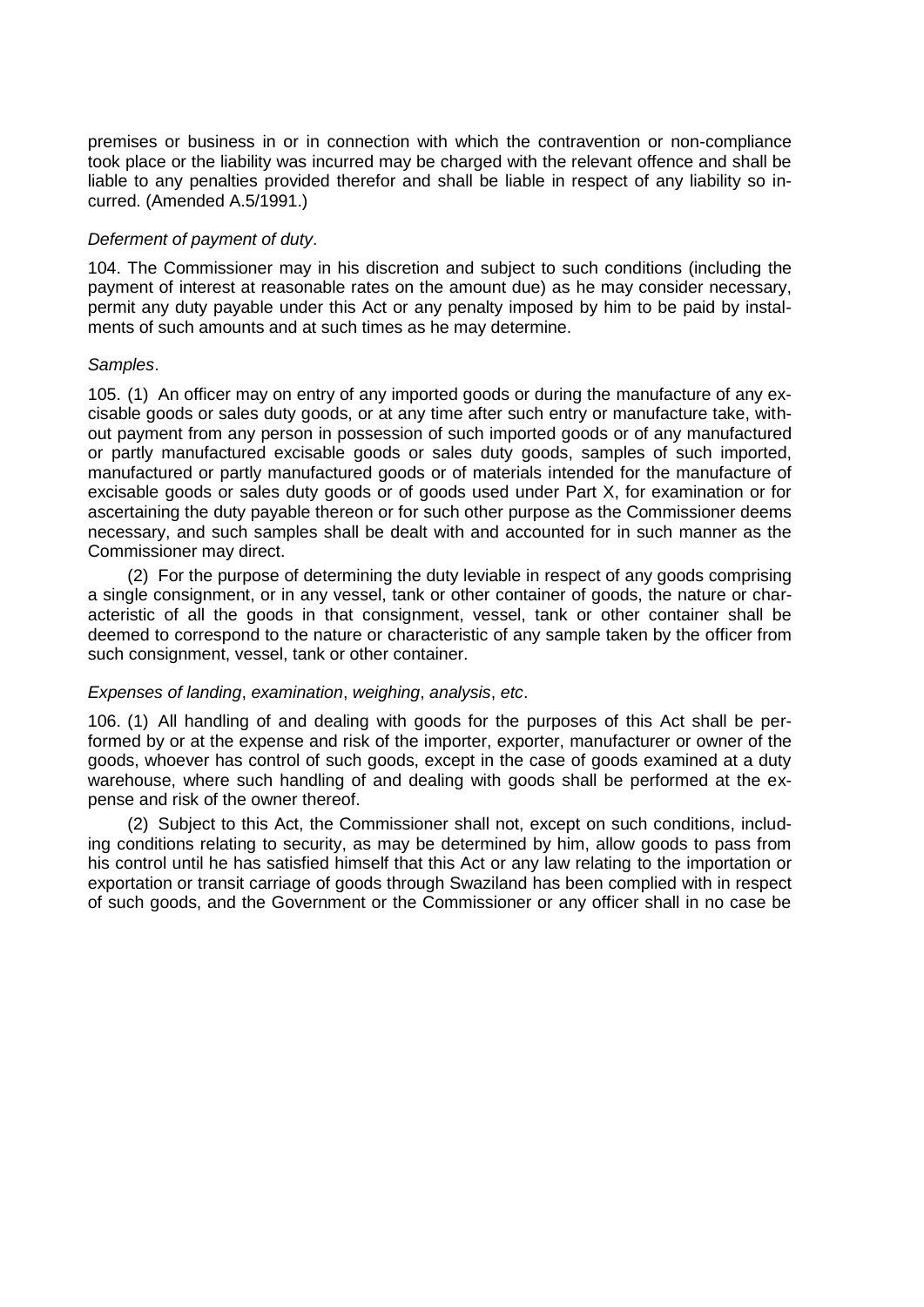premises or business in or in connection with which the contravention or non-compliance took place or the liability was incurred may be charged with the relevant offence and shall be liable to any penalties provided therefor and shall be liable in respect of any liability so incurred. (Amended A.5/1991.)

*Deferment of payment of duty*.

104. The Commissioner may in his discretion and subject to such conditions (including the payment of interest at reasonable rates on the amount due) as he may consider necessary, permit any duty payable under this Act or any penalty imposed by him to be paid by instalments of such amounts and at such times as he may determine.

*Samples*.

105. (1) An officer may on entry of any imported goods or during the manufacture of any excisable goods or sales duty goods, or at any time after such entry or manufacture take, without payment from any person in possession of such imported goods or of any manufactured or partly manufactured excisable goods or sales duty goods, samples of such imported, manufactured or partly manufactured goods or of materials intended for the manufacture of excisable goods or sales duty goods or of goods used under Part X, for examination or for ascertaining the duty payable thereon or for such other purpose as the Commissioner deems necessary, and such samples shall be dealt with and accounted for in such manner as the Commissioner may direct.

(2) For the purpose of determining the duty leviable in respect of any goods comprising a single consignment, or in any vessel, tank or other container of goods, the nature or characteristic of all the goods in that consignment, vessel, tank or other container shall be deemed to correspond to the nature or characteristic of any sample taken by the officer from such consignment, vessel, tank or other container.

*Expenses of landing, examination, weighing, analysis, etc*.

106. (1) All handling of and dealing with goods for the purposes of this Act shall be performed by or at the expense and risk of the importer, exporter, manufacturer or owner of the goods, whoever has control of such goods, except in the case of goods examined at a duty warehouse, where such handling of and dealing with goods shall be performed at the expense and risk of the owner thereof.

(2) Subject to this Act, the Commissioner shall not, except on such conditions, including conditions relating to security, as may be determined by him, allow goods to pass from his control until he has satisfied himself that this Act or any law relating to the importation or exportation or transit carriage of goods through Swaziland has been complied with in respect of such goods, and the Government or the Commissioner or any officer shall in no case be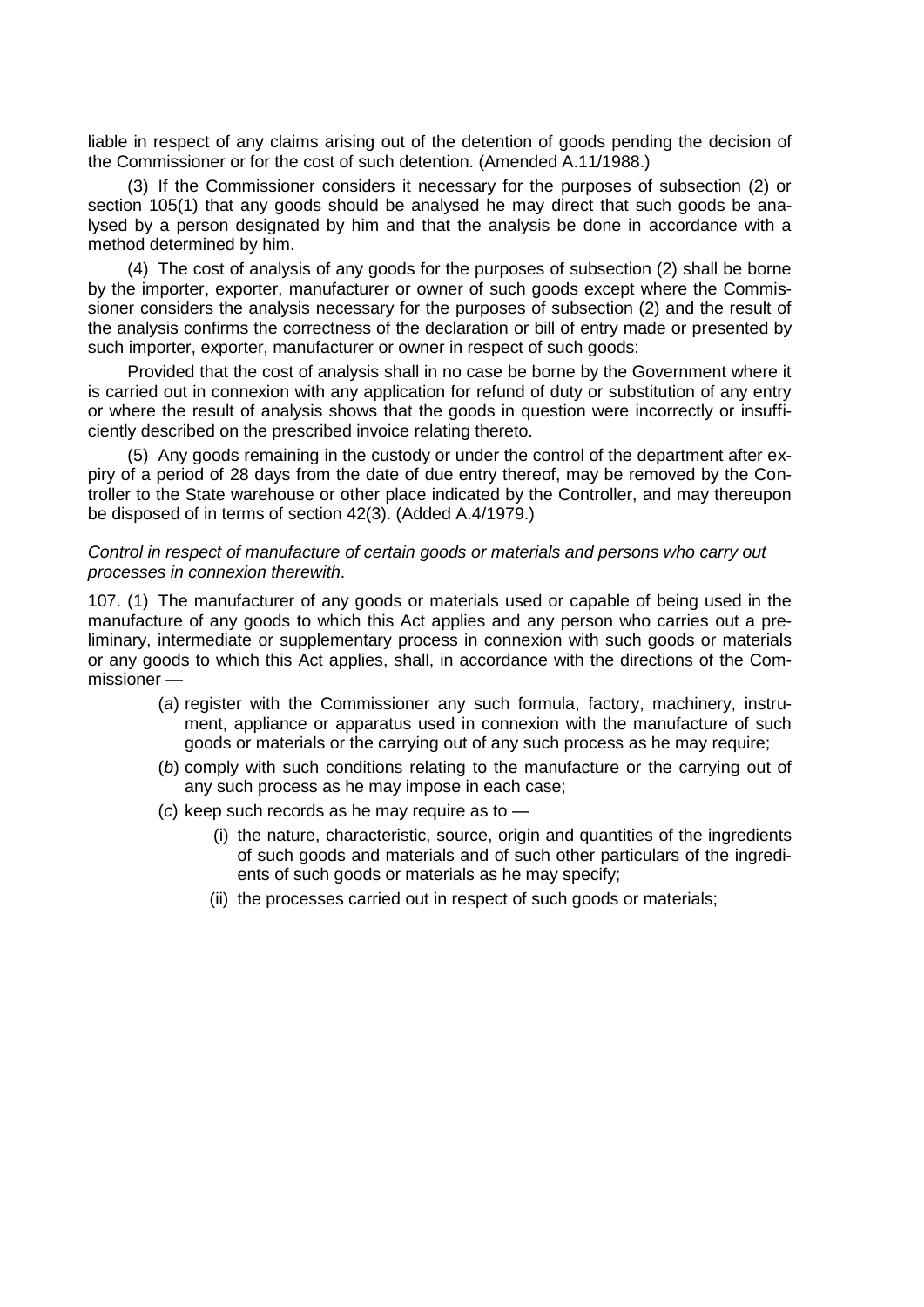liable in respect of any claims arising out of the detention of goods pending the decision of the Commissioner or for the cost of such detention. (Amended A.11/1988.)

(3) If the Commissioner considers it necessary for the purposes of subsection (2) or section 105(1) that any goods should be analysed he may direct that such goods be analysed by a person designated by him and that the analysis be done in accordance with a method determined by him.

(4) The cost of analysis of any goods for the purposes of subsection (2) shall be borne by the importer, exporter, manufacturer or owner of such goods except where the Commissioner considers the analysis necessary for the purposes of subsection (2) and the result of the analysis confirms the correctness of the declaration or bill of entry made or presented by such importer, exporter, manufacturer or owner in respect of such goods:

Provided that the cost of analysis shall in no case be borne by the Government where it is carried out in connexion with any application for refund of duty or substitution of any entry or where the result of analysis shows that the goods in question were incorrectly or insufficiently described on the prescribed invoice relating thereto.

(5) Any goods remaining in the custody or under the control of the department after expiry of a period of 28 days from the date of due entry thereof, may be removed by the Controller to the State warehouse or other place indicated by the Controller, and may thereupon be disposed of in terms of section 42(3). (Added A.4/1979.)

*Control in respect of manufacture of certain goods or materials and persons who carry out processes in connexion therewith*.

107. (1) The manufacturer of any goods or materials used or capable of being used in the manufacture of any goods to which this Act applies and any person who carries out a preliminary, intermediate or supplementary process in connexion with such goods or materials or any goods to which this Act applies, shall, in accordance with the directions of the Commissioner —

- (*a*) register with the Commissioner any such formula, factory, machinery, instrument, appliance or apparatus used in connexion with the manufacture of such goods or materials or the carrying out of any such process as he may require;
- (*b*) comply with such conditions relating to the manufacture or the carrying out of any such process as he may impose in each case;
- (*c*) keep such records as he may require as to —
  - (i) the nature, characteristic, source, origin and quantities of the ingredients of such goods and materials and of such other particulars of the ingredients of such goods or materials as he may specify;
  - (ii) the processes carried out in respect of such goods or materials;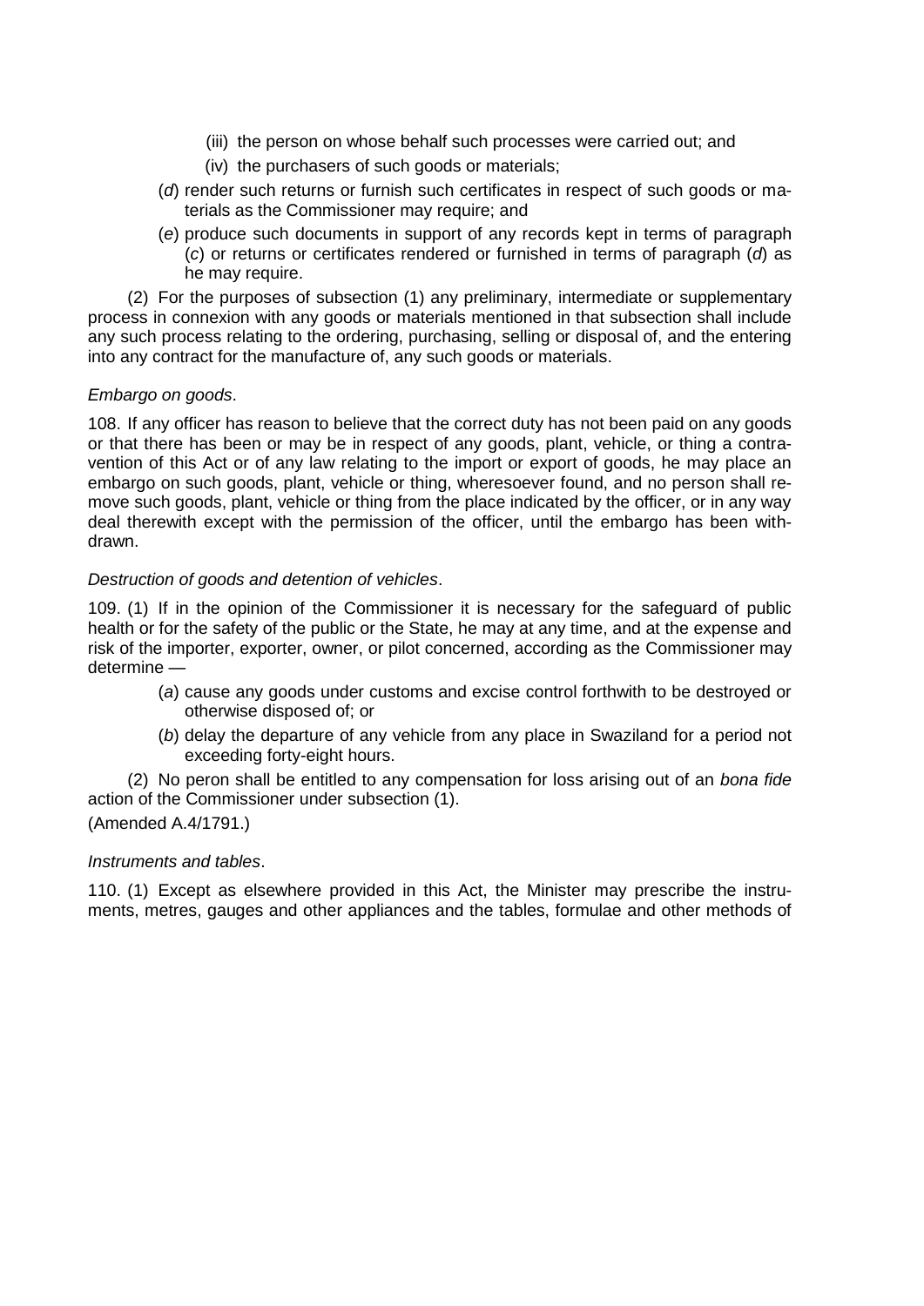(iii) the person on whose behalf such processes were carried out; and

(iv) the purchasers of such goods or materials;

(*d*) render such returns or furnish such certificates in respect of such goods or materials as the Commissioner may require; and

(*e*) produce such documents in support of any records kept in terms of paragraph (*c*) or returns or certificates rendered or furnished in terms of paragraph (*d*) as he may require.

(2) For the purposes of subsection (1) any preliminary, intermediate or supplementary process in connexion with any goods or materials mentioned in that subsection shall include any such process relating to the ordering, purchasing, selling or disposal of, and the entering into any contract for the manufacture of, any such goods or materials.

*Embargo on goods*.

108. If any officer has reason to believe that the correct duty has not been paid on any goods or that there has been or may be in respect of any goods, plant, vehicle, or thing a contravention of this Act or of any law relating to the import or export of goods, he may place an embargo on such goods, plant, vehicle or thing, wheresoever found, and no person shall remove such goods, plant, vehicle or thing from the place indicated by the officer, or in any way deal therewith except with the permission of the officer, until the embargo has been withdrawn.

*Destruction of goods and detention of vehicles*.

109. (1) If in the opinion of the Commissioner it is necessary for the safeguard of public health or for the safety of the public or the State, he may at any time, and at the expense and risk of the importer, exporter, owner, or pilot concerned, according as the Commissioner may determine —

(*a*) cause any goods under customs and excise control forthwith to be destroyed or otherwise disposed of; or

(*b*) delay the departure of any vehicle from any place in Swaziland for a period not exceeding forty-eight hours.

(2) No peron shall be entitled to any compensation for loss arising out of an *bona fide* action of the Commissioner under subsection (1).

(Amended A.4/1791.)

*Instruments and tables*.

110. (1) Except as elsewhere provided in this Act, the Minister may prescribe the instruments, metres, gauges and other appliances and the tables, formulae and other methods of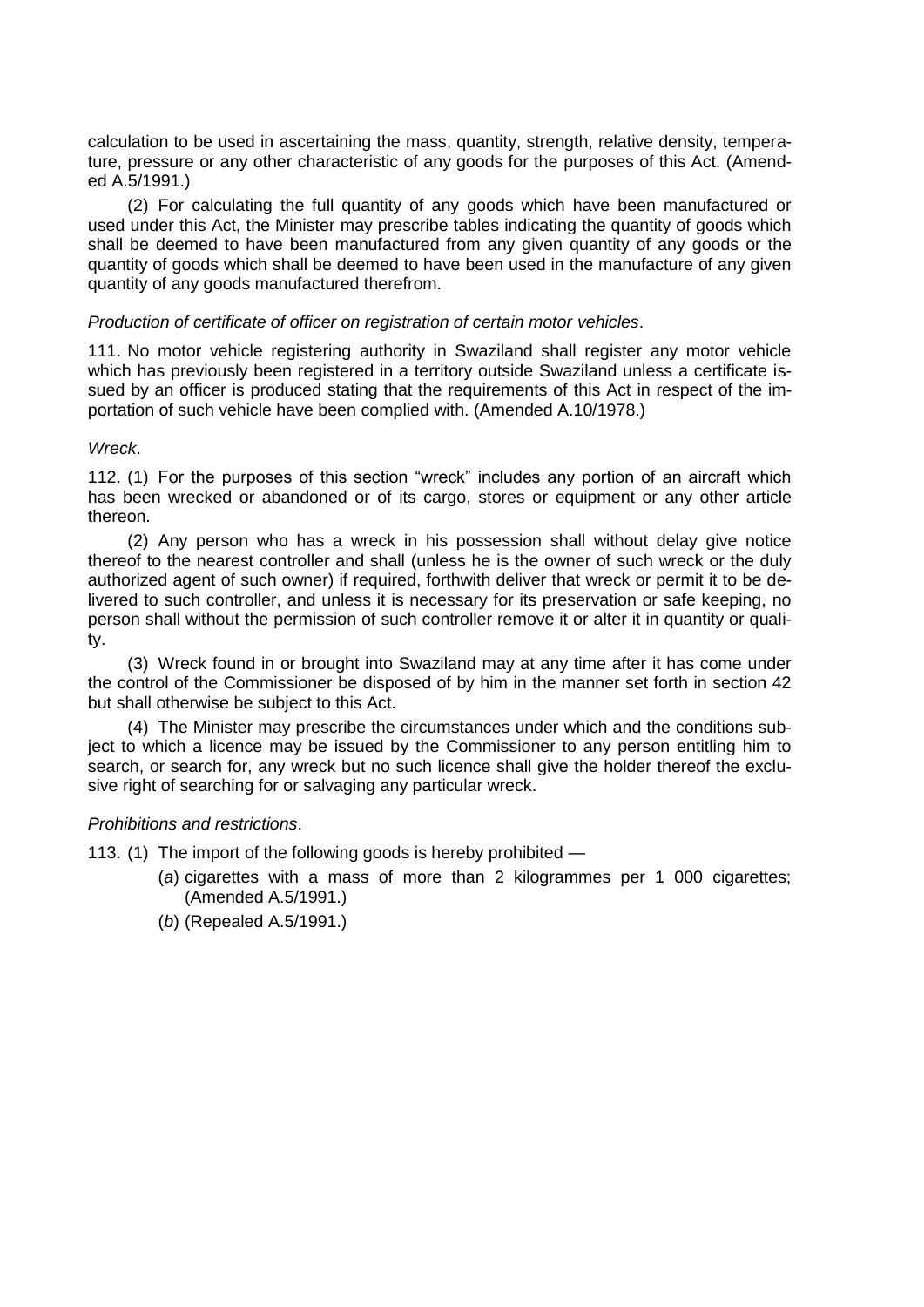calculation to be used in ascertaining the mass, quantity, strength, relative density, temperature, pressure or any other characteristic of any goods for the purposes of this Act. (Amended A.5/1991.)

(2) For calculating the full quantity of any goods which have been manufactured or used under this Act, the Minister may prescribe tables indicating the quantity of goods which shall be deemed to have been manufactured from any given quantity of any goods or the quantity of goods which shall be deemed to have been used in the manufacture of any given quantity of any goods manufactured therefrom.

*Production of certificate of officer on registration of certain motor vehicles*.

111. No motor vehicle registering authority in Swaziland shall register any motor vehicle which has previously been registered in a territory outside Swaziland unless a certificate issued by an officer is produced stating that the requirements of this Act in respect of the importation of such vehicle have been complied with. (Amended A.10/1978.)

*Wreck*.

112. (1) For the purposes of this section "wreck" includes any portion of an aircraft which has been wrecked or abandoned or of its cargo, stores or equipment or any other article thereon.

(2) Any person who has a wreck in his possession shall without delay give notice thereof to the nearest controller and shall (unless he is the owner of such wreck or the duly authorized agent of such owner) if required, forthwith deliver that wreck or permit it to be delivered to such controller, and unless it is necessary for its preservation or safe keeping, no person shall without the permission of such controller remove it or alter it in quantity or quality.

(3) Wreck found in or brought into Swaziland may at any time after it has come under the control of the Commissioner be disposed of by him in the manner set forth in section 42 but shall otherwise be subject to this Act.

(4) The Minister may prescribe the circumstances under which and the conditions subject to which a licence may be issued by the Commissioner to any person entitling him to search, or search for, any wreck but no such licence shall give the holder thereof the exclusive right of searching for or salvaging any particular wreck.

*Prohibitions and restrictions*.

113. (1) The import of the following goods is hereby prohibited —

(*a*) cigarettes with a mass of more than 2 kilogrammes per 1 000 cigarettes; (Amended A.5/1991.)

(*b*) (Repealed A.5/1991.)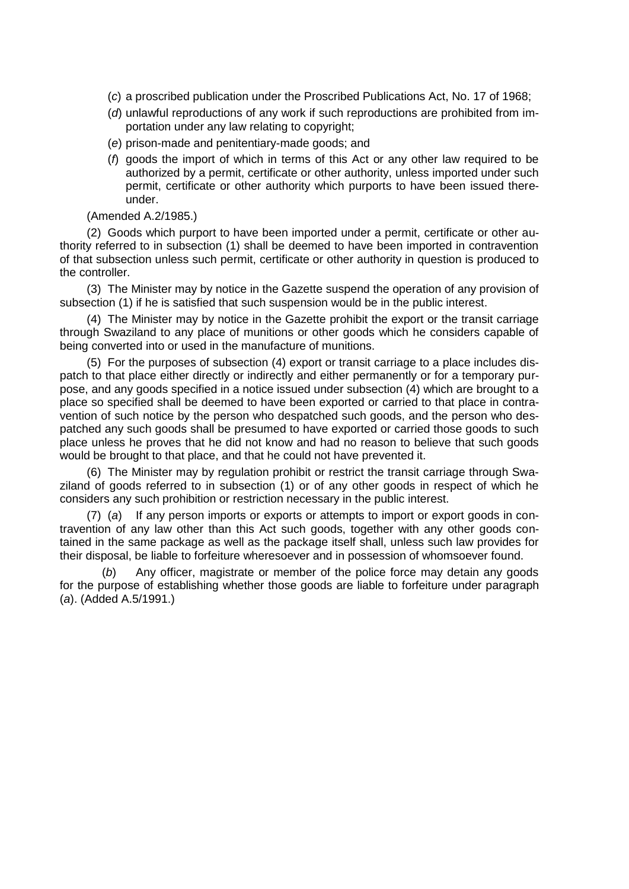(*c*) a proscribed publication under the Proscribed Publications Act, No. 17 of 1968;

(*d*) unlawful reproductions of any work if such reproductions are prohibited from importation under any law relating to copyright;

(*e*) prison-made and penitentiary-made goods; and

(*f*) goods the import of which in terms of this Act or any other law required to be authorized by a permit, certificate or other authority, unless imported under such permit, certificate or other authority which purports to have been issued thereunder.

(Amended A.2/1985.)

(2) Goods which purport to have been imported under a permit, certificate or other authority referred to in subsection (1) shall be deemed to have been imported in contravention of that subsection unless such permit, certificate or other authority in question is produced to the controller.

(3) The Minister may by notice in the Gazette suspend the operation of any provision of subsection (1) if he is satisfied that such suspension would be in the public interest.

(4) The Minister may by notice in the Gazette prohibit the export or the transit carriage through Swaziland to any place of munitions or other goods which he considers capable of being converted into or used in the manufacture of munitions.

(5) For the purposes of subsection (4) export or transit carriage to a place includes dispatch to that place either directly or indirectly and either permanently or for a temporary purpose, and any goods specified in a notice issued under subsection (4) which are brought to a place so specified shall be deemed to have been exported or carried to that place in contravention of such notice by the person who despatched such goods, and the person who despatched any such goods shall be presumed to have exported or carried those goods to such place unless he proves that he did not know and had no reason to believe that such goods would be brought to that place, and that he could not have prevented it.

(6) The Minister may by regulation prohibit or restrict the transit carriage through Swaziland of goods referred to in subsection (1) or of any other goods in respect of which he considers any such prohibition or restriction necessary in the public interest.

(7) (*a*) If any person imports or exports or attempts to import or export goods in contravention of any law other than this Act such goods, together with any other goods contained in the same package as well as the package itself shall, unless such law provides for their disposal, be liable to forfeiture wheresoever and in possession of whomsoever found.

(*b*) Any officer, magistrate or member of the police force may detain any goods for the purpose of establishing whether those goods are liable to forfeiture under paragraph (*a*). (Added A.5/1991.)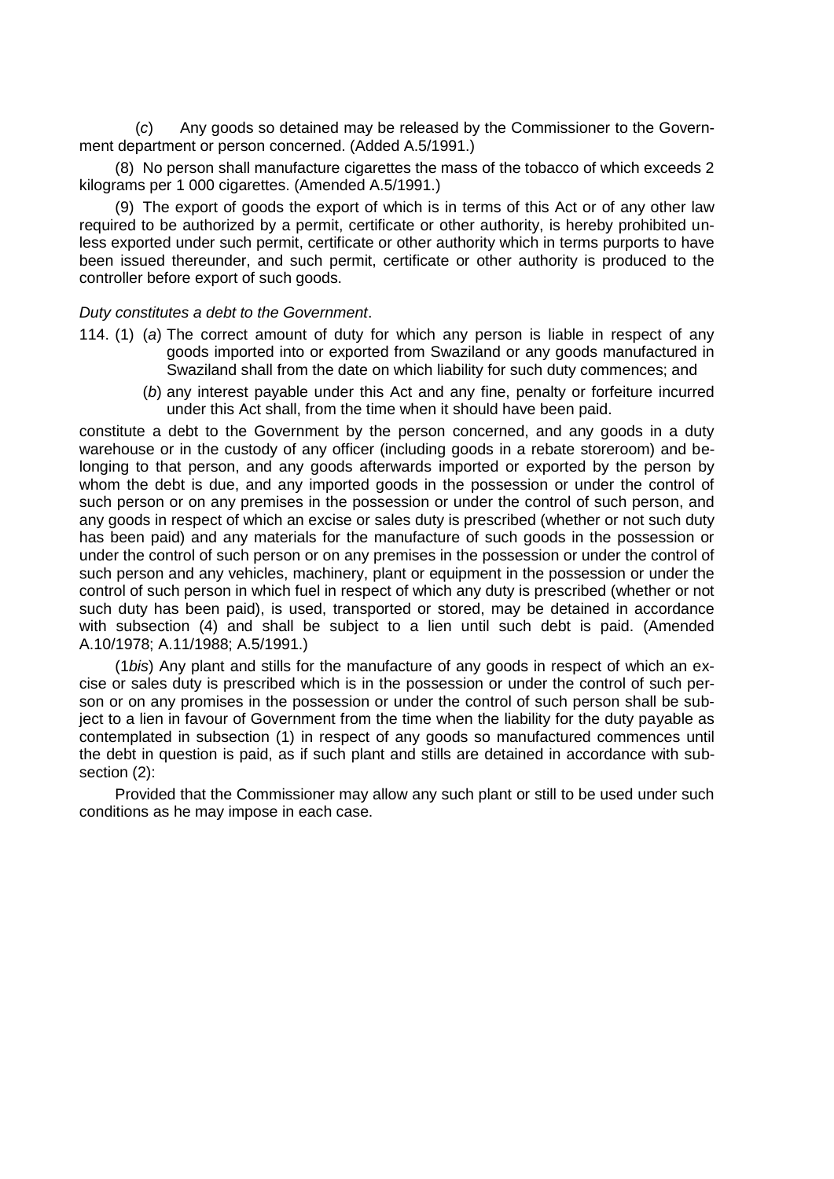(*c*) Any goods so detained may be released by the Commissioner to the Government department or person concerned. (Added A.5/1991.)

(8) No person shall manufacture cigarettes the mass of the tobacco of which exceeds 2 kilograms per 1 000 cigarettes. (Amended A.5/1991.)

(9) The export of goods the export of which is in terms of this Act or of any other law required to be authorized by a permit, certificate or other authority, is hereby prohibited unless exported under such permit, certificate or other authority which in terms purports to have been issued thereunder, and such permit, certificate or other authority is produced to the controller before export of such goods.

*Duty constitutes a debt to the Government*.

114. (1) (*a*) The correct amount of duty for which any person is liable in respect of any goods imported into or exported from Swaziland or any goods manufactured in Swaziland shall from the date on which liability for such duty commences; and

(*b*) any interest payable under this Act and any fine, penalty or forfeiture incurred under this Act shall, from the time when it should have been paid.

constitute a debt to the Government by the person concerned, and any goods in a duty warehouse or in the custody of any officer (including goods in a rebate storeroom) and belonging to that person, and any goods afterwards imported or exported by the person by whom the debt is due, and any imported goods in the possession or under the control of such person or on any premises in the possession or under the control of such person, and any goods in respect of which an excise or sales duty is prescribed (whether or not such duty has been paid) and any materials for the manufacture of such goods in the possession or under the control of such person or on any premises in the possession or under the control of such person and any vehicles, machinery, plant or equipment in the possession or under the control of such person in which fuel in respect of which any duty is prescribed (whether or not such duty has been paid), is used, transported or stored, may be detained in accordance with subsection (4) and shall be subject to a lien until such debt is paid. (Amended A.10/1978; A.11/1988; A.5/1991.)

(1*bis*) Any plant and stills for the manufacture of any goods in respect of which an excise or sales duty is prescribed which is in the possession or under the control of such person or on any promises in the possession or under the control of such person shall be subject to a lien in favour of Government from the time when the liability for the duty payable as contemplated in subsection (1) in respect of any goods so manufactured commences until the debt in question is paid, as if such plant and stills are detained in accordance with subsection (2):

Provided that the Commissioner may allow any such plant or still to be used under such conditions as he may impose in each case.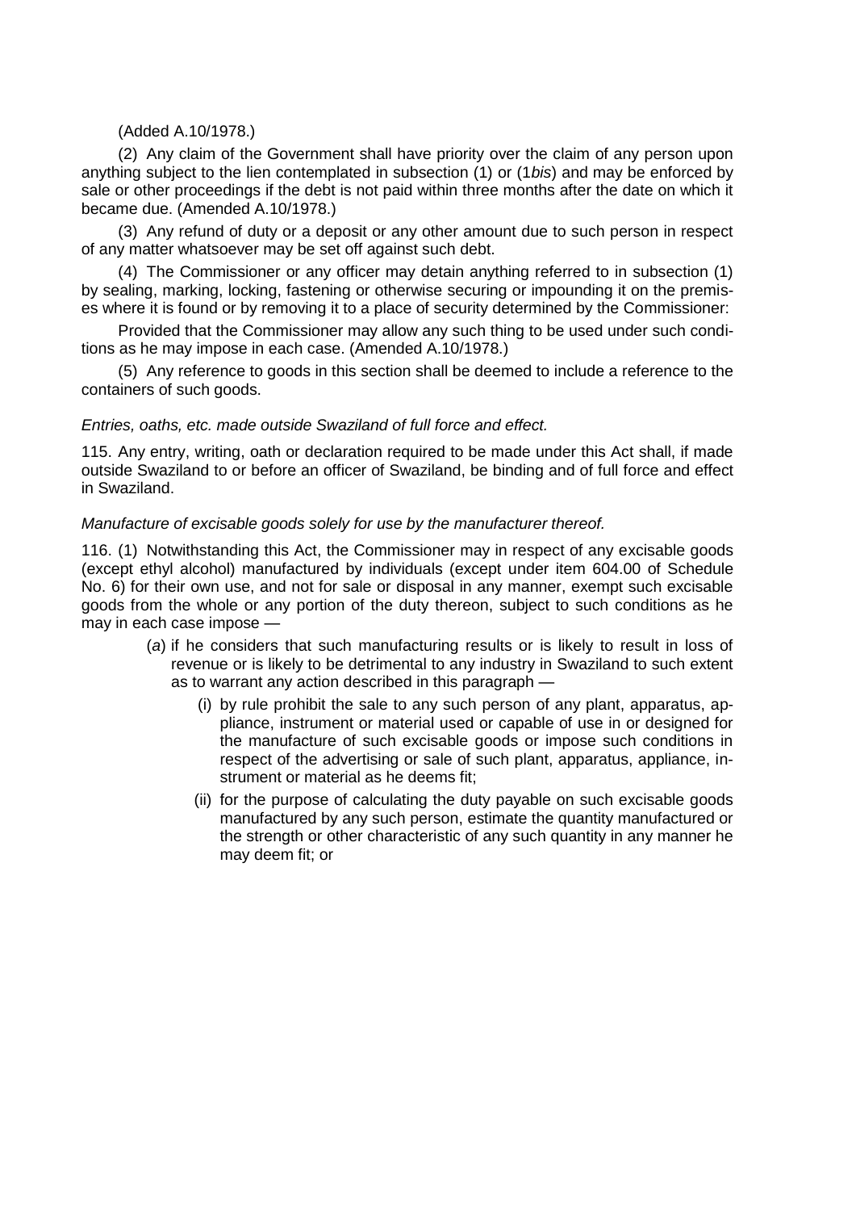(Added A.10/1978.)

(2) Any claim of the Government shall have priority over the claim of any person upon anything subject to the lien contemplated in subsection (1) or (1*bis*) and may be enforced by sale or other proceedings if the debt is not paid within three months after the date on which it became due. (Amended A.10/1978.)

(3) Any refund of duty or a deposit or any other amount due to such person in respect of any matter whatsoever may be set off against such debt.

(4) The Commissioner or any officer may detain anything referred to in subsection (1) by sealing, marking, locking, fastening or otherwise securing or impounding it on the premises where it is found or by removing it to a place of security determined by the Commissioner:

Provided that the Commissioner may allow any such thing to be used under such conditions as he may impose in each case. (Amended A.10/1978.)

(5) Any reference to goods in this section shall be deemed to include a reference to the containers of such goods.

*Entries, oaths, etc. made outside Swaziland of full force and effect.*

115. Any entry, writing, oath or declaration required to be made under this Act shall, if made outside Swaziland to or before an officer of Swaziland, be binding and of full force and effect in Swaziland.

*Manufacture of excisable goods solely for use by the manufacturer thereof.*

116. (1) Notwithstanding this Act, the Commissioner may in respect of any excisable goods (except ethyl alcohol) manufactured by individuals (except under item 604.00 of Schedule No. 6) for their own use, and not for sale or disposal in any manner, exempt such excisable goods from the whole or any portion of the duty thereon, subject to such conditions as he may in each case impose —

(*a*) if he considers that such manufacturing results or is likely to result in loss of revenue or is likely to be detrimental to any industry in Swaziland to such extent as to warrant any action described in this paragraph —

(i) by rule prohibit the sale to any such person of any plant, apparatus, appliance, instrument or material used or capable of use in or designed for the manufacture of such excisable goods or impose such conditions in respect of the advertising or sale of such plant, apparatus, appliance, instrument or material as he deems fit;

(ii) for the purpose of calculating the duty payable on such excisable goods manufactured by any such person, estimate the quantity manufactured or the strength or other characteristic of any such quantity in any manner he may deem fit; or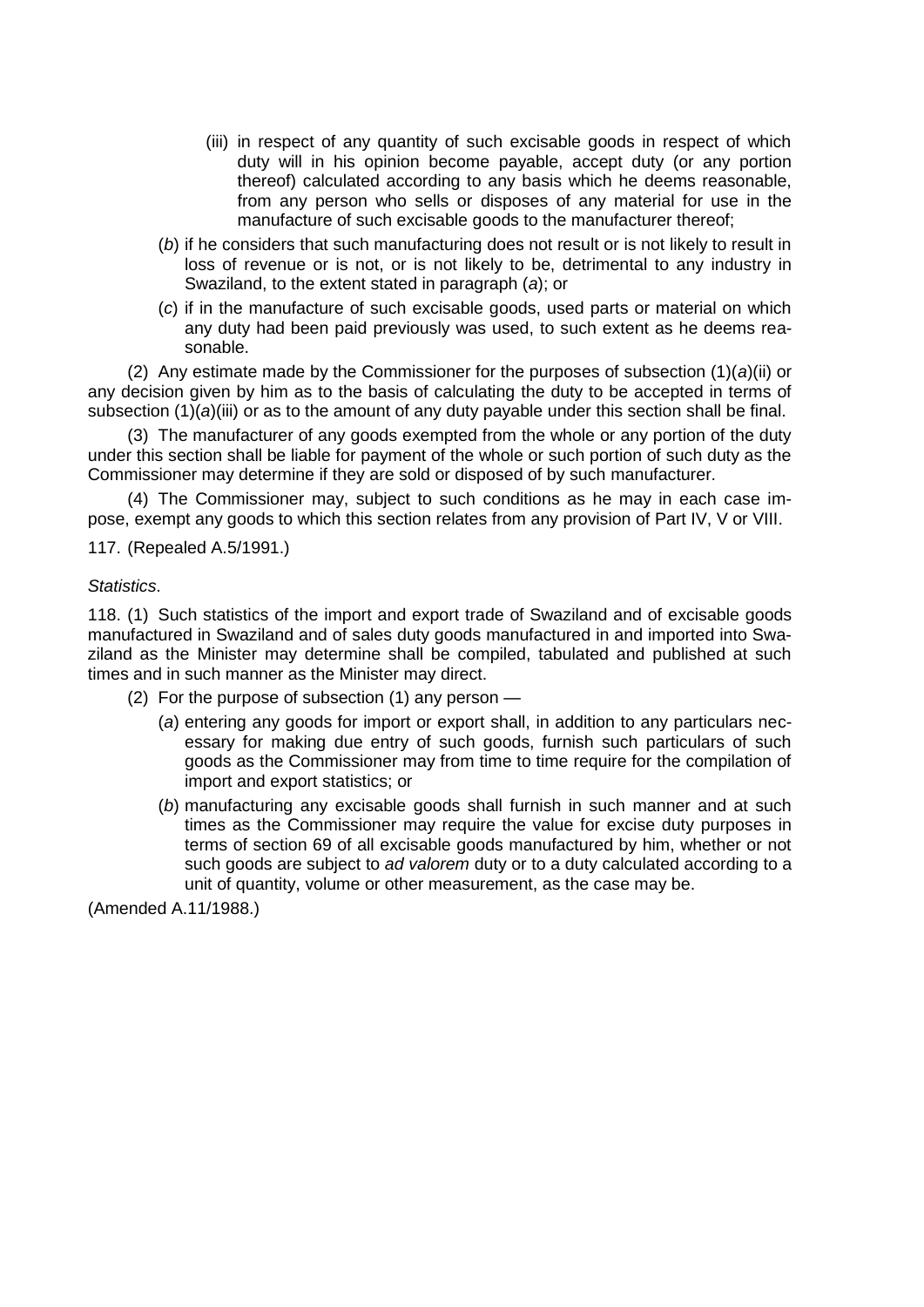(iii) in respect of any quantity of such excisable goods in respect of which duty will in his opinion become payable, accept duty (or any portion thereof) calculated according to any basis which he deems reasonable, from any person who sells or disposes of any material for use in the manufacture of such excisable goods to the manufacturer thereof;

(*b*) if he considers that such manufacturing does not result or is not likely to result in loss of revenue or is not, or is not likely to be, detrimental to any industry in Swaziland, to the extent stated in paragraph (*a*); or

(*c*) if in the manufacture of such excisable goods, used parts or material on which any duty had been paid previously was used, to such extent as he deems reasonable.

(2) Any estimate made by the Commissioner for the purposes of subsection (1)(*a*)(ii) or any decision given by him as to the basis of calculating the duty to be accepted in terms of subsection (1)(*a*)(iii) or as to the amount of any duty payable under this section shall be final.

(3) The manufacturer of any goods exempted from the whole or any portion of the duty under this section shall be liable for payment of the whole or such portion of such duty as the Commissioner may determine if they are sold or disposed of by such manufacturer.

(4) The Commissioner may, subject to such conditions as he may in each case impose, exempt any goods to which this section relates from any provision of Part IV, V or VIII.

117. (Repealed A.5/1991.)

*Statistics*.

118. (1) Such statistics of the import and export trade of Swaziland and of excisable goods manufactured in Swaziland and of sales duty goods manufactured in and imported into Swaziland as the Minister may determine shall be compiled, tabulated and published at such times and in such manner as the Minister may direct.

(2) For the purpose of subsection (1) any person —

(*a*) entering any goods for import or export shall, in addition to any particulars necessary for making due entry of such goods, furnish such particulars of such goods as the Commissioner may from time to time require for the compilation of import and export statistics; or

(*b*) manufacturing any excisable goods shall furnish in such manner and at such times as the Commissioner may require the value for excise duty purposes in terms of section 69 of all excisable goods manufactured by him, whether or not such goods are subject to *ad valorem* duty or to a duty calculated according to a unit of quantity, volume or other measurement, as the case may be.

(Amended A.11/1988.)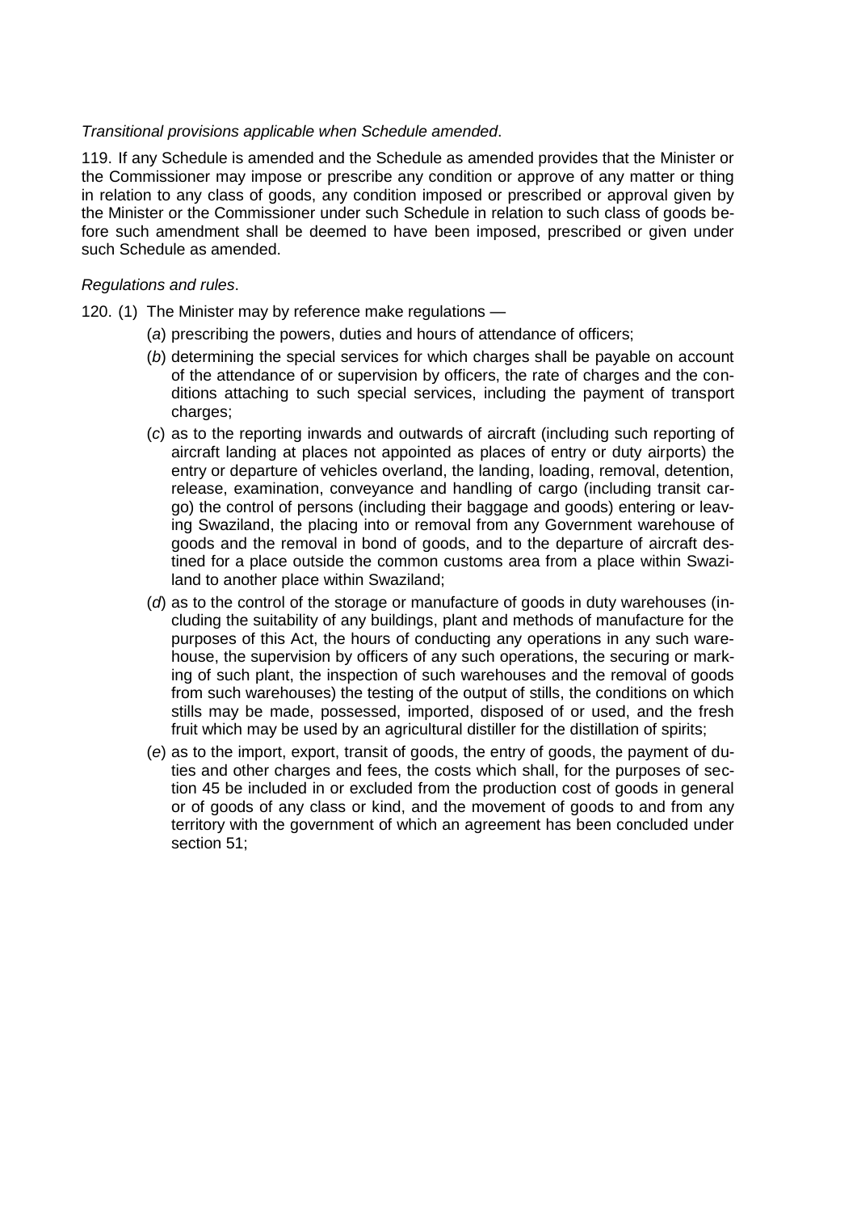*Transitional provisions applicable when Schedule amended*.

119. If any Schedule is amended and the Schedule as amended provides that the Minister or the Commissioner may impose or prescribe any condition or approve of any matter or thing in relation to any class of goods, any condition imposed or prescribed or approval given by the Minister or the Commissioner under such Schedule in relation to such class of goods before such amendment shall be deemed to have been imposed, prescribed or given under such Schedule as amended.

*Regulations and rules*.

120. (1) The Minister may by reference make regulations —

(*a*) prescribing the powers, duties and hours of attendance of officers;

(*b*) determining the special services for which charges shall be payable on account of the attendance of or supervision by officers, the rate of charges and the conditions attaching to such special services, including the payment of transport charges;

(*c*) as to the reporting inwards and outwards of aircraft (including such reporting of aircraft landing at places not appointed as places of entry or duty airports) the entry or departure of vehicles overland, the landing, loading, removal, detention, release, examination, conveyance and handling of cargo (including transit cargo) the control of persons (including their baggage and goods) entering or leaving Swaziland, the placing into or removal from any Government warehouse of goods and the removal in bond of goods, and to the departure of aircraft destined for a place outside the common customs area from a place within Swaziland to another place within Swaziland;

(*d*) as to the control of the storage or manufacture of goods in duty warehouses (including the suitability of any buildings, plant and methods of manufacture for the purposes of this Act, the hours of conducting any operations in any such warehouse, the supervision by officers of any such operations, the securing or marking of such plant, the inspection of such warehouses and the removal of goods from such warehouses) the testing of the output of stills, the conditions on which stills may be made, possessed, imported, disposed of or used, and the fresh fruit which may be used by an agricultural distiller for the distillation of spirits;

(*e*) as to the import, export, transit of goods, the entry of goods, the payment of duties and other charges and fees, the costs which shall, for the purposes of section 45 be included in or excluded from the production cost of goods in general or of goods of any class or kind, and the movement of goods to and from any territory with the government of which an agreement has been concluded under section 51;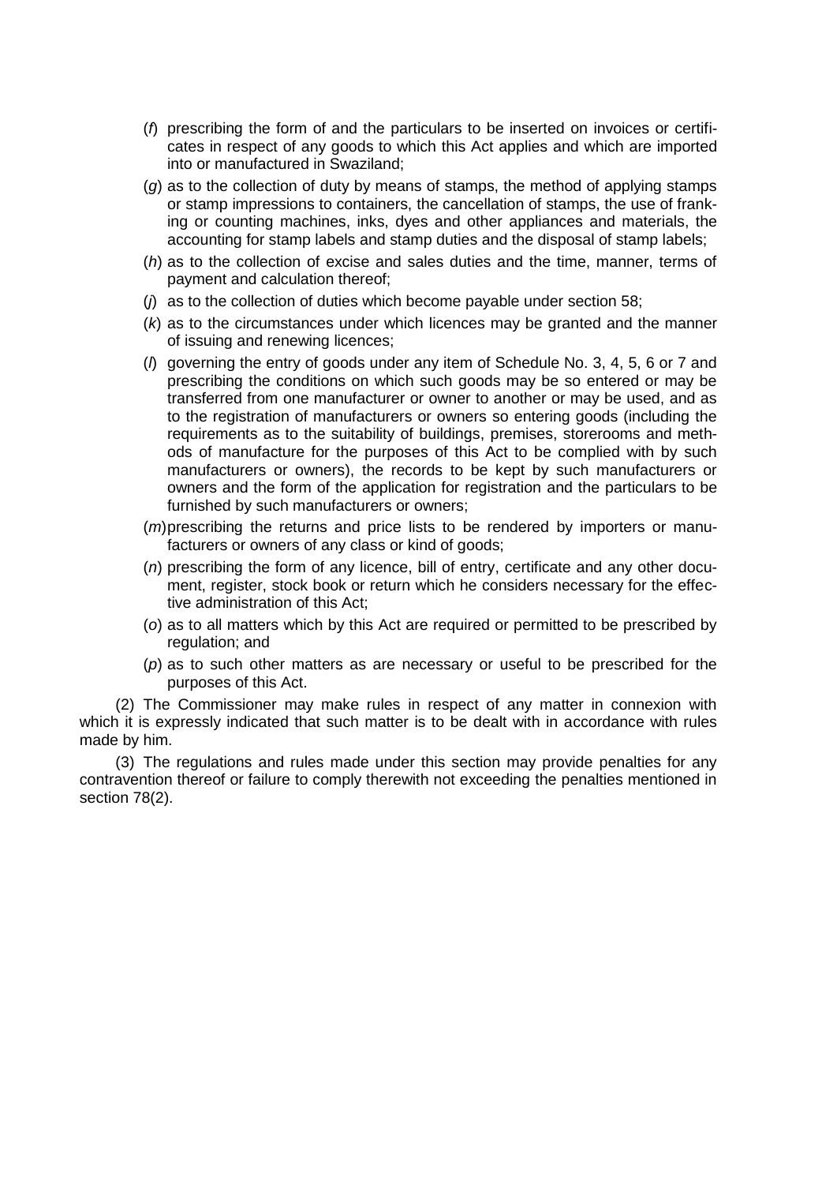(*f*) prescribing the form of and the particulars to be inserted on invoices or certificates in respect of any goods to which this Act applies and which are imported into or manufactured in Swaziland;

(*g*) as to the collection of duty by means of stamps, the method of applying stamps or stamp impressions to containers, the cancellation of stamps, the use of franking or counting machines, inks, dyes and other appliances and materials, the accounting for stamp labels and stamp duties and the disposal of stamp labels;

(*h*) as to the collection of excise and sales duties and the time, manner, terms of payment and calculation thereof;

(*j*) as to the collection of duties which become payable under section 58;

(*k*) as to the circumstances under which licences may be granted and the manner of issuing and renewing licences;

(*l*) governing the entry of goods under any item of Schedule No. 3, 4, 5, 6 or 7 and prescribing the conditions on which such goods may be so entered or may be transferred from one manufacturer or owner to another or may be used, and as to the registration of manufacturers or owners so entering goods (including the requirements as to the suitability of buildings, premises, storerooms and methods of manufacture for the purposes of this Act to be complied with by such manufacturers or owners), the records to be kept by such manufacturers or owners and the form of the application for registration and the particulars to be furnished by such manufacturers or owners;

(*m*) prescribing the returns and price lists to be rendered by importers or manufacturers or owners of any class or kind of goods;

(*n*) prescribing the form of any licence, bill of entry, certificate and any other document, register, stock book or return which he considers necessary for the effective administration of this Act;

(*o*) as to all matters which by this Act are required or permitted to be prescribed by regulation; and

(*p*) as to such other matters as are necessary or useful to be prescribed for the purposes of this Act.

(2) The Commissioner may make rules in respect of any matter in connexion with which it is expressly indicated that such matter is to be dealt with in accordance with rules made by him.

(3) The regulations and rules made under this section may provide penalties for any contravention thereof or failure to comply therewith not exceeding the penalties mentioned in section 78(2).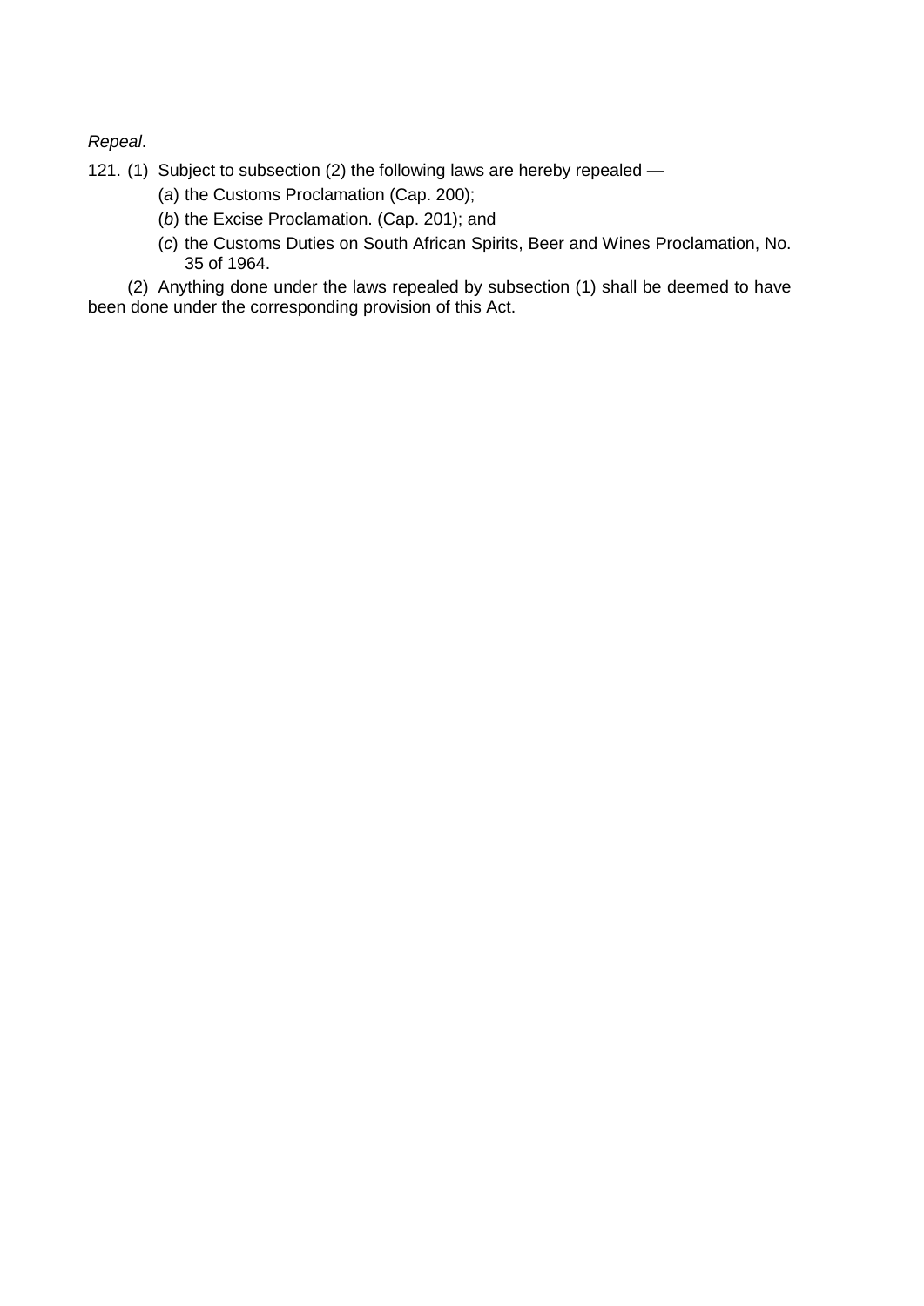*Repeal*.

121. (1) Subject to subsection (2) the following laws are hereby repealed —

(*a*) the Customs Proclamation (Cap. 200);

(*b*) the Excise Proclamation. (Cap. 201); and

(*c*) the Customs Duties on South African Spirits, Beer and Wines Proclamation, No. 35 of 1964.

(2) Anything done under the laws repealed by subsection (1) shall be deemed to have been done under the corresponding provision of this Act.